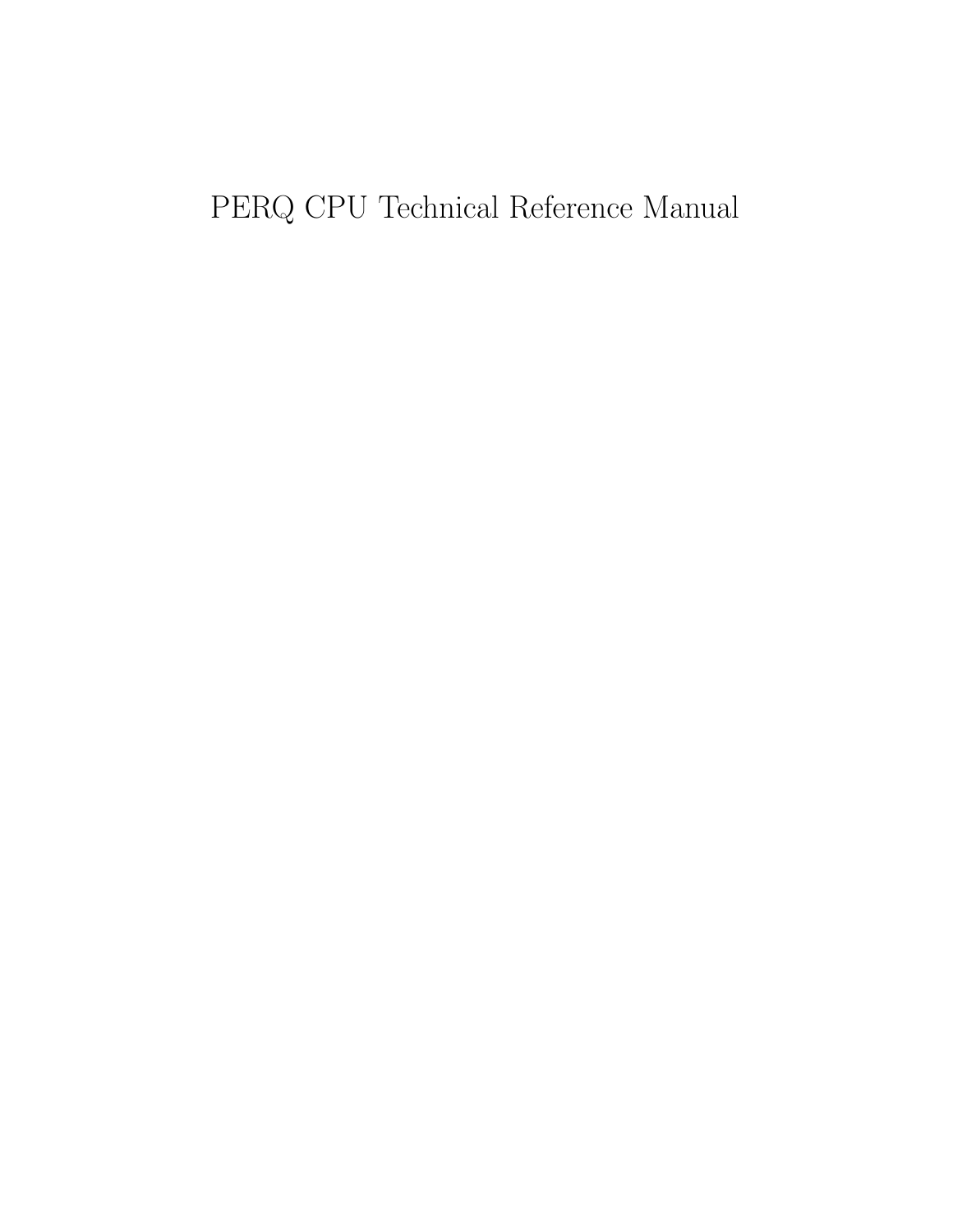# PERQ CPU Technical Reference Manual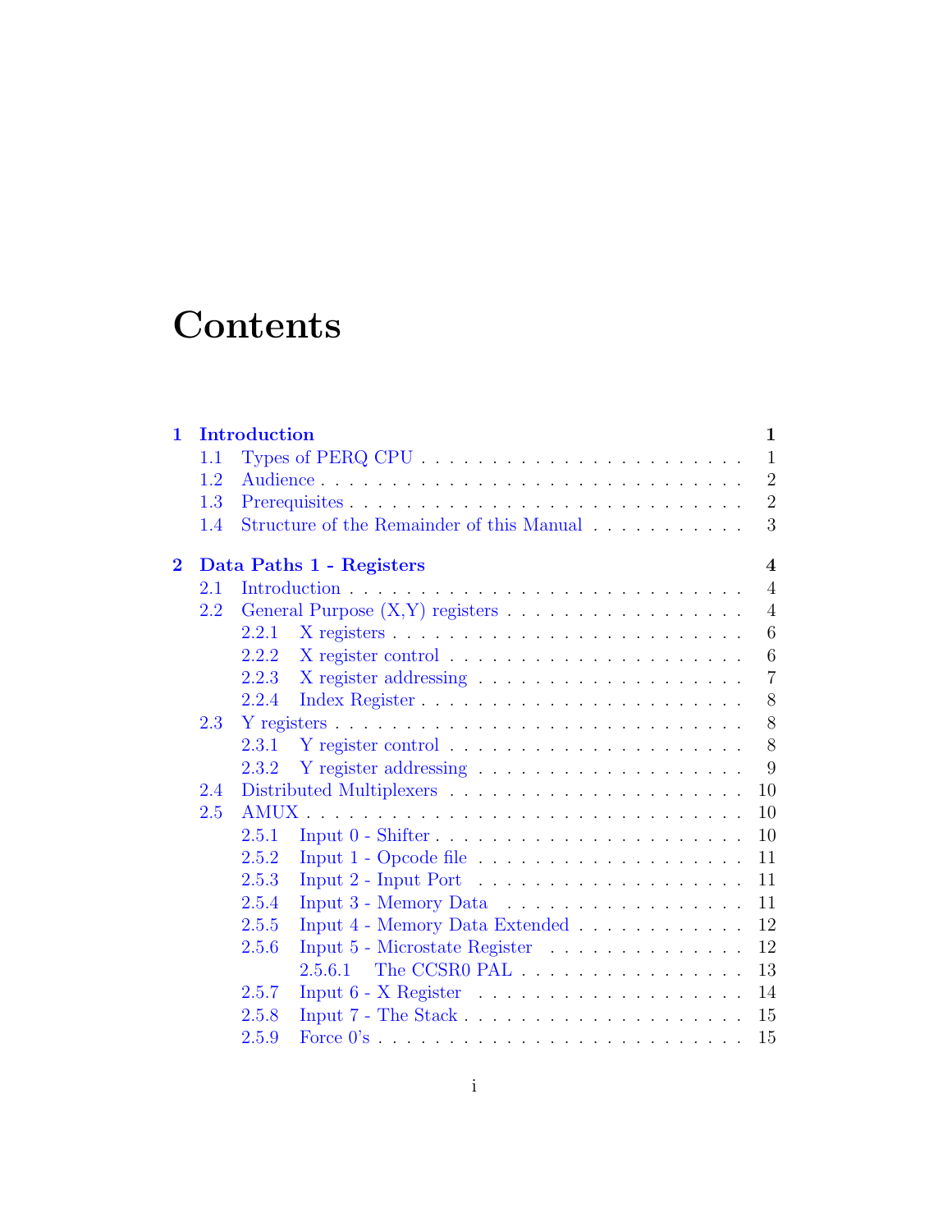# Contents

**1 Introduction** — 1
- 1.1 Types of PERQ CPU — 1
- 1.2 Audience — 2
- 1.3 Prerequisites — 2
- 1.4 Structure of the Remainder of this Manual — 3

**2 Data Paths 1 - Registers** — 4
- 2.1 Introduction — 4
- 2.2 General Purpose (X,Y) registers — 4
  - 2.2.1 X registers — 6
  - 2.2.2 X register control — 6
  - 2.2.3 X register addressing — 7
  - 2.2.4 Index Register — 8
- 2.3 Y registers — 8
  - 2.3.1 Y register control — 8
  - 2.3.2 Y register addressing — 9
- 2.4 Distributed Multiplexers — 10
- 2.5 AMUX — 10
  - 2.5.1 Input 0 - Shifter — 10
  - 2.5.2 Input 1 - Opcode file — 11
  - 2.5.3 Input 2 - Input Port — 11
  - 2.5.4 Input 3 - Memory Data — 11
  - 2.5.5 Input 4 - Memory Data Extended — 12
  - 2.5.6 Input 5 - Microstate Register — 12
    - 2.5.6.1 The CCSR0 PAL — 13
  - 2.5.7 Input 6 - X Register — 14
  - 2.5.8 Input 7 - The Stack — 15
  - 2.5.9 Force 0's — 15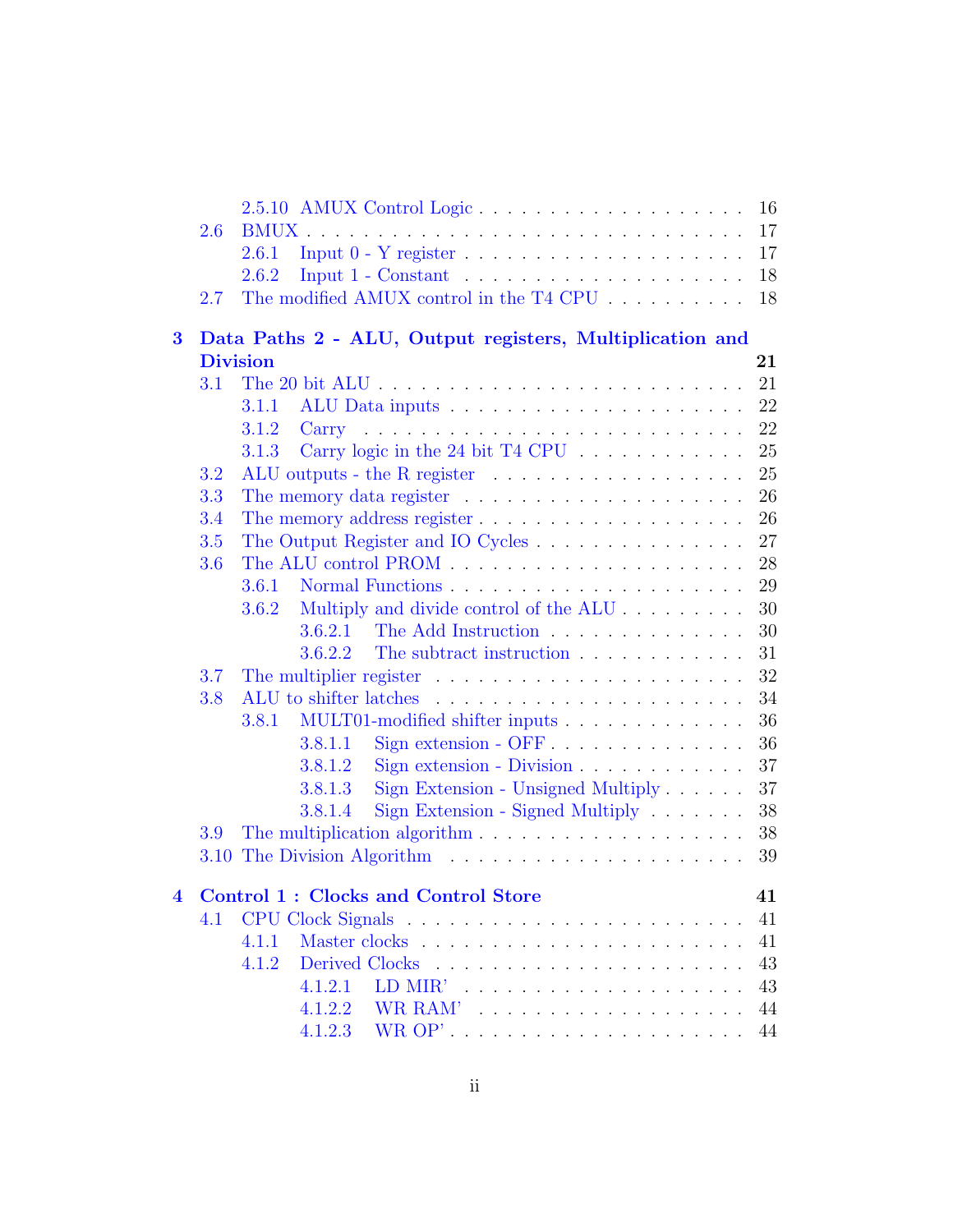- 2.5.10 AMUX Control Logic . . . . . . . . . . . . . . . . . . . . 16
- 2.6 BMUX . . . . . . . . . . . . . . . . . . . . . . . . . . . . . 17
  - 2.6.1 Input 0 - Y register . . . . . . . . . . . . . . . . . . . 17
  - 2.6.2 Input 1 - Constant . . . . . . . . . . . . . . . . . . . . 18
- 2.7 The modified AMUX control in the T4 CPU . . . . . . . . . . 18

**3 Data Paths 2 - ALU, Output registers, Multiplication and Division** **21**

- 3.1 The 20 bit ALU . . . . . . . . . . . . . . . . . . . . . . . . 21
  - 3.1.1 ALU Data inputs . . . . . . . . . . . . . . . . . . . . . 22
  - 3.1.2 Carry . . . . . . . . . . . . . . . . . . . . . . . . . . . 22
  - 3.1.3 Carry logic in the 24 bit T4 CPU . . . . . . . . . . . . 25
- 3.2 ALU outputs - the R register . . . . . . . . . . . . . . . . . 25
- 3.3 The memory data register . . . . . . . . . . . . . . . . . . . 26
- 3.4 The memory address register . . . . . . . . . . . . . . . . . . 26
- 3.5 The Output Register and IO Cycles . . . . . . . . . . . . . . . 27
- 3.6 The ALU control PROM . . . . . . . . . . . . . . . . . . . . 28
  - 3.6.1 Normal Functions . . . . . . . . . . . . . . . . . . . . . 29
  - 3.6.2 Multiply and divide control of the ALU . . . . . . . . . 30
    - 3.6.2.1 The Add Instruction . . . . . . . . . . . . . . . 30
    - 3.6.2.2 The subtract instruction . . . . . . . . . . . . . 31
- 3.7 The multiplier register . . . . . . . . . . . . . . . . . . . . . 32
- 3.8 ALU to shifter latches . . . . . . . . . . . . . . . . . . . . . 34
  - 3.8.1 MULT01-modified shifter inputs . . . . . . . . . . . . . 36
    - 3.8.1.1 Sign extension - OFF . . . . . . . . . . . . . . . 36
    - 3.8.1.2 Sign extension - Division . . . . . . . . . . . . 37
    - 3.8.1.3 Sign Extension - Unsigned Multiply . . . . . . 37
    - 3.8.1.4 Sign Extension - Signed Multiply . . . . . . . 38
- 3.9 The multiplication algorithm . . . . . . . . . . . . . . . . . . 38
- 3.10 The Division Algorithm . . . . . . . . . . . . . . . . . . . . 39

**4 Control 1 : Clocks and Control Store** **41**

- 4.1 CPU Clock Signals . . . . . . . . . . . . . . . . . . . . . . . 41
  - 4.1.1 Master clocks . . . . . . . . . . . . . . . . . . . . . . . 41
  - 4.1.2 Derived Clocks . . . . . . . . . . . . . . . . . . . . . . 43
    - 4.1.2.1 LD MIR' . . . . . . . . . . . . . . . . . . . . . 43
    - 4.1.2.2 WR RAM' . . . . . . . . . . . . . . . . . . . . 44
    - 4.1.2.3 WR OP' . . . . . . . . . . . . . . . . . . . . . 44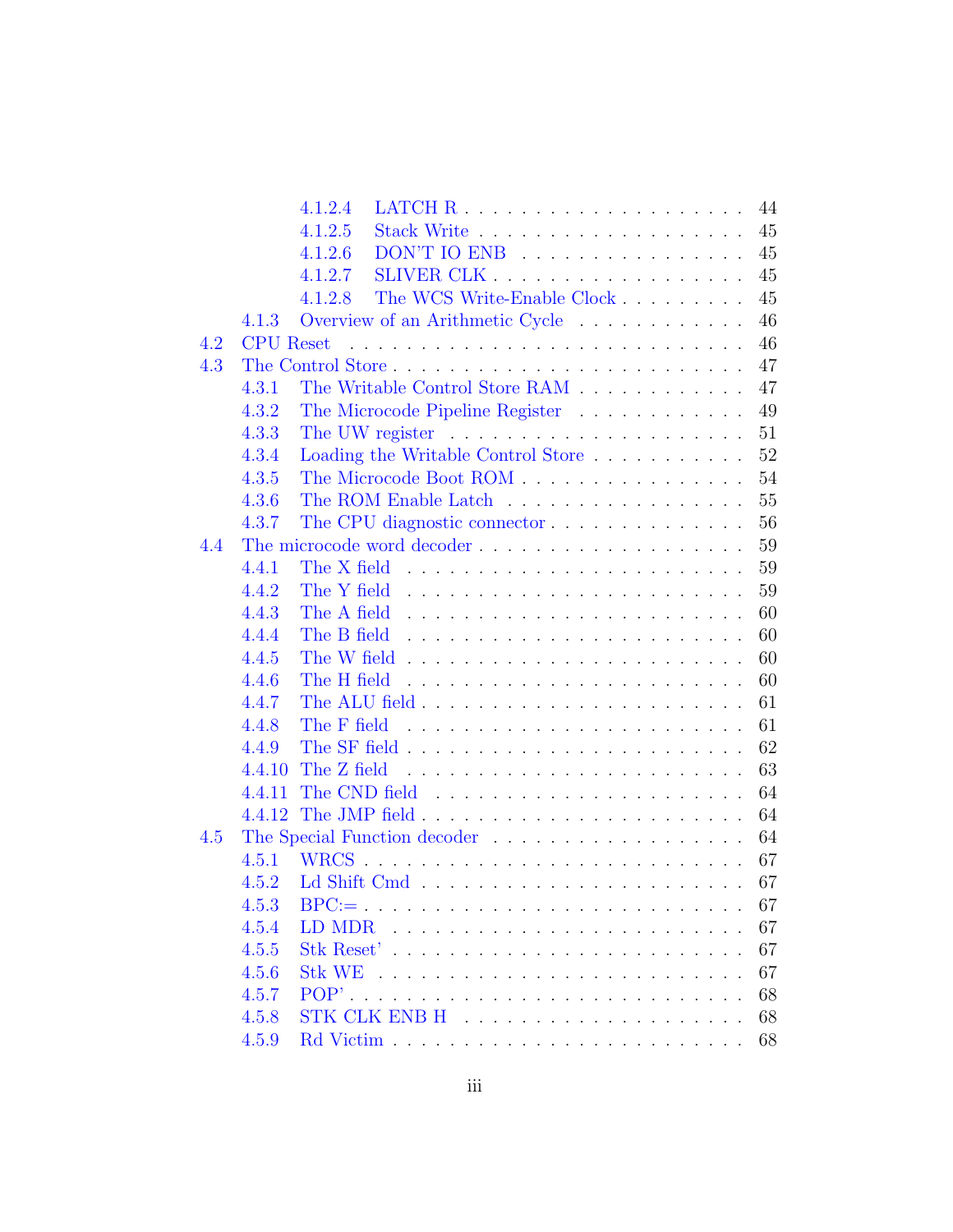- 4.1.2.4 LATCH R . . . . . . . . . . . . . . . . . . . . 44
- 4.1.2.5 Stack Write . . . . . . . . . . . . . . . . . . . 45
- 4.1.2.6 DON'T IO ENB . . . . . . . . . . . . . . . . . 45
- 4.1.2.7 SLIVER CLK . . . . . . . . . . . . . . . . . . 45
- 4.1.2.8 The WCS Write-Enable Clock . . . . . . . . . 45
- 4.1.3 Overview of an Arithmetic Cycle . . . . . . . . . . . 46
- 4.2 CPU Reset . . . . . . . . . . . . . . . . . . . . . . . . . . 46
- 4.3 The Control Store . . . . . . . . . . . . . . . . . . . . . . 47
  - 4.3.1 The Writable Control Store RAM . . . . . . . . . . . 47
  - 4.3.2 The Microcode Pipeline Register . . . . . . . . . . . 49
  - 4.3.3 The UW register . . . . . . . . . . . . . . . . . . . . 51
  - 4.3.4 Loading the Writable Control Store . . . . . . . . . . 52
  - 4.3.5 The Microcode Boot ROM . . . . . . . . . . . . . . . 54
  - 4.3.6 The ROM Enable Latch . . . . . . . . . . . . . . . . 55
  - 4.3.7 The CPU diagnostic connector . . . . . . . . . . . . . 56
- 4.4 The microcode word decoder . . . . . . . . . . . . . . . . . 59
  - 4.4.1 The X field . . . . . . . . . . . . . . . . . . . . . . 59
  - 4.4.2 The Y field . . . . . . . . . . . . . . . . . . . . . . 59
  - 4.4.3 The A field . . . . . . . . . . . . . . . . . . . . . . 60
  - 4.4.4 The B field . . . . . . . . . . . . . . . . . . . . . . 60
  - 4.4.5 The W field . . . . . . . . . . . . . . . . . . . . . . 60
  - 4.4.6 The H field . . . . . . . . . . . . . . . . . . . . . . 60
  - 4.4.7 The ALU field . . . . . . . . . . . . . . . . . . . . . 61
  - 4.4.8 The F field . . . . . . . . . . . . . . . . . . . . . . 61
  - 4.4.9 The SF field . . . . . . . . . . . . . . . . . . . . . 62
  - 4.4.10 The Z field . . . . . . . . . . . . . . . . . . . . . . 63
  - 4.4.11 The CND field . . . . . . . . . . . . . . . . . . . . 64
  - 4.4.12 The JMP field . . . . . . . . . . . . . . . . . . . . . 64
- 4.5 The Special Function decoder . . . . . . . . . . . . . . . . 64
  - 4.5.1 WRCS . . . . . . . . . . . . . . . . . . . . . . . . . 67
  - 4.5.2 Ld Shift Cmd . . . . . . . . . . . . . . . . . . . . . 67
  - 4.5.3 BPC:= . . . . . . . . . . . . . . . . . . . . . . . . . 67
  - 4.5.4 LD MDR . . . . . . . . . . . . . . . . . . . . . . . 67
  - 4.5.5 Stk Reset' . . . . . . . . . . . . . . . . . . . . . . . 67
  - 4.5.6 Stk WE . . . . . . . . . . . . . . . . . . . . . . . . 67
  - 4.5.7 POP' . . . . . . . . . . . . . . . . . . . . . . . . . 68
  - 4.5.8 STK CLK ENB H . . . . . . . . . . . . . . . . . . . 68
  - 4.5.9 Rd Victim . . . . . . . . . . . . . . . . . . . . . . . 68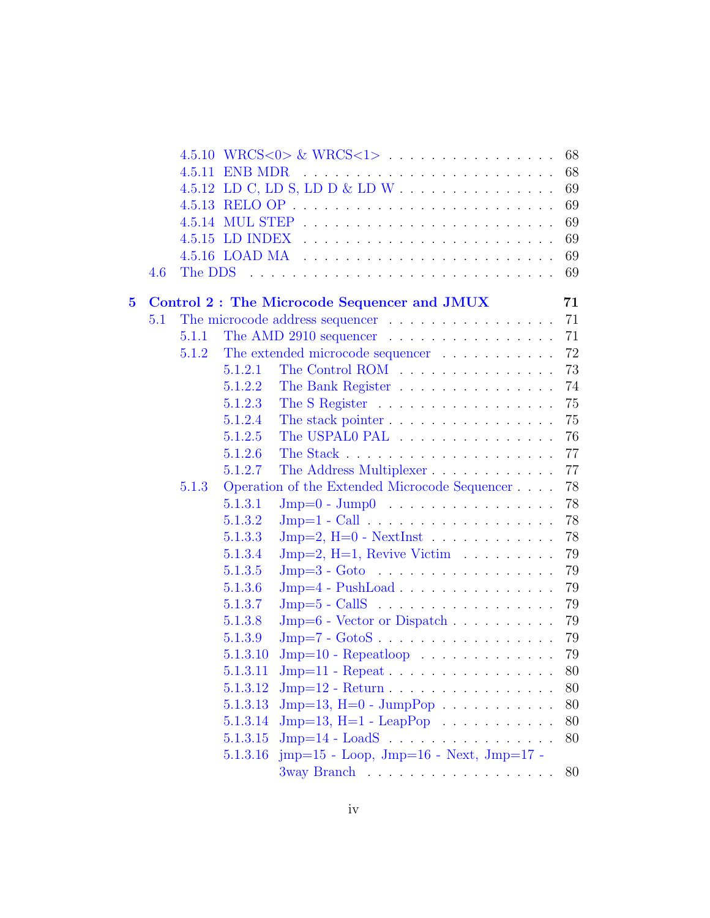4.5.10 WRCS<0> & WRCS<1> . . . . . . . . . . . . . . . . 68
4.5.11 ENB MDR . . . . . . . . . . . . . . . . . . . . . . 68
4.5.12 LD C, LD S, LD D & LD W . . . . . . . . . . . . . 69
4.5.13 RELO OP . . . . . . . . . . . . . . . . . . . . . . 69
4.5.14 MUL STEP . . . . . . . . . . . . . . . . . . . . . 69
4.5.15 LD INDEX . . . . . . . . . . . . . . . . . . . . . 69
4.5.16 LOAD MA . . . . . . . . . . . . . . . . . . . . . . 69
4.6 The DDS . . . . . . . . . . . . . . . . . . . . . . . . . . 69

**5 Control 2 : The Microcode Sequencer and JMUX 71**

5.1 The microcode address sequencer . . . . . . . . . . . . . . . . 71
5.1.1 The AMD 2910 sequencer . . . . . . . . . . . . . . . . 71
5.1.2 The extended microcode sequencer . . . . . . . . . . . 72
5.1.2.1 The Control ROM . . . . . . . . . . . . . . . 73
5.1.2.2 The Bank Register . . . . . . . . . . . . . . . 74
5.1.2.3 The S Register . . . . . . . . . . . . . . . . . 75
5.1.2.4 The stack pointer . . . . . . . . . . . . . . . . 75
5.1.2.5 The USPAL0 PAL . . . . . . . . . . . . . . . 76
5.1.2.6 The Stack . . . . . . . . . . . . . . . . . . . 77
5.1.2.7 The Address Multiplexer . . . . . . . . . . . . 77
5.1.3 Operation of the Extended Microcode Sequencer . . . . 78
5.1.3.1 Jmp=0 - Jump0 . . . . . . . . . . . . . . . . 78
5.1.3.2 Jmp=1 - Call . . . . . . . . . . . . . . . . . . 78
5.1.3.3 Jmp=2, H=0 - NextInst . . . . . . . . . . . . 78
5.1.3.4 Jmp=2, H=1, Revive Victim . . . . . . . . . 79
5.1.3.5 Jmp=3 - Goto . . . . . . . . . . . . . . . . . 79
5.1.3.6 Jmp=4 - PushLoad . . . . . . . . . . . . . . . 79
5.1.3.7 Jmp=5 - CallS . . . . . . . . . . . . . . . . . 79
5.1.3.8 Jmp=6 - Vector or Dispatch . . . . . . . . . . 79
5.1.3.9 Jmp=7 - GotoS . . . . . . . . . . . . . . . . . 79
5.1.3.10 Jmp=10 - Repeatloop . . . . . . . . . . . . . 79
5.1.3.11 Jmp=11 - Repeat . . . . . . . . . . . . . . . . 80
5.1.3.12 Jmp=12 - Return . . . . . . . . . . . . . . . . 80
5.1.3.13 Jmp=13, H=0 - JumpPop . . . . . . . . . . . 80
5.1.3.14 Jmp=13, H=1 - LeapPop . . . . . . . . . . . 80
5.1.3.15 Jmp=14 - LoadS . . . . . . . . . . . . . . . . 80
5.1.3.16 jmp=15 - Loop, Jmp=16 - Next, Jmp=17 - 3way Branch . . . . . . . . . . . . . . . . . 80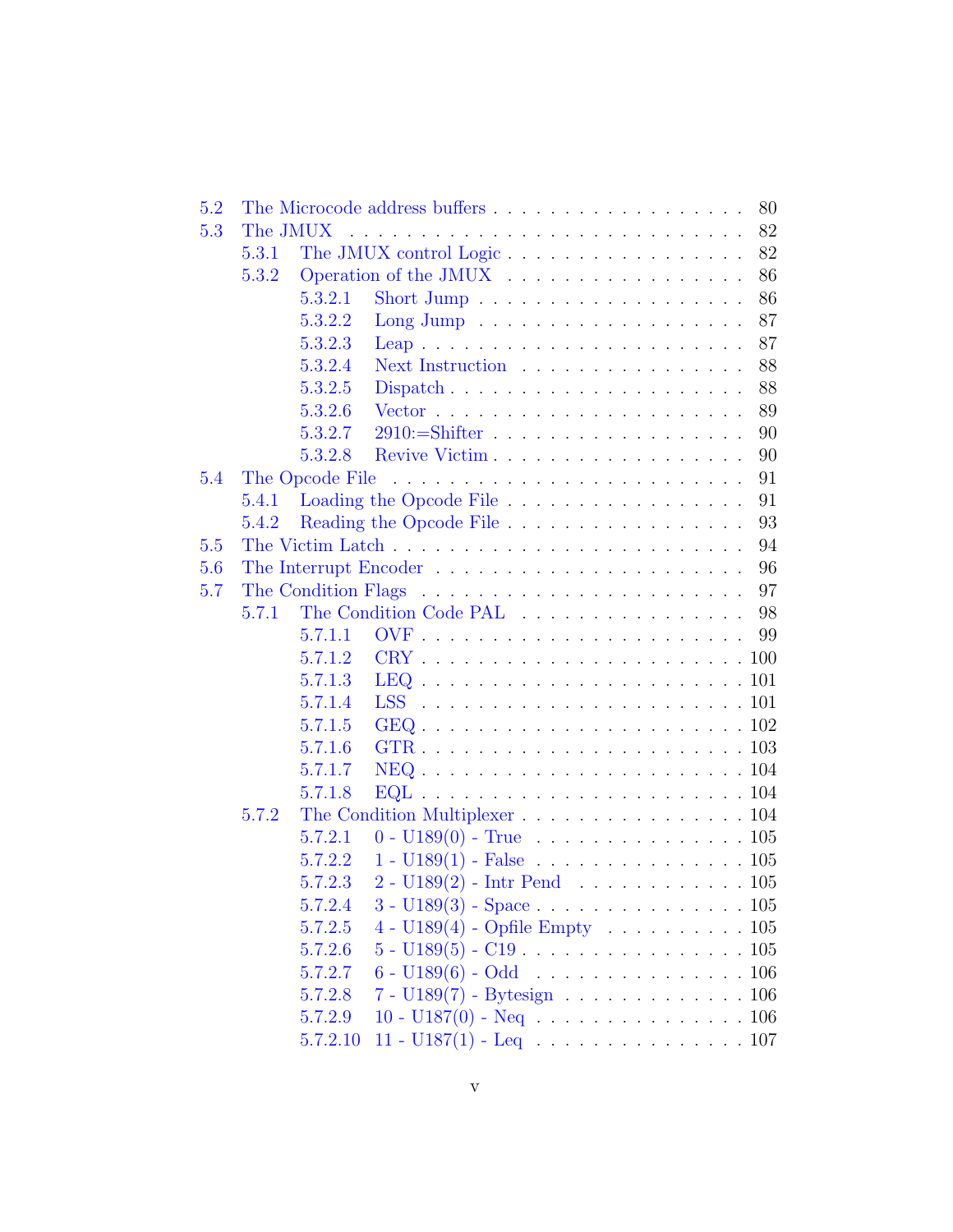- 5.2 The Microcode address buffers . . . . . 80
- 5.3 The JMUX . . . . . 82
  - 5.3.1 The JMUX control Logic . . . . . 82
  - 5.3.2 Operation of the JMUX . . . . . 86
    - 5.3.2.1 Short Jump . . . . . 86
    - 5.3.2.2 Long Jump . . . . . 87
    - 5.3.2.3 Leap . . . . . 87
    - 5.3.2.4 Next Instruction . . . . . 88
    - 5.3.2.5 Dispatch . . . . . 88
    - 5.3.2.6 Vector . . . . . 89
    - 5.3.2.7 2910:=Shifter . . . . . 90
    - 5.3.2.8 Revive Victim . . . . . 90
- 5.4 The Opcode File . . . . . 91
  - 5.4.1 Loading the Opcode File . . . . . 91
  - 5.4.2 Reading the Opcode File . . . . . 93
- 5.5 The Victim Latch . . . . . 94
- 5.6 The Interrupt Encoder . . . . . 96
- 5.7 The Condition Flags . . . . . 97
  - 5.7.1 The Condition Code PAL . . . . . 98
    - 5.7.1.1 OVF . . . . . 99
    - 5.7.1.2 CRY . . . . . 100
    - 5.7.1.3 LEQ . . . . . 101
    - 5.7.1.4 LSS . . . . . 101
    - 5.7.1.5 GEQ . . . . . 102
    - 5.7.1.6 GTR . . . . . 103
    - 5.7.1.7 NEQ . . . . . 104
    - 5.7.1.8 EQL . . . . . 104
  - 5.7.2 The Condition Multiplexer . . . . . 104
    - 5.7.2.1 0 - U189(0) - True . . . . . 105
    - 5.7.2.2 1 - U189(1) - False . . . . . 105
    - 5.7.2.3 2 - U189(2) - Intr Pend . . . . . 105
    - 5.7.2.4 3 - U189(3) - Space . . . . . 105
    - 5.7.2.5 4 - U189(4) - Opfile Empty . . . . . 105
    - 5.7.2.6 5 - U189(5) - C19 . . . . . 105
    - 5.7.2.7 6 - U189(6) - Odd . . . . . 106
    - 5.7.2.8 7 - U189(7) - Bytesign . . . . . 106
    - 5.7.2.9 10 - U187(0) - Neq . . . . . 106
    - 5.7.2.10 11 - U187(1) - Leq . . . . . 107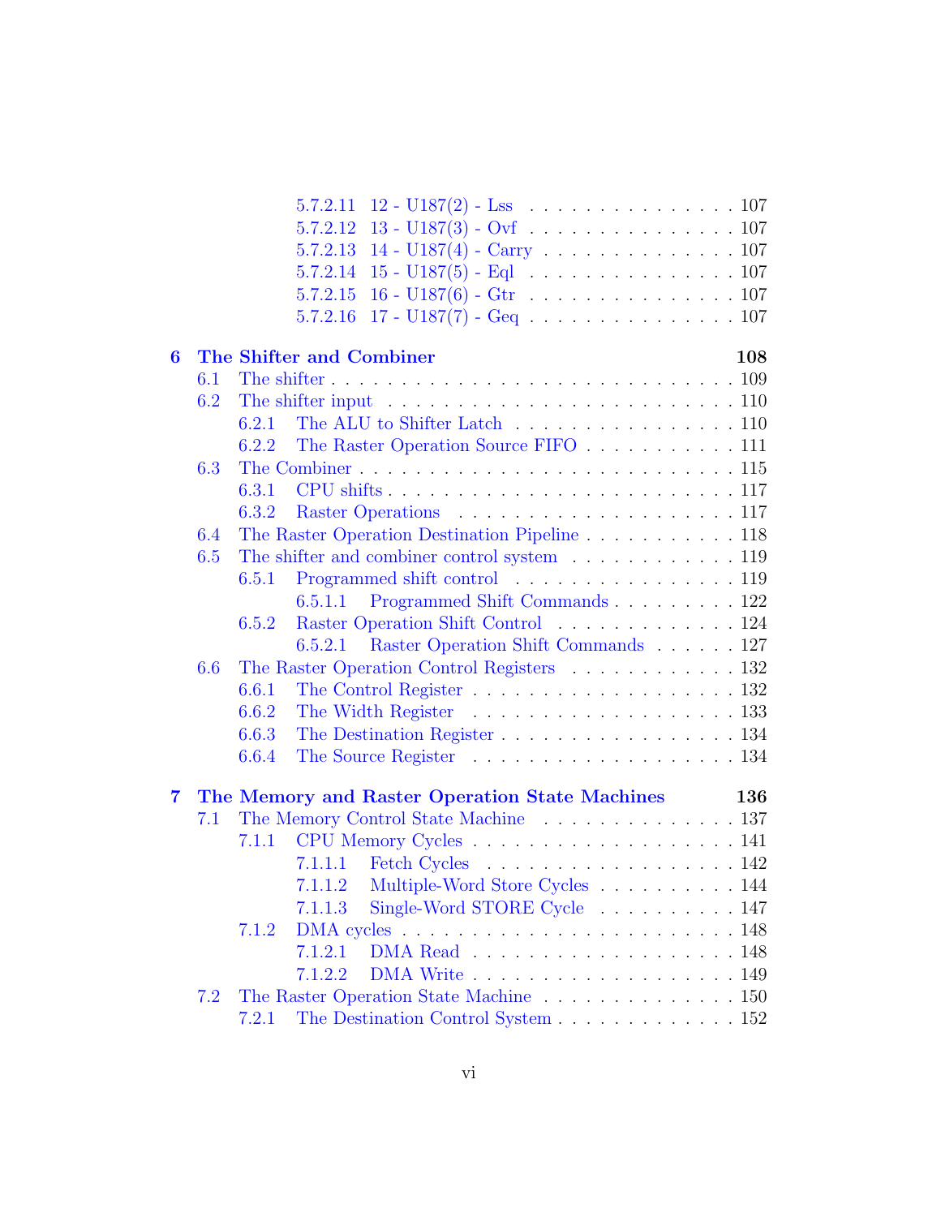- 5.7.2.11 12 - U187(2) - Lss . . . . . . . . . . . . . . . 107
- 5.7.2.12 13 - U187(3) - Ovf . . . . . . . . . . . . . . . 107
- 5.7.2.13 14 - U187(4) - Carry . . . . . . . . . . . . . . 107
- 5.7.2.14 15 - U187(5) - Eql . . . . . . . . . . . . . . . 107
- 5.7.2.15 16 - U187(6) - Gtr . . . . . . . . . . . . . . . 107
- 5.7.2.16 17 - U187(7) - Geq . . . . . . . . . . . . . . . 107

**6 The Shifter and Combiner 108**

- 6.1 The shifter . . . . . . . . . . . . . . . . . . . . . . . . . . 109
- 6.2 The shifter input . . . . . . . . . . . . . . . . . . . . . . . 110
  - 6.2.1 The ALU to Shifter Latch . . . . . . . . . . . . . . . . 110
  - 6.2.2 The Raster Operation Source FIFO . . . . . . . . . . . 111
- 6.3 The Combiner . . . . . . . . . . . . . . . . . . . . . . . . . 115
  - 6.3.1 CPU shifts . . . . . . . . . . . . . . . . . . . . . . . . 117
  - 6.3.2 Raster Operations . . . . . . . . . . . . . . . . . . . . 117
- 6.4 The Raster Operation Destination Pipeline . . . . . . . . . . . 118
- 6.5 The shifter and combiner control system . . . . . . . . . . . . 119
  - 6.5.1 Programmed shift control . . . . . . . . . . . . . . . . 119
    - 6.5.1.1 Programmed Shift Commands . . . . . . . . . 122
  - 6.5.2 Raster Operation Shift Control . . . . . . . . . . . . . 124
    - 6.5.2.1 Raster Operation Shift Commands . . . . . . 127
- 6.6 The Raster Operation Control Registers . . . . . . . . . . . . 132
  - 6.6.1 The Control Register . . . . . . . . . . . . . . . . . . 132
  - 6.6.2 The Width Register . . . . . . . . . . . . . . . . . . . 133
  - 6.6.3 The Destination Register . . . . . . . . . . . . . . . . 134
  - 6.6.4 The Source Register . . . . . . . . . . . . . . . . . . . 134

**7 The Memory and Raster Operation State Machines 136**

- 7.1 The Memory Control State Machine . . . . . . . . . . . . . . 137
  - 7.1.1 CPU Memory Cycles . . . . . . . . . . . . . . . . . . . 141
    - 7.1.1.1 Fetch Cycles . . . . . . . . . . . . . . . . . . 142
    - 7.1.1.2 Multiple-Word Store Cycles . . . . . . . . . . 144
    - 7.1.1.3 Single-Word STORE Cycle . . . . . . . . . . 147
  - 7.1.2 DMA cycles . . . . . . . . . . . . . . . . . . . . . . . 148
    - 7.1.2.1 DMA Read . . . . . . . . . . . . . . . . . . . 148
    - 7.1.2.2 DMA Write . . . . . . . . . . . . . . . . . . . 149
- 7.2 The Raster Operation State Machine . . . . . . . . . . . . . . 150
  - 7.2.1 The Destination Control System . . . . . . . . . . . . . 152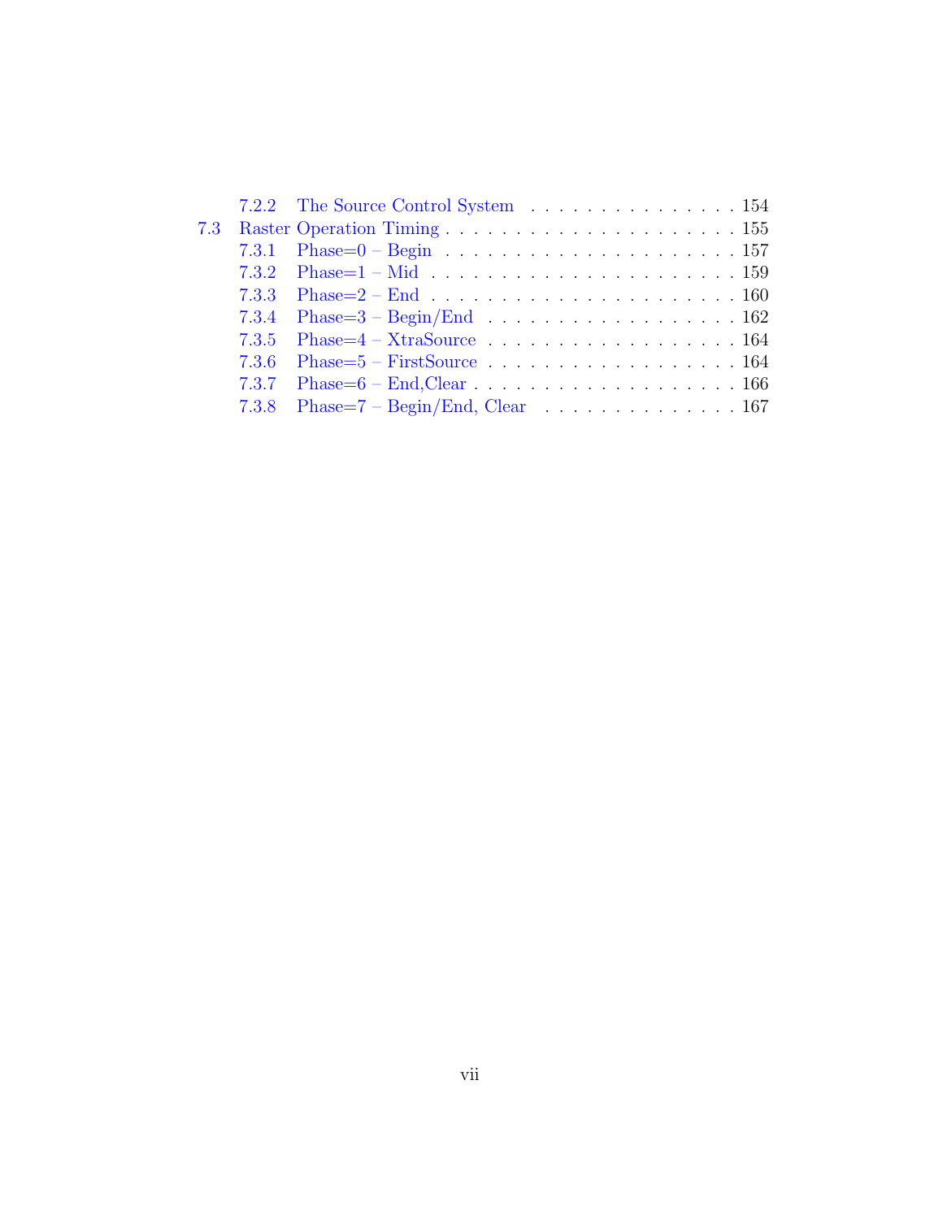- 7.2.2 The Source Control System . . . . . . . . . . . . . . . . 154
- 7.3 Raster Operation Timing . . . . . . . . . . . . . . . . . . . . . . 155
  - 7.3.1 Phase=0 – Begin . . . . . . . . . . . . . . . . . . . . . 157
  - 7.3.2 Phase=1 – Mid . . . . . . . . . . . . . . . . . . . . . . 159
  - 7.3.3 Phase=2 – End . . . . . . . . . . . . . . . . . . . . . . 160
  - 7.3.4 Phase=3 – Begin/End . . . . . . . . . . . . . . . . . . . 162
  - 7.3.5 Phase=4 – XtraSource . . . . . . . . . . . . . . . . . . . 164
  - 7.3.6 Phase=5 – FirstSource . . . . . . . . . . . . . . . . . . 164
  - 7.3.7 Phase=6 – End,Clear . . . . . . . . . . . . . . . . . . . . 166
  - 7.3.8 Phase=7 – Begin/End, Clear . . . . . . . . . . . . . . . 167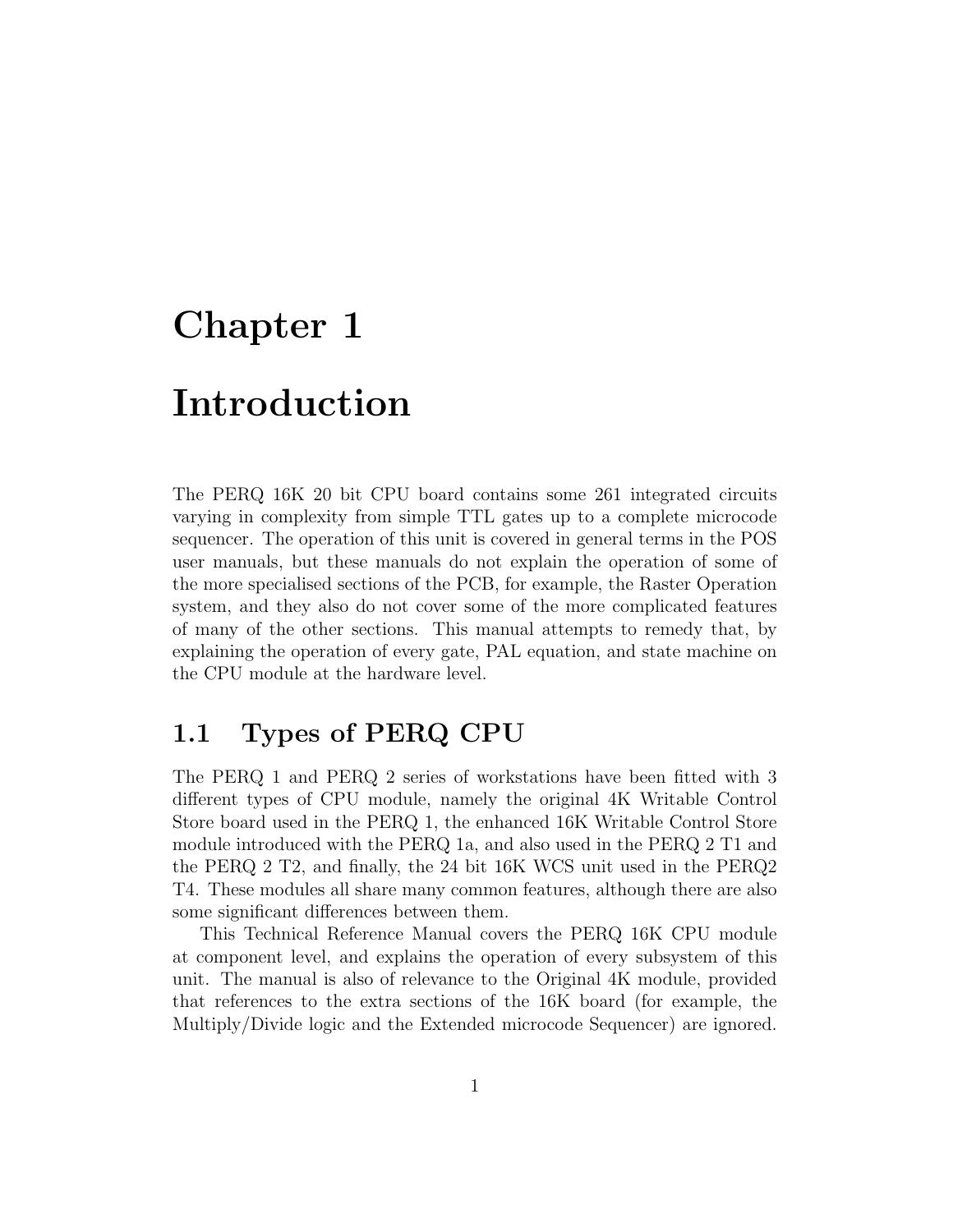# Chapter 1

# Introduction

The PERQ 16K 20 bit CPU board contains some 261 integrated circuits varying in complexity from simple TTL gates up to a complete microcode sequencer. The operation of this unit is covered in general terms in the POS user manuals, but these manuals do not explain the operation of some of the more specialised sections of the PCB, for example, the Raster Operation system, and they also do not cover some of the more complicated features of many of the other sections. This manual attempts to remedy that, by explaining the operation of every gate, PAL equation, and state machine on the CPU module at the hardware level.

## 1.1 Types of PERQ CPU

The PERQ 1 and PERQ 2 series of workstations have been fitted with 3 different types of CPU module, namely the original 4K Writable Control Store board used in the PERQ 1, the enhanced 16K Writable Control Store module introduced with the PERQ 1a, and also used in the PERQ 2 T1 and the PERQ 2 T2, and finally, the 24 bit 16K WCS unit used in the PERQ2 T4. These modules all share many common features, although there are also some significant differences between them.

This Technical Reference Manual covers the PERQ 16K CPU module at component level, and explains the operation of every subsystem of this unit. The manual is also of relevance to the Original 4K module, provided that references to the extra sections of the 16K board (for example, the Multiply/Divide logic and the Extended microcode Sequencer) are ignored.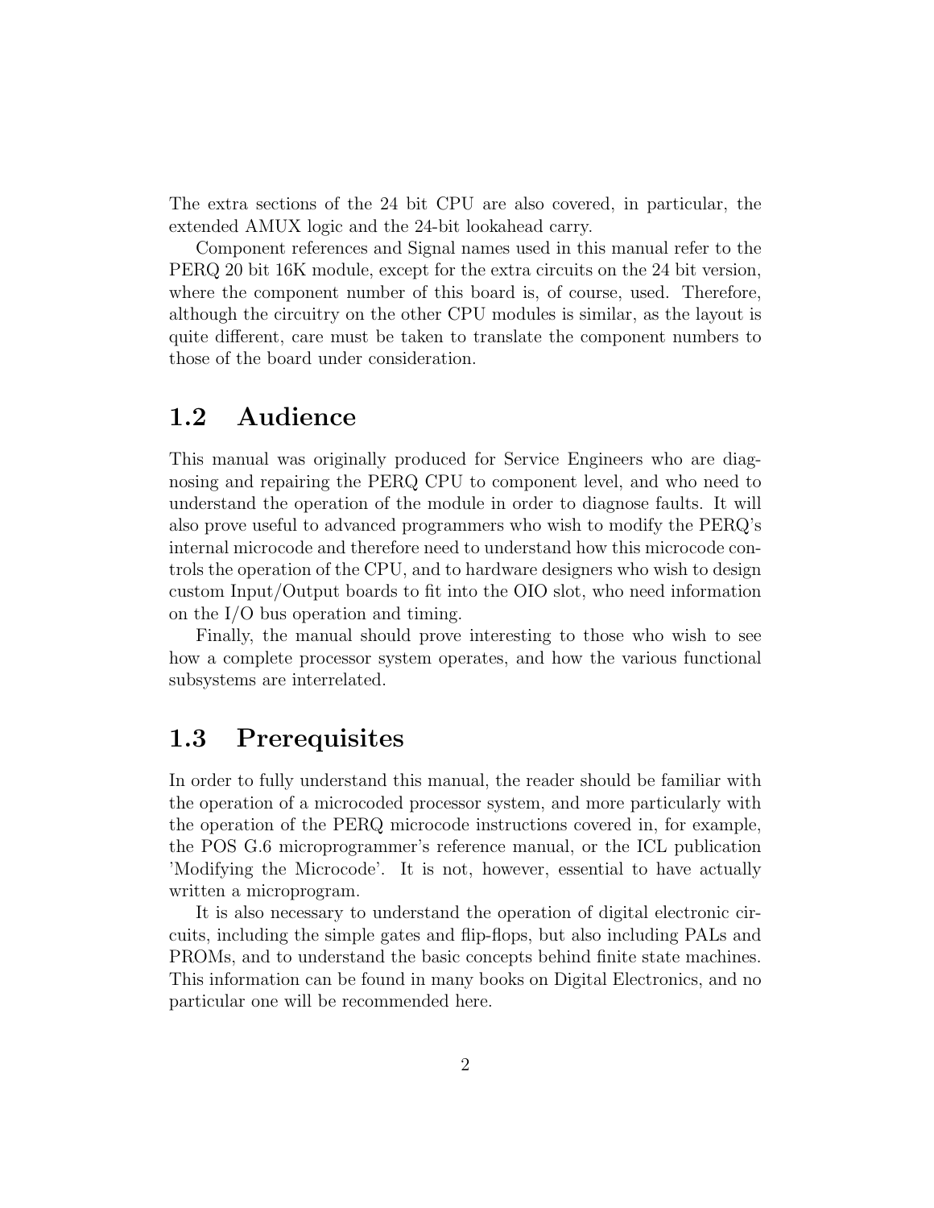The extra sections of the 24 bit CPU are also covered, in particular, the extended AMUX logic and the 24-bit lookahead carry.

Component references and Signal names used in this manual refer to the PERQ 20 bit 16K module, except for the extra circuits on the 24 bit version, where the component number of this board is, of course, used. Therefore, although the circuitry on the other CPU modules is similar, as the layout is quite different, care must be taken to translate the component numbers to those of the board under consideration.

## 1.2 Audience

This manual was originally produced for Service Engineers who are diagnosing and repairing the PERQ CPU to component level, and who need to understand the operation of the module in order to diagnose faults. It will also prove useful to advanced programmers who wish to modify the PERQ's internal microcode and therefore need to understand how this microcode controls the operation of the CPU, and to hardware designers who wish to design custom Input/Output boards to fit into the OIO slot, who need information on the I/O bus operation and timing.

Finally, the manual should prove interesting to those who wish to see how a complete processor system operates, and how the various functional subsystems are interrelated.

## 1.3 Prerequisites

In order to fully understand this manual, the reader should be familiar with the operation of a microcoded processor system, and more particularly with the operation of the PERQ microcode instructions covered in, for example, the POS G.6 microprogrammer's reference manual, or the ICL publication 'Modifying the Microcode'. It is not, however, essential to have actually written a microprogram.

It is also necessary to understand the operation of digital electronic circuits, including the simple gates and flip-flops, but also including PALs and PROMs, and to understand the basic concepts behind finite state machines. This information can be found in many books on Digital Electronics, and no particular one will be recommended here.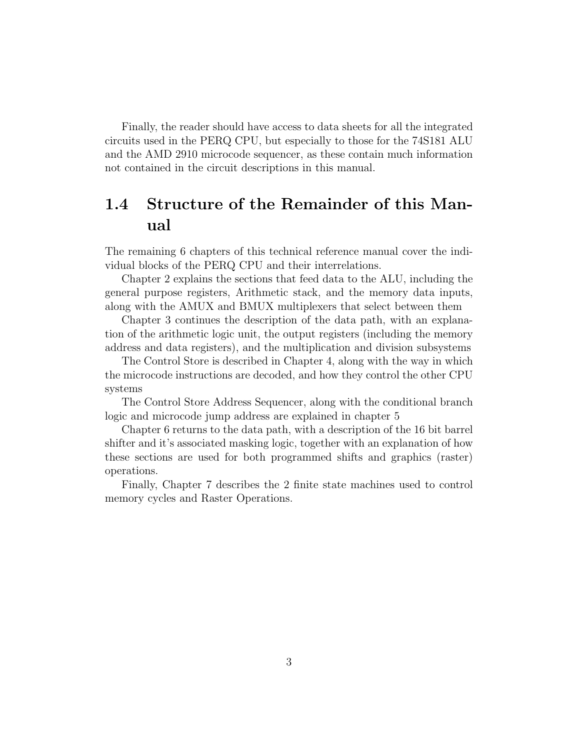Finally, the reader should have access to data sheets for all the integrated circuits used in the PERQ CPU, but especially to those for the 74S181 ALU and the AMD 2910 microcode sequencer, as these contain much information not contained in the circuit descriptions in this manual.

## 1.4 Structure of the Remainder of this Manual

The remaining 6 chapters of this technical reference manual cover the individual blocks of the PERQ CPU and their interrelations.

Chapter 2 explains the sections that feed data to the ALU, including the general purpose registers, Arithmetic stack, and the memory data inputs, along with the AMUX and BMUX multiplexers that select between them

Chapter 3 continues the description of the data path, with an explanation of the arithmetic logic unit, the output registers (including the memory address and data registers), and the multiplication and division subsystems

The Control Store is described in Chapter 4, along with the way in which the microcode instructions are decoded, and how they control the other CPU systems

The Control Store Address Sequencer, along with the conditional branch logic and microcode jump address are explained in chapter 5

Chapter 6 returns to the data path, with a description of the 16 bit barrel shifter and it's associated masking logic, together with an explanation of how these sections are used for both programmed shifts and graphics (raster) operations.

Finally, Chapter 7 describes the 2 finite state machines used to control memory cycles and Raster Operations.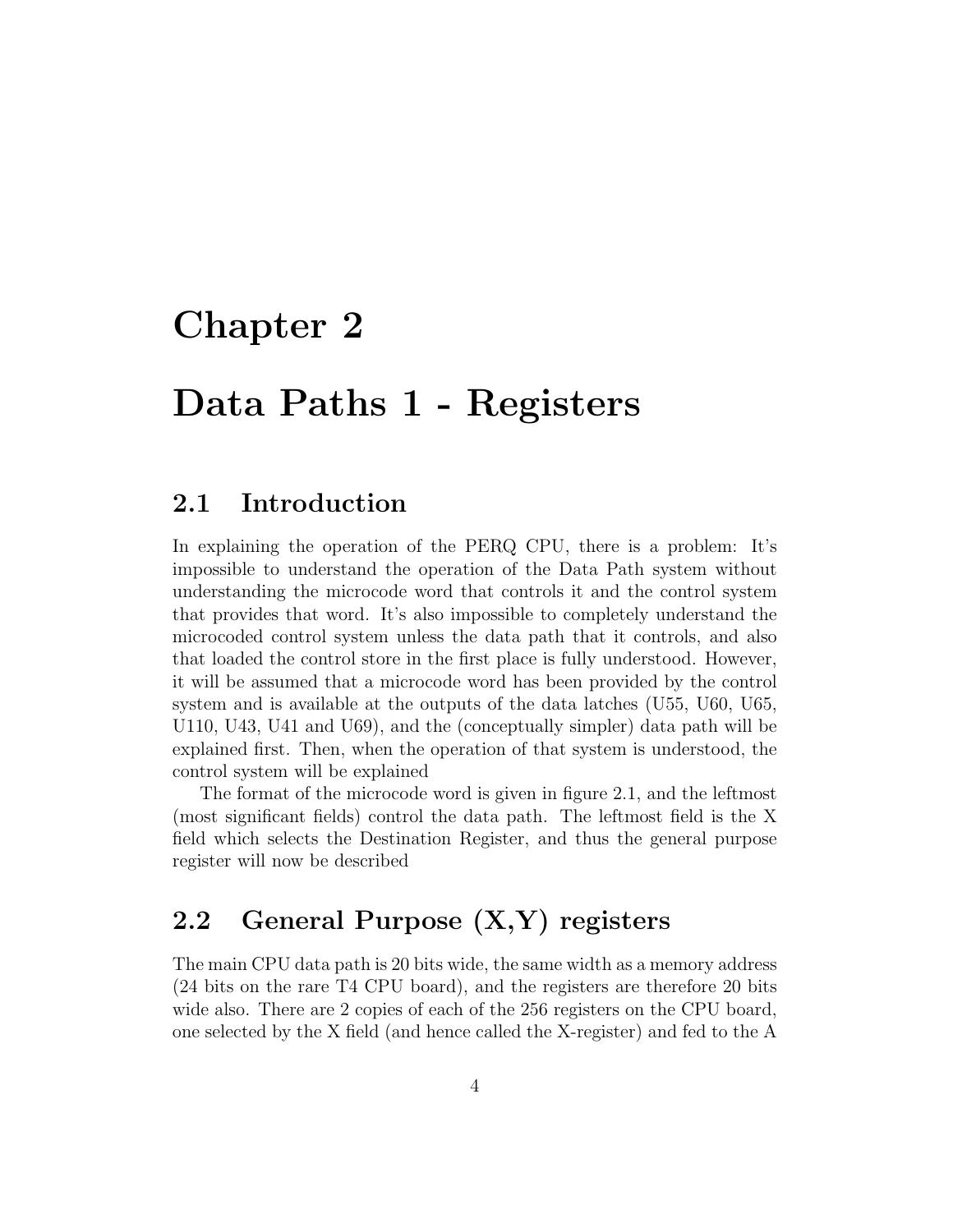# Chapter 2

# Data Paths 1 - Registers

## 2.1 Introduction

In explaining the operation of the PERQ CPU, there is a problem: It's impossible to understand the operation of the Data Path system without understanding the microcode word that controls it and the control system that provides that word. It's also impossible to completely understand the microcoded control system unless the data path that it controls, and also that loaded the control store in the first place is fully understood. However, it will be assumed that a microcode word has been provided by the control system and is available at the outputs of the data latches (U55, U60, U65, U110, U43, U41 and U69), and the (conceptually simpler) data path will be explained first. Then, when the operation of that system is understood, the control system will be explained

The format of the microcode word is given in figure 2.1, and the leftmost (most significant fields) control the data path. The leftmost field is the X field which selects the Destination Register, and thus the general purpose register will now be described

## 2.2 General Purpose (X,Y) registers

The main CPU data path is 20 bits wide, the same width as a memory address (24 bits on the rare T4 CPU board), and the registers are therefore 20 bits wide also. There are 2 copies of each of the 256 registers on the CPU board, one selected by the X field (and hence called the X-register) and fed to the A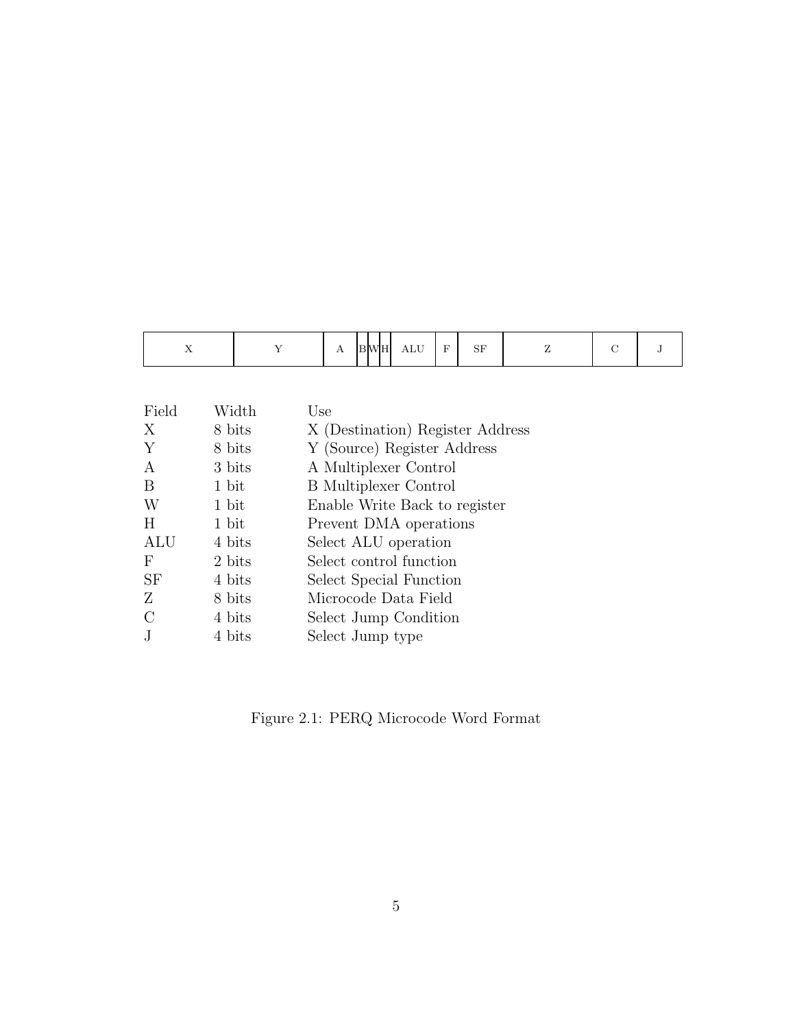| X | Y | A | B | W | H | ALU | F | SF | Z | C | J |
|---|---|---|---|---|---|---|---|---|---|---|---|

| Field | Width | Use |
|---|---|---|
| X | 8 bits | X (Destination) Register Address |
| Y | 8 bits | Y (Source) Register Address |
| A | 3 bits | A Multiplexer Control |
| B | 1 bit | B Multiplexer Control |
| W | 1 bit | Enable Write Back to register |
| H | 1 bit | Prevent DMA operations |
| ALU | 4 bits | Select ALU operation |
| F | 2 bits | Select control function |
| SF | 4 bits | Select Special Function |
| Z | 8 bits | Microcode Data Field |
| C | 4 bits | Select Jump Condition |
| J | 4 bits | Select Jump type |

Figure 2.1: PERQ Microcode Word Format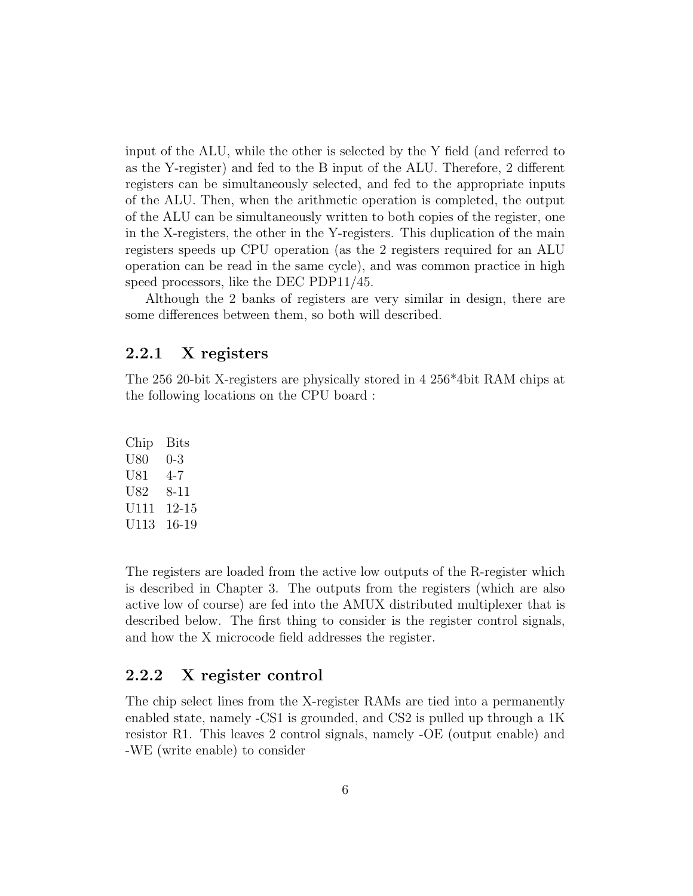input of the ALU, while the other is selected by the Y field (and referred to as the Y-register) and fed to the B input of the ALU. Therefore, 2 different registers can be simultaneously selected, and fed to the appropriate inputs of the ALU. Then, when the arithmetic operation is completed, the output of the ALU can be simultaneously written to both copies of the register, one in the X-registers, the other in the Y-registers. This duplication of the main registers speeds up CPU operation (as the 2 registers required for an ALU operation can be read in the same cycle), and was common practice in high speed processors, like the DEC PDP11/45.

Although the 2 banks of registers are very similar in design, there are some differences between them, so both will described.

### 2.2.1 X registers

The 256 20-bit X-registers are physically stored in 4 256*4bit RAM chips at the following locations on the CPU board :

| Chip | Bits |
|---|---|
| U80 | 0-3 |
| U81 | 4-7 |
| U82 | 8-11 |
| U111 | 12-15 |
| U113 | 16-19 |

The registers are loaded from the active low outputs of the R-register which is described in Chapter 3. The outputs from the registers (which are also active low of course) are fed into the AMUX distributed multiplexer that is described below. The first thing to consider is the register control signals, and how the X microcode field addresses the register.

### 2.2.2 X register control

The chip select lines from the X-register RAMs are tied into a permanently enabled state, namely -CS1 is grounded, and CS2 is pulled up through a 1K resistor R1. This leaves 2 control signals, namely -OE (output enable) and -WE (write enable) to consider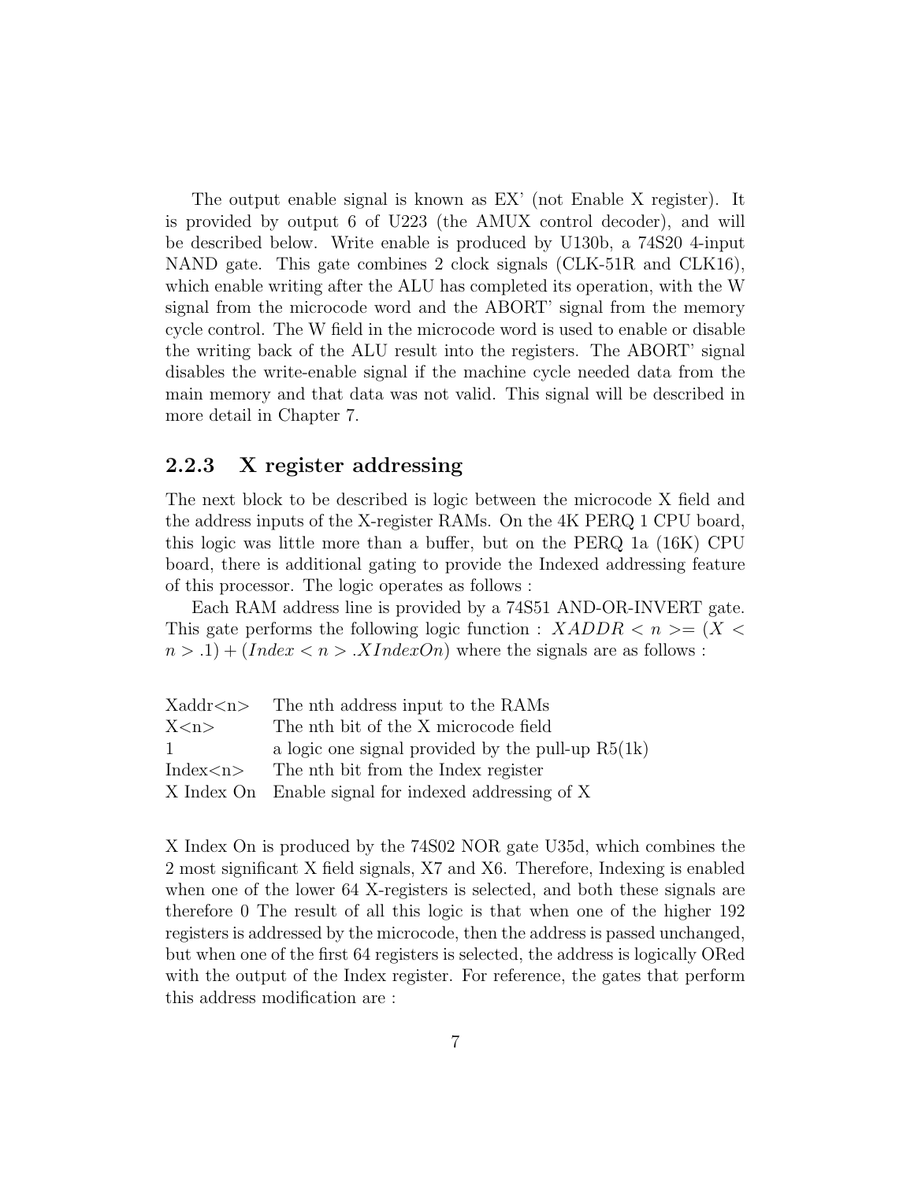The output enable signal is known as EX' (not Enable X register). It is provided by output 6 of U223 (the AMUX control decoder), and will be described below. Write enable is produced by U130b, a 74S20 4-input NAND gate. This gate combines 2 clock signals (CLK-51R and CLK16), which enable writing after the ALU has completed its operation, with the W signal from the microcode word and the ABORT' signal from the memory cycle control. The W field in the microcode word is used to enable or disable the writing back of the ALU result into the registers. The ABORT' signal disables the write-enable signal if the machine cycle needed data from the main memory and that data was not valid. This signal will be described in more detail in Chapter 7.

### 2.2.3 X register addressing

The next block to be described is logic between the microcode X field and the address inputs of the X-register RAMs. On the 4K PERQ 1 CPU board, this logic was little more than a buffer, but on the PERQ 1a (16K) CPU board, there is additional gating to provide the Indexed addressing feature of this processor. The logic operates as follows :

Each RAM address line is provided by a 74S51 AND-OR-INVERT gate. This gate performs the following logic function : $XADDR < n >= (X < n > .1) + (Index < n > .XIndexOn)$ where the signals are as follows :

| | |
|---|---|
| Xaddr<n> | The nth address input to the RAMs |
| X<n> | The nth bit of the X microcode field |
| 1 | a logic one signal provided by the pull-up R5(1k) |
| Index<n> | The nth bit from the Index register |
| X Index On | Enable signal for indexed addressing of X |

X Index On is produced by the 74S02 NOR gate U35d, which combines the 2 most significant X field signals, X7 and X6. Therefore, Indexing is enabled when one of the lower 64 X-registers is selected, and both these signals are therefore 0 The result of all this logic is that when one of the higher 192 registers is addressed by the microcode, then the address is passed unchanged, but when one of the first 64 registers is selected, the address is logically ORed with the output of the Index register. For reference, the gates that perform this address modification are :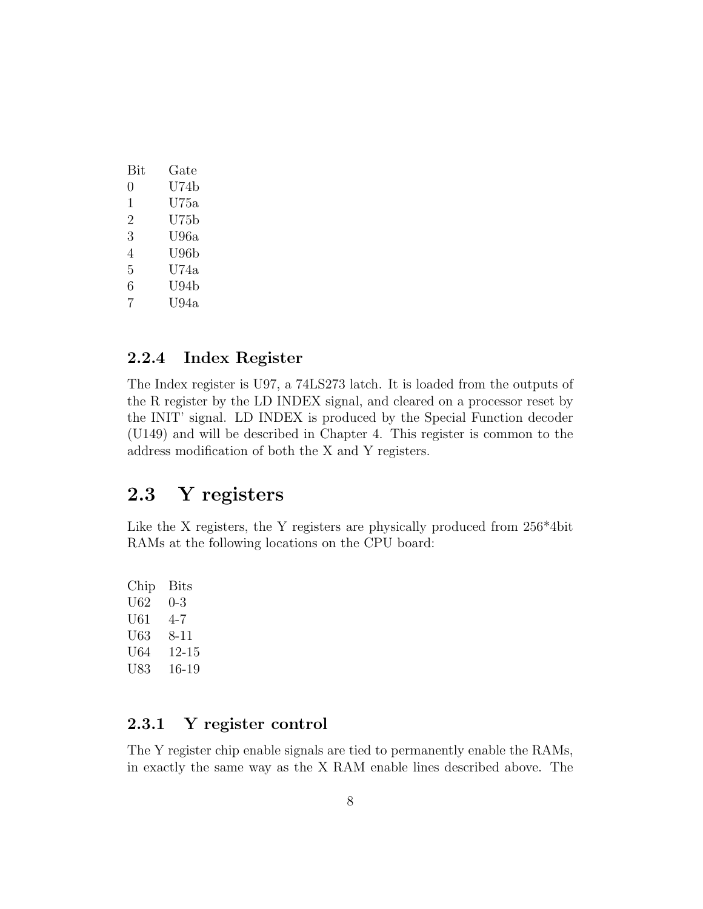| Bit | Gate |
|---|---|
| 0 | U74b |
| 1 | U75a |
| 2 | U75b |
| 3 | U96a |
| 4 | U96b |
| 5 | U74a |
| 6 | U94b |
| 7 | U94a |

### 2.2.4 Index Register

The Index register is U97, a 74LS273 latch. It is loaded from the outputs of the R register by the LD INDEX signal, and cleared on a processor reset by the INIT' signal. LD INDEX is produced by the Special Function decoder (U149) and will be described in Chapter 4. This register is common to the address modification of both the X and Y registers.

## 2.3 Y registers

Like the X registers, the Y registers are physically produced from 256*4bit RAMs at the following locations on the CPU board:

| Chip | Bits |
|---|---|
| U62 | 0-3 |
| U61 | 4-7 |
| U63 | 8-11 |
| U64 | 12-15 |
| U83 | 16-19 |

### 2.3.1 Y register control

The Y register chip enable signals are tied to permanently enable the RAMs, in exactly the same way as the X RAM enable lines described above. The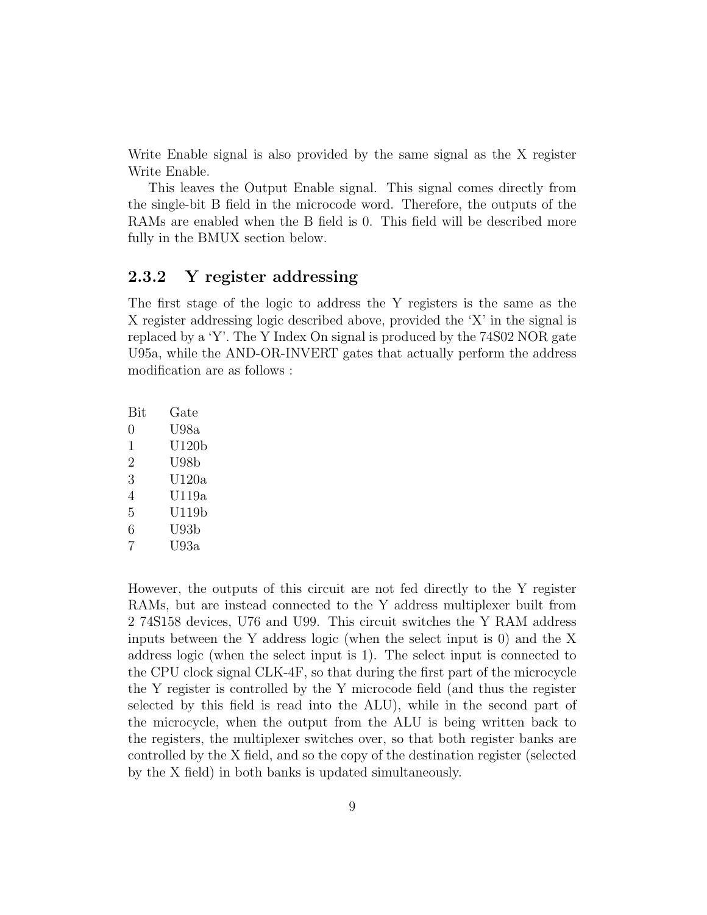Write Enable signal is also provided by the same signal as the X register Write Enable.

This leaves the Output Enable signal. This signal comes directly from the single-bit B field in the microcode word. Therefore, the outputs of the RAMs are enabled when the B field is 0. This field will be described more fully in the BMUX section below.

### 2.3.2 Y register addressing

The first stage of the logic to address the Y registers is the same as the X register addressing logic described above, provided the 'X' in the signal is replaced by a 'Y'. The Y Index On signal is produced by the 74S02 NOR gate U95a, while the AND-OR-INVERT gates that actually perform the address modification are as follows :

| Bit | Gate |
|---|---|
| 0 | U98a |
| 1 | U120b |
| 2 | U98b |
| 3 | U120a |
| 4 | U119a |
| 5 | U119b |
| 6 | U93b |
| 7 | U93a |

However, the outputs of this circuit are not fed directly to the Y register RAMs, but are instead connected to the Y address multiplexer built from 2 74S158 devices, U76 and U99. This circuit switches the Y RAM address inputs between the Y address logic (when the select input is 0) and the X address logic (when the select input is 1). The select input is connected to the CPU clock signal CLK-4F, so that during the first part of the microcycle the Y register is controlled by the Y microcode field (and thus the register selected by this field is read into the ALU), while in the second part of the microcycle, when the output from the ALU is being written back to the registers, the multiplexer switches over, so that both register banks are controlled by the X field, and so the copy of the destination register (selected by the X field) in both banks is updated simultaneously.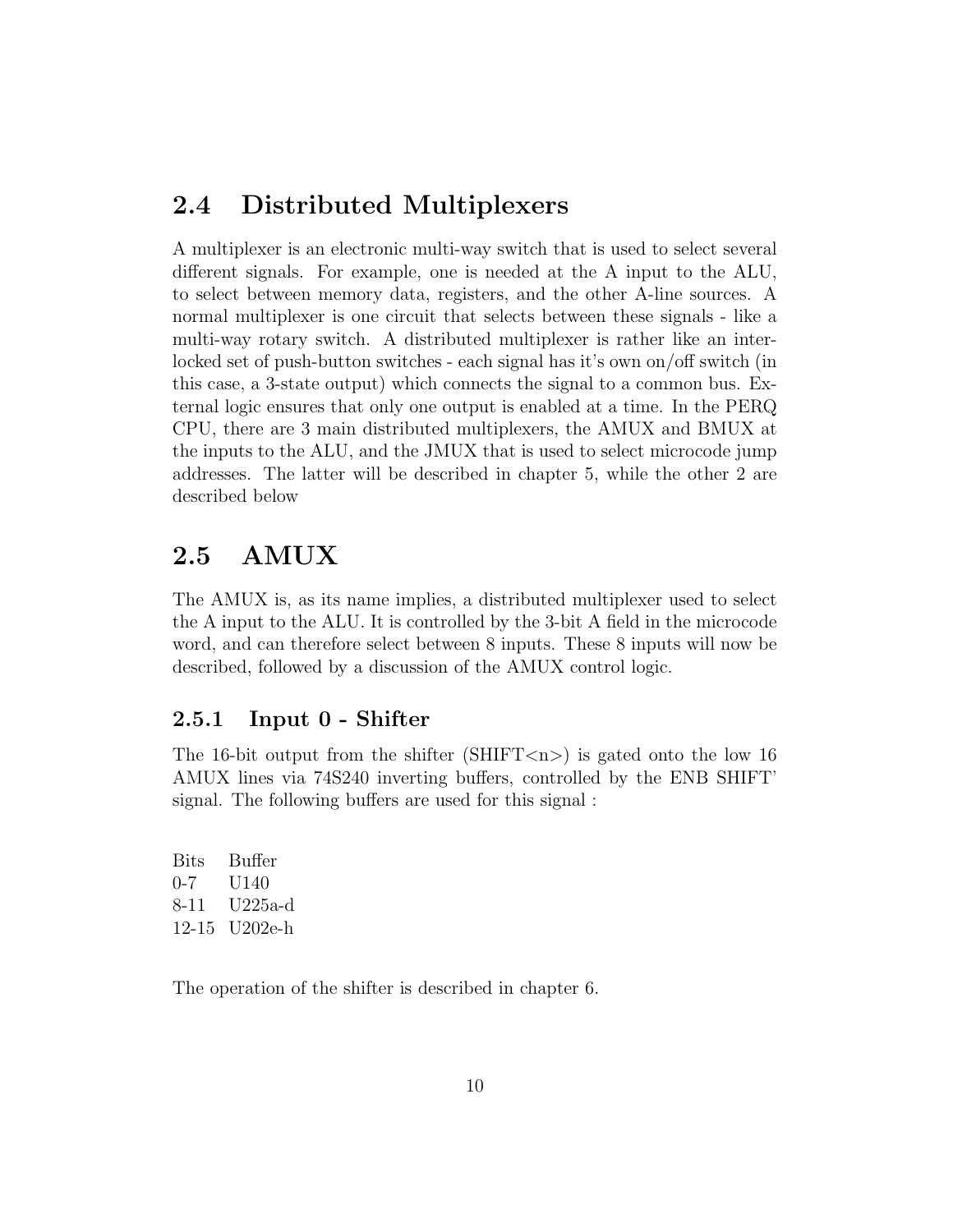## 2.4 Distributed Multiplexers

A multiplexer is an electronic multi-way switch that is used to select several different signals. For example, one is needed at the A input to the ALU, to select between memory data, registers, and the other A-line sources. A normal multiplexer is one circuit that selects between these signals - like a multi-way rotary switch. A distributed multiplexer is rather like an interlocked set of push-button switches - each signal has it's own on/off switch (in this case, a 3-state output) which connects the signal to a common bus. External logic ensures that only one output is enabled at a time. In the PERQ CPU, there are 3 main distributed multiplexers, the AMUX and BMUX at the inputs to the ALU, and the JMUX that is used to select microcode jump addresses. The latter will be described in chapter 5, while the other 2 are described below

## 2.5 AMUX

The AMUX is, as its name implies, a distributed multiplexer used to select the A input to the ALU. It is controlled by the 3-bit A field in the microcode word, and can therefore select between 8 inputs. These 8 inputs will now be described, followed by a discussion of the AMUX control logic.

### 2.5.1 Input 0 - Shifter

The 16-bit output from the shifter (SHIFT<n>) is gated onto the low 16 AMUX lines via 74S240 inverting buffers, controlled by the ENB SHIFT' signal. The following buffers are used for this signal :

| Bits | Buffer |
|---|---|
| 0-7 | U140 |
| 8-11 | U225a-d |
| 12-15 | U202e-h |

The operation of the shifter is described in chapter 6.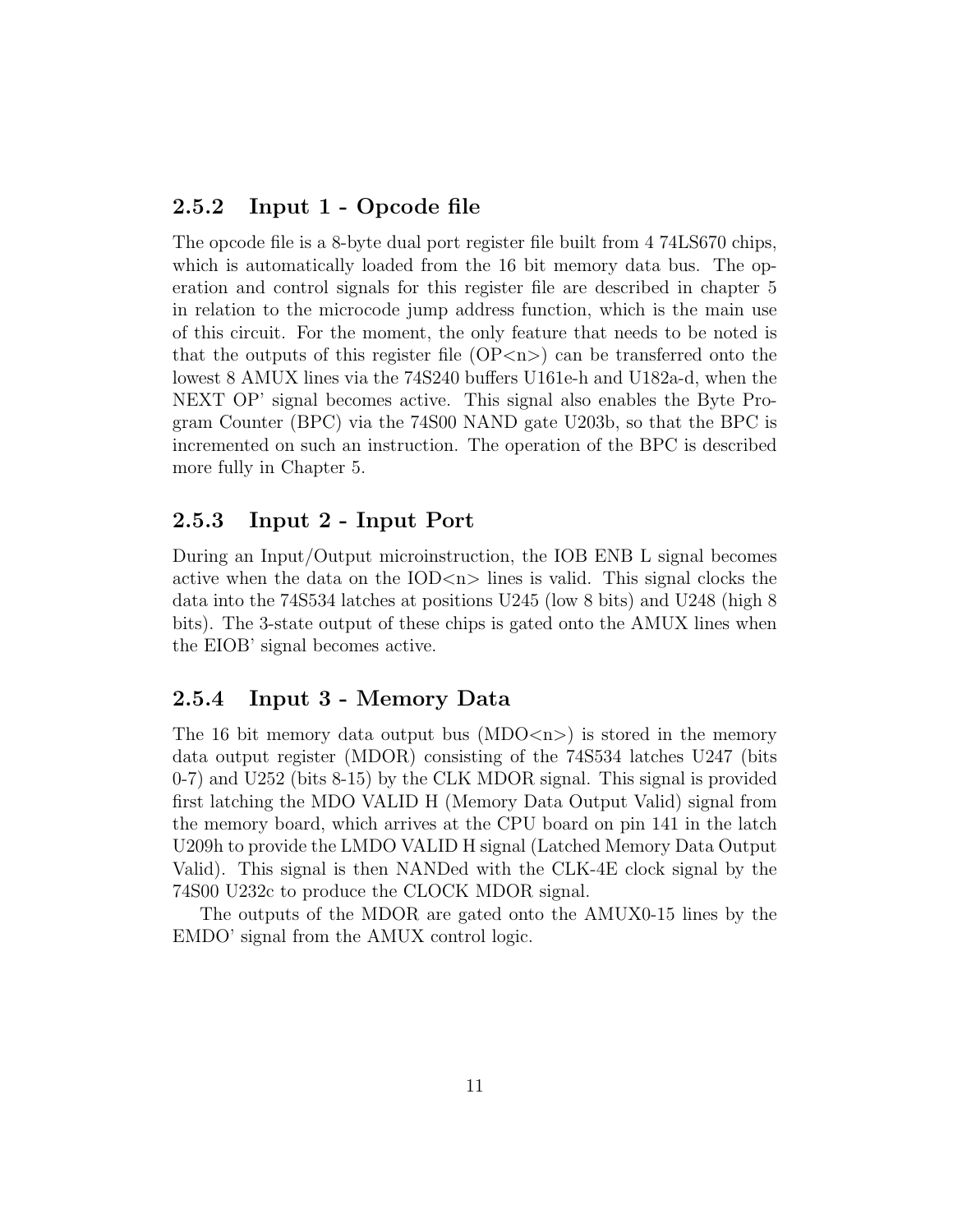### 2.5.2 Input 1 - Opcode file

The opcode file is a 8-byte dual port register file built from 4 74LS670 chips, which is automatically loaded from the 16 bit memory data bus. The operation and control signals for this register file are described in chapter 5 in relation to the microcode jump address function, which is the main use of this circuit. For the moment, the only feature that needs to be noted is that the outputs of this register file (OP<n>) can be transferred onto the lowest 8 AMUX lines via the 74S240 buffers U161e-h and U182a-d, when the NEXT OP' signal becomes active. This signal also enables the Byte Program Counter (BPC) via the 74S00 NAND gate U203b, so that the BPC is incremented on such an instruction. The operation of the BPC is described more fully in Chapter 5.

### 2.5.3 Input 2 - Input Port

During an Input/Output microinstruction, the IOB ENB L signal becomes active when the data on the IOD<n> lines is valid. This signal clocks the data into the 74S534 latches at positions U245 (low 8 bits) and U248 (high 8 bits). The 3-state output of these chips is gated onto the AMUX lines when the EIOB' signal becomes active.

### 2.5.4 Input 3 - Memory Data

The 16 bit memory data output bus (MDO<n>) is stored in the memory data output register (MDOR) consisting of the 74S534 latches U247 (bits 0-7) and U252 (bits 8-15) by the CLK MDOR signal. This signal is provided first latching the MDO VALID H (Memory Data Output Valid) signal from the memory board, which arrives at the CPU board on pin 141 in the latch U209h to provide the LMDO VALID H signal (Latched Memory Data Output Valid). This signal is then NANDed with the CLK-4E clock signal by the 74S00 U232c to produce the CLOCK MDOR signal.

The outputs of the MDOR are gated onto the AMUX0-15 lines by the EMDO' signal from the AMUX control logic.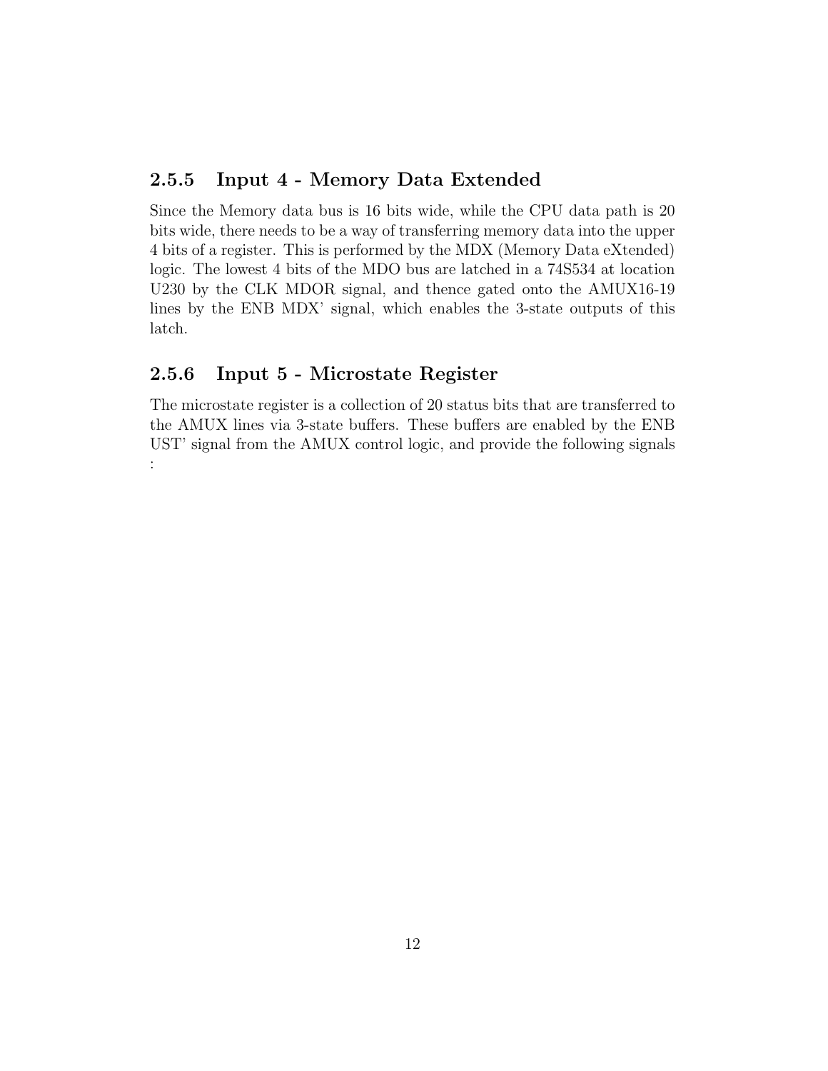### 2.5.5 Input 4 - Memory Data Extended

Since the Memory data bus is 16 bits wide, while the CPU data path is 20 bits wide, there needs to be a way of transferring memory data into the upper 4 bits of a register. This is performed by the MDX (Memory Data eXtended) logic. The lowest 4 bits of the MDO bus are latched in a 74S534 at location U230 by the CLK MDOR signal, and thence gated onto the AMUX16-19 lines by the ENB MDX' signal, which enables the 3-state outputs of this latch.

### 2.5.6 Input 5 - Microstate Register

The microstate register is a collection of 20 status bits that are transferred to the AMUX lines via 3-state buffers. These buffers are enabled by the ENB UST' signal from the AMUX control logic, and provide the following signals :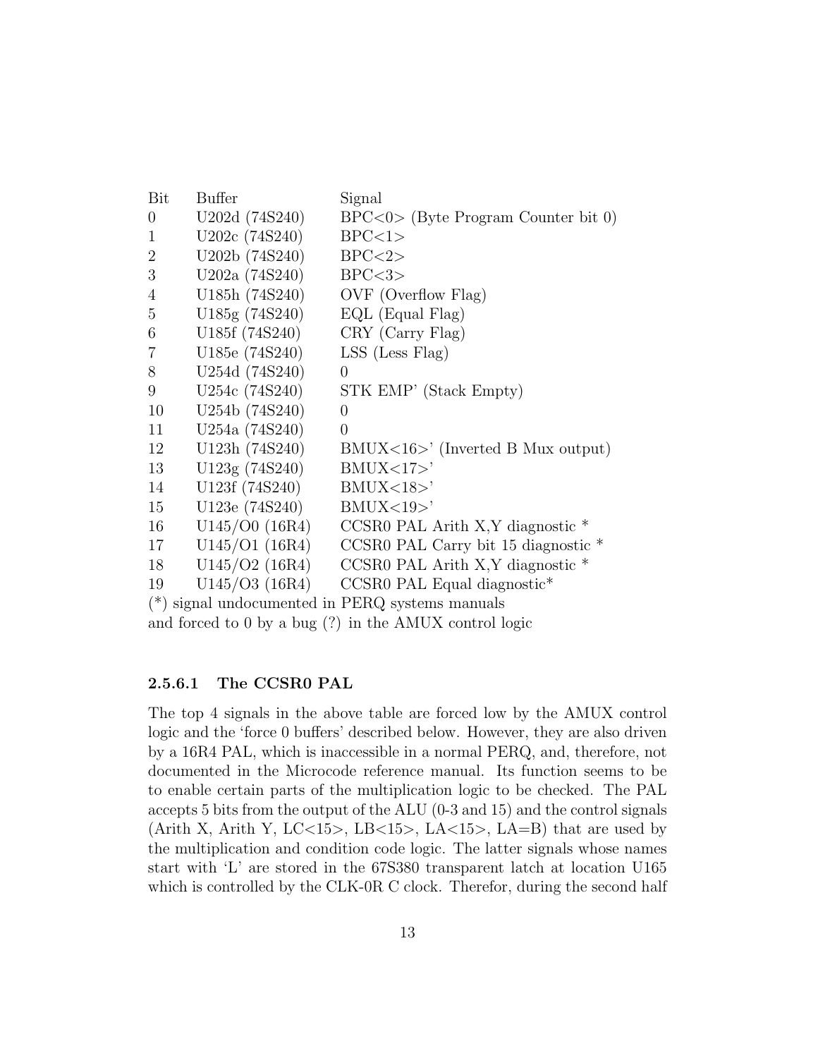| Bit | Buffer | Signal |
|---|---|---|
| 0 | U202d (74S240) | BPC<0> (Byte Program Counter bit 0) |
| 1 | U202c (74S240) | BPC<1> |
| 2 | U202b (74S240) | BPC<2> |
| 3 | U202a (74S240) | BPC<3> |
| 4 | U185h (74S240) | OVF (Overflow Flag) |
| 5 | U185g (74S240) | EQL (Equal Flag) |
| 6 | U185f (74S240) | CRY (Carry Flag) |
| 7 | U185e (74S240) | LSS (Less Flag) |
| 8 | U254d (74S240) | 0 |
| 9 | U254c (74S240) | STK EMP' (Stack Empty) |
| 10 | U254b (74S240) | 0 |
| 11 | U254a (74S240) | 0 |
| 12 | U123h (74S240) | BMUX<16>' (Inverted B Mux output) |
| 13 | U123g (74S240) | BMUX<17>' |
| 14 | U123f (74S240) | BMUX<18>' |
| 15 | U123e (74S240) | BMUX<19>' |
| 16 | U145/O0 (16R4) | CCSR0 PAL Arith X,Y diagnostic * |
| 17 | U145/O1 (16R4) | CCSR0 PAL Carry bit 15 diagnostic * |
| 18 | U145/O2 (16R4) | CCSR0 PAL Arith X,Y diagnostic * |
| 19 | U145/O3 (16R4) | CCSR0 PAL Equal diagnostic* |

(*) signal undocumented in PERQ systems manuals
and forced to 0 by a bug (?) in the AMUX control logic

#### 2.5.6.1 The CCSR0 PAL

The top 4 signals in the above table are forced low by the AMUX control logic and the 'force 0 buffers' described below. However, they are also driven by a 16R4 PAL, which is inaccessible in a normal PERQ, and, therefore, not documented in the Microcode reference manual. Its function seems to be to enable certain parts of the multiplication logic to be checked. The PAL accepts 5 bits from the output of the ALU (0-3 and 15) and the control signals (Arith X, Arith Y, LC<15>, LB<15>, LA<15>, LA=B) that are used by the multiplication and condition code logic. The latter signals whose names start with 'L' are stored in the 67S380 transparent latch at location U165 which is controlled by the CLK-0R C clock. Therefor, during the second half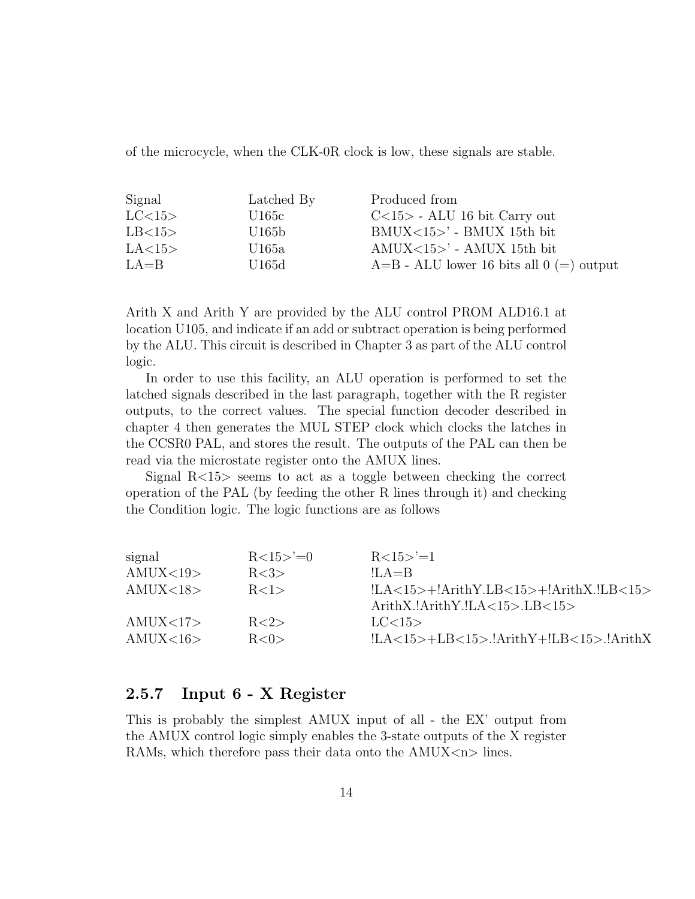of the microcycle, when the CLK-0R clock is low, these signals are stable.

| Signal | Latched By | Produced from |
|---|---|---|
| LC<15> | U165c | C<15> - ALU 16 bit Carry out |
| LB<15> | U165b | BMUX<15>' - BMUX 15th bit |
| LA<15> | U165a | AMUX<15>' - AMUX 15th bit |
| LA=B | U165d | A=B - ALU lower 16 bits all 0 (=) output |

Arith X and Arith Y are provided by the ALU control PROM ALD16.1 at location U105, and indicate if an add or subtract operation is being performed by the ALU. This circuit is described in Chapter 3 as part of the ALU control logic.

In order to use this facility, an ALU operation is performed to set the latched signals described in the last paragraph, together with the R register outputs, to the correct values. The special function decoder described in chapter 4 then generates the MUL STEP clock which clocks the latches in the CCSR0 PAL, and stores the result. The outputs of the PAL can then be read via the microstate register onto the AMUX lines.

Signal R<15> seems to act as a toggle between checking the correct operation of the PAL (by feeding the other R lines through it) and checking the Condition logic. The logic functions are as follows

| signal | R<15>'=0 | R<15>'=1 |
|---|---|---|
| AMUX<19> | R<3> | !LA=B |
| AMUX<18> | R<1> | !LA<15>+!ArithY.LB<15>+!ArithX.!LB<15> |
| | | ArithX.!ArithY.!LA<15>.LB<15> |
| AMUX<17> | R<2> | LC<15> |
| AMUX<16> | R<0> | !LA<15>+LB<15>.!ArithY+!LB<15>.!ArithX |

### 2.5.7 Input 6 - X Register

This is probably the simplest AMUX input of all - the EX' output from the AMUX control logic simply enables the 3-state outputs of the X register RAMs, which therefore pass their data onto the AMUX<n> lines.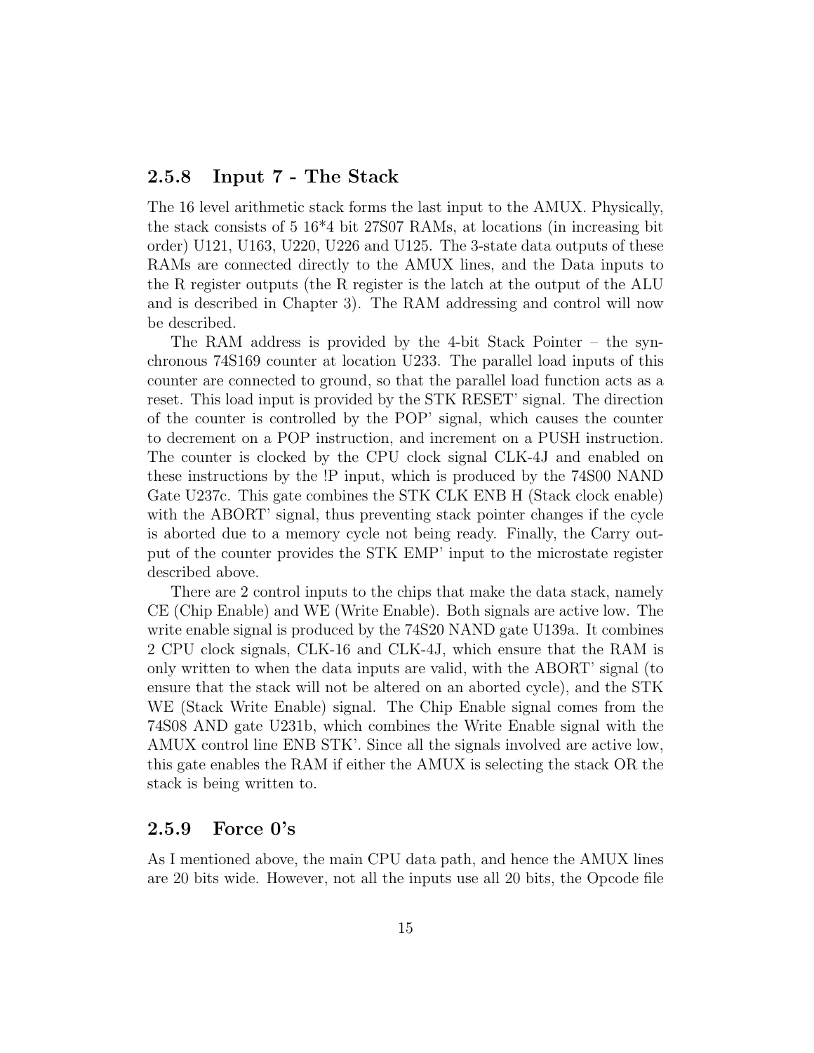### 2.5.8 Input 7 - The Stack

The 16 level arithmetic stack forms the last input to the AMUX. Physically, the stack consists of 5 16*4 bit 27S07 RAMs, at locations (in increasing bit order) U121, U163, U220, U226 and U125. The 3-state data outputs of these RAMs are connected directly to the AMUX lines, and the Data inputs to the R register outputs (the R register is the latch at the output of the ALU and is described in Chapter 3). The RAM addressing and control will now be described.

The RAM address is provided by the 4-bit Stack Pointer – the synchronous 74S169 counter at location U233. The parallel load inputs of this counter are connected to ground, so that the parallel load function acts as a reset. This load input is provided by the STK RESET' signal. The direction of the counter is controlled by the POP' signal, which causes the counter to decrement on a POP instruction, and increment on a PUSH instruction. The counter is clocked by the CPU clock signal CLK-4J and enabled on these instructions by the !P input, which is produced by the 74S00 NAND Gate U237c. This gate combines the STK CLK ENB H (Stack clock enable) with the ABORT' signal, thus preventing stack pointer changes if the cycle is aborted due to a memory cycle not being ready. Finally, the Carry output of the counter provides the STK EMP' input to the microstate register described above.

There are 2 control inputs to the chips that make the data stack, namely CE (Chip Enable) and WE (Write Enable). Both signals are active low. The write enable signal is produced by the 74S20 NAND gate U139a. It combines 2 CPU clock signals, CLK-16 and CLK-4J, which ensure that the RAM is only written to when the data inputs are valid, with the ABORT' signal (to ensure that the stack will not be altered on an aborted cycle), and the STK WE (Stack Write Enable) signal. The Chip Enable signal comes from the 74S08 AND gate U231b, which combines the Write Enable signal with the AMUX control line ENB STK'. Since all the signals involved are active low, this gate enables the RAM if either the AMUX is selecting the stack OR the stack is being written to.

### 2.5.9 Force 0's

As I mentioned above, the main CPU data path, and hence the AMUX lines are 20 bits wide. However, not all the inputs use all 20 bits, the Opcode file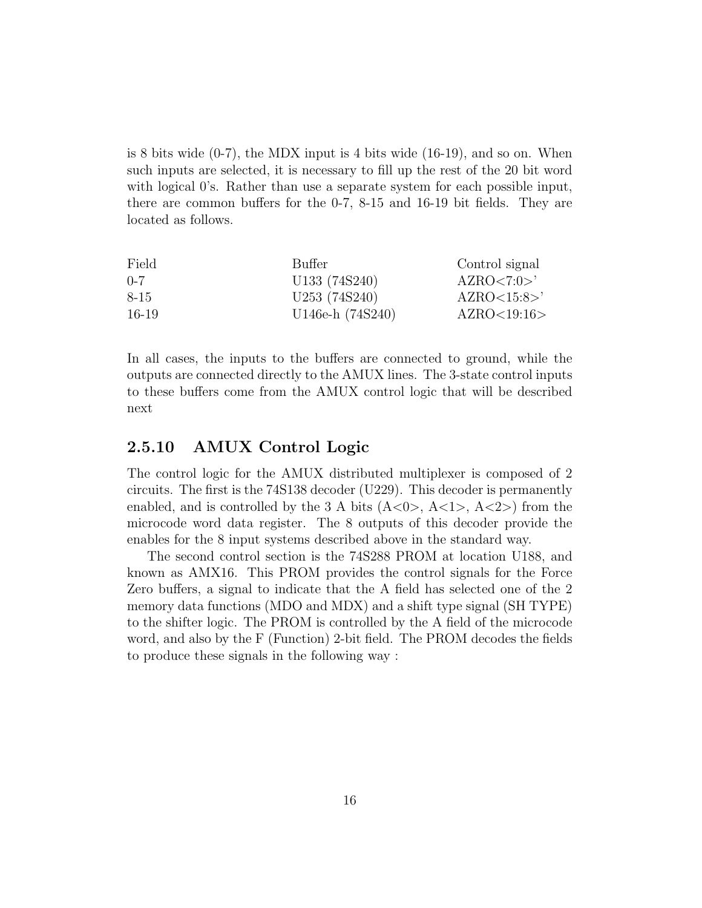is 8 bits wide (0-7), the MDX input is 4 bits wide (16-19), and so on. When such inputs are selected, it is necessary to fill up the rest of the 20 bit word with logical 0's. Rather than use a separate system for each possible input, there are common buffers for the 0-7, 8-15 and 16-19 bit fields. They are located as follows.

| Field | Buffer | Control signal |
|---|---|---|
| 0-7 | U133 (74S240) | AZRO<7:0>' |
| 8-15 | U253 (74S240) | AZRO<15:8>' |
| 16-19 | U146e-h (74S240) | AZRO<19:16> |

In all cases, the inputs to the buffers are connected to ground, while the outputs are connected directly to the AMUX lines. The 3-state control inputs to these buffers come from the AMUX control logic that will be described next

### 2.5.10 AMUX Control Logic

The control logic for the AMUX distributed multiplexer is composed of 2 circuits. The first is the 74S138 decoder (U229). This decoder is permanently enabled, and is controlled by the 3 A bits (A<0>, A<1>, A<2>) from the microcode word data register. The 8 outputs of this decoder provide the enables for the 8 input systems described above in the standard way.

The second control section is the 74S288 PROM at location U188, and known as AMX16. This PROM provides the control signals for the Force Zero buffers, a signal to indicate that the A field has selected one of the 2 memory data functions (MDO and MDX) and a shift type signal (SH TYPE) to the shifter logic. The PROM is controlled by the A field of the microcode word, and also by the F (Function) 2-bit field. The PROM decodes the fields to produce these signals in the following way :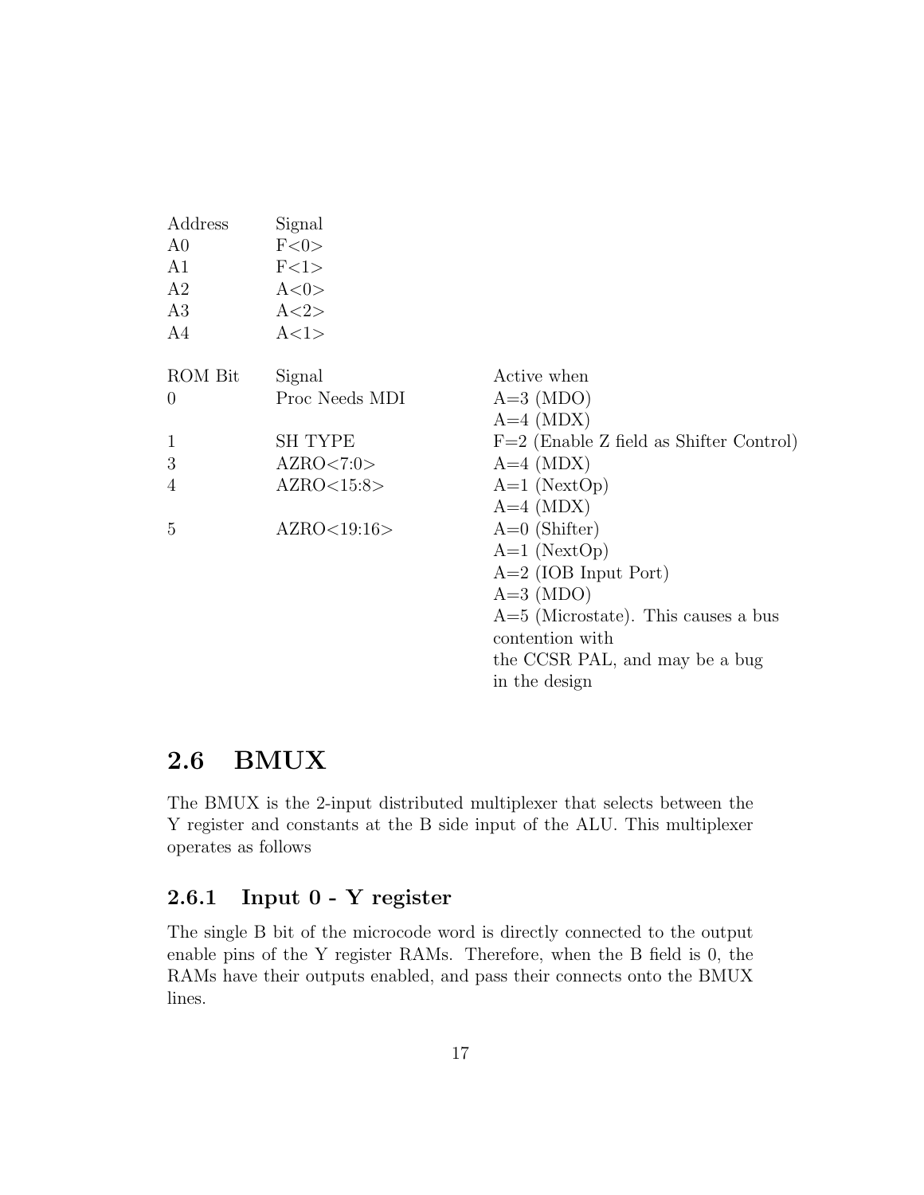| Address | Signal |
|---|---|
| A0 | F<0> |
| A1 | F<1> |
| A2 | A<0> |
| A3 | A<2> |
| A4 | A<1> |

| ROM Bit | Signal | Active when |
|---|---|---|
| 0 | Proc Needs MDI | A=3 (MDO) |
| | | A=4 (MDX) |
| 1 | SH TYPE | F=2 (Enable Z field as Shifter Control) |
| 3 | AZRO<7:0> | A=4 (MDX) |
| 4 | AZRO<15:8> | A=1 (NextOp) |
| | | A=4 (MDX) |
| 5 | AZRO<19:16> | A=0 (Shifter) |
| | | A=1 (NextOp) |
| | | A=2 (IOB Input Port) |
| | | A=3 (MDO) |
| | | A=5 (Microstate). This causes a bus contention with the CCSR PAL, and may be a bug in the design |

## 2.6 BMUX

The BMUX is the 2-input distributed multiplexer that selects between the Y register and constants at the B side input of the ALU. This multiplexer operates as follows

### 2.6.1 Input 0 - Y register

The single B bit of the microcode word is directly connected to the output enable pins of the Y register RAMs. Therefore, when the B field is 0, the RAMs have their outputs enabled, and pass their connects onto the BMUX lines.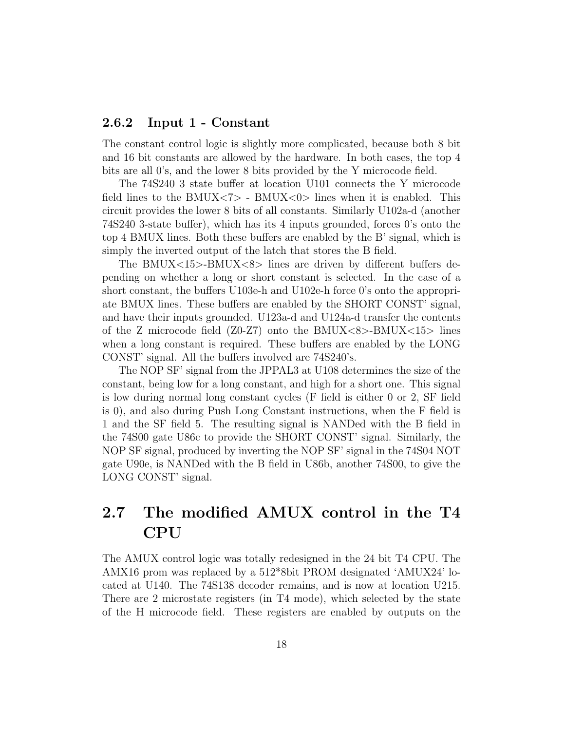### 2.6.2 Input 1 - Constant

The constant control logic is slightly more complicated, because both 8 bit and 16 bit constants are allowed by the hardware. In both cases, the top 4 bits are all 0's, and the lower 8 bits provided by the Y microcode field.

The 74S240 3 state buffer at location U101 connects the Y microcode field lines to the BMUX<7> - BMUX<0> lines when it is enabled. This circuit provides the lower 8 bits of all constants. Similarly U102a-d (another 74S240 3-state buffer), which has its 4 inputs grounded, forces 0's onto the top 4 BMUX lines. Both these buffers are enabled by the B' signal, which is simply the inverted output of the latch that stores the B field.

The BMUX<15>-BMUX<8> lines are driven by different buffers depending on whether a long or short constant is selected. In the case of a short constant, the buffers U103e-h and U102e-h force 0's onto the appropriate BMUX lines. These buffers are enabled by the SHORT CONST' signal, and have their inputs grounded. U123a-d and U124a-d transfer the contents of the Z microcode field (Z0-Z7) onto the BMUX<8>-BMUX<15> lines when a long constant is required. These buffers are enabled by the LONG CONST' signal. All the buffers involved are 74S240's.

The NOP SF' signal from the JPPAL3 at U108 determines the size of the constant, being low for a long constant, and high for a short one. This signal is low during normal long constant cycles (F field is either 0 or 2, SF field is 0), and also during Push Long Constant instructions, when the F field is 1 and the SF field 5. The resulting signal is NANDed with the B field in the 74S00 gate U86c to provide the SHORT CONST' signal. Similarly, the NOP SF signal, produced by inverting the NOP SF' signal in the 74S04 NOT gate U90e, is NANDed with the B field in U86b, another 74S00, to give the LONG CONST' signal.

## 2.7 The modified AMUX control in the T4 CPU

The AMUX control logic was totally redesigned in the 24 bit T4 CPU. The AMX16 prom was replaced by a 512*8bit PROM designated 'AMUX24' located at U140. The 74S138 decoder remains, and is now at location U215. There are 2 microstate registers (in T4 mode), which selected by the state of the H microcode field. These registers are enabled by outputs on the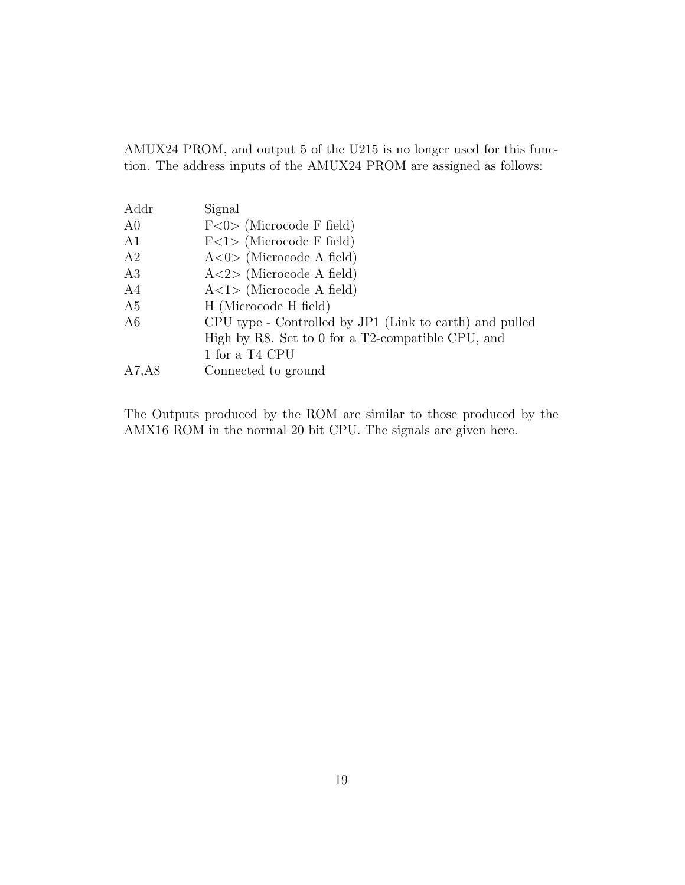AMUX24 PROM, and output 5 of the U215 is no longer used for this function. The address inputs of the AMUX24 PROM are assigned as follows:

| Addr | Signal |
|---|---|
| A0 | F<0> (Microcode F field) |
| A1 | F<1> (Microcode F field) |
| A2 | A<0> (Microcode A field) |
| A3 | A<2> (Microcode A field) |
| A4 | A<1> (Microcode A field) |
| A5 | H (Microcode H field) |
| A6 | CPU type - Controlled by JP1 (Link to earth) and pulled High by R8. Set to 0 for a T2-compatible CPU, and 1 for a T4 CPU |
| A7,A8 | Connected to ground |

The Outputs produced by the ROM are similar to those produced by the AMX16 ROM in the normal 20 bit CPU. The signals are given here.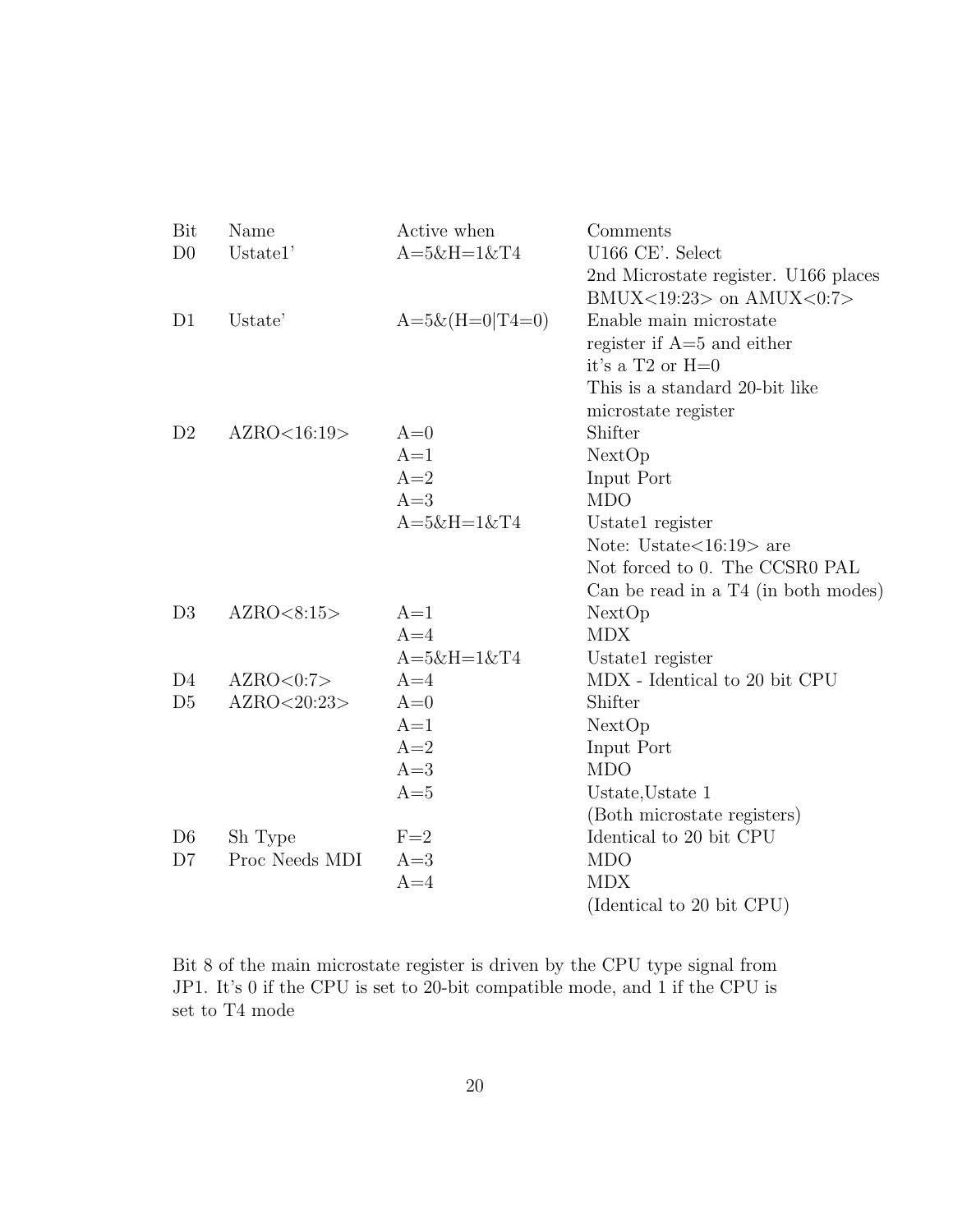| Bit | Name | Active when | Comments |
| --- | --- | --- | --- |
| D0 | Ustate1' | A=5&H=1&T4 | U166 CE'. Select 2nd Microstate register. U166 places BMUX<19:23> on AMUX<0:7> |
| D1 | Ustate' | A=5&(H=0\|T4=0) | Enable main microstate register if A=5 and either it's a T2 or H=0 This is a standard 20-bit like microstate register |
| D2 | AZRO<16:19> | A=0 | Shifter |
| | | A=1 | NextOp |
| | | A=2 | Input Port |
| | | A=3 | MDO |
| | | A=5&H=1&T4 | Ustate1 register Note: Ustate<16:19> are Not forced to 0. The CCSR0 PAL Can be read in a T4 (in both modes) |
| D3 | AZRO<8:15> | A=1 | NextOp |
| | | A=4 | MDX |
| | | A=5&H=1&T4 | Ustate1 register |
| D4 | AZRO<0:7> | A=4 | MDX - Identical to 20 bit CPU |
| D5 | AZRO<20:23> | A=0 | Shifter |
| | | A=1 | NextOp |
| | | A=2 | Input Port |
| | | A=3 | MDO |
| | | A=5 | Ustate,Ustate 1 (Both microstate registers) |
| D6 | Sh Type | F=2 | Identical to 20 bit CPU |
| D7 | Proc Needs MDI | A=3 | MDO |
| | | A=4 | MDX (Identical to 20 bit CPU) |

Bit 8 of the main microstate register is driven by the CPU type signal from JP1. It's 0 if the CPU is set to 20-bit compatible mode, and 1 if the CPU is set to T4 mode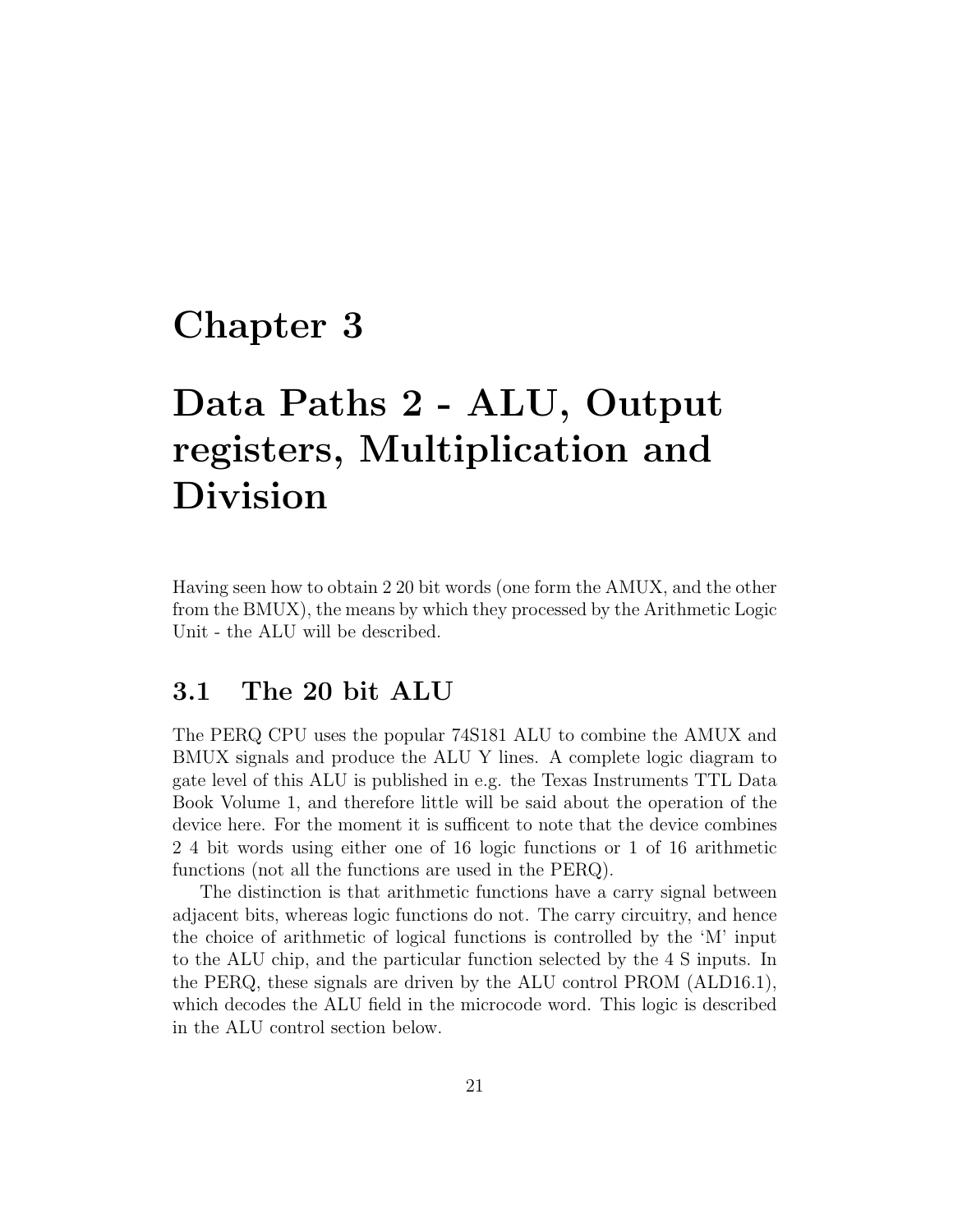# Chapter 3

# Data Paths 2 - ALU, Output registers, Multiplication and Division

Having seen how to obtain 2 20 bit words (one form the AMUX, and the other from the BMUX), the means by which they processed by the Arithmetic Logic Unit - the ALU will be described.

## 3.1 The 20 bit ALU

The PERQ CPU uses the popular 74S181 ALU to combine the AMUX and BMUX signals and produce the ALU Y lines. A complete logic diagram to gate level of this ALU is published in e.g. the Texas Instruments TTL Data Book Volume 1, and therefore little will be said about the operation of the device here. For the moment it is sufficent to note that the device combines 2 4 bit words using either one of 16 logic functions or 1 of 16 arithmetic functions (not all the functions are used in the PERQ).

The distinction is that arithmetic functions have a carry signal between adjacent bits, whereas logic functions do not. The carry circuitry, and hence the choice of arithmetic of logical functions is controlled by the 'M' input to the ALU chip, and the particular function selected by the 4 S inputs. In the PERQ, these signals are driven by the ALU control PROM (ALD16.1), which decodes the ALU field in the microcode word. This logic is described in the ALU control section below.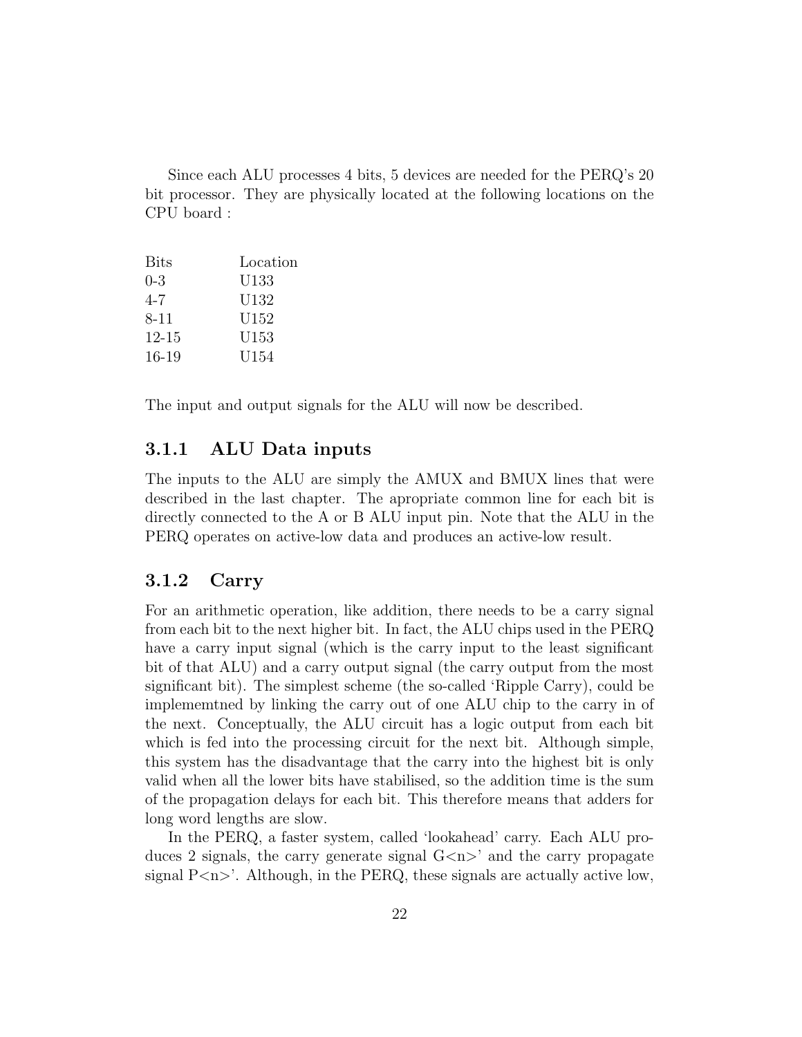Since each ALU processes 4 bits, 5 devices are needed for the PERQ's 20 bit processor. They are physically located at the following locations on the CPU board :

| Bits | Location |
|---|---|
| 0-3 | U133 |
| 4-7 | U132 |
| 8-11 | U152 |
| 12-15 | U153 |
| 16-19 | U154 |

The input and output signals for the ALU will now be described.

### 3.1.1 ALU Data inputs

The inputs to the ALU are simply the AMUX and BMUX lines that were described in the last chapter. The apropriate common line for each bit is directly connected to the A or B ALU input pin. Note that the ALU in the PERQ operates on active-low data and produces an active-low result.

### 3.1.2 Carry

For an arithmetic operation, like addition, there needs to be a carry signal from each bit to the next higher bit. In fact, the ALU chips used in the PERQ have a carry input signal (which is the carry input to the least significant bit of that ALU) and a carry output signal (the carry output from the most significant bit). The simplest scheme (the so-called 'Ripple Carry), could be implememtned by linking the carry out of one ALU chip to the carry in of the next. Conceptually, the ALU circuit has a logic output from each bit which is fed into the processing circuit for the next bit. Although simple, this system has the disadvantage that the carry into the highest bit is only valid when all the lower bits have stabilised, so the addition time is the sum of the propagation delays for each bit. This therefore means that adders for long word lengths are slow.

In the PERQ, a faster system, called 'lookahead' carry. Each ALU produces 2 signals, the carry generate signal G<n>' and the carry propagate signal P<n>'. Although, in the PERQ, these signals are actually active low,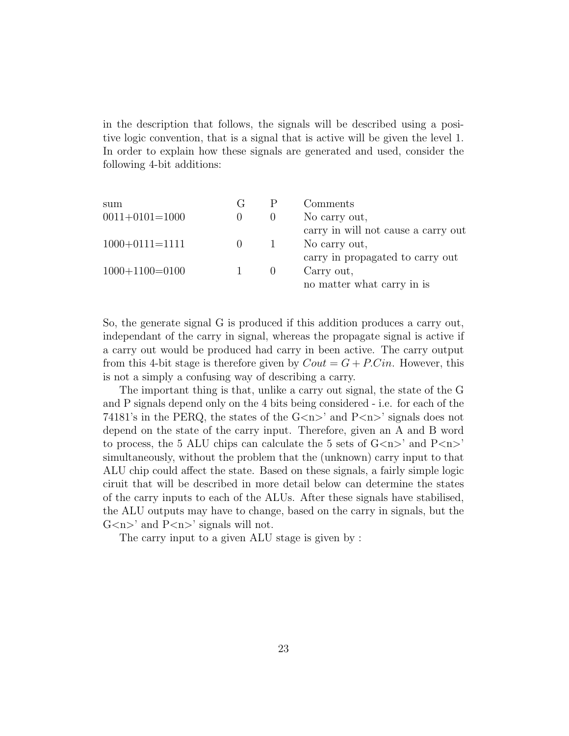in the description that follows, the signals will be described using a positive logic convention, that is a signal that is active will be given the level 1. In order to explain how these signals are generated and used, consider the following 4-bit additions:

| sum | G | P | Comments |
|---|---|---|---|
| 0011+0101=1000 | 0 | 0 | No carry out, carry in will not cause a carry out |
| 1000+0111=1111 | 0 | 1 | No carry out, carry in propagated to carry out |
| 1000+1100=0100 | 1 | 0 | Carry out, no matter what carry in is |

So, the generate signal G is produced if this addition produces a carry out, independant of the carry in signal, whereas the propagate signal is active if a carry out would be produced had carry in been active. The carry output from this 4-bit stage is therefore given by $Cout = G + P.Cin$. However, this is not a simply a confusing way of describing a carry.

The important thing is that, unlike a carry out signal, the state of the G and P signals depend only on the 4 bits being considered - i.e. for each of the 74181's in the PERQ, the states of the G<n>' and P<n>' signals does not depend on the state of the carry input. Therefore, given an A and B word to process, the 5 ALU chips can calculate the 5 sets of G<n>' and P<n>' simultaneously, without the problem that the (unknown) carry input to that ALU chip could affect the state. Based on these signals, a fairly simple logic ciruit that will be described in more detail below can determine the states of the carry inputs to each of the ALUs. After these signals have stabilised, the ALU outputs may have to change, based on the carry in signals, but the G<n>' and P<n>' signals will not.

The carry input to a given ALU stage is given by :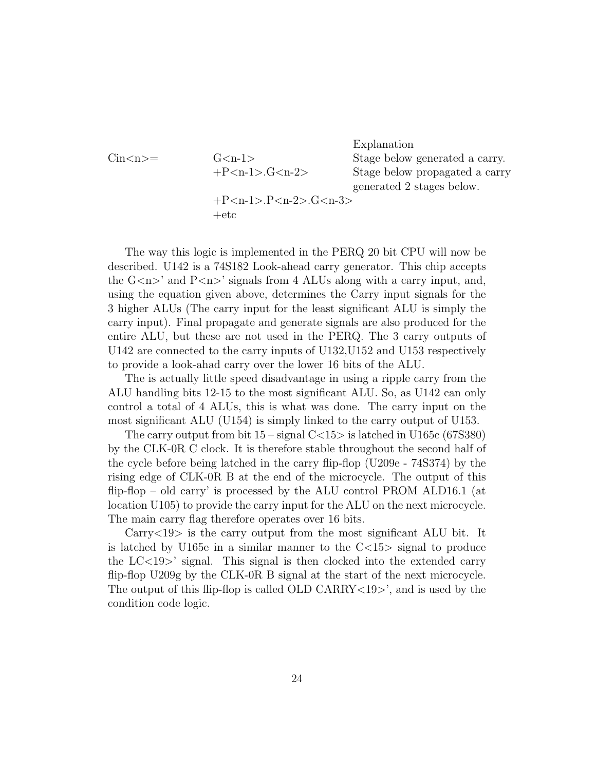| | | Explanation |
|---|---|---|
| Cin<n>= | G<n-1> | Stage below generated a carry. |
| | +P<n-1>.G<n-2> | Stage below propagated a carry generated 2 stages below. |
| | +P<n-1>.P<n-2>.G<n-3> | |
| | +etc | |

The way this logic is implemented in the PERQ 20 bit CPU will now be described. U142 is a 74S182 Look-ahead carry generator. This chip accepts the G<n>' and P<n>' signals from 4 ALUs along with a carry input, and, using the equation given above, determines the Carry input signals for the 3 higher ALUs (The carry input for the least significant ALU is simply the carry input). Final propagate and generate signals are also produced for the entire ALU, but these are not used in the PERQ. The 3 carry outputs of U142 are connected to the carry inputs of U132,U152 and U153 respectively to provide a look-ahad carry over the lower 16 bits of the ALU.

The is actually little speed disadvantage in using a ripple carry from the ALU handling bits 12-15 to the most significant ALU. So, as U142 can only control a total of 4 ALUs, this is what was done. The carry input on the most significant ALU (U154) is simply linked to the carry output of U153.

The carry output from bit 15 – signal C<15> is latched in U165c (67S380) by the CLK-0R C clock. It is therefore stable throughout the second half of the cycle before being latched in the carry flip-flop (U209e - 74S374) by the rising edge of CLK-0R B at the end of the microcycle. The output of this flip-flop – old carry' is processed by the ALU control PROM ALD16.1 (at location U105) to provide the carry input for the ALU on the next microcycle. The main carry flag therefore operates over 16 bits.

Carry<19> is the carry output from the most significant ALU bit. It is latched by U165e in a similar manner to the C<15> signal to produce the LC<19>' signal. This signal is then clocked into the extended carry flip-flop U209g by the CLK-0R B signal at the start of the next microcycle. The output of this flip-flop is called OLD CARRY<19>', and is used by the condition code logic.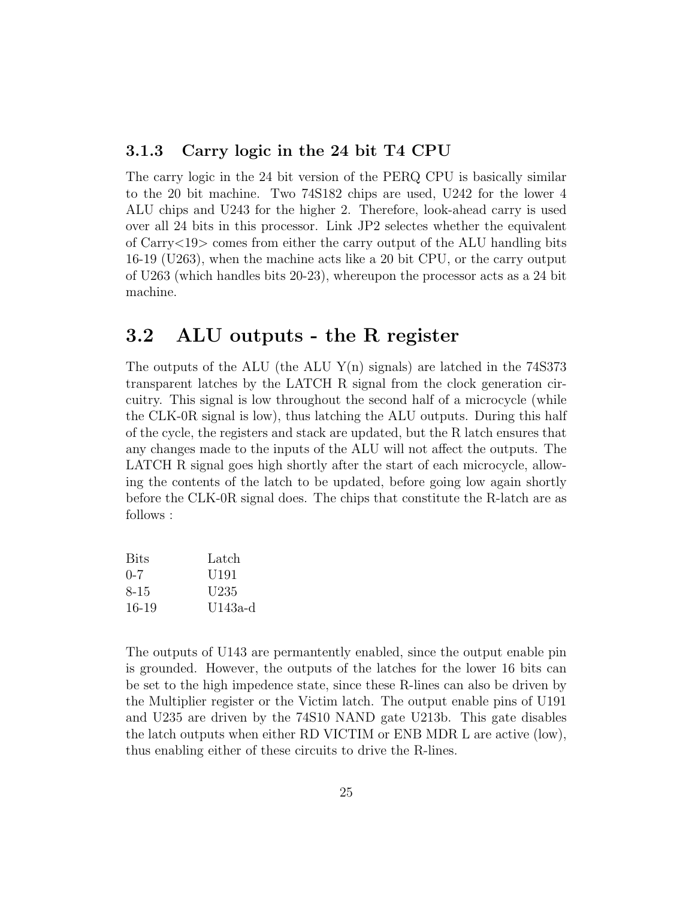### 3.1.3 Carry logic in the 24 bit T4 CPU

The carry logic in the 24 bit version of the PERQ CPU is basically similar to the 20 bit machine. Two 74S182 chips are used, U242 for the lower 4 ALU chips and U243 for the higher 2. Therefore, look-ahead carry is used over all 24 bits in this processor. Link JP2 selectes whether the equivalent of Carry<19> comes from either the carry output of the ALU handling bits 16-19 (U263), when the machine acts like a 20 bit CPU, or the carry output of U263 (which handles bits 20-23), whereupon the processor acts as a 24 bit machine.

## 3.2 ALU outputs - the R register

The outputs of the ALU (the ALU Y(n) signals) are latched in the 74S373 transparent latches by the LATCH R signal from the clock generation circuitry. This signal is low throughout the second half of a microcycle (while the CLK-0R signal is low), thus latching the ALU outputs. During this half of the cycle, the registers and stack are updated, but the R latch ensures that any changes made to the inputs of the ALU will not affect the outputs. The LATCH R signal goes high shortly after the start of each microcycle, allowing the contents of the latch to be updated, before going low again shortly before the CLK-0R signal does. The chips that constitute the R-latch are as follows :

| Bits | Latch |
|---|---|
| 0-7 | U191 |
| 8-15 | U235 |
| 16-19 | U143a-d |

The outputs of U143 are permantently enabled, since the output enable pin is grounded. However, the outputs of the latches for the lower 16 bits can be set to the high impedence state, since these R-lines can also be driven by the Multiplier register or the Victim latch. The output enable pins of U191 and U235 are driven by the 74S10 NAND gate U213b. This gate disables the latch outputs when either RD VICTIM or ENB MDR L are active (low), thus enabling either of these circuits to drive the R-lines.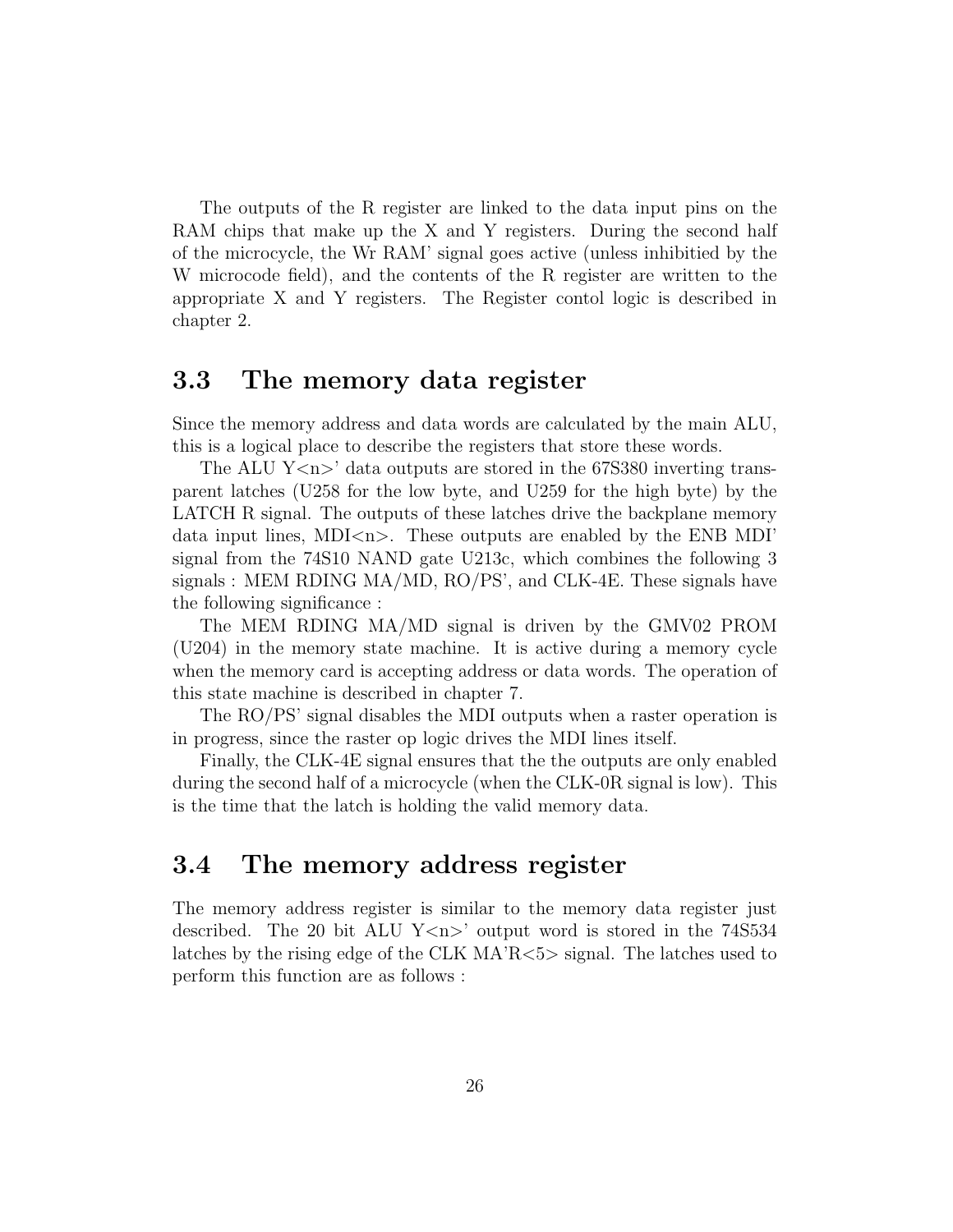The outputs of the R register are linked to the data input pins on the RAM chips that make up the X and Y registers. During the second half of the microcycle, the Wr RAM' signal goes active (unless inhibitied by the W microcode field), and the contents of the R register are written to the appropriate X and Y registers. The Register contol logic is described in chapter 2.

## 3.3 The memory data register

Since the memory address and data words are calculated by the main ALU, this is a logical place to describe the registers that store these words.

The ALU Y<n>' data outputs are stored in the 67S380 inverting transparent latches (U258 for the low byte, and U259 for the high byte) by the LATCH R signal. The outputs of these latches drive the backplane memory data input lines, MDI<n>. These outputs are enabled by the ENB MDI' signal from the 74S10 NAND gate U213c, which combines the following 3 signals : MEM RDING MA/MD, RO/PS', and CLK-4E. These signals have the following significance :

The MEM RDING MA/MD signal is driven by the GMV02 PROM (U204) in the memory state machine. It is active during a memory cycle when the memory card is accepting address or data words. The operation of this state machine is described in chapter 7.

The RO/PS' signal disables the MDI outputs when a raster operation is in progress, since the raster op logic drives the MDI lines itself.

Finally, the CLK-4E signal ensures that the the outputs are only enabled during the second half of a microcycle (when the CLK-0R signal is low). This is the time that the latch is holding the valid memory data.

## 3.4 The memory address register

The memory address register is similar to the memory data register just described. The 20 bit ALU Y<n>' output word is stored in the 74S534 latches by the rising edge of the CLK MA'R<5> signal. The latches used to perform this function are as follows :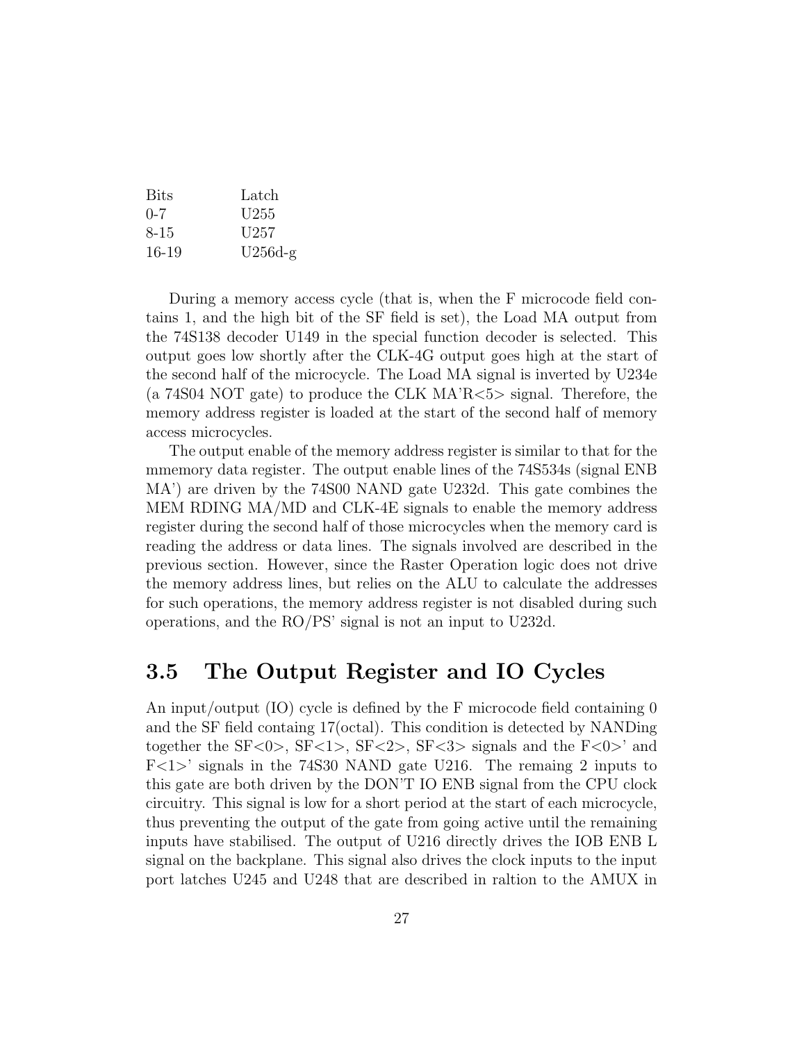| Bits | Latch |
|---|---|
| 0-7 | U255 |
| 8-15 | U257 |
| 16-19 | U256d-g |

During a memory access cycle (that is, when the F microcode field contains 1, and the high bit of the SF field is set), the Load MA output from the 74S138 decoder U149 in the special function decoder is selected. This output goes low shortly after the CLK-4G output goes high at the start of the second half of the microcycle. The Load MA signal is inverted by U234e (a 74S04 NOT gate) to produce the CLK MA'R<5> signal. Therefore, the memory address register is loaded at the start of the second half of memory access microcycles.

The output enable of the memory address register is similar to that for the mmemory data register. The output enable lines of the 74S534s (signal ENB MA') are driven by the 74S00 NAND gate U232d. This gate combines the MEM RDING MA/MD and CLK-4E signals to enable the memory address register during the second half of those microcycles when the memory card is reading the address or data lines. The signals involved are described in the previous section. However, since the Raster Operation logic does not drive the memory address lines, but relies on the ALU to calculate the addresses for such operations, the memory address register is not disabled during such operations, and the RO/PS' signal is not an input to U232d.

## 3.5 The Output Register and IO Cycles

An input/output (IO) cycle is defined by the F microcode field containing 0 and the SF field containg 17(octal). This condition is detected by NANDing together the SF<0>, SF<1>, SF<2>, SF<3> signals and the F<0>' and F<1>' signals in the 74S30 NAND gate U216. The remaing 2 inputs to this gate are both driven by the DON'T IO ENB signal from the CPU clock circuitry. This signal is low for a short period at the start of each microcycle, thus preventing the output of the gate from going active until the remaining inputs have stabilised. The output of U216 directly drives the IOB ENB L signal on the backplane. This signal also drives the clock inputs to the input port latches U245 and U248 that are described in raltion to the AMUX in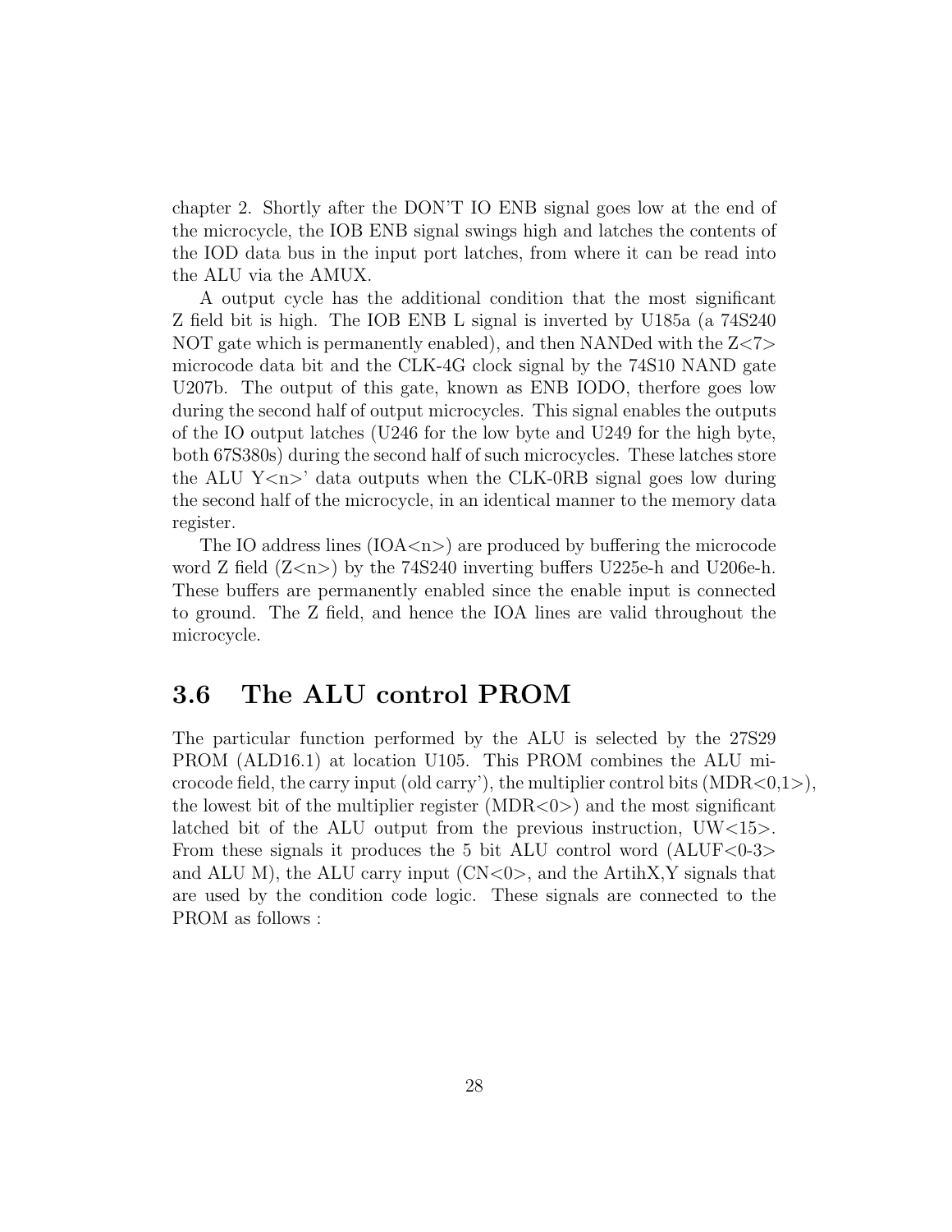chapter 2. Shortly after the DON'T IO ENB signal goes low at the end of the microcycle, the IOB ENB signal swings high and latches the contents of the IOD data bus in the input port latches, from where it can be read into the ALU via the AMUX.

A output cycle has the additional condition that the most significant Z field bit is high. The IOB ENB L signal is inverted by U185a (a 74S240 NOT gate which is permanently enabled), and then NANDed with the Z<7> microcode data bit and the CLK-4G clock signal by the 74S10 NAND gate U207b. The output of this gate, known as ENB IODO, therfore goes low during the second half of output microcycles. This signal enables the outputs of the IO output latches (U246 for the low byte and U249 for the high byte, both 67S380s) during the second half of such microcycles. These latches store the ALU Y<n>' data outputs when the CLK-0RB signal goes low during the second half of the microcycle, in an identical manner to the memory data register.

The IO address lines (IOA<n>) are produced by buffering the microcode word Z field (Z<n>) by the 74S240 inverting buffers U225e-h and U206e-h. These buffers are permanently enabled since the enable input is connected to ground. The Z field, and hence the IOA lines are valid throughout the microcycle.

## 3.6 The ALU control PROM

The particular function performed by the ALU is selected by the 27S29 PROM (ALD16.1) at location U105. This PROM combines the ALU microcode field, the carry input (old carry'), the multiplier control bits (MDR<0,1>), the lowest bit of the multiplier register (MDR<0>) and the most significant latched bit of the ALU output from the previous instruction, UW<15>. From these signals it produces the 5 bit ALU control word (ALUF<0-3> and ALU M), the ALU carry input (CN<0>, and the ArtihX,Y signals that are used by the condition code logic. These signals are connected to the PROM as follows :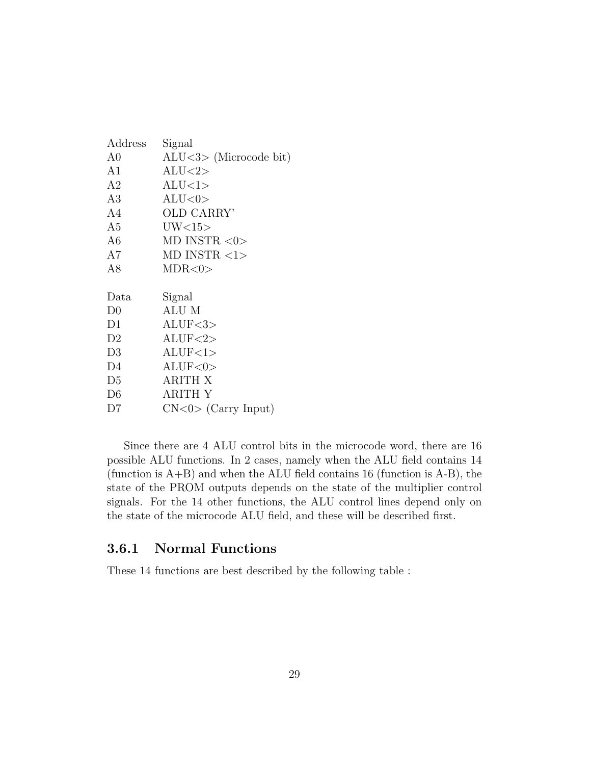| Address | Signal |
|---|---|
| A0 | ALU<3> (Microcode bit) |
| A1 | ALU<2> |
| A2 | ALU<1> |
| A3 | ALU<0> |
| A4 | OLD CARRY' |
| A5 | UW<15> |
| A6 | MD INSTR <0> |
| A7 | MD INSTR <1> |
| A8 | MDR<0> |

| Data | Signal |
|---|---|
| D0 | ALU M |
| D1 | ALUF<3> |
| D2 | ALUF<2> |
| D3 | ALUF<1> |
| D4 | ALUF<0> |
| D5 | ARITH X |
| D6 | ARITH Y |
| D7 | CN<0> (Carry Input) |

Since there are 4 ALU control bits in the microcode word, there are 16 possible ALU functions. In 2 cases, namely when the ALU field contains 14 (function is A+B) and when the ALU field contains 16 (function is A-B), the state of the PROM outputs depends on the state of the multiplier control signals. For the 14 other functions, the ALU control lines depend only on the state of the microcode ALU field, and these will be described first.

### 3.6.1 Normal Functions

These 14 functions are best described by the following table :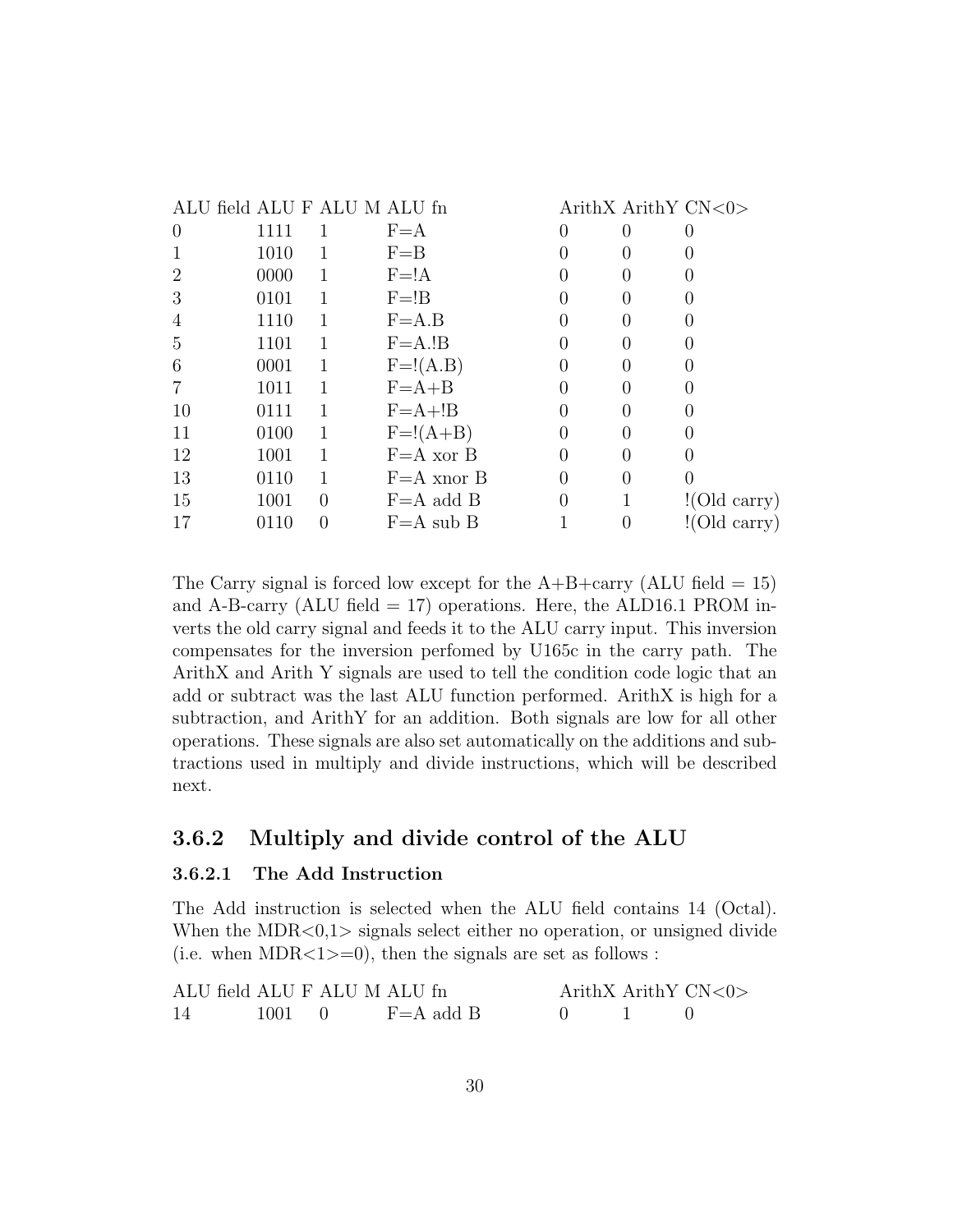| ALU field | ALU F | ALU M | ALU fn | ArithX | ArithY | CN<0> |
|---|---|---|---|---|---|---|
| 0 | 1111 | 1 | F=A | 0 | 0 | 0 |
| 1 | 1010 | 1 | F=B | 0 | 0 | 0 |
| 2 | 0000 | 1 | F=!A | 0 | 0 | 0 |
| 3 | 0101 | 1 | F=!B | 0 | 0 | 0 |
| 4 | 1110 | 1 | F=A.B | 0 | 0 | 0 |
| 5 | 1101 | 1 | F=A.!B | 0 | 0 | 0 |
| 6 | 0001 | 1 | F=!(A.B) | 0 | 0 | 0 |
| 7 | 1011 | 1 | F=A+B | 0 | 0 | 0 |
| 10 | 0111 | 1 | F=A+!B | 0 | 0 | 0 |
| 11 | 0100 | 1 | F=!(A+B) | 0 | 0 | 0 |
| 12 | 1001 | 1 | F=A xor B | 0 | 0 | 0 |
| 13 | 0110 | 1 | F=A xnor B | 0 | 0 | 0 |
| 15 | 1001 | 0 | F=A add B | 0 | 1 | !(Old carry) |
| 17 | 0110 | 0 | F=A sub B | 1 | 0 | !(Old carry) |

The Carry signal is forced low except for the A+B+carry (ALU field = 15) and A-B-carry (ALU field = 17) operations. Here, the ALD16.1 PROM inverts the old carry signal and feeds it to the ALU carry input. This inversion compensates for the inversion perfomed by U165c in the carry path. The ArithX and Arith Y signals are used to tell the condition code logic that an add or subtract was the last ALU function performed. ArithX is high for a subtraction, and ArithY for an addition. Both signals are low for all other operations. These signals are also set automatically on the additions and subtractions used in multiply and divide instructions, which will be described next.

## 3.6.2 Multiply and divide control of the ALU

### 3.6.2.1 The Add Instruction

The Add instruction is selected when the ALU field contains 14 (Octal). When the MDR<0,1> signals select either no operation, or unsigned divide (i.e. when MDR<1>=0), then the signals are set as follows :

| ALU field | ALU F | ALU M | ALU fn | ArithX | ArithY | CN<0> |
|---|---|---|---|---|---|---|
| 14 | 1001 | 0 | F=A add B | 0 | 1 | 0 |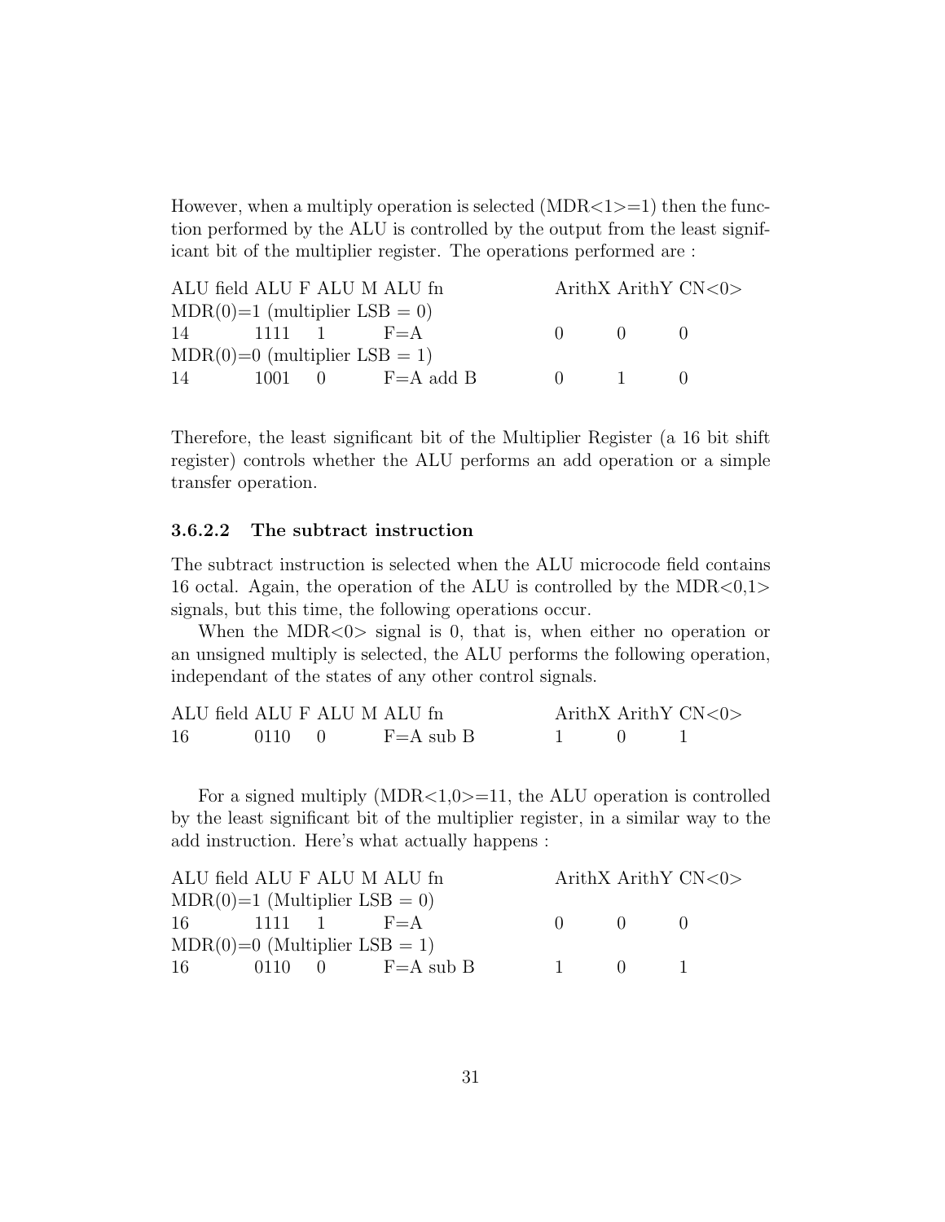However, when a multiply operation is selected (MDR<1>=1) then the function performed by the ALU is controlled by the output from the least significant bit of the multiplier register. The operations performed are :

| ALU field | ALU F | ALU M | ALU fn | ArithX | ArithY | CN<0> |
|---|---|---|---|---|---|---|
| MDR(0)=1 (multiplier LSB = 0) | | | | | | |
| 14 | 1111 | 1 | F=A | 0 | 0 | 0 |
| MDR(0)=0 (multiplier LSB = 1) | | | | | | |
| 14 | 1001 | 0 | F=A add B | 0 | 1 | 0 |

Therefore, the least significant bit of the Multiplier Register (a 16 bit shift register) controls whether the ALU performs an add operation or a simple transfer operation.

#### 3.6.2.2 The subtract instruction

The subtract instruction is selected when the ALU microcode field contains 16 octal. Again, the operation of the ALU is controlled by the MDR<0,1> signals, but this time, the following operations occur.

When the MDR<0> signal is 0, that is, when either no operation or an unsigned multiply is selected, the ALU performs the following operation, independant of the states of any other control signals.

| ALU field | ALU F | ALU M | ALU fn | ArithX | ArithY | CN<0> |
|---|---|---|---|---|---|---|
| 16 | 0110 | 0 | F=A sub B | 1 | 0 | 1 |

For a signed multiply (MDR<1,0>=11, the ALU operation is controlled by the least significant bit of the multiplier register, in a similar way to the add instruction. Here's what actually happens :

| ALU field | ALU F | ALU M | ALU fn | ArithX | ArithY | CN<0> |
|---|---|---|---|---|---|---|
| MDR(0)=1 (Multiplier LSB = 0) | | | | | | |
| 16 | 1111 | 1 | F=A | 0 | 0 | 0 |
| MDR(0)=0 (Multiplier LSB = 1) | | | | | | |
| 16 | 0110 | 0 | F=A sub B | 1 | 0 | 1 |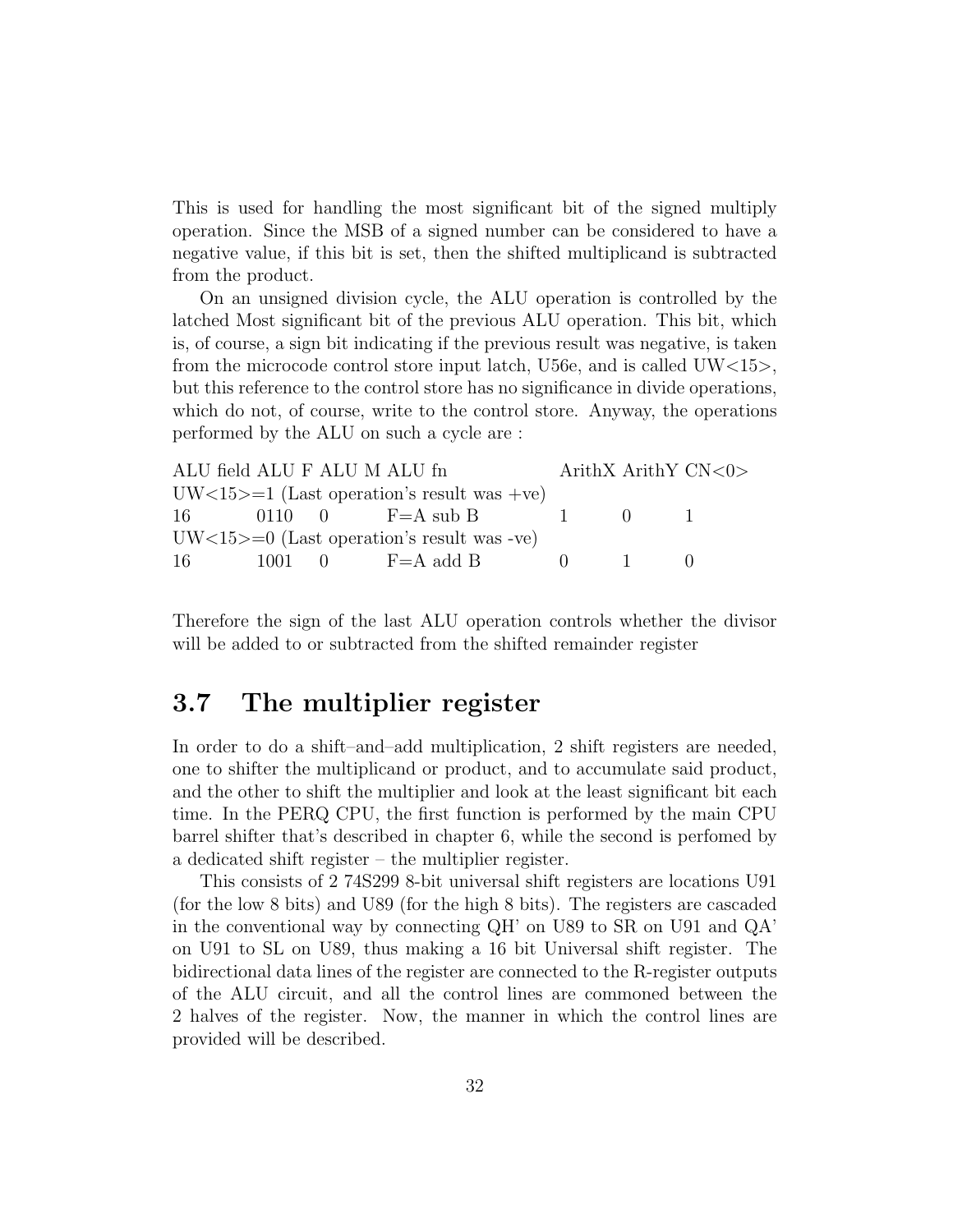This is used for handling the most significant bit of the signed multiply operation. Since the MSB of a signed number can be considered to have a negative value, if this bit is set, then the shifted multiplicand is subtracted from the product.

On an unsigned division cycle, the ALU operation is controlled by the latched Most significant bit of the previous ALU operation. This bit, which is, of course, a sign bit indicating if the previous result was negative, is taken from the microcode control store input latch, U56e, and is called UW<15>, but this reference to the control store has no significance in divide operations, which do not, of course, write to the control store. Anyway, the operations performed by the ALU on such a cycle are :

| ALU field | ALU F | ALU M | ALU fn | ArithX | ArithY | CN<0> |
|---|---|---|---|---|---|---|
| UW<15>=1 (Last operation's result was +ve) | | | | | | |
| 16 | 0110 | 0 | F=A sub B | 1 | 0 | 1 |
| UW<15>=0 (Last operation's result was -ve) | | | | | | |
| 16 | 1001 | 0 | F=A add B | 0 | 1 | 0 |

Therefore the sign of the last ALU operation controls whether the divisor will be added to or subtracted from the shifted remainder register

## 3.7 The multiplier register

In order to do a shift–and–add multiplication, 2 shift registers are needed, one to shifter the multiplicand or product, and to accumulate said product, and the other to shift the multiplier and look at the least significant bit each time. In the PERQ CPU, the first function is performed by the main CPU barrel shifter that's described in chapter 6, while the second is perfomed by a dedicated shift register – the multiplier register.

This consists of 2 74S299 8-bit universal shift registers are locations U91 (for the low 8 bits) and U89 (for the high 8 bits). The registers are cascaded in the conventional way by connecting QH' on U89 to SR on U91 and QA' on U91 to SL on U89, thus making a 16 bit Universal shift register. The bidirectional data lines of the register are connected to the R-register outputs of the ALU circuit, and all the control lines are commoned between the 2 halves of the register. Now, the manner in which the control lines are provided will be described.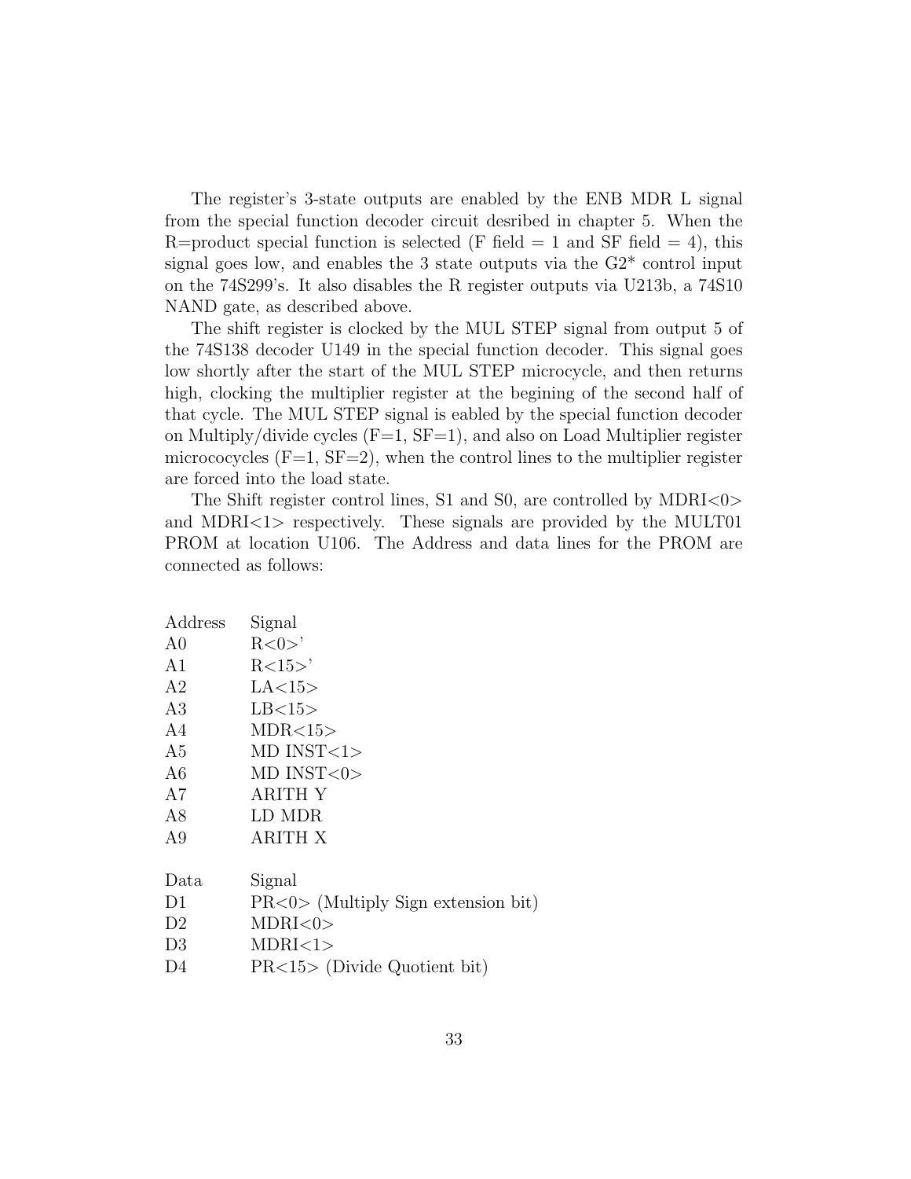The register's 3-state outputs are enabled by the ENB MDR L signal from the special function decoder circuit desribed in chapter 5. When the R=product special function is selected (F field = 1 and SF field = 4), this signal goes low, and enables the 3 state outputs via the G2* control input on the 74S299's. It also disables the R register outputs via U213b, a 74S10 NAND gate, as described above.

The shift register is clocked by the MUL STEP signal from output 5 of the 74S138 decoder U149 in the special function decoder. This signal goes low shortly after the start of the MUL STEP microcycle, and then returns high, clocking the multiplier register at the begining of the second half of that cycle. The MUL STEP signal is eabled by the special function decoder on Multiply/divide cycles (F=1, SF=1), and also on Load Multiplier register micrococycles (F=1, SF=2), when the control lines to the multiplier register are forced into the load state.

The Shift register control lines, S1 and S0, are controlled by MDRI<0> and MDRI<1> respectively. These signals are provided by the MULT01 PROM at location U106. The Address and data lines for the PROM are connected as follows:

| Address | Signal |
|---|---|
| A0 | R<0>' |
| A1 | R<15>' |
| A2 | LA<15> |
| A3 | LB<15> |
| A4 | MDR<15> |
| A5 | MD INST<1> |
| A6 | MD INST<0> |
| A7 | ARITH Y |
| A8 | LD MDR |
| A9 | ARITH X |

| Data | Signal |
|---|---|
| D1 | PR<0> (Multiply Sign extension bit) |
| D2 | MDRI<0> |
| D3 | MDRI<1> |
| D4 | PR<15> (Divide Quotient bit) |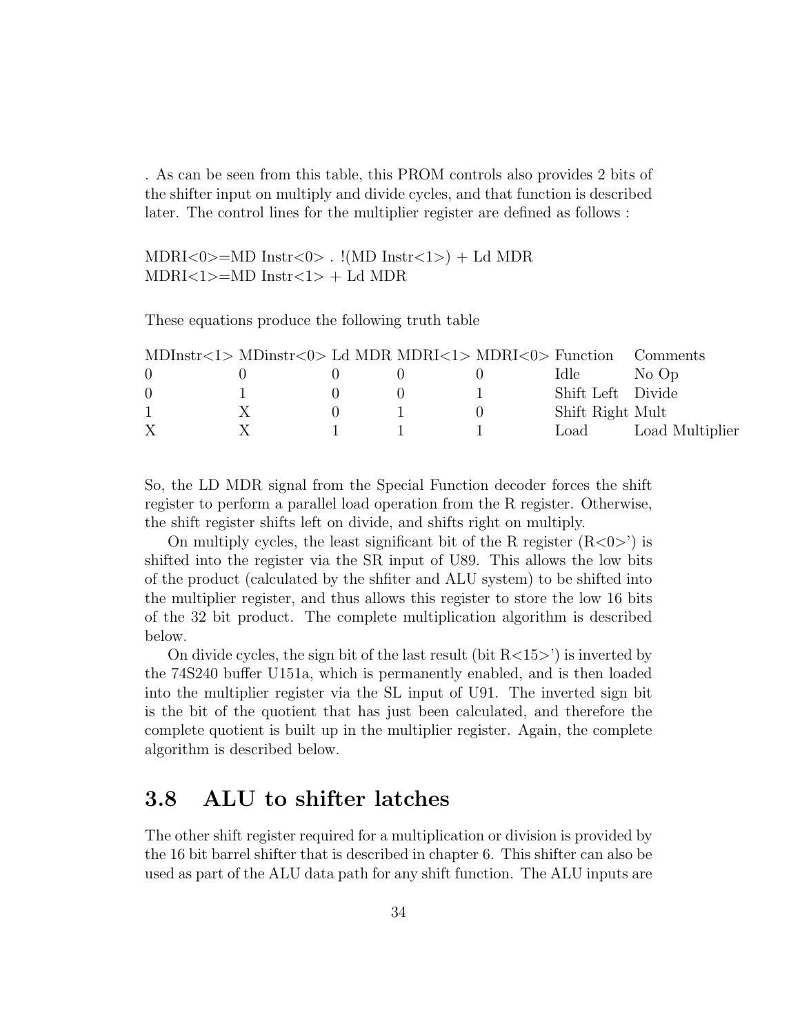. As can be seen from this table, this PROM controls also provides 2 bits of the shifter input on multiply and divide cycles, and that function is described later. The control lines for the multiplier register are defined as follows :

MDRI<0>=MD Instr<0> . !(MD Instr<1>) + Ld MDR
MDRI<1>=MD Instr<1> + Ld MDR

These equations produce the following truth table

| MDInstr<1> | MDinstr<0> | Ld MDR | MDRI<1> | MDRI<0> | Function | Comments |
|---|---|---|---|---|---|---|
| 0 | 0 | 0 | 0 | 0 | Idle | No Op |
| 0 | 1 | 0 | 0 | 1 | Shift Left | Divide |
| 1 | X | 0 | 1 | 0 | Shift Right | Mult |
| X | X | 1 | 1 | 1 | Load | Load Multiplier |

So, the LD MDR signal from the Special Function decoder forces the shift register to perform a parallel load operation from the R register. Otherwise, the shift register shifts left on divide, and shifts right on multiply.

On multiply cycles, the least significant bit of the R register (R<0>') is shifted into the register via the SR input of U89. This allows the low bits of the product (calculated by the shfiter and ALU system) to be shifted into the multiplier register, and thus allows this register to store the low 16 bits of the 32 bit product. The complete multiplication algorithm is described below.

On divide cycles, the sign bit of the last result (bit R<15>') is inverted by the 74S240 buffer U151a, which is permanently enabled, and is then loaded into the multiplier register via the SL input of U91. The inverted sign bit is the bit of the quotient that has just been calculated, and therefore the complete quotient is built up in the multiplier register. Again, the complete algorithm is described below.

## 3.8 ALU to shifter latches

The other shift register required for a multiplication or division is provided by the 16 bit barrel shifter that is described in chapter 6. This shifter can also be used as part of the ALU data path for any shift function. The ALU inputs are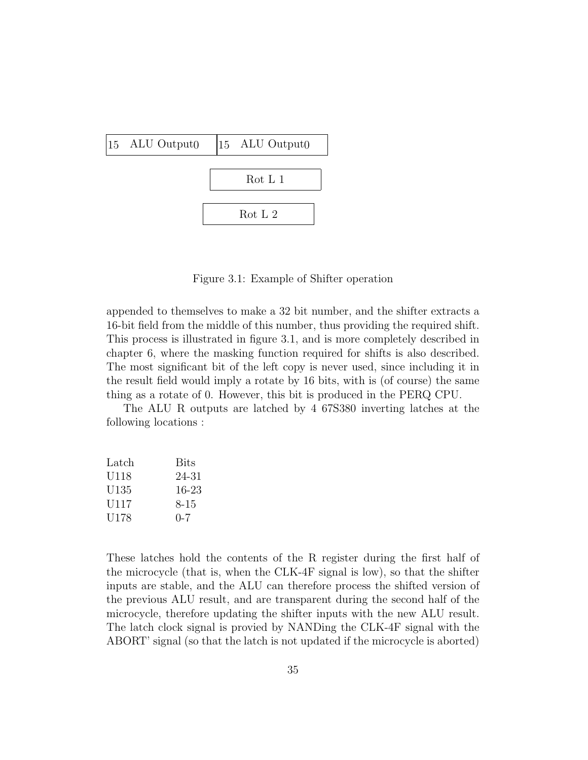| 15 ALU Output 0 | 15 ALU Output 0 |
| --- | --- |

Rot L 1

Rot L 2

Figure 3.1: Example of Shifter operation

appended to themselves to make a 32 bit number, and the shifter extracts a 16-bit field from the middle of this number, thus providing the required shift. This process is illustrated in figure 3.1, and is more completely described in chapter 6, where the masking function required for shifts is also described. The most significant bit of the left copy is never used, since including it in the result field would imply a rotate by 16 bits, with is (of course) the same thing as a rotate of 0. However, this bit is produced in the PERQ CPU.

The ALU R outputs are latched by 4 67S380 inverting latches at the following locations :

| Latch | Bits |
| --- | --- |
| U118 | 24-31 |
| U135 | 16-23 |
| U117 | 8-15 |
| U178 | 0-7 |

These latches hold the contents of the R register during the first half of the microcycle (that is, when the CLK-4F signal is low), so that the shifter inputs are stable, and the ALU can therefore process the shifted version of the previous ALU result, and are transparent during the second half of the microcycle, therefore updating the shifter inputs with the new ALU result. The latch clock signal is provied by NANDing the CLK-4F signal with the ABORT' signal (so that the latch is not updated if the microcycle is aborted)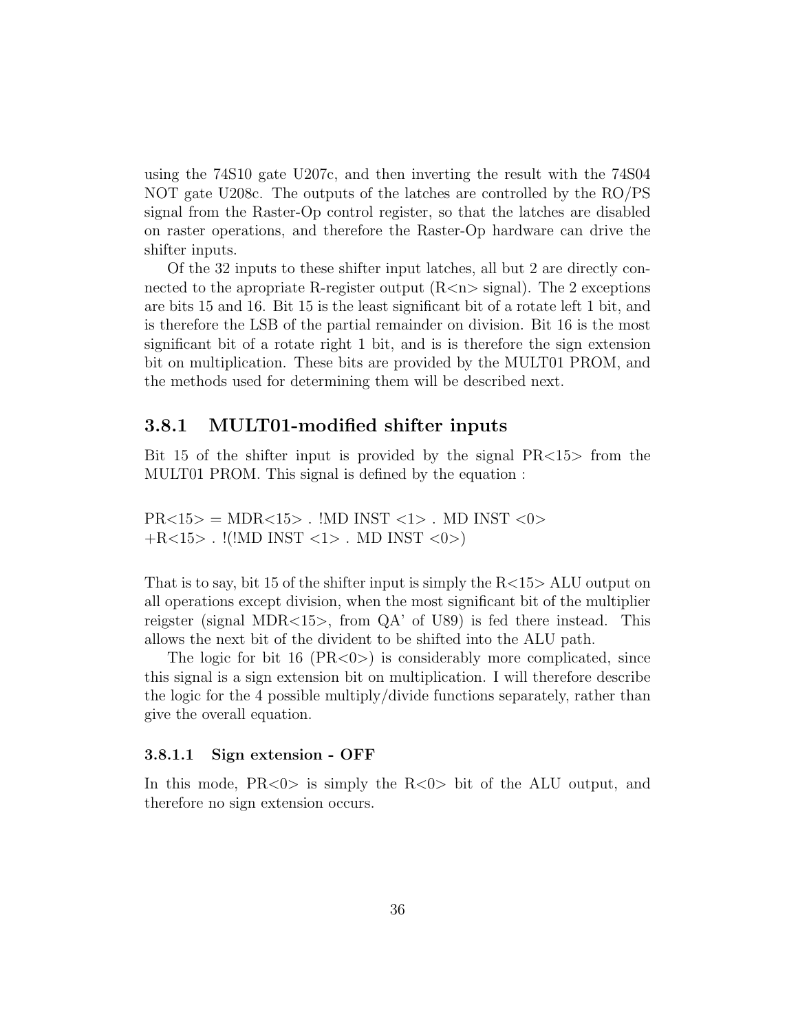using the 74S10 gate U207c, and then inverting the result with the 74S04 NOT gate U208c. The outputs of the latches are controlled by the RO/PS signal from the Raster-Op control register, so that the latches are disabled on raster operations, and therefore the Raster-Op hardware can drive the shifter inputs.

Of the 32 inputs to these shifter input latches, all but 2 are directly connected to the apropriate R-register output (R<n> signal). The 2 exceptions are bits 15 and 16. Bit 15 is the least significant bit of a rotate left 1 bit, and is therefore the LSB of the partial remainder on division. Bit 16 is the most significant bit of a rotate right 1 bit, and is is therefore the sign extension bit on multiplication. These bits are provided by the MULT01 PROM, and the methods used for determining them will be described next.

### 3.8.1 MULT01-modified shifter inputs

Bit 15 of the shifter input is provided by the signal PR<15> from the MULT01 PROM. This signal is defined by the equation :

PR<15> = MDR<15> . !MD INST <1> . MD INST <0>
+R<15> . !(!MD INST <1> . MD INST <0>)

That is to say, bit 15 of the shifter input is simply the R<15> ALU output on all operations except division, when the most significant bit of the multiplier reigster (signal MDR<15>, from QA' of U89) is fed there instead. This allows the next bit of the divident to be shifted into the ALU path.

The logic for bit 16 (PR<0>) is considerably more complicated, since this signal is a sign extension bit on multiplication. I will therefore describe the logic for the 4 possible multiply/divide functions separately, rather than give the overall equation.

#### 3.8.1.1 Sign extension - OFF

In this mode, PR<0> is simply the R<0> bit of the ALU output, and therefore no sign extension occurs.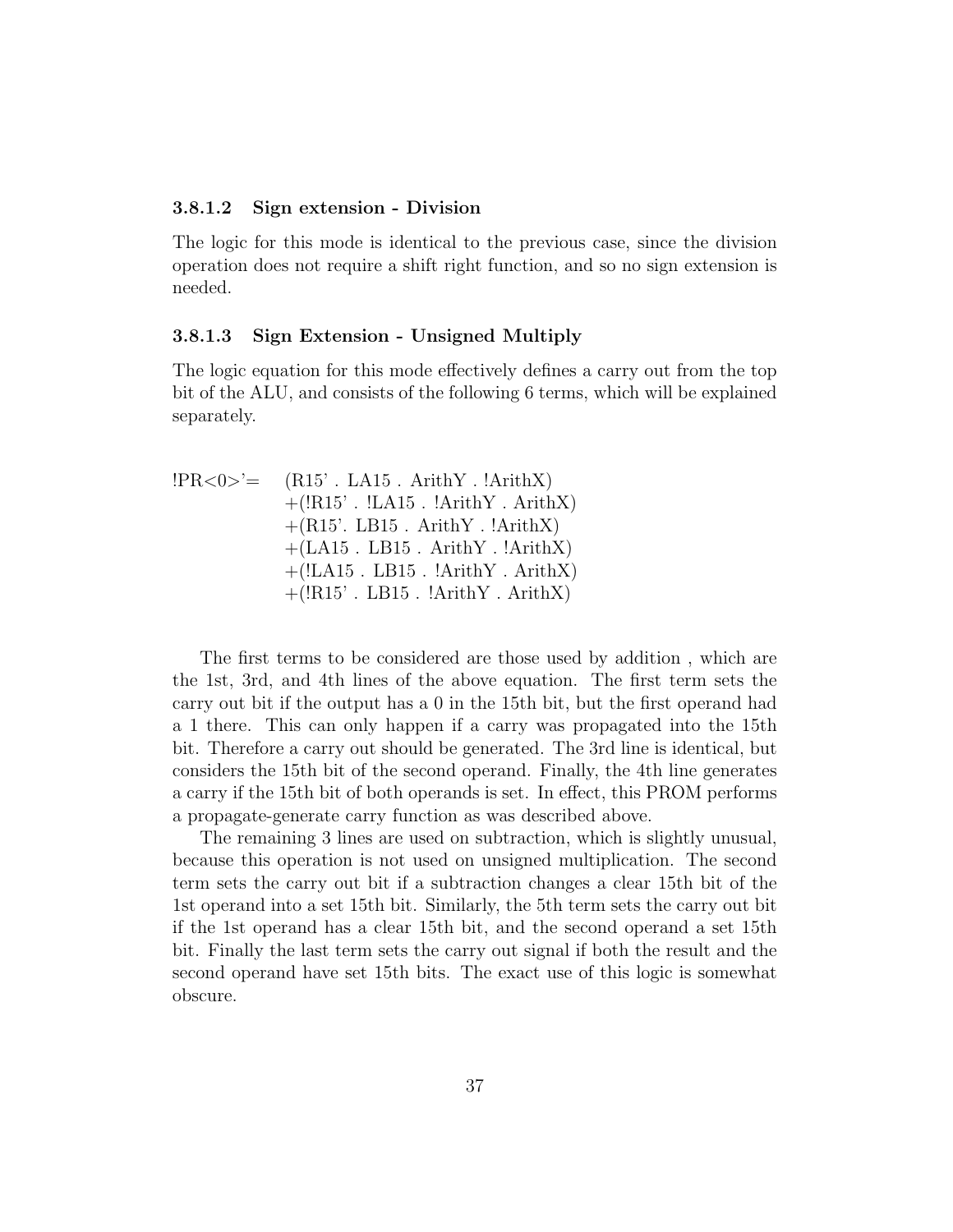#### 3.8.1.2 Sign extension - Division

The logic for this mode is identical to the previous case, since the division operation does not require a shift right function, and so no sign extension is needed.

#### 3.8.1.3 Sign Extension - Unsigned Multiply

The logic equation for this mode effectively defines a carry out from the top bit of the ALU, and consists of the following 6 terms, which will be explained separately.

```
!PR<0>'=  (R15' . LA15 . ArithY . !ArithX)
          +(!R15' . !LA15 . !ArithY . ArithX)
          +(R15'. LB15 . ArithY . !ArithX)
          +(LA15 . LB15 . ArithY . !ArithX)
          +(!LA15 . LB15 . !ArithY . ArithX)
          +(!R15' . LB15 . !ArithY . ArithX)
```

The first terms to be considered are those used by addition , which are the 1st, 3rd, and 4th lines of the above equation. The first term sets the carry out bit if the output has a 0 in the 15th bit, but the first operand had a 1 there. This can only happen if a carry was propagated into the 15th bit. Therefore a carry out should be generated. The 3rd line is identical, but considers the 15th bit of the second operand. Finally, the 4th line generates a carry if the 15th bit of both operands is set. In effect, this PROM performs a propagate-generate carry function as was described above.

The remaining 3 lines are used on subtraction, which is slightly unusual, because this operation is not used on unsigned multiplication. The second term sets the carry out bit if a subtraction changes a clear 15th bit of the 1st operand into a set 15th bit. Similarly, the 5th term sets the carry out bit if the 1st operand has a clear 15th bit, and the second operand a set 15th bit. Finally the last term sets the carry out signal if both the result and the second operand have set 15th bits. The exact use of this logic is somewhat obscure.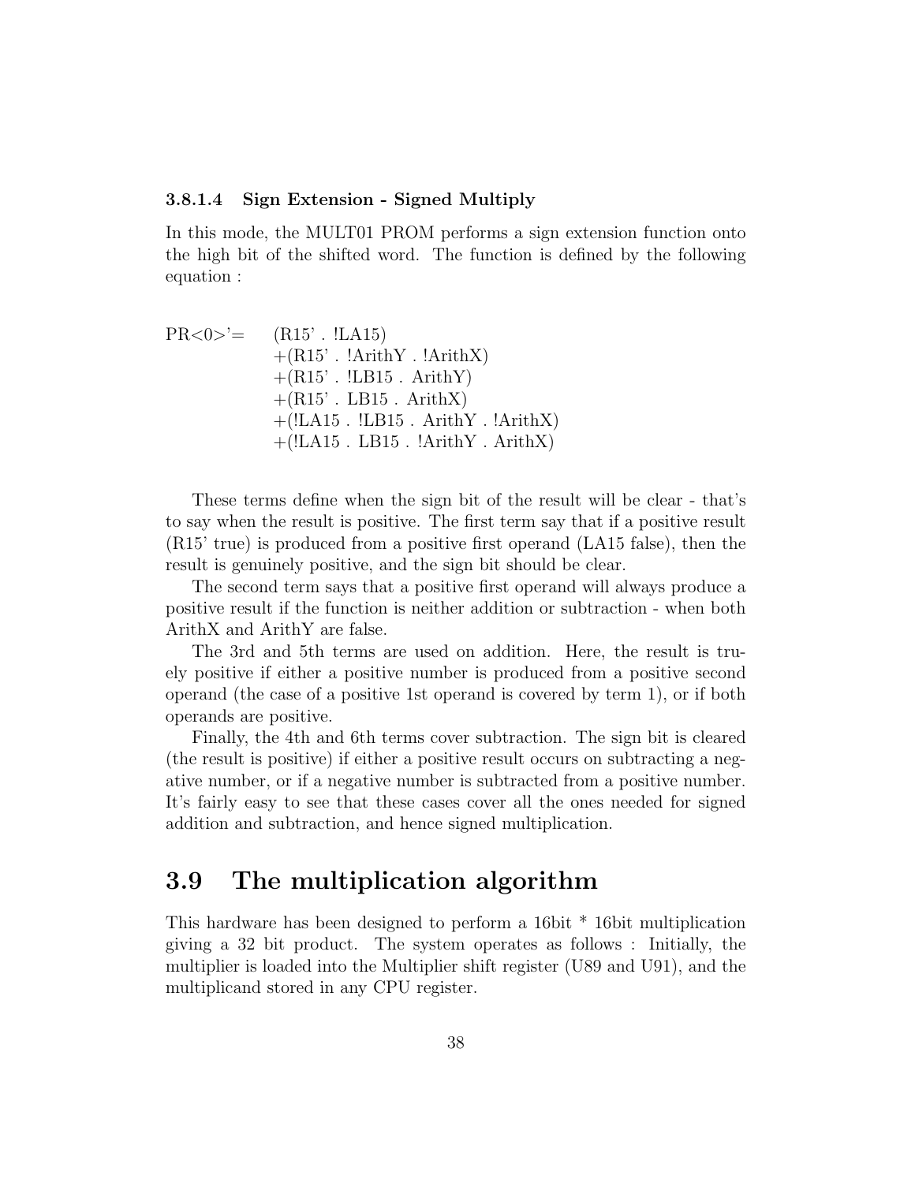#### 3.8.1.4 Sign Extension - Signed Multiply

In this mode, the MULT01 PROM performs a sign extension function onto the high bit of the shifted word. The function is defined by the following equation :

```
PR<0>'=   (R15' . !LA15)
          +(R15' . !ArithY . !ArithX)
          +(R15' . !LB15 . ArithY)
          +(R15' . LB15 . ArithX)
          +(!LA15 . !LB15 . ArithY . !ArithX)
          +(!LA15 . LB15 . !ArithY . ArithX)
```

These terms define when the sign bit of the result will be clear - that's to say when the result is positive. The first term say that if a positive result (R15' true) is produced from a positive first operand (LA15 false), then the result is genuinely positive, and the sign bit should be clear.

The second term says that a positive first operand will always produce a positive result if the function is neither addition or subtraction - when both ArithX and ArithY are false.

The 3rd and 5th terms are used on addition. Here, the result is truely positive if either a positive number is produced from a positive second operand (the case of a positive 1st operand is covered by term 1), or if both operands are positive.

Finally, the 4th and 6th terms cover subtraction. The sign bit is cleared (the result is positive) if either a positive result occurs on subtracting a negative number, or if a negative number is subtracted from a positive number. It's fairly easy to see that these cases cover all the ones needed for signed addition and subtraction, and hence signed multiplication.

## 3.9 The multiplication algorithm

This hardware has been designed to perform a 16bit * 16bit multiplication giving a 32 bit product. The system operates as follows : Initially, the multiplier is loaded into the Multiplier shift register (U89 and U91), and the multiplicand stored in any CPU register.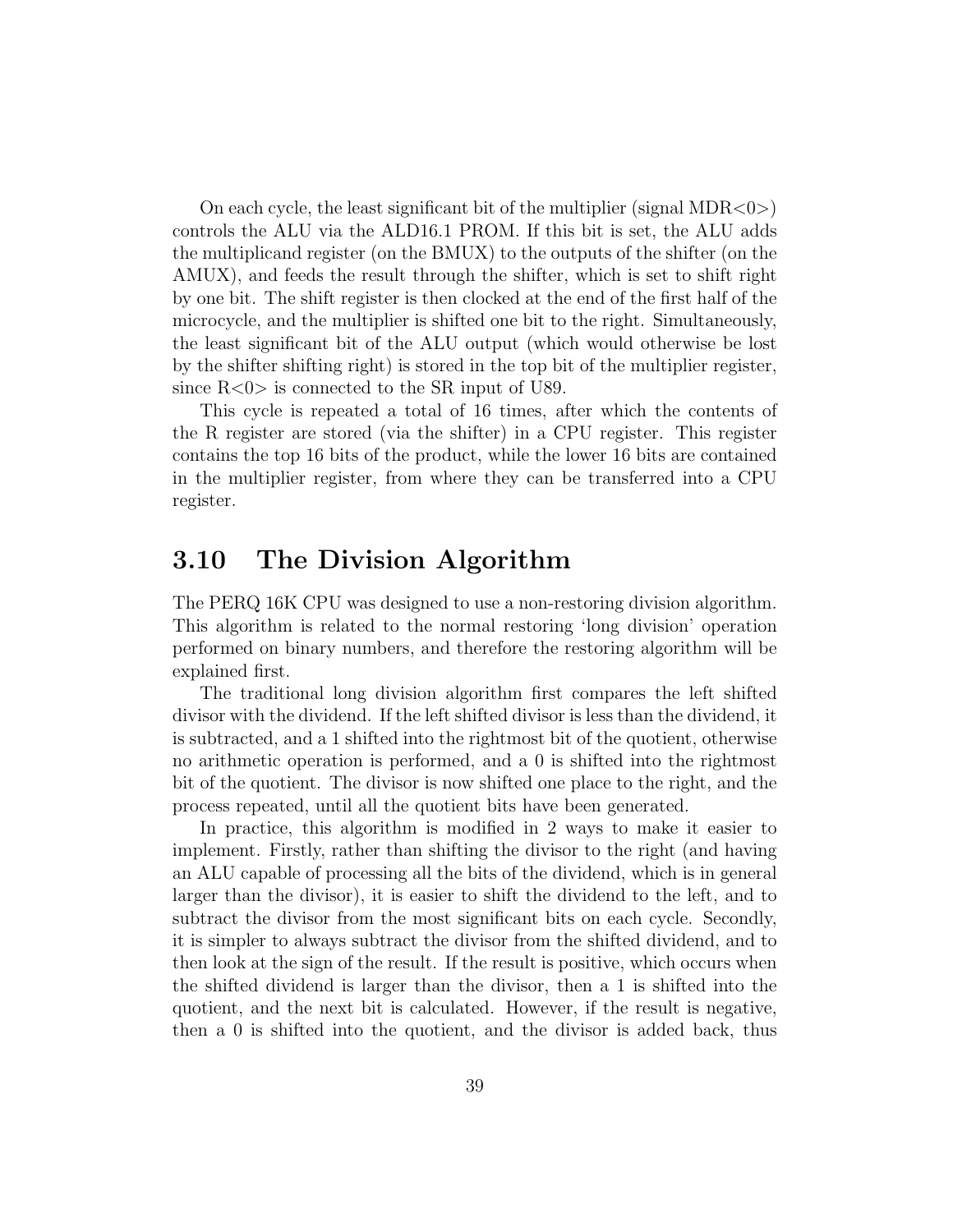On each cycle, the least significant bit of the multiplier (signal MDR<0>) controls the ALU via the ALD16.1 PROM. If this bit is set, the ALU adds the multiplicand register (on the BMUX) to the outputs of the shifter (on the AMUX), and feeds the result through the shifter, which is set to shift right by one bit. The shift register is then clocked at the end of the first half of the microcycle, and the multiplier is shifted one bit to the right. Simultaneously, the least significant bit of the ALU output (which would otherwise be lost by the shifter shifting right) is stored in the top bit of the multiplier register, since R<0> is connected to the SR input of U89.

This cycle is repeated a total of 16 times, after which the contents of the R register are stored (via the shifter) in a CPU register. This register contains the top 16 bits of the product, while the lower 16 bits are contained in the multiplier register, from where they can be transferred into a CPU register.

## 3.10 The Division Algorithm

The PERQ 16K CPU was designed to use a non-restoring division algorithm. This algorithm is related to the normal restoring 'long division' operation performed on binary numbers, and therefore the restoring algorithm will be explained first.

The traditional long division algorithm first compares the left shifted divisor with the dividend. If the left shifted divisor is less than the dividend, it is subtracted, and a 1 shifted into the rightmost bit of the quotient, otherwise no arithmetic operation is performed, and a 0 is shifted into the rightmost bit of the quotient. The divisor is now shifted one place to the right, and the process repeated, until all the quotient bits have been generated.

In practice, this algorithm is modified in 2 ways to make it easier to implement. Firstly, rather than shifting the divisor to the right (and having an ALU capable of processing all the bits of the dividend, which is in general larger than the divisor), it is easier to shift the dividend to the left, and to subtract the divisor from the most significant bits on each cycle. Secondly, it is simpler to always subtract the divisor from the shifted dividend, and to then look at the sign of the result. If the result is positive, which occurs when the shifted dividend is larger than the divisor, then a 1 is shifted into the quotient, and the next bit is calculated. However, if the result is negative, then a 0 is shifted into the quotient, and the divisor is added back, thus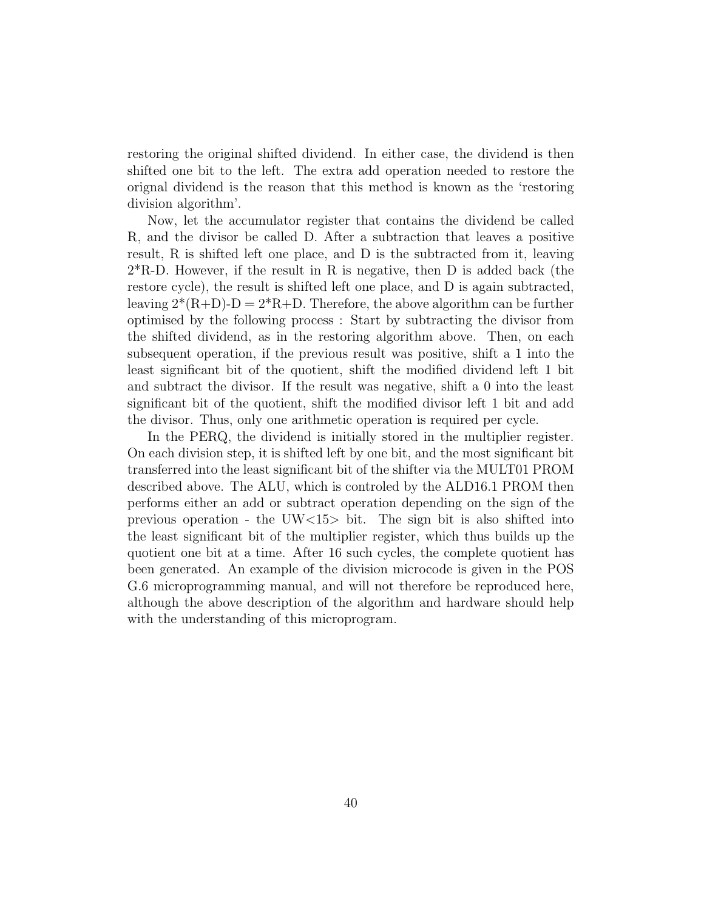restoring the original shifted dividend. In either case, the dividend is then shifted one bit to the left. The extra add operation needed to restore the orignal dividend is the reason that this method is known as the 'restoring division algorithm'.

Now, let the accumulator register that contains the dividend be called R, and the divisor be called D. After a subtraction that leaves a positive result, R is shifted left one place, and D is the subtracted from it, leaving 2*R-D. However, if the result in R is negative, then D is added back (the restore cycle), the result is shifted left one place, and D is again subtracted, leaving 2*(R+D)-D = 2*R+D. Therefore, the above algorithm can be further optimised by the following process : Start by subtracting the divisor from the shifted dividend, as in the restoring algorithm above. Then, on each subsequent operation, if the previous result was positive, shift a 1 into the least significant bit of the quotient, shift the modified dividend left 1 bit and subtract the divisor. If the result was negative, shift a 0 into the least significant bit of the quotient, shift the modified divisor left 1 bit and add the divisor. Thus, only one arithmetic operation is required per cycle.

In the PERQ, the dividend is initially stored in the multiplier register. On each division step, it is shifted left by one bit, and the most significant bit transferred into the least significant bit of the shifter via the MULT01 PROM described above. The ALU, which is controled by the ALD16.1 PROM then performs either an add or subtract operation depending on the sign of the previous operation - the UW<15> bit. The sign bit is also shifted into the least significant bit of the multiplier register, which thus builds up the quotient one bit at a time. After 16 such cycles, the complete quotient has been generated. An example of the division microcode is given in the POS G.6 microprogramming manual, and will not therefore be reproduced here, although the above description of the algorithm and hardware should help with the understanding of this microprogram.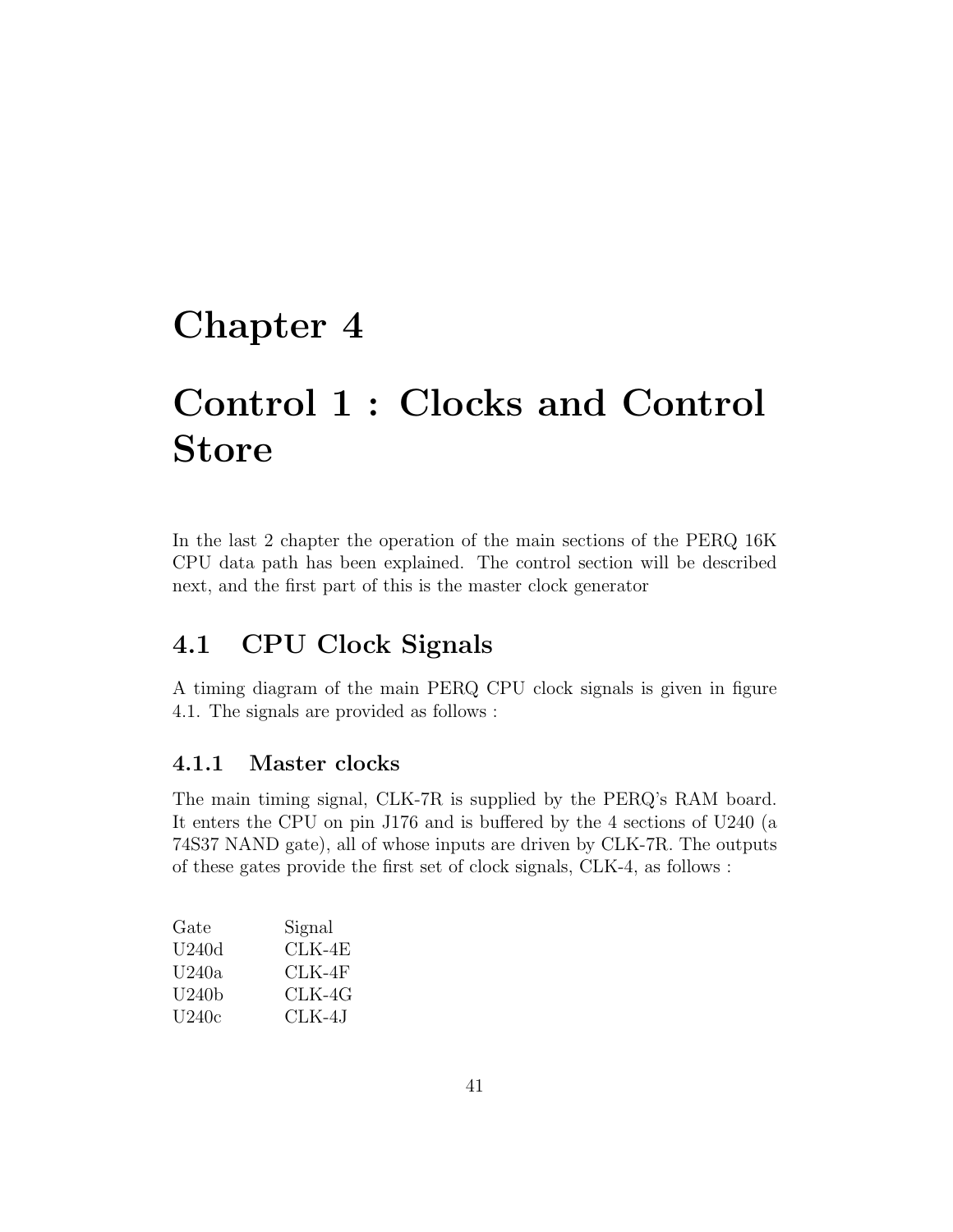# Chapter 4

# Control 1 : Clocks and Control Store

In the last 2 chapter the operation of the main sections of the PERQ 16K CPU data path has been explained. The control section will be described next, and the first part of this is the master clock generator

## 4.1 CPU Clock Signals

A timing diagram of the main PERQ CPU clock signals is given in figure 4.1. The signals are provided as follows :

### 4.1.1 Master clocks

The main timing signal, CLK-7R is supplied by the PERQ's RAM board. It enters the CPU on pin J176 and is buffered by the 4 sections of U240 (a 74S37 NAND gate), all of whose inputs are driven by CLK-7R. The outputs of these gates provide the first set of clock signals, CLK-4, as follows :

| Gate | Signal |
|---|---|
| U240d | CLK-4E |
| U240a | CLK-4F |
| U240b | CLK-4G |
| U240c | CLK-4J |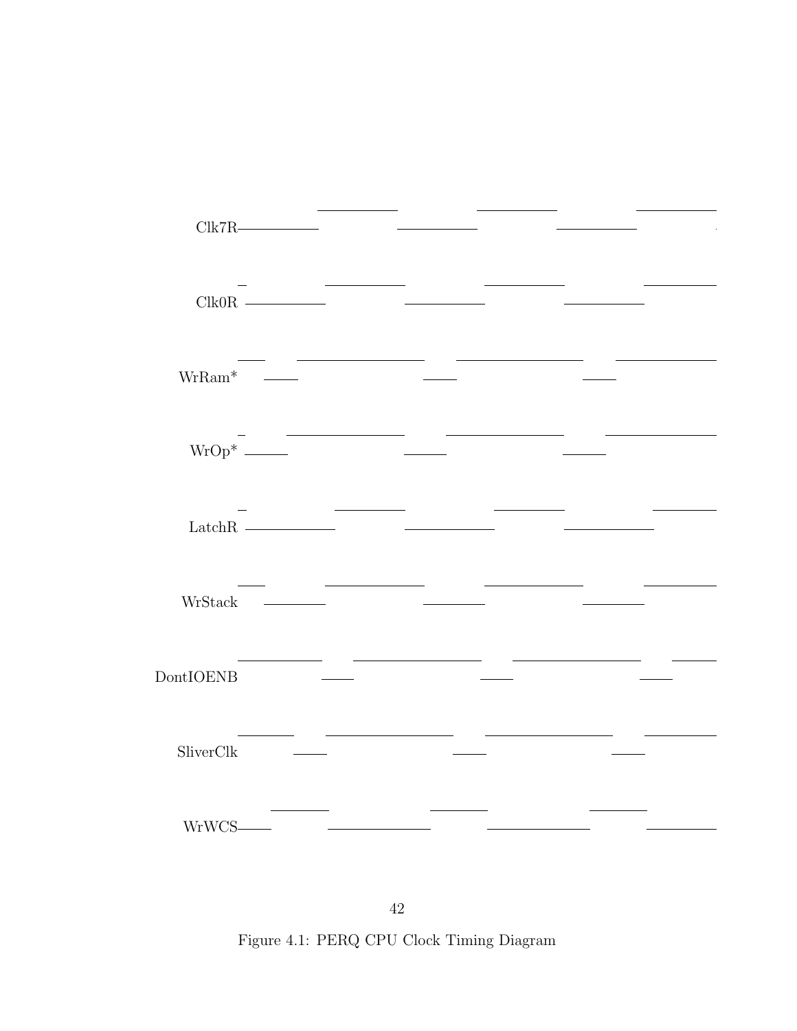Clk7R

Clk0R

WrRam*

WrOp*

LatchR

WrStack

DontIOENB

SliverClk

WrWCS

Figure 4.1: PERQ CPU Clock Timing Diagram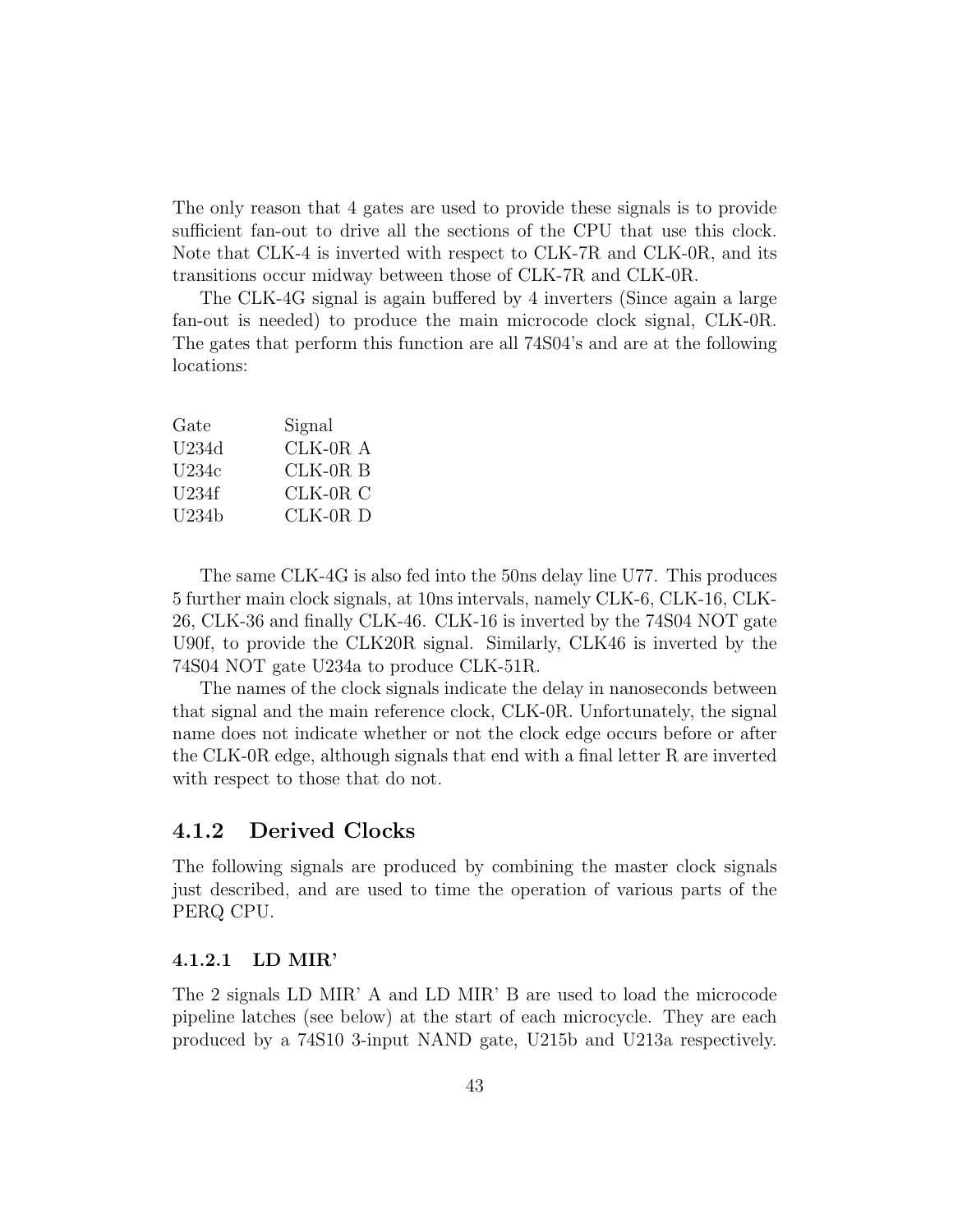The only reason that 4 gates are used to provide these signals is to provide sufficient fan-out to drive all the sections of the CPU that use this clock. Note that CLK-4 is inverted with respect to CLK-7R and CLK-0R, and its transitions occur midway between those of CLK-7R and CLK-0R.

The CLK-4G signal is again buffered by 4 inverters (Since again a large fan-out is needed) to produce the main microcode clock signal, CLK-0R. The gates that perform this function are all 74S04's and are at the following locations:

| Gate | Signal |
|---|---|
| U234d | CLK-0R A |
| U234c | CLK-0R B |
| U234f | CLK-0R C |
| U234b | CLK-0R D |

The same CLK-4G is also fed into the 50ns delay line U77. This produces 5 further main clock signals, at 10ns intervals, namely CLK-6, CLK-16, CLK-26, CLK-36 and finally CLK-46. CLK-16 is inverted by the 74S04 NOT gate U90f, to provide the CLK20R signal. Similarly, CLK46 is inverted by the 74S04 NOT gate U234a to produce CLK-51R.

The names of the clock signals indicate the delay in nanoseconds between that signal and the main reference clock, CLK-0R. Unfortunately, the signal name does not indicate whether or not the clock edge occurs before or after the CLK-0R edge, although signals that end with a final letter R are inverted with respect to those that do not.

### 4.1.2 Derived Clocks

The following signals are produced by combining the master clock signals just described, and are used to time the operation of various parts of the PERQ CPU.

#### 4.1.2.1 LD MIR'

The 2 signals LD MIR' A and LD MIR' B are used to load the microcode pipeline latches (see below) at the start of each microcycle. They are each produced by a 74S10 3-input NAND gate, U215b and U213a respectively.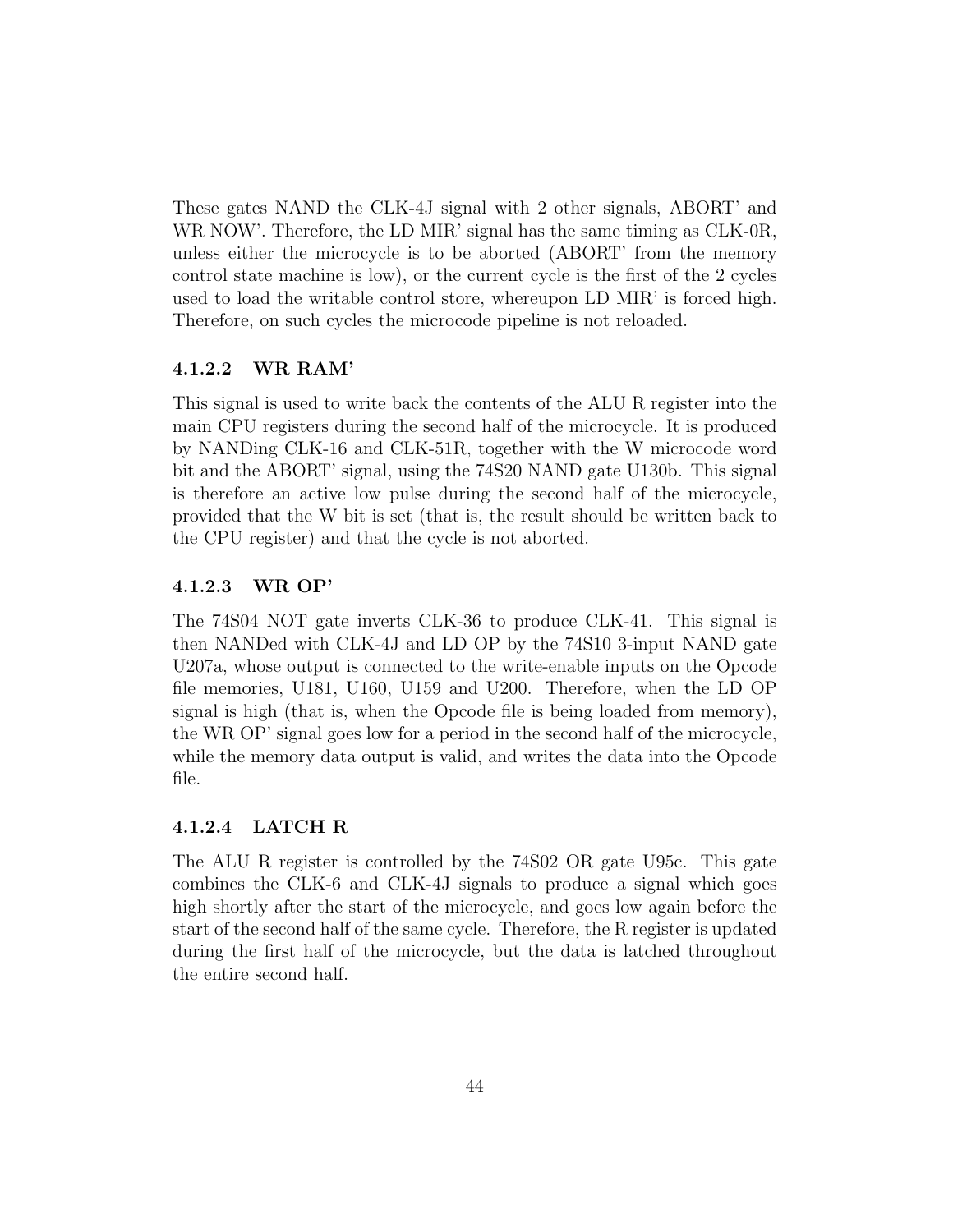These gates NAND the CLK-4J signal with 2 other signals, ABORT' and WR NOW'. Therefore, the LD MIR' signal has the same timing as CLK-0R, unless either the microcycle is to be aborted (ABORT' from the memory control state machine is low), or the current cycle is the first of the 2 cycles used to load the writable control store, whereupon LD MIR' is forced high. Therefore, on such cycles the microcode pipeline is not reloaded.

#### 4.1.2.2 WR RAM'

This signal is used to write back the contents of the ALU R register into the main CPU registers during the second half of the microcycle. It is produced by NANDing CLK-16 and CLK-51R, together with the W microcode word bit and the ABORT' signal, using the 74S20 NAND gate U130b. This signal is therefore an active low pulse during the second half of the microcycle, provided that the W bit is set (that is, the result should be written back to the CPU register) and that the cycle is not aborted.

#### 4.1.2.3 WR OP'

The 74S04 NOT gate inverts CLK-36 to produce CLK-41. This signal is then NANDed with CLK-4J and LD OP by the 74S10 3-input NAND gate U207a, whose output is connected to the write-enable inputs on the Opcode file memories, U181, U160, U159 and U200. Therefore, when the LD OP signal is high (that is, when the Opcode file is being loaded from memory), the WR OP' signal goes low for a period in the second half of the microcycle, while the memory data output is valid, and writes the data into the Opcode file.

#### 4.1.2.4 LATCH R

The ALU R register is controlled by the 74S02 OR gate U95c. This gate combines the CLK-6 and CLK-4J signals to produce a signal which goes high shortly after the start of the microcycle, and goes low again before the start of the second half of the same cycle. Therefore, the R register is updated during the first half of the microcycle, but the data is latched throughout the entire second half.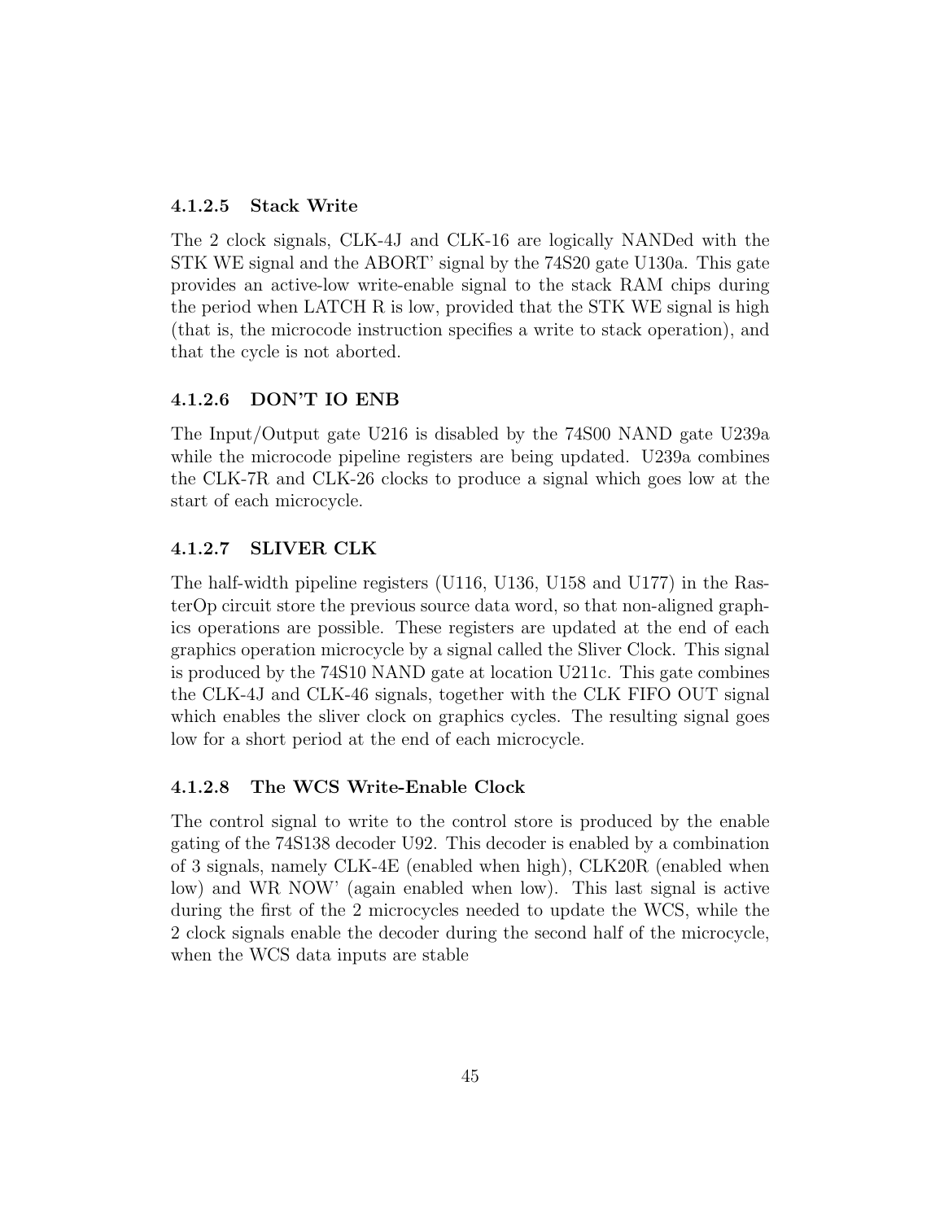#### 4.1.2.5 Stack Write

The 2 clock signals, CLK-4J and CLK-16 are logically NANDed with the STK WE signal and the ABORT' signal by the 74S20 gate U130a. This gate provides an active-low write-enable signal to the stack RAM chips during the period when LATCH R is low, provided that the STK WE signal is high (that is, the microcode instruction specifies a write to stack operation), and that the cycle is not aborted.

#### 4.1.2.6 DON'T IO ENB

The Input/Output gate U216 is disabled by the 74S00 NAND gate U239a while the microcode pipeline registers are being updated. U239a combines the CLK-7R and CLK-26 clocks to produce a signal which goes low at the start of each microcycle.

#### 4.1.2.7 SLIVER CLK

The half-width pipeline registers (U116, U136, U158 and U177) in the RasterOp circuit store the previous source data word, so that non-aligned graphics operations are possible. These registers are updated at the end of each graphics operation microcycle by a signal called the Sliver Clock. This signal is produced by the 74S10 NAND gate at location U211c. This gate combines the CLK-4J and CLK-46 signals, together with the CLK FIFO OUT signal which enables the sliver clock on graphics cycles. The resulting signal goes low for a short period at the end of each microcycle.

#### 4.1.2.8 The WCS Write-Enable Clock

The control signal to write to the control store is produced by the enable gating of the 74S138 decoder U92. This decoder is enabled by a combination of 3 signals, namely CLK-4E (enabled when high), CLK20R (enabled when low) and WR NOW' (again enabled when low). This last signal is active during the first of the 2 microcycles needed to update the WCS, while the 2 clock signals enable the decoder during the second half of the microcycle, when the WCS data inputs are stable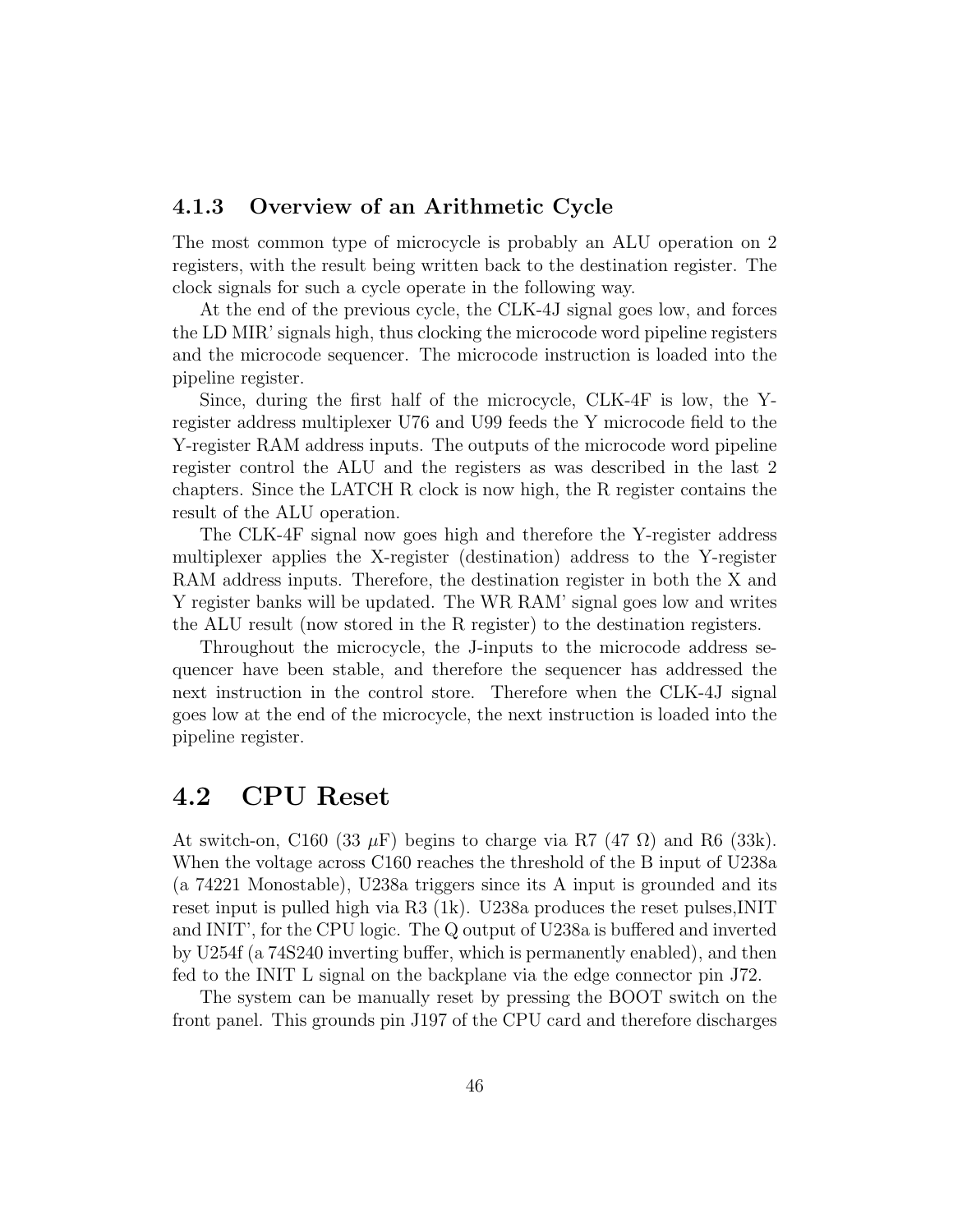### 4.1.3 Overview of an Arithmetic Cycle

The most common type of microcycle is probably an ALU operation on 2 registers, with the result being written back to the destination register. The clock signals for such a cycle operate in the following way.

At the end of the previous cycle, the CLK-4J signal goes low, and forces the LD MIR' signals high, thus clocking the microcode word pipeline registers and the microcode sequencer. The microcode instruction is loaded into the pipeline register.

Since, during the first half of the microcycle, CLK-4F is low, the Y-register address multiplexer U76 and U99 feeds the Y microcode field to the Y-register RAM address inputs. The outputs of the microcode word pipeline register control the ALU and the registers as was described in the last 2 chapters. Since the LATCH R clock is now high, the R register contains the result of the ALU operation.

The CLK-4F signal now goes high and therefore the Y-register address multiplexer applies the X-register (destination) address to the Y-register RAM address inputs. Therefore, the destination register in both the X and Y register banks will be updated. The WR RAM' signal goes low and writes the ALU result (now stored in the R register) to the destination registers.

Throughout the microcycle, the J-inputs to the microcode address sequencer have been stable, and therefore the sequencer has addressed the next instruction in the control store. Therefore when the CLK-4J signal goes low at the end of the microcycle, the next instruction is loaded into the pipeline register.

## 4.2 CPU Reset

At switch-on, C160 (33 $\mu$F) begins to charge via R7 (47 $\Omega$) and R6 (33k). When the voltage across C160 reaches the threshold of the B input of U238a (a 74221 Monostable), U238a triggers since its A input is grounded and its reset input is pulled high via R3 (1k). U238a produces the reset pulses,INIT and INIT', for the CPU logic. The Q output of U238a is buffered and inverted by U254f (a 74S240 inverting buffer, which is permanently enabled), and then fed to the INIT L signal on the backplane via the edge connector pin J72.

The system can be manually reset by pressing the BOOT switch on the front panel. This grounds pin J197 of the CPU card and therefore discharges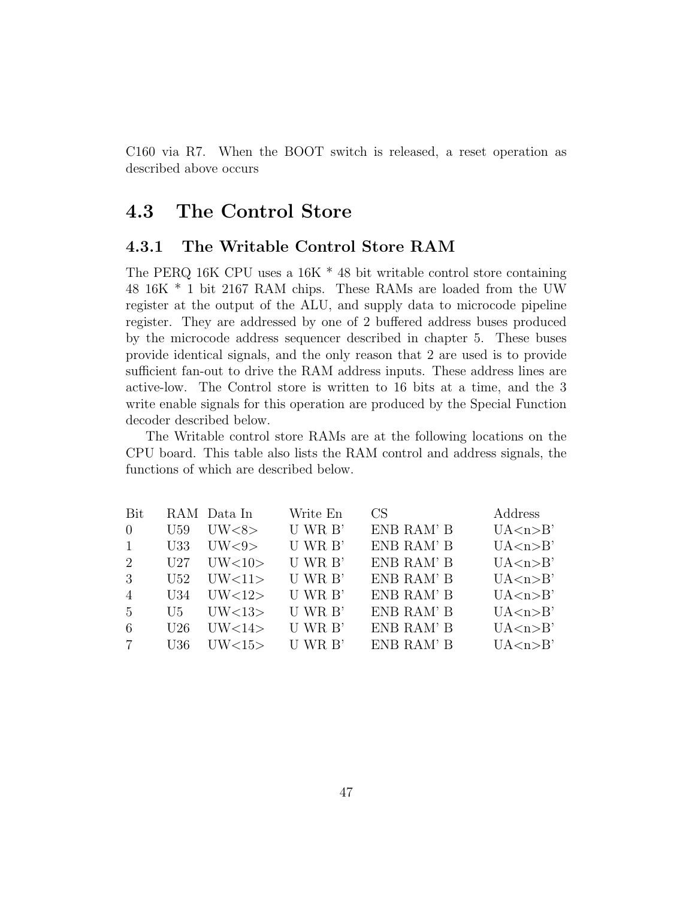C160 via R7. When the BOOT switch is released, a reset operation as described above occurs

## 4.3 The Control Store

### 4.3.1 The Writable Control Store RAM

The PERQ 16K CPU uses a 16K * 48 bit writable control store containing 48 16K * 1 bit 2167 RAM chips. These RAMs are loaded from the UW register at the output of the ALU, and supply data to microcode pipeline register. They are addressed by one of 2 buffered address buses produced by the microcode address sequencer described in chapter 5. These buses provide identical signals, and the only reason that 2 are used is to provide sufficient fan-out to drive the RAM address inputs. These address lines are active-low. The Control store is written to 16 bits at a time, and the 3 write enable signals for this operation are produced by the Special Function decoder described below.

The Writable control store RAMs are at the following locations on the CPU board. This table also lists the RAM control and address signals, the functions of which are described below.

| Bit | RAM | Data In | Write En | CS | Address |
|---|---|---|---|---|---|
| 0 | U59 | UW<8> | U WR B' | ENB RAM' B | UA<n>B' |
| 1 | U33 | UW<9> | U WR B' | ENB RAM' B | UA<n>B' |
| 2 | U27 | UW<10> | U WR B' | ENB RAM' B | UA<n>B' |
| 3 | U52 | UW<11> | U WR B' | ENB RAM' B | UA<n>B' |
| 4 | U34 | UW<12> | U WR B' | ENB RAM' B | UA<n>B' |
| 5 | U5 | UW<13> | U WR B' | ENB RAM' B | UA<n>B' |
| 6 | U26 | UW<14> | U WR B' | ENB RAM' B | UA<n>B' |
| 7 | U36 | UW<15> | U WR B' | ENB RAM' B | UA<n>B' |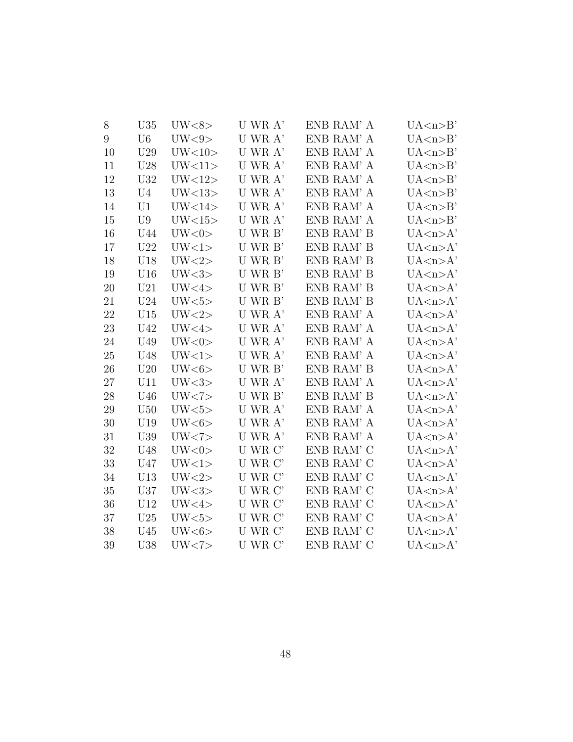| | | | | | |
|---|---|---|---|---|---|
| 8 | U35 | UW<8> | U WR A' | ENB RAM' A | UA<n>B' |
| 9 | U6 | UW<9> | U WR A' | ENB RAM' A | UA<n>B' |
| 10 | U29 | UW<10> | U WR A' | ENB RAM' A | UA<n>B' |
| 11 | U28 | UW<11> | U WR A' | ENB RAM' A | UA<n>B' |
| 12 | U32 | UW<12> | U WR A' | ENB RAM' A | UA<n>B' |
| 13 | U4 | UW<13> | U WR A' | ENB RAM' A | UA<n>B' |
| 14 | U1 | UW<14> | U WR A' | ENB RAM' A | UA<n>B' |
| 15 | U9 | UW<15> | U WR A' | ENB RAM' A | UA<n>B' |
| 16 | U44 | UW<0> | U WR B' | ENB RAM' B | UA<n>A' |
| 17 | U22 | UW<1> | U WR B' | ENB RAM' B | UA<n>A' |
| 18 | U18 | UW<2> | U WR B' | ENB RAM' B | UA<n>A' |
| 19 | U16 | UW<3> | U WR B' | ENB RAM' B | UA<n>A' |
| 20 | U21 | UW<4> | U WR B' | ENB RAM' B | UA<n>A' |
| 21 | U24 | UW<5> | U WR B' | ENB RAM' B | UA<n>A' |
| 22 | U15 | UW<2> | U WR A' | ENB RAM' A | UA<n>A' |
| 23 | U42 | UW<4> | U WR A' | ENB RAM' A | UA<n>A' |
| 24 | U49 | UW<0> | U WR A' | ENB RAM' A | UA<n>A' |
| 25 | U48 | UW<1> | U WR A' | ENB RAM' A | UA<n>A' |
| 26 | U20 | UW<6> | U WR B' | ENB RAM' B | UA<n>A' |
| 27 | U11 | UW<3> | U WR A' | ENB RAM' A | UA<n>A' |
| 28 | U46 | UW<7> | U WR B' | ENB RAM' B | UA<n>A' |
| 29 | U50 | UW<5> | U WR A' | ENB RAM' A | UA<n>A' |
| 30 | U19 | UW<6> | U WR A' | ENB RAM' A | UA<n>A' |
| 31 | U39 | UW<7> | U WR A' | ENB RAM' A | UA<n>A' |
| 32 | U48 | UW<0> | U WR C' | ENB RAM' C | UA<n>A' |
| 33 | U47 | UW<1> | U WR C' | ENB RAM' C | UA<n>A' |
| 34 | U13 | UW<2> | U WR C' | ENB RAM' C | UA<n>A' |
| 35 | U37 | UW<3> | U WR C' | ENB RAM' C | UA<n>A' |
| 36 | U12 | UW<4> | U WR C' | ENB RAM' C | UA<n>A' |
| 37 | U25 | UW<5> | U WR C' | ENB RAM' C | UA<n>A' |
| 38 | U45 | UW<6> | U WR C' | ENB RAM' C | UA<n>A' |
| 39 | U38 | UW<7> | U WR C' | ENB RAM' C | UA<n>A' |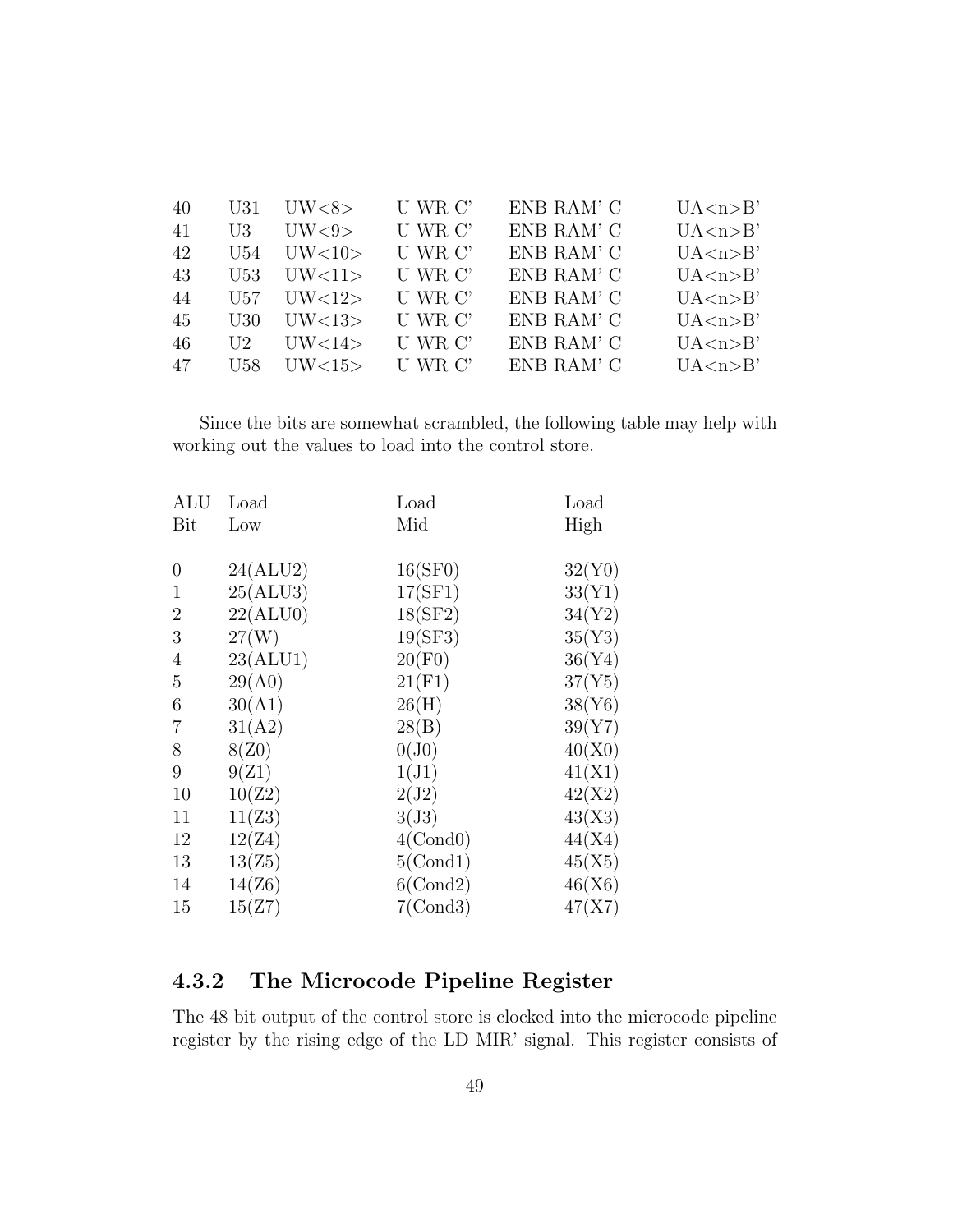| | | | | | |
|---|---|---|---|---|---|
| 40 | U31 | UW<8> | U WR C' | ENB RAM' C | UA<n>B' |
| 41 | U3 | UW<9> | U WR C' | ENB RAM' C | UA<n>B' |
| 42 | U54 | UW<10> | U WR C' | ENB RAM' C | UA<n>B' |
| 43 | U53 | UW<11> | U WR C' | ENB RAM' C | UA<n>B' |
| 44 | U57 | UW<12> | U WR C' | ENB RAM' C | UA<n>B' |
| 45 | U30 | UW<13> | U WR C' | ENB RAM' C | UA<n>B' |
| 46 | U2 | UW<14> | U WR C' | ENB RAM' C | UA<n>B' |
| 47 | U58 | UW<15> | U WR C' | ENB RAM' C | UA<n>B' |

Since the bits are somewhat scrambled, the following table may help with working out the values to load into the control store.

| ALU Bit | Load Low | Load Mid | Load High |
|---|---|---|---|
| 0 | 24(ALU2) | 16(SF0) | 32(Y0) |
| 1 | 25(ALU3) | 17(SF1) | 33(Y1) |
| 2 | 22(ALU0) | 18(SF2) | 34(Y2) |
| 3 | 27(W) | 19(SF3) | 35(Y3) |
| 4 | 23(ALU1) | 20(F0) | 36(Y4) |
| 5 | 29(A0) | 21(F1) | 37(Y5) |
| 6 | 30(A1) | 26(H) | 38(Y6) |
| 7 | 31(A2) | 28(B) | 39(Y7) |
| 8 | 8(Z0) | 0(J0) | 40(X0) |
| 9 | 9(Z1) | 1(J1) | 41(X1) |
| 10 | 10(Z2) | 2(J2) | 42(X2) |
| 11 | 11(Z3) | 3(J3) | 43(X3) |
| 12 | 12(Z4) | 4(Cond0) | 44(X4) |
| 13 | 13(Z5) | 5(Cond1) | 45(X5) |
| 14 | 14(Z6) | 6(Cond2) | 46(X6) |
| 15 | 15(Z7) | 7(Cond3) | 47(X7) |

### 4.3.2 The Microcode Pipeline Register

The 48 bit output of the control store is clocked into the microcode pipeline register by the rising edge of the LD MIR' signal. This register consists of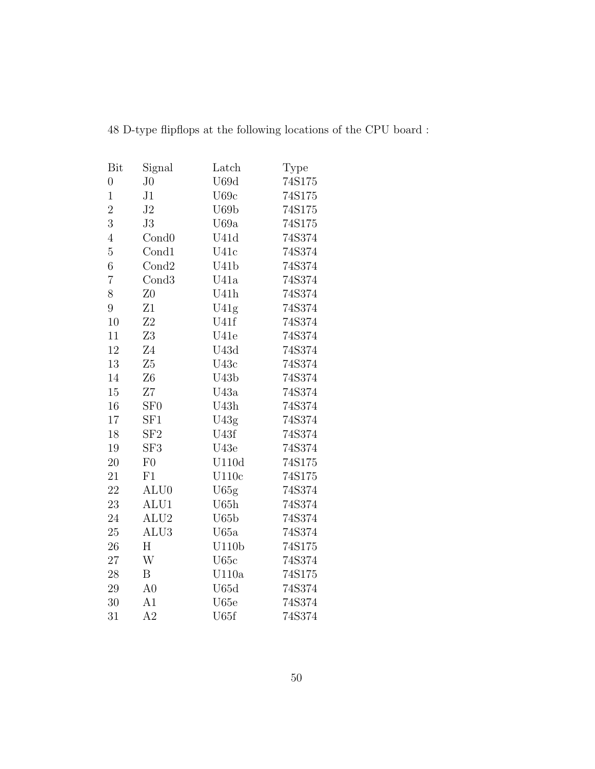48 D-type flipflops at the following locations of the CPU board :

| Bit | Signal | Latch | Type |
|---|---|---|---|
| 0 | J0 | U69d | 74S175 |
| 1 | J1 | U69c | 74S175 |
| 2 | J2 | U69b | 74S175 |
| 3 | J3 | U69a | 74S175 |
| 4 | Cond0 | U41d | 74S374 |
| 5 | Cond1 | U41c | 74S374 |
| 6 | Cond2 | U41b | 74S374 |
| 7 | Cond3 | U41a | 74S374 |
| 8 | Z0 | U41h | 74S374 |
| 9 | Z1 | U41g | 74S374 |
| 10 | Z2 | U41f | 74S374 |
| 11 | Z3 | U41e | 74S374 |
| 12 | Z4 | U43d | 74S374 |
| 13 | Z5 | U43c | 74S374 |
| 14 | Z6 | U43b | 74S374 |
| 15 | Z7 | U43a | 74S374 |
| 16 | SF0 | U43h | 74S374 |
| 17 | SF1 | U43g | 74S374 |
| 18 | SF2 | U43f | 74S374 |
| 19 | SF3 | U43e | 74S374 |
| 20 | F0 | U110d | 74S175 |
| 21 | F1 | U110c | 74S175 |
| 22 | ALU0 | U65g | 74S374 |
| 23 | ALU1 | U65h | 74S374 |
| 24 | ALU2 | U65b | 74S374 |
| 25 | ALU3 | U65a | 74S374 |
| 26 | H | U110b | 74S175 |
| 27 | W | U65c | 74S374 |
| 28 | B | U110a | 74S175 |
| 29 | A0 | U65d | 74S374 |
| 30 | A1 | U65e | 74S374 |
| 31 | A2 | U65f | 74S374 |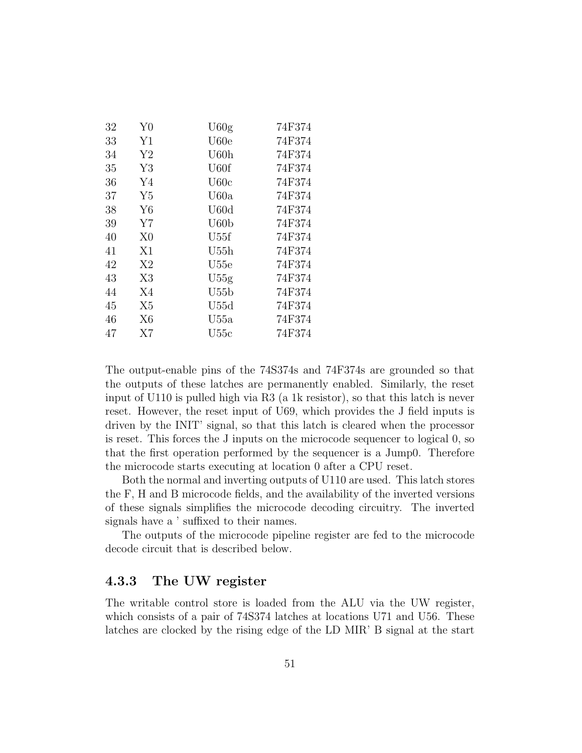| | | | |
|---|---|---|---|
| 32 | Y0 | U60g | 74F374 |
| 33 | Y1 | U60e | 74F374 |
| 34 | Y2 | U60h | 74F374 |
| 35 | Y3 | U60f | 74F374 |
| 36 | Y4 | U60c | 74F374 |
| 37 | Y5 | U60a | 74F374 |
| 38 | Y6 | U60d | 74F374 |
| 39 | Y7 | U60b | 74F374 |
| 40 | X0 | U55f | 74F374 |
| 41 | X1 | U55h | 74F374 |
| 42 | X2 | U55e | 74F374 |
| 43 | X3 | U55g | 74F374 |
| 44 | X4 | U55b | 74F374 |
| 45 | X5 | U55d | 74F374 |
| 46 | X6 | U55a | 74F374 |
| 47 | X7 | U55c | 74F374 |

The output-enable pins of the 74S374s and 74F374s are grounded so that the outputs of these latches are permanently enabled. Similarly, the reset input of U110 is pulled high via R3 (a 1k resistor), so that this latch is never reset. However, the reset input of U69, which provides the J field inputs is driven by the INIT' signal, so that this latch is cleared when the processor is reset. This forces the J inputs on the microcode sequencer to logical 0, so that the first operation performed by the sequencer is a Jump0. Therefore the microcode starts executing at location 0 after a CPU reset.

Both the normal and inverting outputs of U110 are used. This latch stores the F, H and B microcode fields, and the availability of the inverted versions of these signals simplifies the microcode decoding circuitry. The inverted signals have a ' suffixed to their names.

The outputs of the microcode pipeline register are fed to the microcode decode circuit that is described below.

### 4.3.3 The UW register

The writable control store is loaded from the ALU via the UW register, which consists of a pair of 74S374 latches at locations U71 and U56. These latches are clocked by the rising edge of the LD MIR' B signal at the start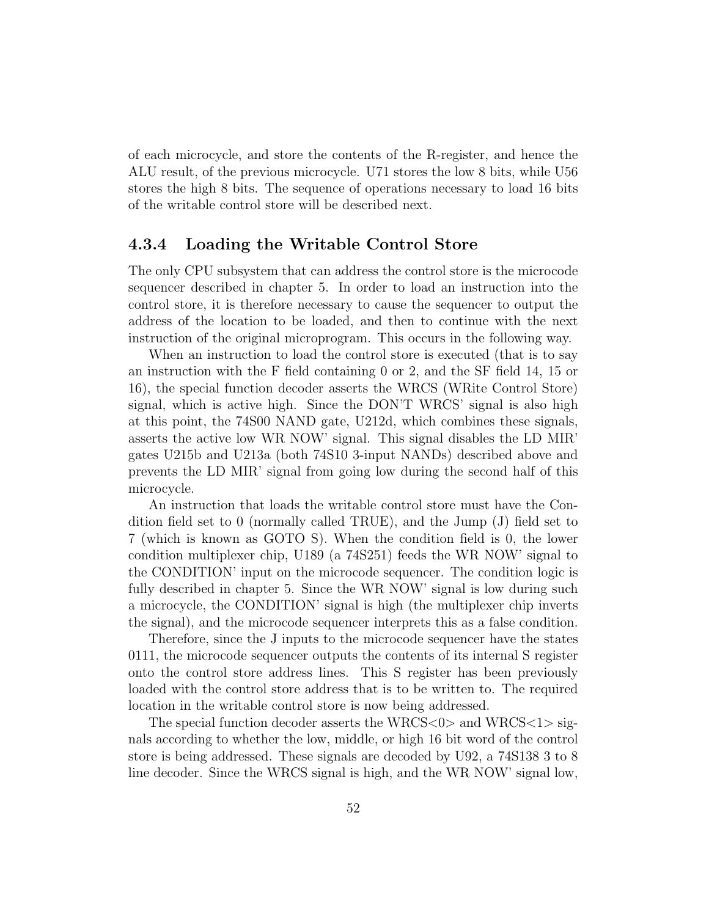of each microcycle, and store the contents of the R-register, and hence the ALU result, of the previous microcycle. U71 stores the low 8 bits, while U56 stores the high 8 bits. The sequence of operations necessary to load 16 bits of the writable control store will be described next.

### 4.3.4 Loading the Writable Control Store

The only CPU subsystem that can address the control store is the microcode sequencer described in chapter 5. In order to load an instruction into the control store, it is therefore necessary to cause the sequencer to output the address of the location to be loaded, and then to continue with the next instruction of the original microprogram. This occurs in the following way.

When an instruction to load the control store is executed (that is to say an instruction with the F field containing 0 or 2, and the SF field 14, 15 or 16), the special function decoder asserts the WRCS (WRite Control Store) signal, which is active high. Since the DON'T WRCS' signal is also high at this point, the 74S00 NAND gate, U212d, which combines these signals, asserts the active low WR NOW' signal. This signal disables the LD MIR' gates U215b and U213a (both 74S10 3-input NANDs) described above and prevents the LD MIR' signal from going low during the second half of this microcycle.

An instruction that loads the writable control store must have the Condition field set to 0 (normally called TRUE), and the Jump (J) field set to 7 (which is known as GOTO S). When the condition field is 0, the lower condition multiplexer chip, U189 (a 74S251) feeds the WR NOW' signal to the CONDITION' input on the microcode sequencer. The condition logic is fully described in chapter 5. Since the WR NOW' signal is low during such a microcycle, the CONDITION' signal is high (the multiplexer chip inverts the signal), and the microcode sequencer interprets this as a false condition.

Therefore, since the J inputs to the microcode sequencer have the states 0111, the microcode sequencer outputs the contents of its internal S register onto the control store address lines. This S register has been previously loaded with the control store address that is to be written to. The required location in the writable control store is now being addressed.

The special function decoder asserts the WRCS<0> and WRCS<1> signals according to whether the low, middle, or high 16 bit word of the control store is being addressed. These signals are decoded by U92, a 74S138 3 to 8 line decoder. Since the WRCS signal is high, and the WR NOW' signal low,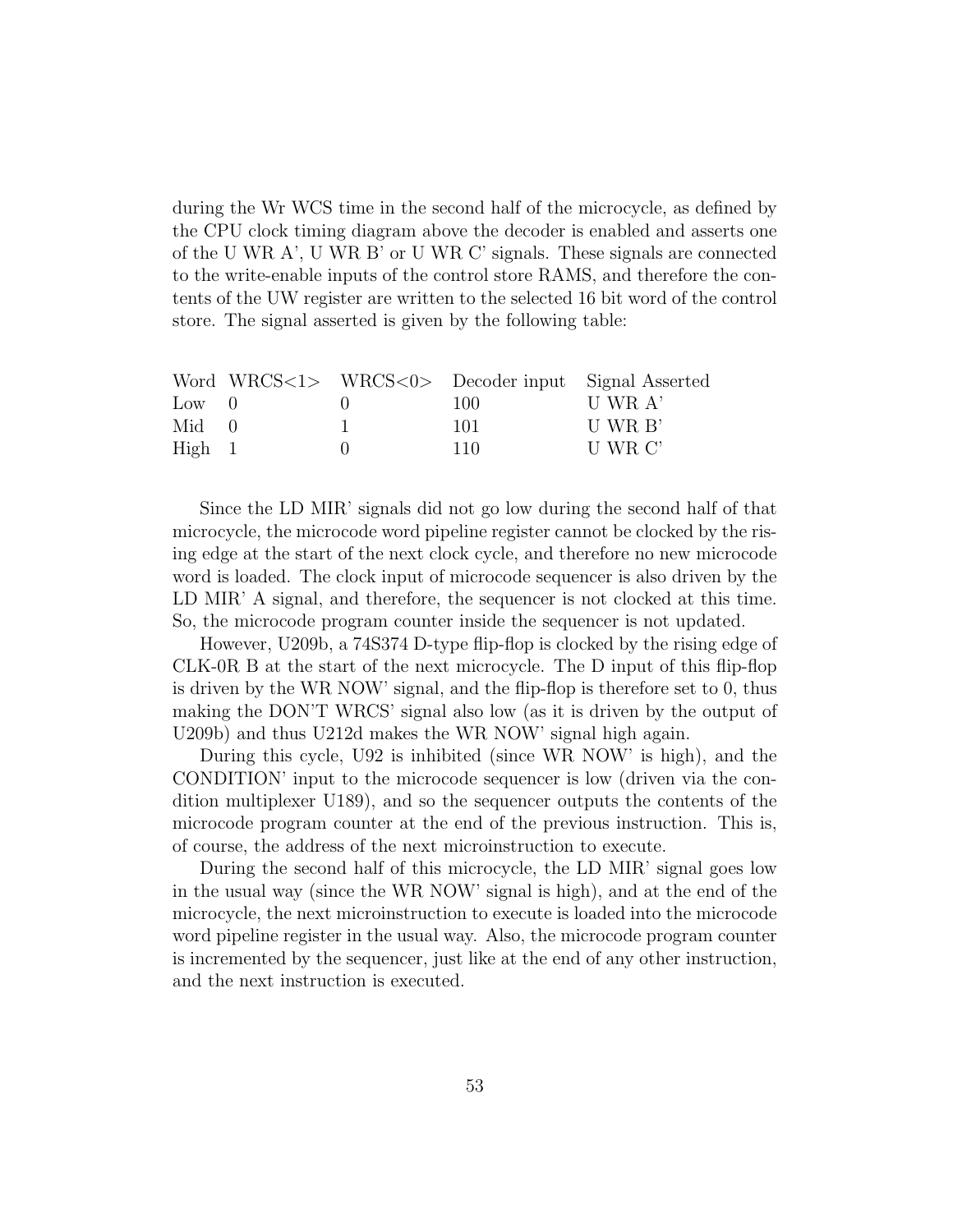during the Wr WCS time in the second half of the microcycle, as defined by the CPU clock timing diagram above the decoder is enabled and asserts one of the U WR A', U WR B' or U WR C' signals. These signals are connected to the write-enable inputs of the control store RAMS, and therefore the contents of the UW register are written to the selected 16 bit word of the control store. The signal asserted is given by the following table:

| Word | WRCS<1> | WRCS<0> | Decoder input | Signal Asserted |
|---|---|---|---|---|
| Low | 0 | 0 | 100 | U WR A' |
| Mid | 0 | 1 | 101 | U WR B' |
| High | 1 | 0 | 110 | U WR C' |

Since the LD MIR' signals did not go low during the second half of that microcycle, the microcode word pipeline register cannot be clocked by the rising edge at the start of the next clock cycle, and therefore no new microcode word is loaded. The clock input of microcode sequencer is also driven by the LD MIR' A signal, and therefore, the sequencer is not clocked at this time. So, the microcode program counter inside the sequencer is not updated.

However, U209b, a 74S374 D-type flip-flop is clocked by the rising edge of CLK-0R B at the start of the next microcycle. The D input of this flip-flop is driven by the WR NOW' signal, and the flip-flop is therefore set to 0, thus making the DON'T WRCS' signal also low (as it is driven by the output of U209b) and thus U212d makes the WR NOW' signal high again.

During this cycle, U92 is inhibited (since WR NOW' is high), and the CONDITION' input to the microcode sequencer is low (driven via the condition multiplexer U189), and so the sequencer outputs the contents of the microcode program counter at the end of the previous instruction. This is, of course, the address of the next microinstruction to execute.

During the second half of this microcycle, the LD MIR' signal goes low in the usual way (since the WR NOW' signal is high), and at the end of the microcycle, the next microinstruction to execute is loaded into the microcode word pipeline register in the usual way. Also, the microcode program counter is incremented by the sequencer, just like at the end of any other instruction, and the next instruction is executed.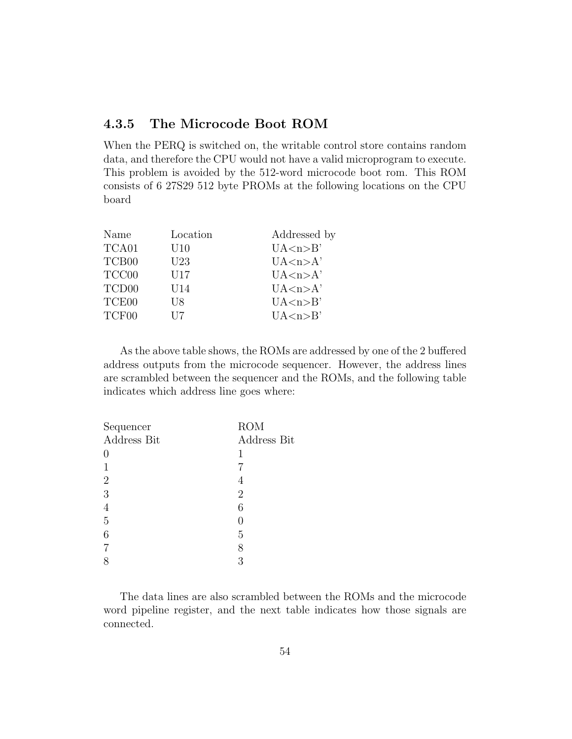### 4.3.5 The Microcode Boot ROM

When the PERQ is switched on, the writable control store contains random data, and therefore the CPU would not have a valid microprogram to execute. This problem is avoided by the 512-word microcode boot rom. This ROM consists of 6 27S29 512 byte PROMs at the following locations on the CPU board

| Name | Location | Addressed by |
|---|---|---|
| TCA01 | U10 | UA<n>B' |
| TCB00 | U23 | UA<n>A' |
| TCC00 | U17 | UA<n>A' |
| TCD00 | U14 | UA<n>A' |
| TCE00 | U8 | UA<n>B' |
| TCF00 | U7 | UA<n>B' |

As the above table shows, the ROMs are addressed by one of the 2 buffered address outputs from the microcode sequencer. However, the address lines are scrambled between the sequencer and the ROMs, and the following table indicates which address line goes where:

| Sequencer Address Bit | ROM Address Bit |
|---|---|
| 0 | 1 |
| 1 | 7 |
| 2 | 4 |
| 3 | 2 |
| 4 | 6 |
| 5 | 0 |
| 6 | 5 |
| 7 | 8 |
| 8 | 3 |

The data lines are also scrambled between the ROMs and the microcode word pipeline register, and the next table indicates how those signals are connected.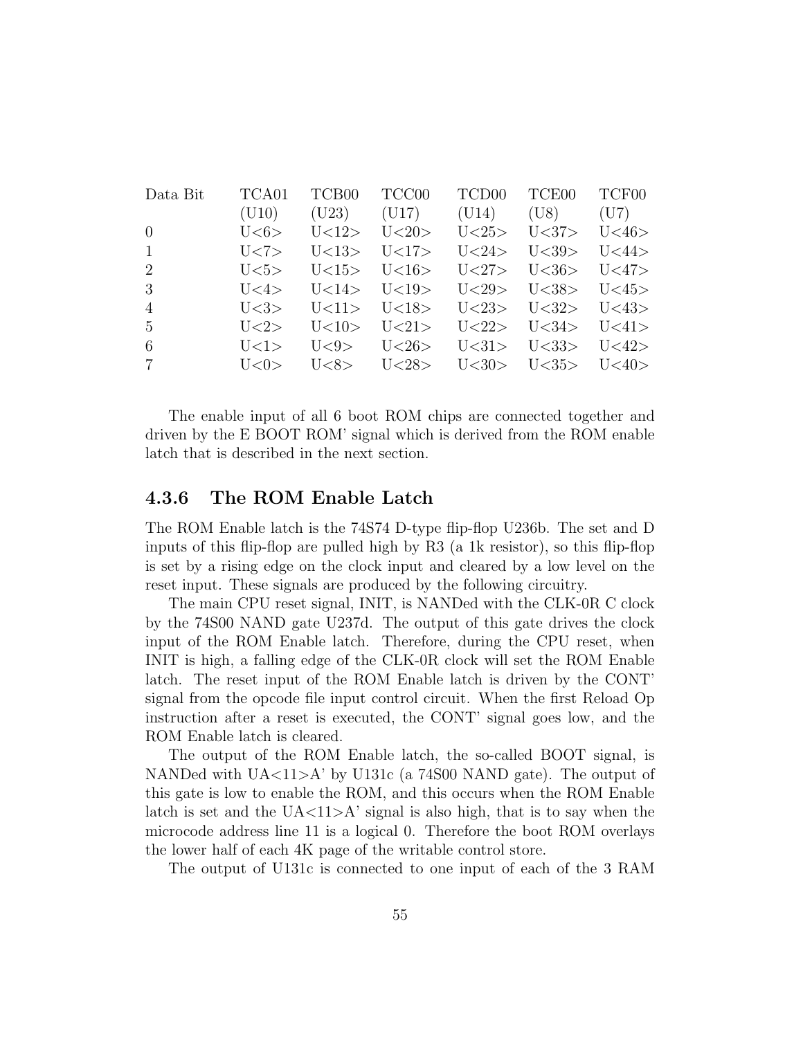| Data Bit | TCA01 (U10) | TCB00 (U23) | TCC00 (U17) | TCD00 (U14) | TCE00 (U8) | TCF00 (U7) |
|---|---|---|---|---|---|---|
| 0 | U<6> | U<12> | U<20> | U<25> | U<37> | U<46> |
| 1 | U<7> | U<13> | U<17> | U<24> | U<39> | U<44> |
| 2 | U<5> | U<15> | U<16> | U<27> | U<36> | U<47> |
| 3 | U<4> | U<14> | U<19> | U<29> | U<38> | U<45> |
| 4 | U<3> | U<11> | U<18> | U<23> | U<32> | U<43> |
| 5 | U<2> | U<10> | U<21> | U<22> | U<34> | U<41> |
| 6 | U<1> | U<9> | U<26> | U<31> | U<33> | U<42> |
| 7 | U<0> | U<8> | U<28> | U<30> | U<35> | U<40> |

The enable input of all 6 boot ROM chips are connected together and driven by the E BOOT ROM' signal which is derived from the ROM enable latch that is described in the next section.

### 4.3.6 The ROM Enable Latch

The ROM Enable latch is the 74S74 D-type flip-flop U236b. The set and D inputs of this flip-flop are pulled high by R3 (a 1k resistor), so this flip-flop is set by a rising edge on the clock input and cleared by a low level on the reset input. These signals are produced by the following circuitry.

The main CPU reset signal, INIT, is NANDed with the CLK-0R C clock by the 74S00 NAND gate U237d. The output of this gate drives the clock input of the ROM Enable latch. Therefore, during the CPU reset, when INIT is high, a falling edge of the CLK-0R clock will set the ROM Enable latch. The reset input of the ROM Enable latch is driven by the CONT' signal from the opcode file input control circuit. When the first Reload Op instruction after a reset is executed, the CONT' signal goes low, and the ROM Enable latch is cleared.

The output of the ROM Enable latch, the so-called BOOT signal, is NANDed with UA<11>A' by U131c (a 74S00 NAND gate). The output of this gate is low to enable the ROM, and this occurs when the ROM Enable latch is set and the UA<11>A' signal is also high, that is to say when the microcode address line 11 is a logical 0. Therefore the boot ROM overlays the lower half of each 4K page of the writable control store.

The output of U131c is connected to one input of each of the 3 RAM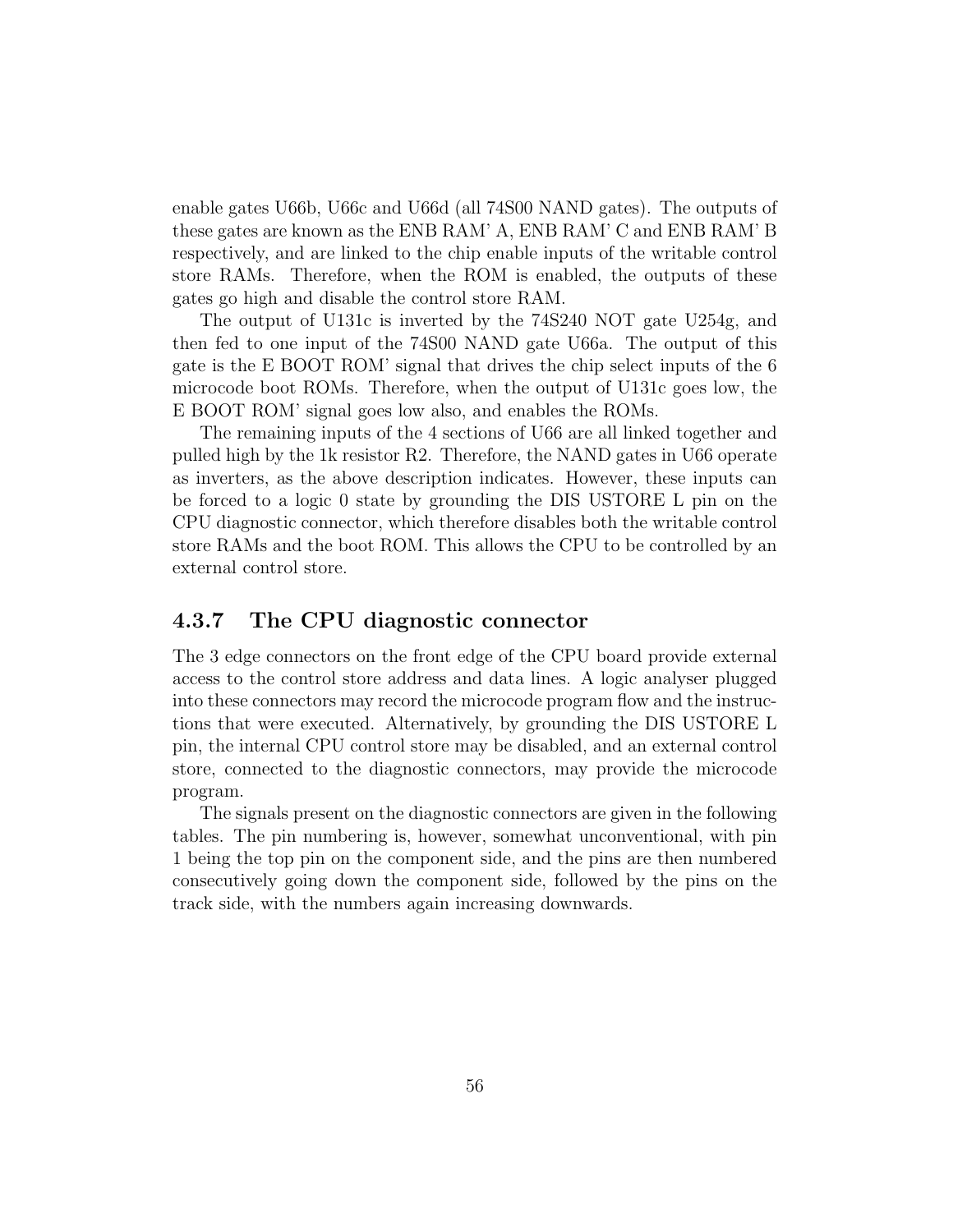enable gates U66b, U66c and U66d (all 74S00 NAND gates). The outputs of these gates are known as the ENB RAM' A, ENB RAM' C and ENB RAM' B respectively, and are linked to the chip enable inputs of the writable control store RAMs. Therefore, when the ROM is enabled, the outputs of these gates go high and disable the control store RAM.

The output of U131c is inverted by the 74S240 NOT gate U254g, and then fed to one input of the 74S00 NAND gate U66a. The output of this gate is the E BOOT ROM' signal that drives the chip select inputs of the 6 microcode boot ROMs. Therefore, when the output of U131c goes low, the E BOOT ROM' signal goes low also, and enables the ROMs.

The remaining inputs of the 4 sections of U66 are all linked together and pulled high by the 1k resistor R2. Therefore, the NAND gates in U66 operate as inverters, as the above description indicates. However, these inputs can be forced to a logic 0 state by grounding the DIS USTORE L pin on the CPU diagnostic connector, which therefore disables both the writable control store RAMs and the boot ROM. This allows the CPU to be controlled by an external control store.

### 4.3.7 The CPU diagnostic connector

The 3 edge connectors on the front edge of the CPU board provide external access to the control store address and data lines. A logic analyser plugged into these connectors may record the microcode program flow and the instructions that were executed. Alternatively, by grounding the DIS USTORE L pin, the internal CPU control store may be disabled, and an external control store, connected to the diagnostic connectors, may provide the microcode program.

The signals present on the diagnostic connectors are given in the following tables. The pin numbering is, however, somewhat unconventional, with pin 1 being the top pin on the component side, and the pins are then numbered consecutively going down the component side, followed by the pins on the track side, with the numbers again increasing downwards.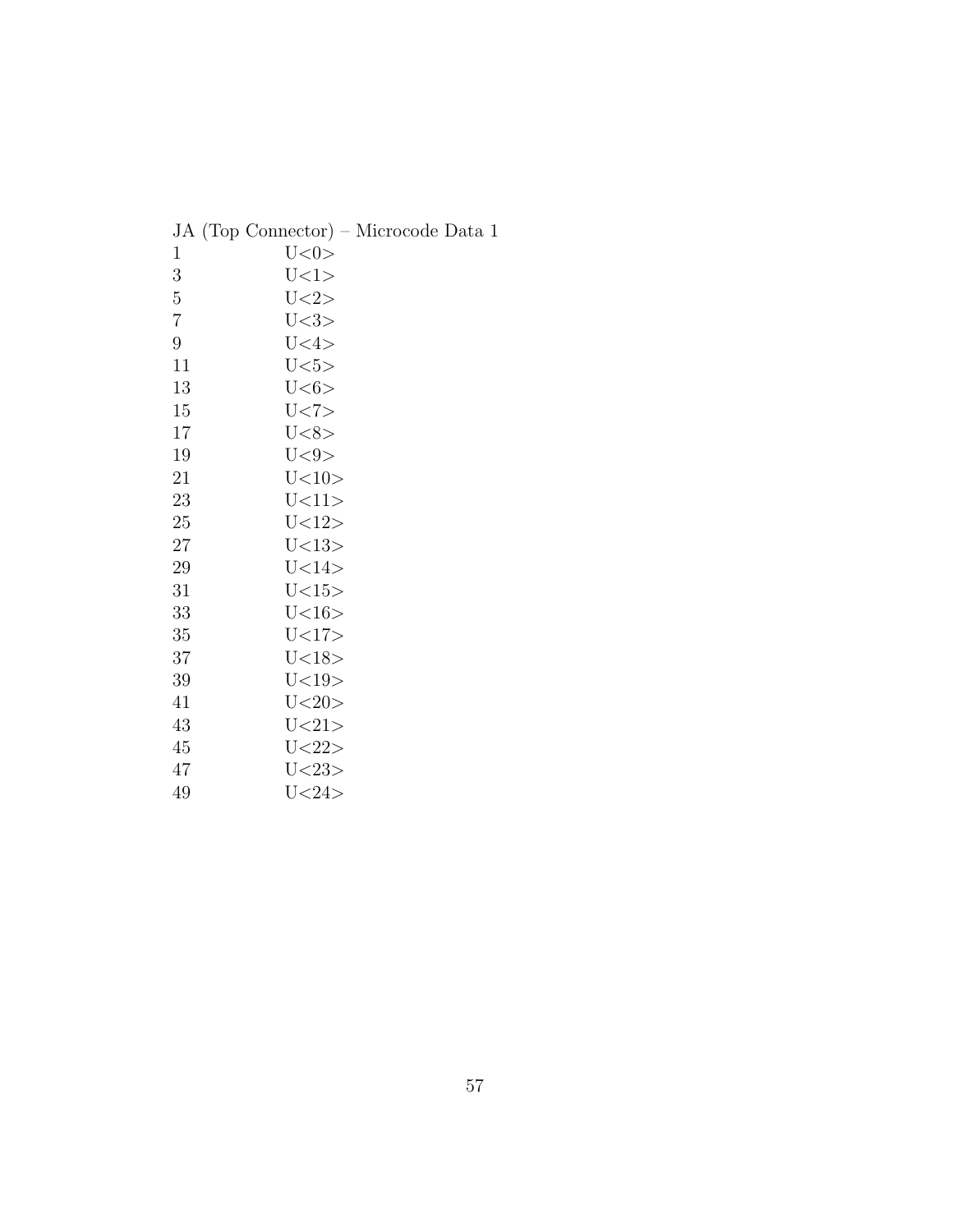JA (Top Connector) – Microcode Data 1

| | |
|---|---|
| 1 | U<0> |
| 3 | U<1> |
| 5 | U<2> |
| 7 | U<3> |
| 9 | U<4> |
| 11 | U<5> |
| 13 | U<6> |
| 15 | U<7> |
| 17 | U<8> |
| 19 | U<9> |
| 21 | U<10> |
| 23 | U<11> |
| 25 | U<12> |
| 27 | U<13> |
| 29 | U<14> |
| 31 | U<15> |
| 33 | U<16> |
| 35 | U<17> |
| 37 | U<18> |
| 39 | U<19> |
| 41 | U<20> |
| 43 | U<21> |
| 45 | U<22> |
| 47 | U<23> |
| 49 | U<24> |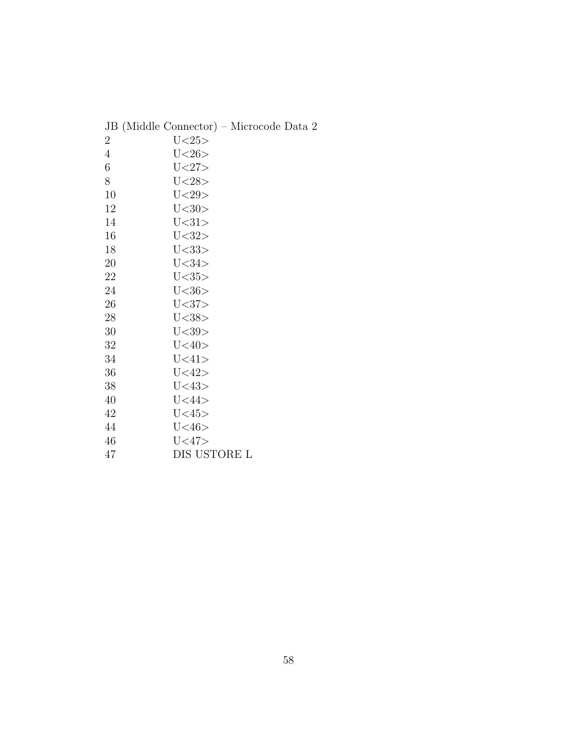JB (Middle Connector) – Microcode Data 2

| | |
|---|---|
| 2 | U<25> |
| 4 | U<26> |
| 6 | U<27> |
| 8 | U<28> |
| 10 | U<29> |
| 12 | U<30> |
| 14 | U<31> |
| 16 | U<32> |
| 18 | U<33> |
| 20 | U<34> |
| 22 | U<35> |
| 24 | U<36> |
| 26 | U<37> |
| 28 | U<38> |
| 30 | U<39> |
| 32 | U<40> |
| 34 | U<41> |
| 36 | U<42> |
| 38 | U<43> |
| 40 | U<44> |
| 42 | U<45> |
| 44 | U<46> |
| 46 | U<47> |
| 47 | DIS USTORE L |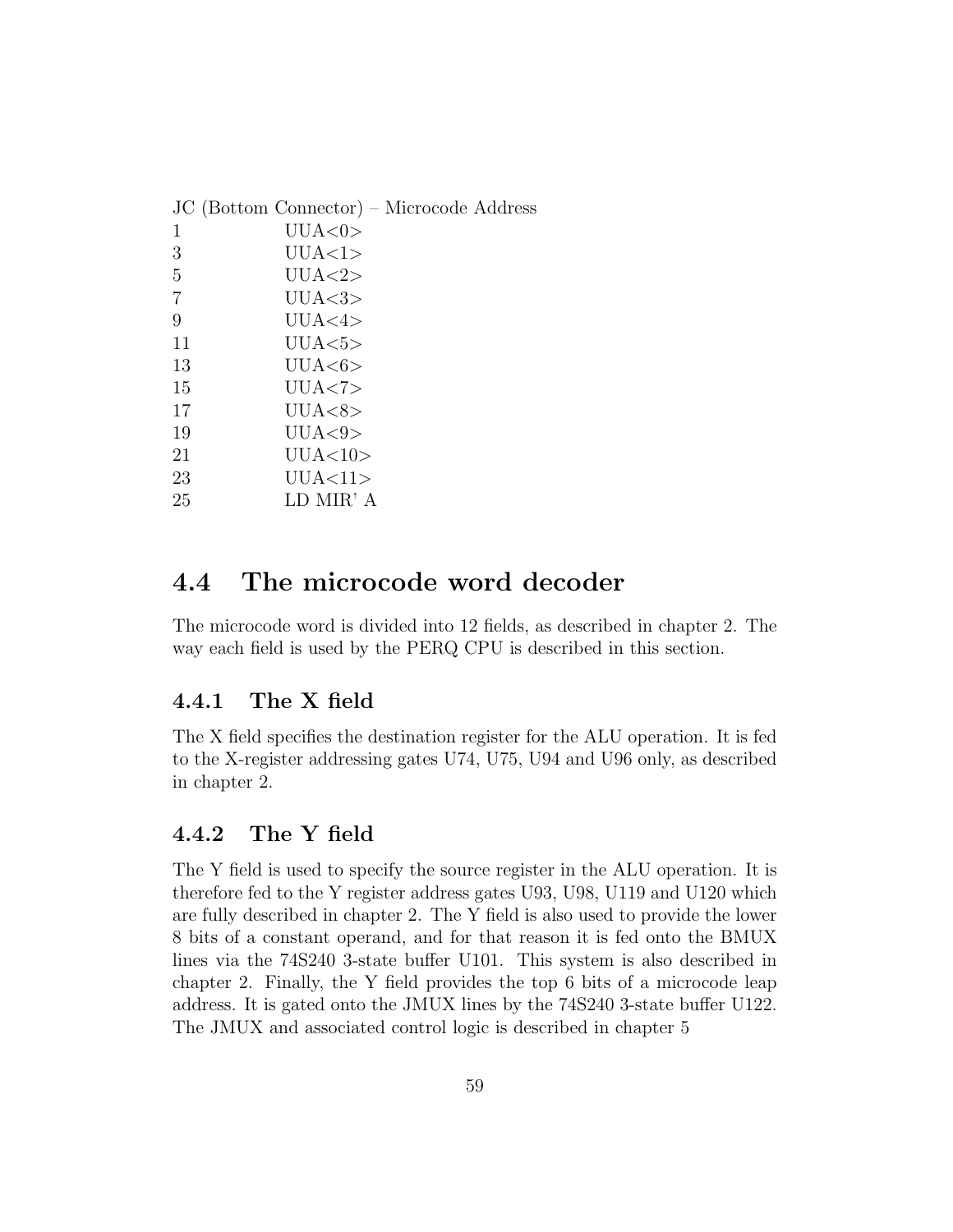JC (Bottom Connector) – Microcode Address

| | |
|---|---|
| 1 | UUA<0> |
| 3 | UUA<1> |
| 5 | UUA<2> |
| 7 | UUA<3> |
| 9 | UUA<4> |
| 11 | UUA<5> |
| 13 | UUA<6> |
| 15 | UUA<7> |
| 17 | UUA<8> |
| 19 | UUA<9> |
| 21 | UUA<10> |
| 23 | UUA<11> |
| 25 | LD MIR' A |

## 4.4 The microcode word decoder

The microcode word is divided into 12 fields, as described in chapter 2. The way each field is used by the PERQ CPU is described in this section.

### 4.4.1 The X field

The X field specifies the destination register for the ALU operation. It is fed to the X-register addressing gates U74, U75, U94 and U96 only, as described in chapter 2.

### 4.4.2 The Y field

The Y field is used to specify the source register in the ALU operation. It is therefore fed to the Y register address gates U93, U98, U119 and U120 which are fully described in chapter 2. The Y field is also used to provide the lower 8 bits of a constant operand, and for that reason it is fed onto the BMUX lines via the 74S240 3-state buffer U101. This system is also described in chapter 2. Finally, the Y field provides the top 6 bits of a microcode leap address. It is gated onto the JMUX lines by the 74S240 3-state buffer U122. The JMUX and associated control logic is described in chapter 5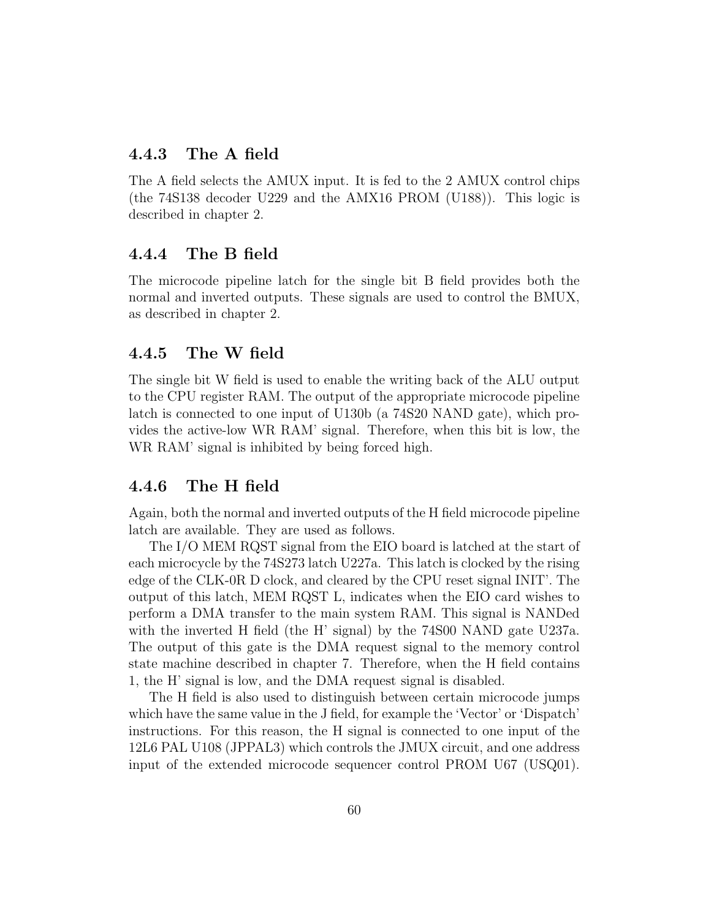### 4.4.3 The A field

The A field selects the AMUX input. It is fed to the 2 AMUX control chips (the 74S138 decoder U229 and the AMX16 PROM (U188)). This logic is described in chapter 2.

### 4.4.4 The B field

The microcode pipeline latch for the single bit B field provides both the normal and inverted outputs. These signals are used to control the BMUX, as described in chapter 2.

### 4.4.5 The W field

The single bit W field is used to enable the writing back of the ALU output to the CPU register RAM. The output of the appropriate microcode pipeline latch is connected to one input of U130b (a 74S20 NAND gate), which provides the active-low WR RAM' signal. Therefore, when this bit is low, the WR RAM' signal is inhibited by being forced high.

### 4.4.6 The H field

Again, both the normal and inverted outputs of the H field microcode pipeline latch are available. They are used as follows.

The I/O MEM RQST signal from the EIO board is latched at the start of each microcycle by the 74S273 latch U227a. This latch is clocked by the rising edge of the CLK-0R D clock, and cleared by the CPU reset signal INIT'. The output of this latch, MEM RQST L, indicates when the EIO card wishes to perform a DMA transfer to the main system RAM. This signal is NANDed with the inverted H field (the H' signal) by the 74S00 NAND gate U237a. The output of this gate is the DMA request signal to the memory control state machine described in chapter 7. Therefore, when the H field contains 1, the H' signal is low, and the DMA request signal is disabled.

The H field is also used to distinguish between certain microcode jumps which have the same value in the J field, for example the 'Vector' or 'Dispatch' instructions. For this reason, the H signal is connected to one input of the 12L6 PAL U108 (JPPAL3) which controls the JMUX circuit, and one address input of the extended microcode sequencer control PROM U67 (USQ01).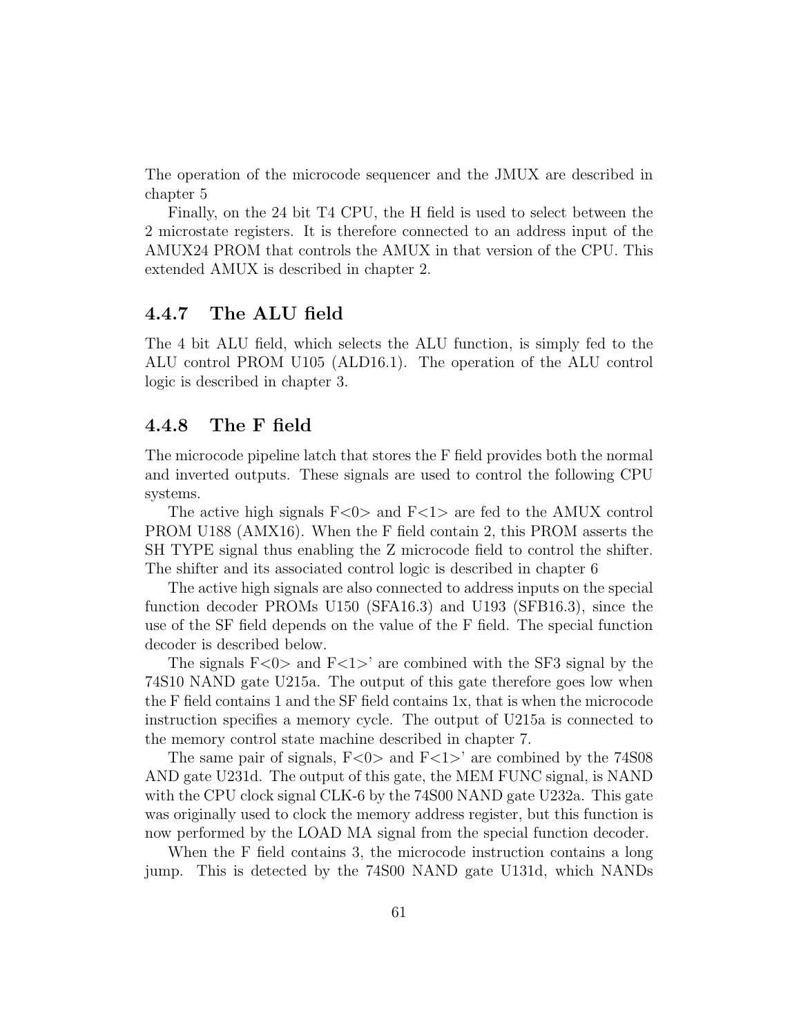The operation of the microcode sequencer and the JMUX are described in chapter 5

Finally, on the 24 bit T4 CPU, the H field is used to select between the 2 microstate registers. It is therefore connected to an address input of the AMUX24 PROM that controls the AMUX in that version of the CPU. This extended AMUX is described in chapter 2.

### 4.4.7 The ALU field

The 4 bit ALU field, which selects the ALU function, is simply fed to the ALU control PROM U105 (ALD16.1). The operation of the ALU control logic is described in chapter 3.

### 4.4.8 The F field

The microcode pipeline latch that stores the F field provides both the normal and inverted outputs. These signals are used to control the following CPU systems.

The active high signals F<0> and F<1> are fed to the AMUX control PROM U188 (AMX16). When the F field contain 2, this PROM asserts the SH TYPE signal thus enabling the Z microcode field to control the shifter. The shifter and its associated control logic is described in chapter 6

The active high signals are also connected to address inputs on the special function decoder PROMs U150 (SFA16.3) and U193 (SFB16.3), since the use of the SF field depends on the value of the F field. The special function decoder is described below.

The signals F<0> and F<1>' are combined with the SF3 signal by the 74S10 NAND gate U215a. The output of this gate therefore goes low when the F field contains 1 and the SF field contains 1x, that is when the microcode instruction specifies a memory cycle. The output of U215a is connected to the memory control state machine described in chapter 7.

The same pair of signals, F<0> and F<1>' are combined by the 74S08 AND gate U231d. The output of this gate, the MEM FUNC signal, is NAND with the CPU clock signal CLK-6 by the 74S00 NAND gate U232a. This gate was originally used to clock the memory address register, but this function is now performed by the LOAD MA signal from the special function decoder.

When the F field contains 3, the microcode instruction contains a long jump. This is detected by the 74S00 NAND gate U131d, which NANDs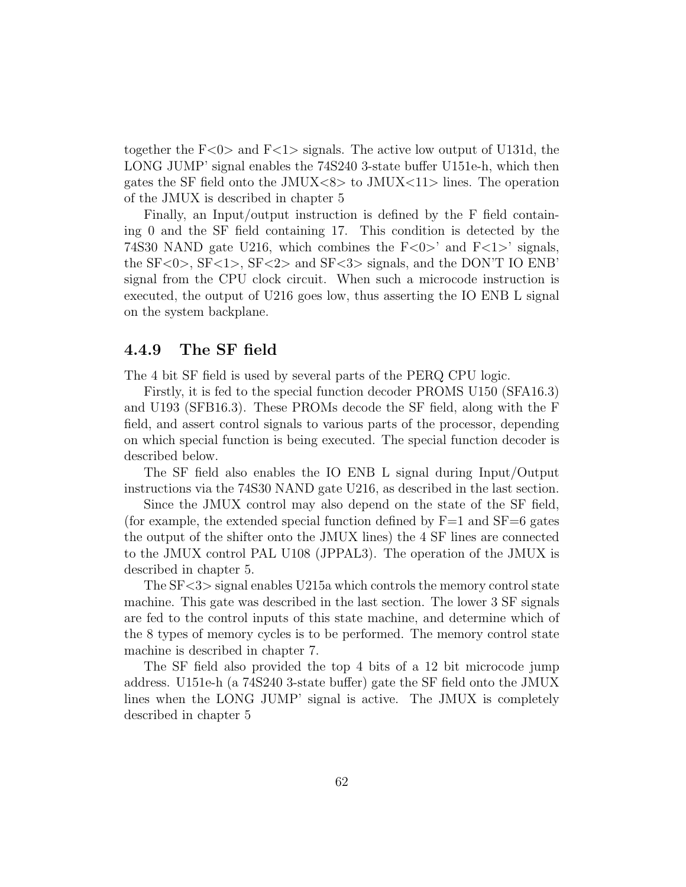together the F<0> and F<1> signals. The active low output of U131d, the LONG JUMP' signal enables the 74S240 3-state buffer U151e-h, which then gates the SF field onto the JMUX<8> to JMUX<11> lines. The operation of the JMUX is described in chapter 5

Finally, an Input/output instruction is defined by the F field containing 0 and the SF field containing 17. This condition is detected by the 74S30 NAND gate U216, which combines the F<0>' and F<1>' signals, the SF<0>, SF<1>, SF<2> and SF<3> signals, and the DON'T IO ENB' signal from the CPU clock circuit. When such a microcode instruction is executed, the output of U216 goes low, thus asserting the IO ENB L signal on the system backplane.

### 4.4.9 The SF field

The 4 bit SF field is used by several parts of the PERQ CPU logic.

Firstly, it is fed to the special function decoder PROMS U150 (SFA16.3) and U193 (SFB16.3). These PROMs decode the SF field, along with the F field, and assert control signals to various parts of the processor, depending on which special function is being executed. The special function decoder is described below.

The SF field also enables the IO ENB L signal during Input/Output instructions via the 74S30 NAND gate U216, as described in the last section.

Since the JMUX control may also depend on the state of the SF field, (for example, the extended special function defined by F=1 and SF=6 gates the output of the shifter onto the JMUX lines) the 4 SF lines are connected to the JMUX control PAL U108 (JPPAL3). The operation of the JMUX is described in chapter 5.

The SF<3> signal enables U215a which controls the memory control state machine. This gate was described in the last section. The lower 3 SF signals are fed to the control inputs of this state machine, and determine which of the 8 types of memory cycles is to be performed. The memory control state machine is described in chapter 7.

The SF field also provided the top 4 bits of a 12 bit microcode jump address. U151e-h (a 74S240 3-state buffer) gate the SF field onto the JMUX lines when the LONG JUMP' signal is active. The JMUX is completely described in chapter 5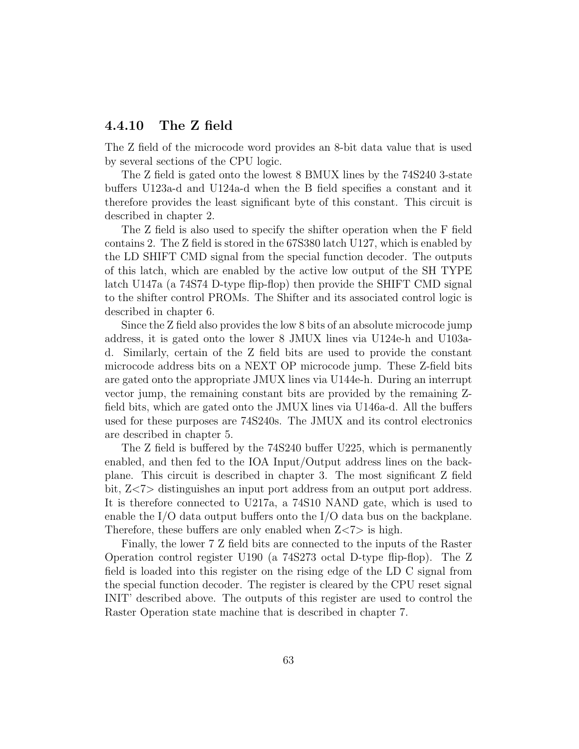### 4.4.10 The Z field

The Z field of the microcode word provides an 8-bit data value that is used by several sections of the CPU logic.

The Z field is gated onto the lowest 8 BMUX lines by the 74S240 3-state buffers U123a-d and U124a-d when the B field specifies a constant and it therefore provides the least significant byte of this constant. This circuit is described in chapter 2.

The Z field is also used to specify the shifter operation when the F field contains 2. The Z field is stored in the 67S380 latch U127, which is enabled by the LD SHIFT CMD signal from the special function decoder. The outputs of this latch, which are enabled by the active low output of the SH TYPE latch U147a (a 74S74 D-type flip-flop) then provide the SHIFT CMD signal to the shifter control PROMs. The Shifter and its associated control logic is described in chapter 6.

Since the Z field also provides the low 8 bits of an absolute microcode jump address, it is gated onto the lower 8 JMUX lines via U124e-h and U103a-d. Similarly, certain of the Z field bits are used to provide the constant microcode address bits on a NEXT OP microcode jump. These Z-field bits are gated onto the appropriate JMUX lines via U144e-h. During an interrupt vector jump, the remaining constant bits are provided by the remaining Z-field bits, which are gated onto the JMUX lines via U146a-d. All the buffers used for these purposes are 74S240s. The JMUX and its control electronics are described in chapter 5.

The Z field is buffered by the 74S240 buffer U225, which is permanently enabled, and then fed to the IOA Input/Output address lines on the backplane. This circuit is described in chapter 3. The most significant Z field bit, Z<7> distinguishes an input port address from an output port address. It is therefore connected to U217a, a 74S10 NAND gate, which is used to enable the I/O data output buffers onto the I/O data bus on the backplane. Therefore, these buffers are only enabled when Z<7> is high.

Finally, the lower 7 Z field bits are connected to the inputs of the Raster Operation control register U190 (a 74S273 octal D-type flip-flop). The Z field is loaded into this register on the rising edge of the LD C signal from the special function decoder. The register is cleared by the CPU reset signal INIT' described above. The outputs of this register are used to control the Raster Operation state machine that is described in chapter 7.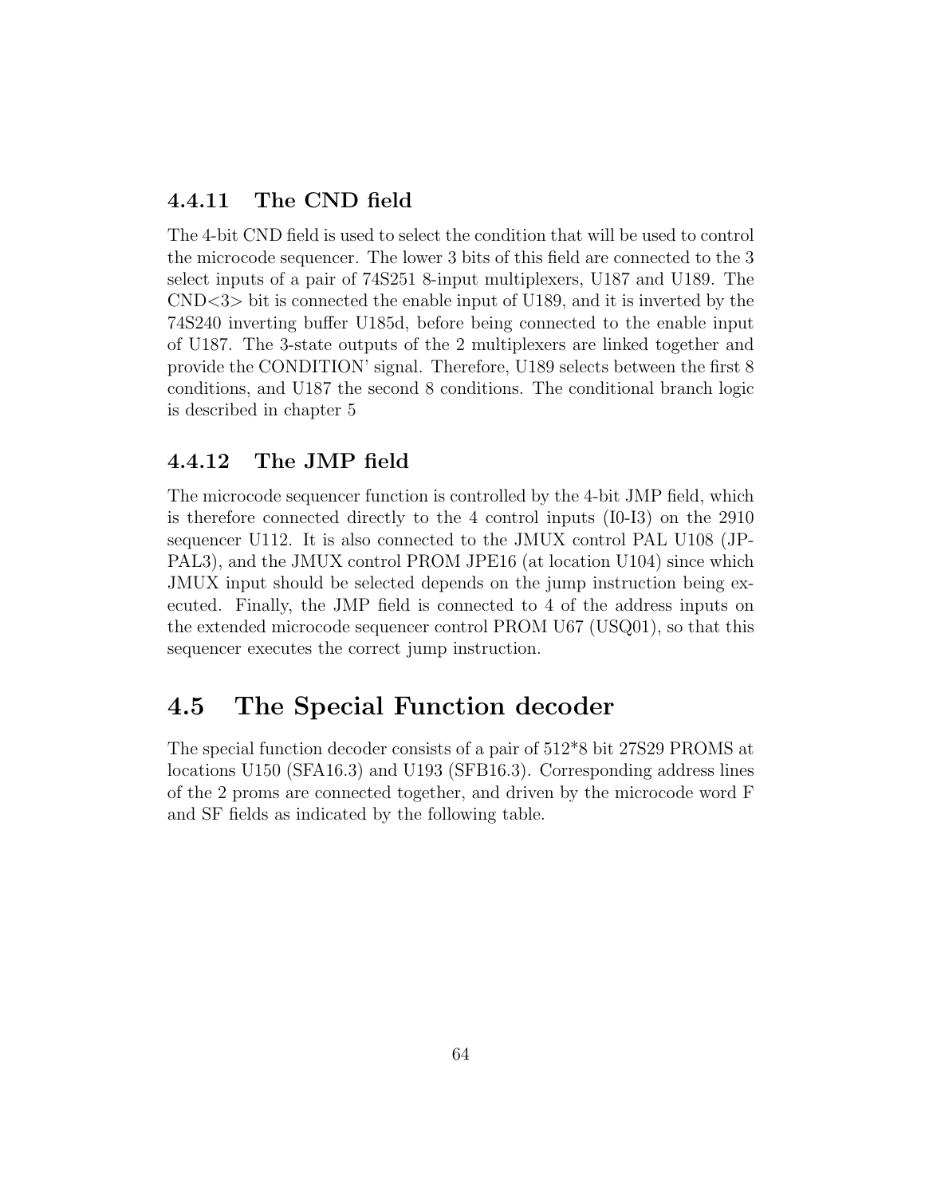### 4.4.11 The CND field

The 4-bit CND field is used to select the condition that will be used to control the microcode sequencer. The lower 3 bits of this field are connected to the 3 select inputs of a pair of 74S251 8-input multiplexers, U187 and U189. The CND<3> bit is connected the enable input of U189, and it is inverted by the 74S240 inverting buffer U185d, before being connected to the enable input of U187. The 3-state outputs of the 2 multiplexers are linked together and provide the CONDITION' signal. Therefore, U189 selects between the first 8 conditions, and U187 the second 8 conditions. The conditional branch logic is described in chapter 5

### 4.4.12 The JMP field

The microcode sequencer function is controlled by the 4-bit JMP field, which is therefore connected directly to the 4 control inputs (I0-I3) on the 2910 sequencer U112. It is also connected to the JMUX control PAL U108 (JPPAL3), and the JMUX control PROM JPE16 (at location U104) since which JMUX input should be selected depends on the jump instruction being executed. Finally, the JMP field is connected to 4 of the address inputs on the extended microcode sequencer control PROM U67 (USQ01), so that this sequencer executes the correct jump instruction.

## 4.5 The Special Function decoder

The special function decoder consists of a pair of 512*8 bit 27S29 PROMS at locations U150 (SFA16.3) and U193 (SFB16.3). Corresponding address lines of the 2 proms are connected together, and driven by the microcode word F and SF fields as indicated by the following table.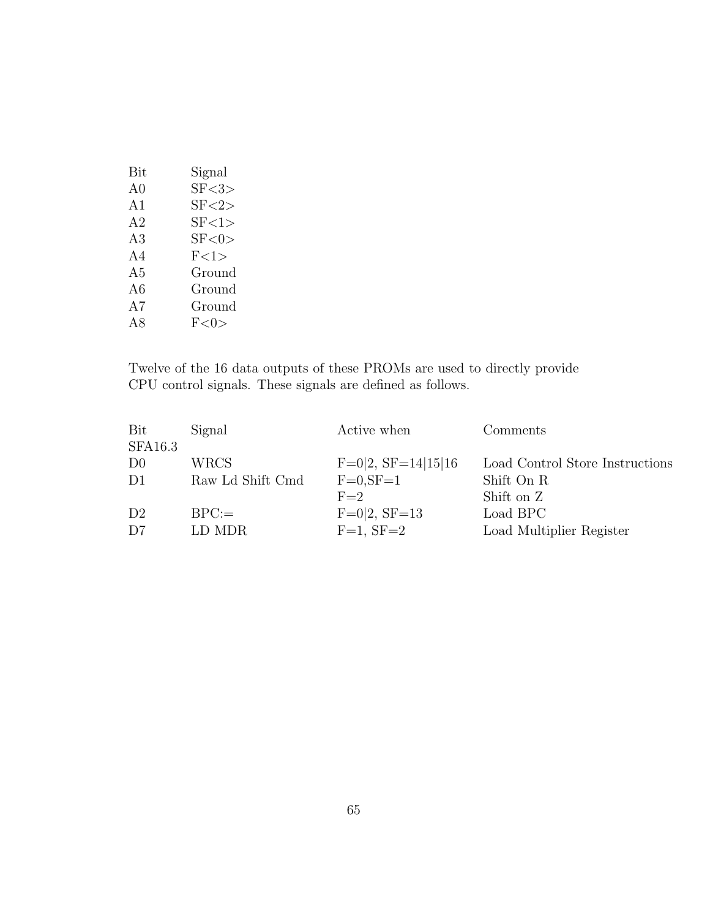| Bit | Signal |
|---|---|
| A0 | SF<3> |
| A1 | SF<2> |
| A2 | SF<1> |
| A3 | SF<0> |
| A4 | F<1> |
| A5 | Ground |
| A6 | Ground |
| A7 | Ground |
| A8 | F<0> |

Twelve of the 16 data outputs of these PROMs are used to directly provide CPU control signals. These signals are defined as follows.

| Bit | Signal | Active when | Comments |
|---|---|---|---|
| SFA16.3 | | | |
| D0 | WRCS | F=0\|2, SF=14\|15\|16 | Load Control Store Instructions |
| D1 | Raw Ld Shift Cmd | F=0,SF=1 | Shift On R |
| | | F=2 | Shift on Z |
| D2 | BPC:= | F=0\|2, SF=13 | Load BPC |
| D7 | LD MDR | F=1, SF=2 | Load Multiplier Register |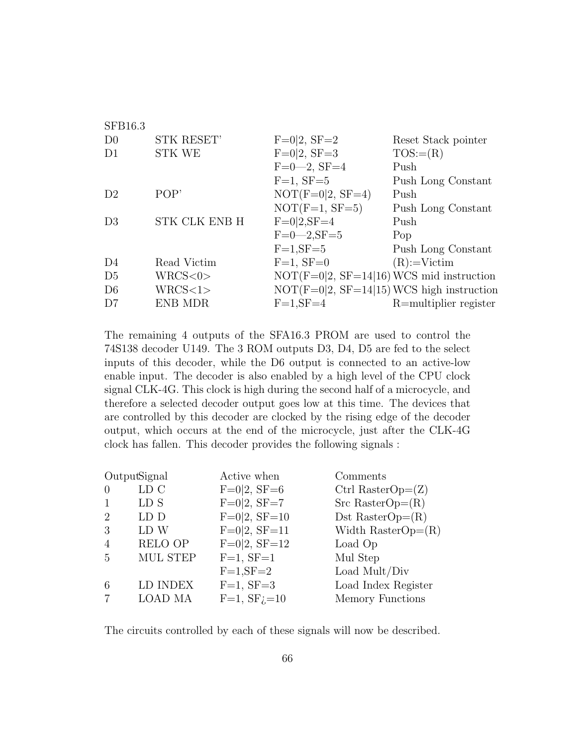SFB16.3

| | | | |
|---|---|---|---|
| D0 | STK RESET' | F=0\|2, SF=2 | Reset Stack pointer |
| D1 | STK WE | F=0\|2, SF=3 | TOS:=(R) |
| | | F=0—2, SF=4 | Push |
| | | F=1, SF=5 | Push Long Constant |
| D2 | POP' | NOT(F=0\|2, SF=4) | Push |
| | | NOT(F=1, SF=5) | Push Long Constant |
| D3 | STK CLK ENB H | F=0\|2,SF=4 | Push |
| | | F=0—2,SF=5 | Pop |
| | | F=1,SF=5 | Push Long Constant |
| D4 | Read Victim | F=1, SF=0 | (R):=Victim |
| D5 | WRCS<0> | NOT(F=0\|2, SF=14\|16) | WCS mid instruction |
| D6 | WRCS<1> | NOT(F=0\|2, SF=14\|15) | WCS high instruction |
| D7 | ENB MDR | F=1,SF=4 | R=multiplier register |

The remaining 4 outputs of the SFA16.3 PROM are used to control the 74S138 decoder U149. The 3 ROM outputs D3, D4, D5 are fed to the select inputs of this decoder, while the D6 output is connected to an active-low enable input. The decoder is also enabled by a high level of the CPU clock signal CLK-4G. This clock is high during the second half of a microcycle, and therefore a selected decoder output goes low at this time. The devices that are controlled by this decoder are clocked by the rising edge of the decoder output, which occurs at the end of the microcycle, just after the CLK-4G clock has fallen. This decoder provides the following signals :

| Output | Signal | Active when | Comments |
|---|---|---|---|
| 0 | LD C | F=0\|2, SF=6 | Ctrl RasterOp=(Z) |
| 1 | LD S | F=0\|2, SF=7 | Src RasterOp=(R) |
| 2 | LD D | F=0\|2, SF=10 | Dst RasterOp=(R) |
| 3 | LD W | F=0\|2, SF=11 | Width RasterOp=(R) |
| 4 | RELO OP | F=0\|2, SF=12 | Load Op |
| 5 | MUL STEP | F=1, SF=1 | Mul Step |
| | | F=1,SF=2 | Load Mult/Div |
| 6 | LD INDEX | F=1, SF=3 | Load Index Register |
| 7 | LOAD MA | F=1, SF>=10 | Memory Functions |

The circuits controlled by each of these signals will now be described.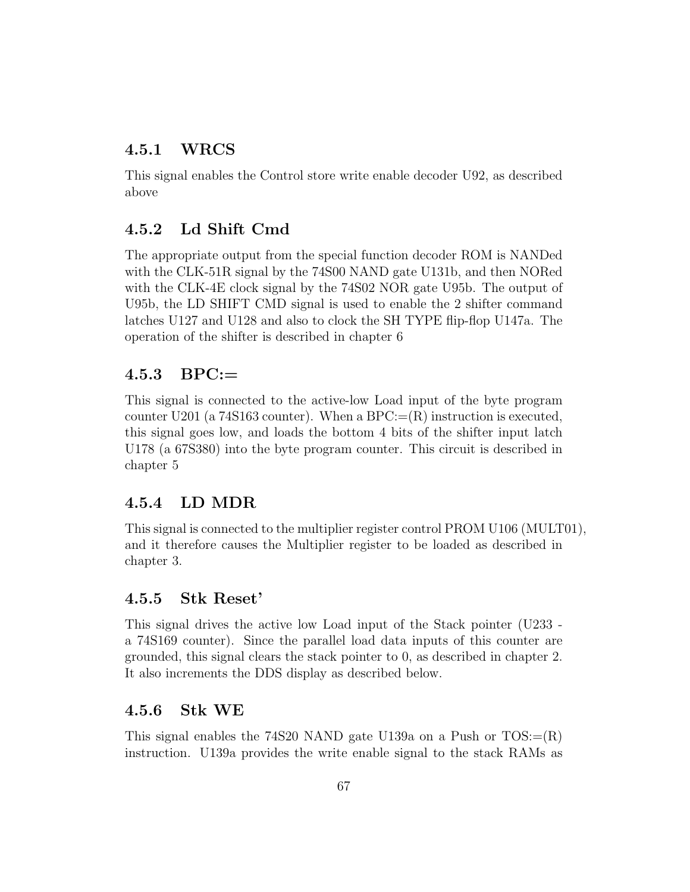### 4.5.1 WRCS

This signal enables the Control store write enable decoder U92, as described above

### 4.5.2 Ld Shift Cmd

The appropriate output from the special function decoder ROM is NANDed with the CLK-51R signal by the 74S00 NAND gate U131b, and then NORed with the CLK-4E clock signal by the 74S02 NOR gate U95b. The output of U95b, the LD SHIFT CMD signal is used to enable the 2 shifter command latches U127 and U128 and also to clock the SH TYPE flip-flop U147a. The operation of the shifter is described in chapter 6

### 4.5.3 BPC:=

This signal is connected to the active-low Load input of the byte program counter U201 (a 74S163 counter). When a BPC:=(R) instruction is executed, this signal goes low, and loads the bottom 4 bits of the shifter input latch U178 (a 67S380) into the byte program counter. This circuit is described in chapter 5

### 4.5.4 LD MDR

This signal is connected to the multiplier register control PROM U106 (MULT01), and it therefore causes the Multiplier register to be loaded as described in chapter 3.

### 4.5.5 Stk Reset'

This signal drives the active low Load input of the Stack pointer (U233 - a 74S169 counter). Since the parallel load data inputs of this counter are grounded, this signal clears the stack pointer to 0, as described in chapter 2. It also increments the DDS display as described below.

### 4.5.6 Stk WE

This signal enables the 74S20 NAND gate U139a on a Push or TOS:=(R) instruction. U139a provides the write enable signal to the stack RAMs as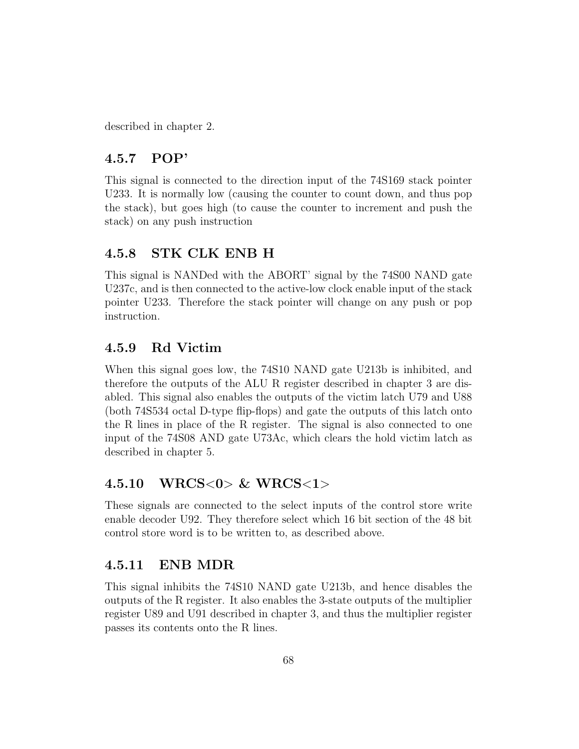described in chapter 2.

### 4.5.7 POP'

This signal is connected to the direction input of the 74S169 stack pointer U233. It is normally low (causing the counter to count down, and thus pop the stack), but goes high (to cause the counter to increment and push the stack) on any push instruction

### 4.5.8 STK CLK ENB H

This signal is NANDed with the ABORT' signal by the 74S00 NAND gate U237c, and is then connected to the active-low clock enable input of the stack pointer U233. Therefore the stack pointer will change on any push or pop instruction.

### 4.5.9 Rd Victim

When this signal goes low, the 74S10 NAND gate U213b is inhibited, and therefore the outputs of the ALU R register described in chapter 3 are disabled. This signal also enables the outputs of the victim latch U79 and U88 (both 74S534 octal D-type flip-flops) and gate the outputs of this latch onto the R lines in place of the R register. The signal is also connected to one input of the 74S08 AND gate U73Ac, which clears the hold victim latch as described in chapter 5.

### 4.5.10 WRCS<0> & WRCS<1>

These signals are connected to the select inputs of the control store write enable decoder U92. They therefore select which 16 bit section of the 48 bit control store word is to be written to, as described above.

### 4.5.11 ENB MDR

This signal inhibits the 74S10 NAND gate U213b, and hence disables the outputs of the R register. It also enables the 3-state outputs of the multiplier register U89 and U91 described in chapter 3, and thus the multiplier register passes its contents onto the R lines.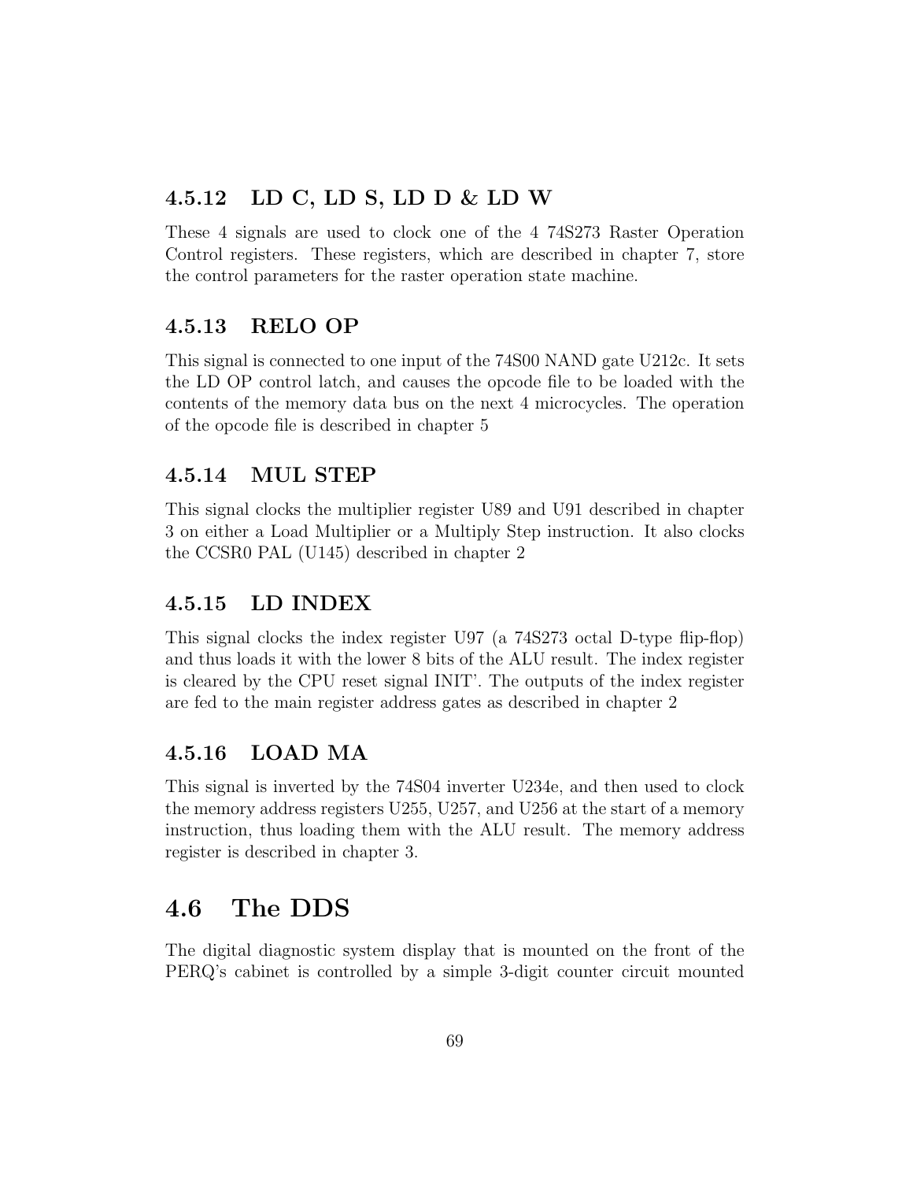### 4.5.12 LD C, LD S, LD D & LD W

These 4 signals are used to clock one of the 4 74S273 Raster Operation Control registers. These registers, which are described in chapter 7, store the control parameters for the raster operation state machine.

### 4.5.13 RELO OP

This signal is connected to one input of the 74S00 NAND gate U212c. It sets the LD OP control latch, and causes the opcode file to be loaded with the contents of the memory data bus on the next 4 microcycles. The operation of the opcode file is described in chapter 5

### 4.5.14 MUL STEP

This signal clocks the multiplier register U89 and U91 described in chapter 3 on either a Load Multiplier or a Multiply Step instruction. It also clocks the CCSR0 PAL (U145) described in chapter 2

### 4.5.15 LD INDEX

This signal clocks the index register U97 (a 74S273 octal D-type flip-flop) and thus loads it with the lower 8 bits of the ALU result. The index register is cleared by the CPU reset signal INIT'. The outputs of the index register are fed to the main register address gates as described in chapter 2

### 4.5.16 LOAD MA

This signal is inverted by the 74S04 inverter U234e, and then used to clock the memory address registers U255, U257, and U256 at the start of a memory instruction, thus loading them with the ALU result. The memory address register is described in chapter 3.

## 4.6 The DDS

The digital diagnostic system display that is mounted on the front of the PERQ's cabinet is controlled by a simple 3-digit counter circuit mounted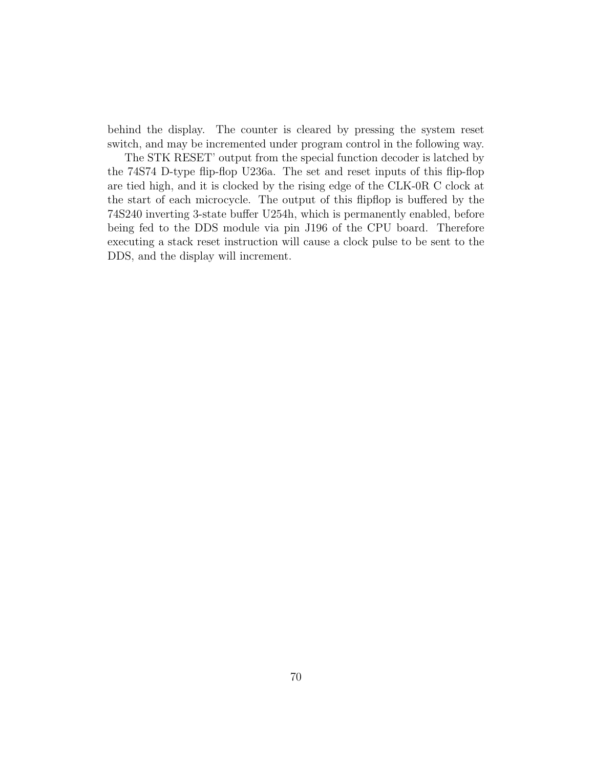behind the display. The counter is cleared by pressing the system reset switch, and may be incremented under program control in the following way.

The STK RESET' output from the special function decoder is latched by the 74S74 D-type flip-flop U236a. The set and reset inputs of this flip-flop are tied high, and it is clocked by the rising edge of the CLK-0R C clock at the start of each microcycle. The output of this flipflop is buffered by the 74S240 inverting 3-state buffer U254h, which is permanently enabled, before being fed to the DDS module via pin J196 of the CPU board. Therefore executing a stack reset instruction will cause a clock pulse to be sent to the DDS, and the display will increment.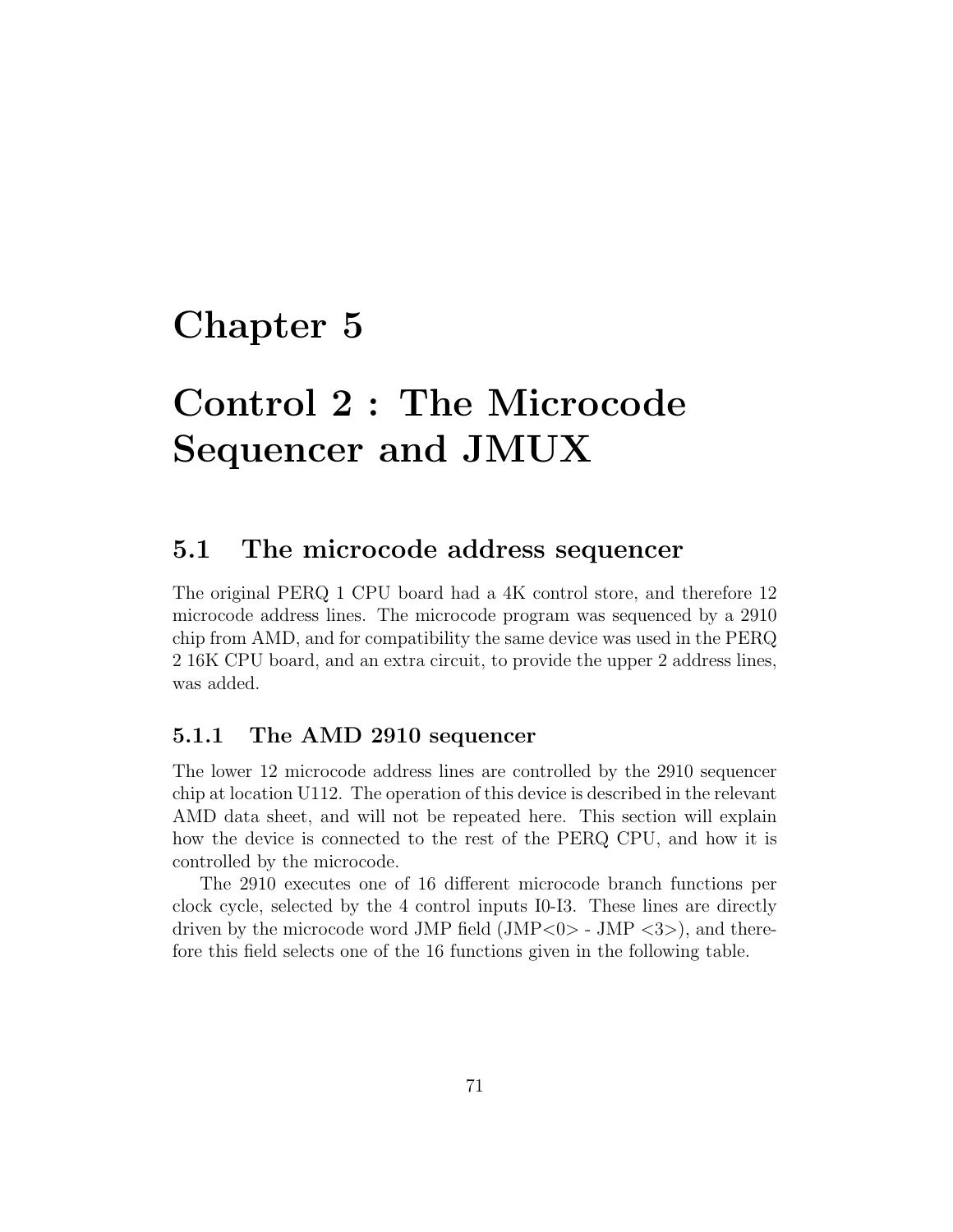# Chapter 5

# Control 2 : The Microcode Sequencer and JMUX

## 5.1 The microcode address sequencer

The original PERQ 1 CPU board had a 4K control store, and therefore 12 microcode address lines. The microcode program was sequenced by a 2910 chip from AMD, and for compatibility the same device was used in the PERQ 2 16K CPU board, and an extra circuit, to provide the upper 2 address lines, was added.

### 5.1.1 The AMD 2910 sequencer

The lower 12 microcode address lines are controlled by the 2910 sequencer chip at location U112. The operation of this device is described in the relevant AMD data sheet, and will not be repeated here. This section will explain how the device is connected to the rest of the PERQ CPU, and how it is controlled by the microcode.

The 2910 executes one of 16 different microcode branch functions per clock cycle, selected by the 4 control inputs I0-I3. These lines are directly driven by the microcode word JMP field (JMP<0> - JMP <3>), and therefore this field selects one of the 16 functions given in the following table.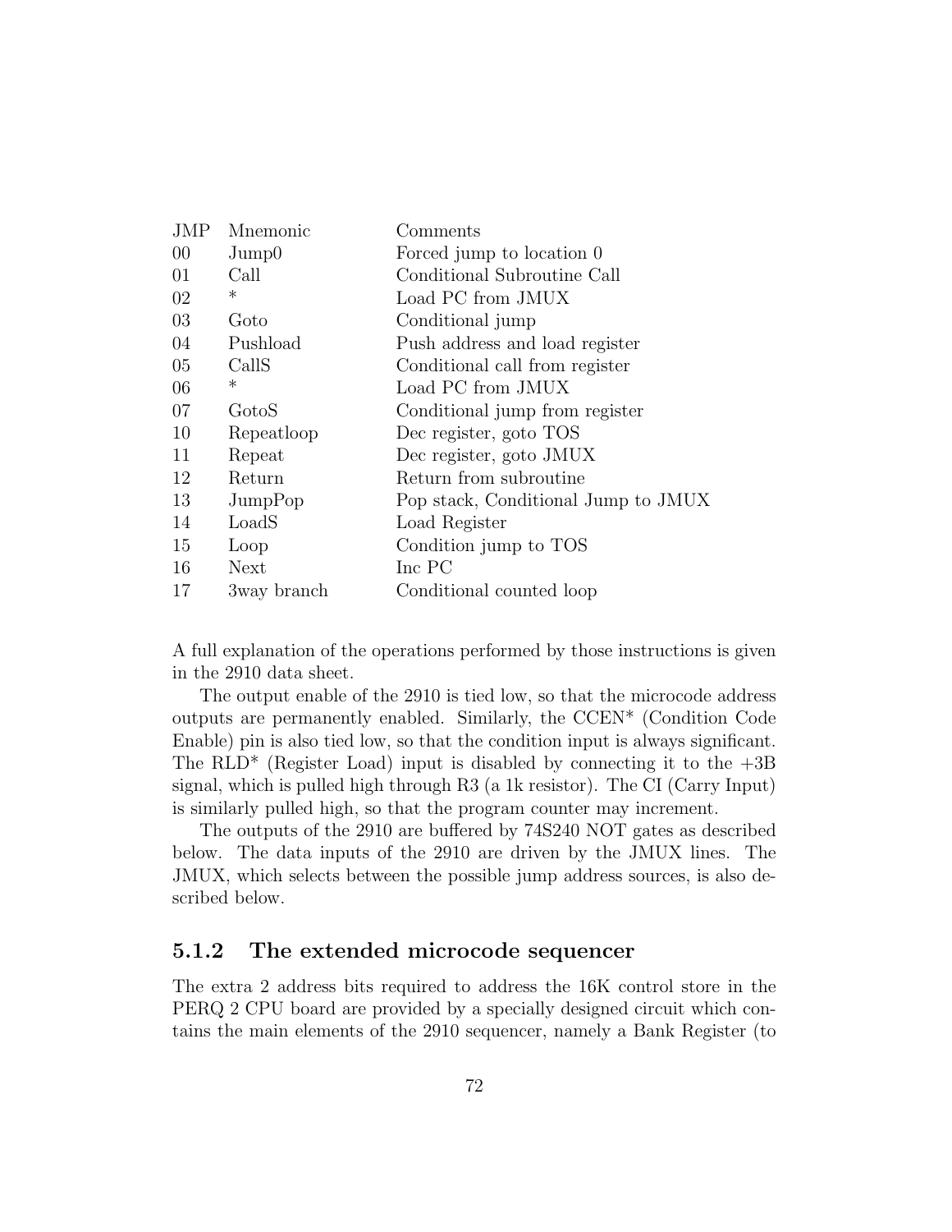| JMP | Mnemonic | Comments |
|---|---|---|
| 00 | Jump0 | Forced jump to location 0 |
| 01 | Call | Conditional Subroutine Call |
| 02 | * | Load PC from JMUX |
| 03 | Goto | Conditional jump |
| 04 | Pushload | Push address and load register |
| 05 | CallS | Conditional call from register |
| 06 | * | Load PC from JMUX |
| 07 | GotoS | Conditional jump from register |
| 10 | Repeatloop | Dec register, goto TOS |
| 11 | Repeat | Dec register, goto JMUX |
| 12 | Return | Return from subroutine |
| 13 | JumpPop | Pop stack, Conditional Jump to JMUX |
| 14 | LoadS | Load Register |
| 15 | Loop | Condition jump to TOS |
| 16 | Next | Inc PC |
| 17 | 3way branch | Conditional counted loop |

A full explanation of the operations performed by those instructions is given in the 2910 data sheet.

The output enable of the 2910 is tied low, so that the microcode address outputs are permanently enabled. Similarly, the CCEN* (Condition Code Enable) pin is also tied low, so that the condition input is always significant. The RLD* (Register Load) input is disabled by connecting it to the +3B signal, which is pulled high through R3 (a 1k resistor). The CI (Carry Input) is similarly pulled high, so that the program counter may increment.

The outputs of the 2910 are buffered by 74S240 NOT gates as described below. The data inputs of the 2910 are driven by the JMUX lines. The JMUX, which selects between the possible jump address sources, is also described below.

### 5.1.2 The extended microcode sequencer

The extra 2 address bits required to address the 16K control store in the PERQ 2 CPU board are provided by a specially designed circuit which contains the main elements of the 2910 sequencer, namely a Bank Register (to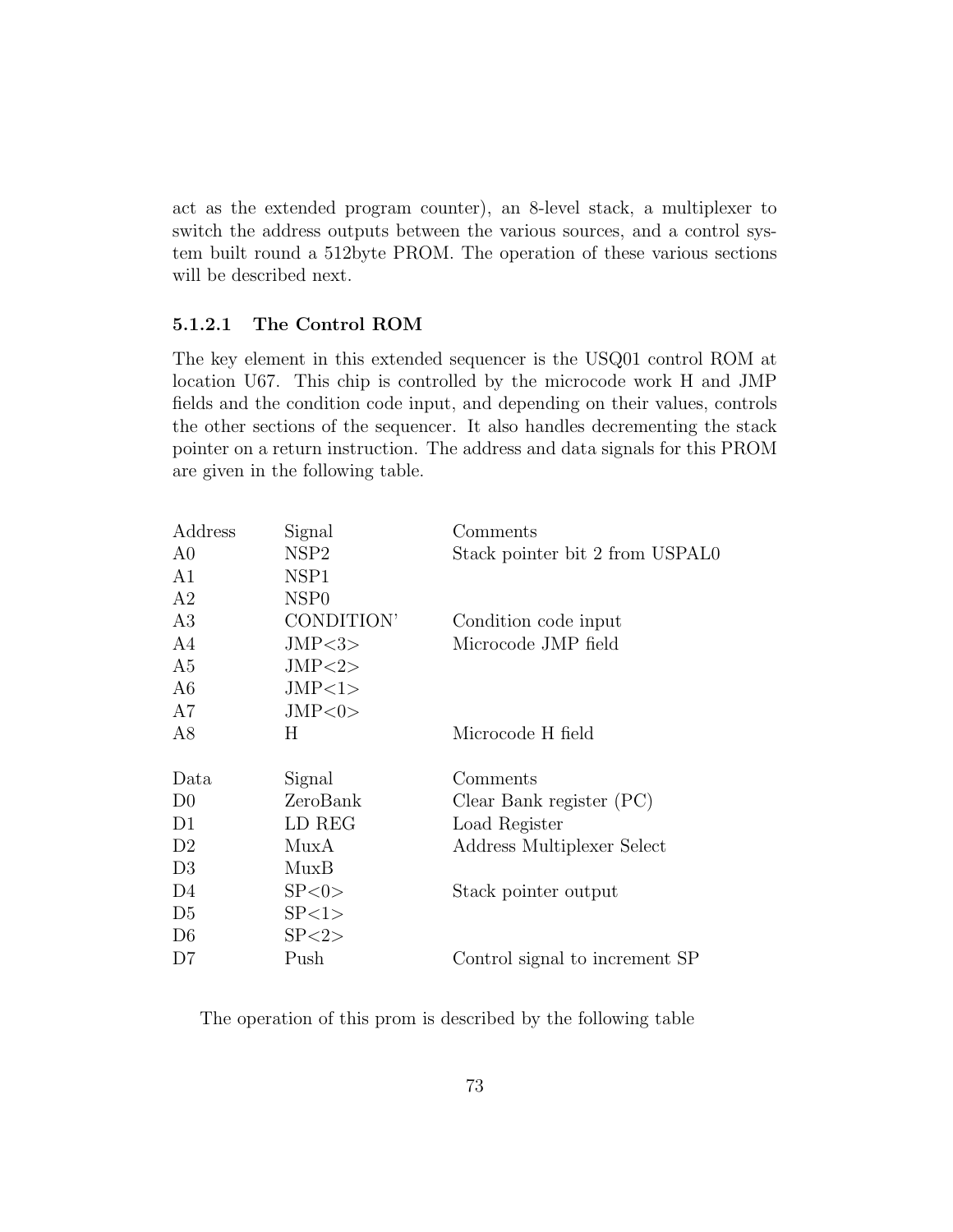act as the extended program counter), an 8-level stack, a multiplexer to switch the address outputs between the various sources, and a control system built round a 512byte PROM. The operation of these various sections will be described next.

#### 5.1.2.1 The Control ROM

The key element in this extended sequencer is the USQ01 control ROM at location U67. This chip is controlled by the microcode work H and JMP fields and the condition code input, and depending on their values, controls the other sections of the sequencer. It also handles decrementing the stack pointer on a return instruction. The address and data signals for this PROM are given in the following table.

| Address | Signal | Comments |
|---|---|---|
| A0 | NSP2 | Stack pointer bit 2 from USPAL0 |
| A1 | NSP1 | |
| A2 | NSP0 | |
| A3 | CONDITION' | Condition code input |
| A4 | JMP<3> | Microcode JMP field |
| A5 | JMP<2> | |
| A6 | JMP<1> | |
| A7 | JMP<0> | |
| A8 | H | Microcode H field |

| Data | Signal | Comments |
|---|---|---|
| D0 | ZeroBank | Clear Bank register (PC) |
| D1 | LD REG | Load Register |
| D2 | MuxA | Address Multiplexer Select |
| D3 | MuxB | |
| D4 | SP<0> | Stack pointer output |
| D5 | SP<1> | |
| D6 | SP<2> | |
| D7 | Push | Control signal to increment SP |

The operation of this prom is described by the following table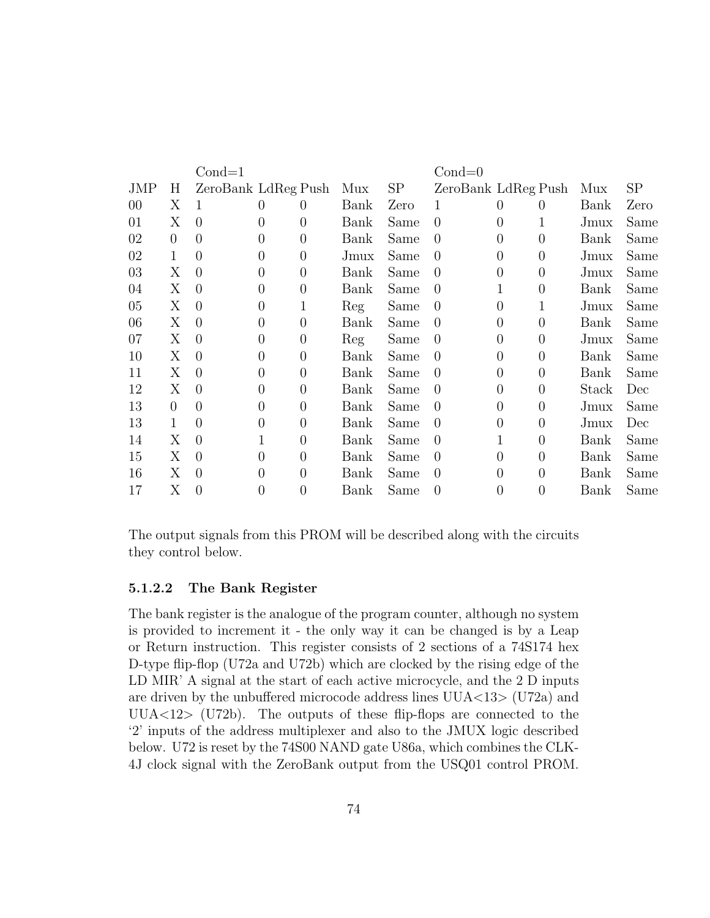| | | Cond=1 | | | | | Cond=0 | | | | |
|---|---|---|---|---|---|---|---|---|---|---|---|
| JMP | H | ZeroBank | LdReg | Push | Mux | SP | ZeroBank | LdReg | Push | Mux | SP |
| 00 | X | 1 | 0 | 0 | Bank | Zero | 1 | 0 | 0 | Bank | Zero |
| 01 | X | 0 | 0 | 0 | Bank | Same | 0 | 0 | 1 | Jmux | Same |
| 02 | 0 | 0 | 0 | 0 | Bank | Same | 0 | 0 | 0 | Bank | Same |
| 02 | 1 | 0 | 0 | 0 | Jmux | Same | 0 | 0 | 0 | Jmux | Same |
| 03 | X | 0 | 0 | 0 | Bank | Same | 0 | 0 | 0 | Jmux | Same |
| 04 | X | 0 | 0 | 0 | Bank | Same | 0 | 1 | 0 | Bank | Same |
| 05 | X | 0 | 0 | 1 | Reg | Same | 0 | 0 | 1 | Jmux | Same |
| 06 | X | 0 | 0 | 0 | Bank | Same | 0 | 0 | 0 | Bank | Same |
| 07 | X | 0 | 0 | 0 | Reg | Same | 0 | 0 | 0 | Jmux | Same |
| 10 | X | 0 | 0 | 0 | Bank | Same | 0 | 0 | 0 | Bank | Same |
| 11 | X | 0 | 0 | 0 | Bank | Same | 0 | 0 | 0 | Bank | Same |
| 12 | X | 0 | 0 | 0 | Bank | Same | 0 | 0 | 0 | Stack | Dec |
| 13 | 0 | 0 | 0 | 0 | Bank | Same | 0 | 0 | 0 | Jmux | Same |
| 13 | 1 | 0 | 0 | 0 | Bank | Same | 0 | 0 | 0 | Jmux | Dec |
| 14 | X | 0 | 1 | 0 | Bank | Same | 0 | 1 | 0 | Bank | Same |
| 15 | X | 0 | 0 | 0 | Bank | Same | 0 | 0 | 0 | Bank | Same |
| 16 | X | 0 | 0 | 0 | Bank | Same | 0 | 0 | 0 | Bank | Same |
| 17 | X | 0 | 0 | 0 | Bank | Same | 0 | 0 | 0 | Bank | Same |

The output signals from this PROM will be described along with the circuits they control below.

#### 5.1.2.2 The Bank Register

The bank register is the analogue of the program counter, although no system is provided to increment it - the only way it can be changed is by a Leap or Return instruction. This register consists of 2 sections of a 74S174 hex D-type flip-flop (U72a and U72b) which are clocked by the rising edge of the LD MIR' A signal at the start of each active microcycle, and the 2 D inputs are driven by the unbuffered microcode address lines UUA<13> (U72a) and UUA<12> (U72b). The outputs of these flip-flops are connected to the '2' inputs of the address multiplexer and also to the JMUX logic described below. U72 is reset by the 74S00 NAND gate U86a, which combines the CLK-4J clock signal with the ZeroBank output from the USQ01 control PROM.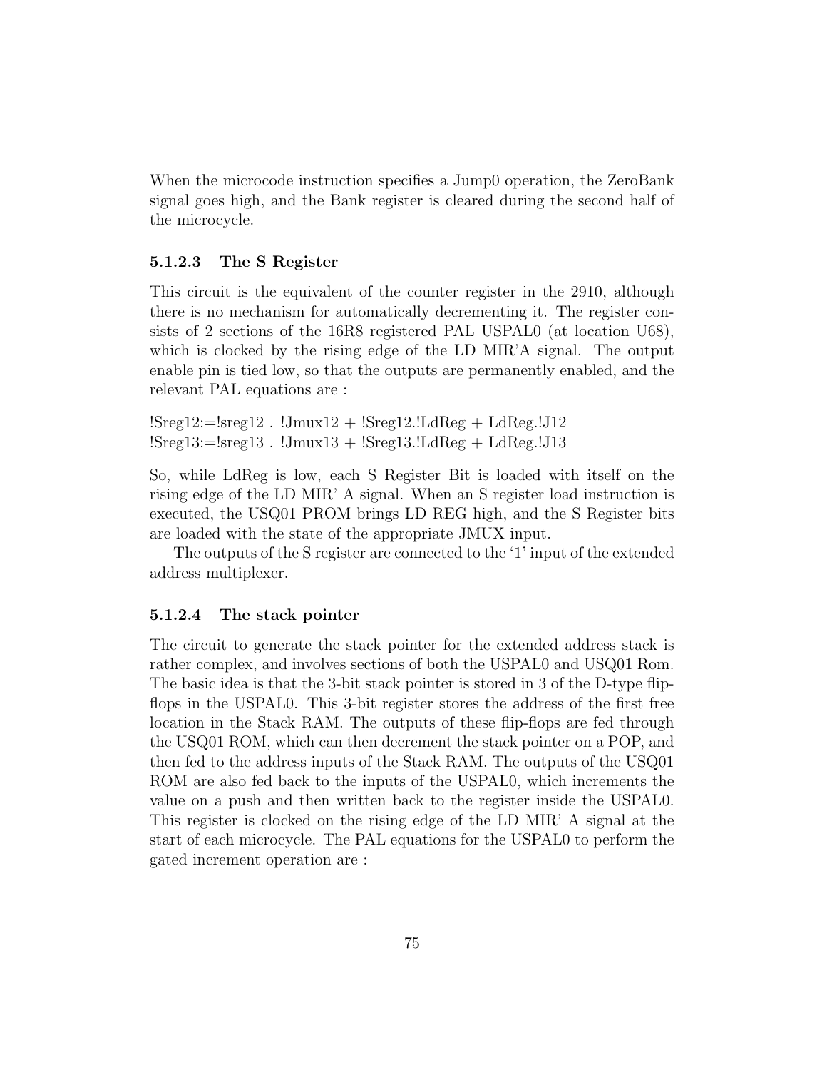When the microcode instruction specifies a Jump0 operation, the ZeroBank signal goes high, and the Bank register is cleared during the second half of the microcycle.

#### 5.1.2.3 The S Register

This circuit is the equivalent of the counter register in the 2910, although there is no mechanism for automatically decrementing it. The register consists of 2 sections of the 16R8 registered PAL USPAL0 (at location U68), which is clocked by the rising edge of the LD MIR'A signal. The output enable pin is tied low, so that the outputs are permanently enabled, and the relevant PAL equations are :

!Sreg12:=!sreg12 . !Jmux12 + !Sreg12.!LdReg + LdReg.!J12
!Sreg13:=!sreg13 . !Jmux13 + !Sreg13.!LdReg + LdReg.!J13

So, while LdReg is low, each S Register Bit is loaded with itself on the rising edge of the LD MIR' A signal. When an S register load instruction is executed, the USQ01 PROM brings LD REG high, and the S Register bits are loaded with the state of the appropriate JMUX input.

The outputs of the S register are connected to the '1' input of the extended address multiplexer.

#### 5.1.2.4 The stack pointer

The circuit to generate the stack pointer for the extended address stack is rather complex, and involves sections of both the USPAL0 and USQ01 Rom. The basic idea is that the 3-bit stack pointer is stored in 3 of the D-type flip-flops in the USPAL0. This 3-bit register stores the address of the first free location in the Stack RAM. The outputs of these flip-flops are fed through the USQ01 ROM, which can then decrement the stack pointer on a POP, and then fed to the address inputs of the Stack RAM. The outputs of the USQ01 ROM are also fed back to the inputs of the USPAL0, which increments the value on a push and then written back to the register inside the USPAL0. This register is clocked on the rising edge of the LD MIR' A signal at the start of each microcycle. The PAL equations for the USPAL0 to perform the gated increment operation are :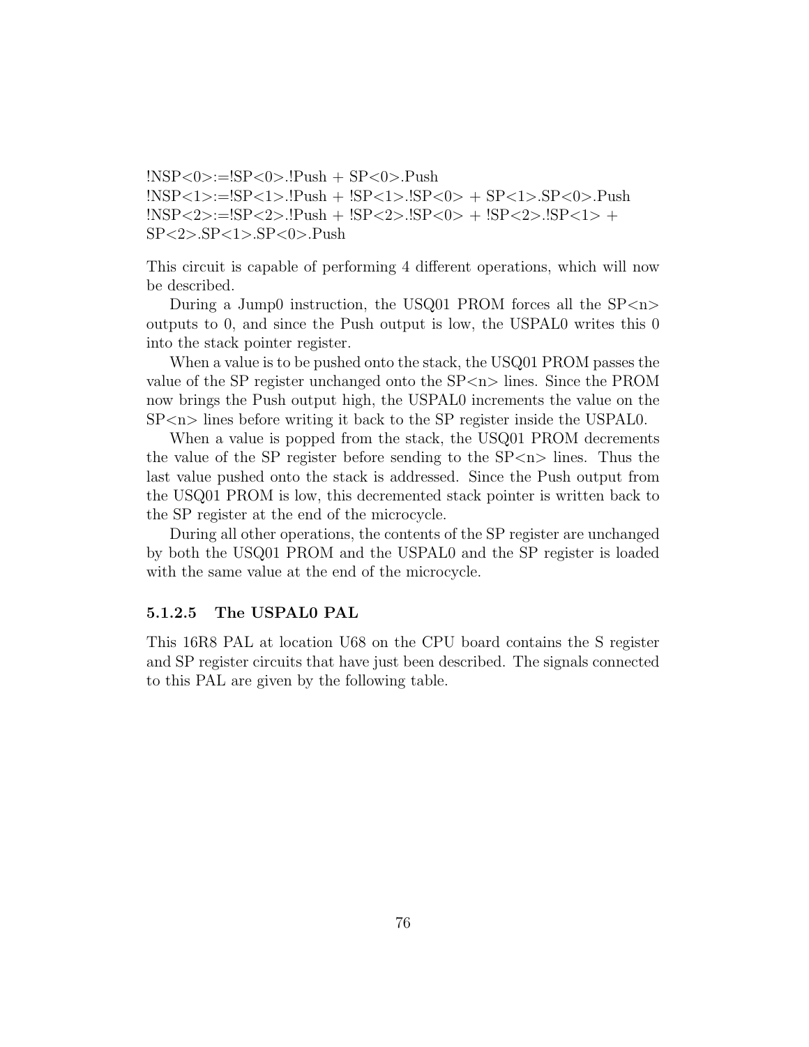!NSP<0>:=!SP<0>.!Push + SP<0>.Push
!NSP<1>:=!SP<1>.!Push + !SP<1>.!SP<0> + SP<1>.SP<0>.Push
!NSP<2>:=!SP<2>.!Push + !SP<2>.!SP<0> + !SP<2>.!SP<1> +
SP<2>.SP<1>.SP<0>.Push

This circuit is capable of performing 4 different operations, which will now be described.

During a Jump0 instruction, the USQ01 PROM forces all the SP<n> outputs to 0, and since the Push output is low, the USPAL0 writes this 0 into the stack pointer register.

When a value is to be pushed onto the stack, the USQ01 PROM passes the value of the SP register unchanged onto the SP<n> lines. Since the PROM now brings the Push output high, the USPAL0 increments the value on the SP<n> lines before writing it back to the SP register inside the USPAL0.

When a value is popped from the stack, the USQ01 PROM decrements the value of the SP register before sending to the SP<n> lines. Thus the last value pushed onto the stack is addressed. Since the Push output from the USQ01 PROM is low, this decremented stack pointer is written back to the SP register at the end of the microcycle.

During all other operations, the contents of the SP register are unchanged by both the USQ01 PROM and the USPAL0 and the SP register is loaded with the same value at the end of the microcycle.

#### 5.1.2.5 The USPAL0 PAL

This 16R8 PAL at location U68 on the CPU board contains the S register and SP register circuits that have just been described. The signals connected to this PAL are given by the following table.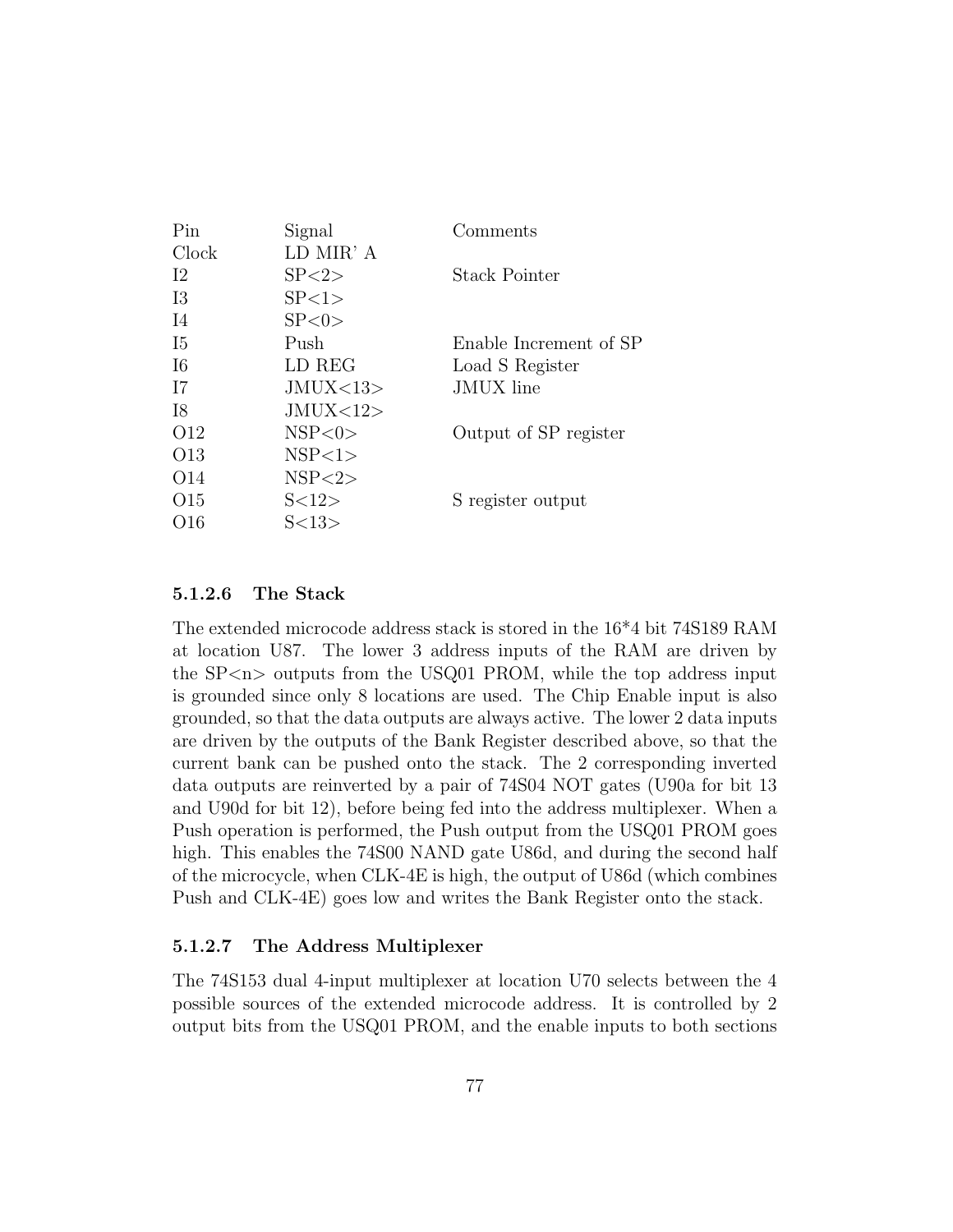| Pin | Signal | Comments |
|---|---|---|
| Clock | LD MIR' A | |
| I2 | SP<2> | Stack Pointer |
| I3 | SP<1> | |
| I4 | SP<0> | |
| I5 | Push | Enable Increment of SP |
| I6 | LD REG | Load S Register |
| I7 | JMUX<13> | JMUX line |
| I8 | JMUX<12> | |
| O12 | NSP<0> | Output of SP register |
| O13 | NSP<1> | |
| O14 | NSP<2> | |
| O15 | S<12> | S register output |
| O16 | S<13> | |

#### 5.1.2.6 The Stack

The extended microcode address stack is stored in the 16*4 bit 74S189 RAM at location U87. The lower 3 address inputs of the RAM are driven by the SP<n> outputs from the USQ01 PROM, while the top address input is grounded since only 8 locations are used. The Chip Enable input is also grounded, so that the data outputs are always active. The lower 2 data inputs are driven by the outputs of the Bank Register described above, so that the current bank can be pushed onto the stack. The 2 corresponding inverted data outputs are reinverted by a pair of 74S04 NOT gates (U90a for bit 13 and U90d for bit 12), before being fed into the address multiplexer. When a Push operation is performed, the Push output from the USQ01 PROM goes high. This enables the 74S00 NAND gate U86d, and during the second half of the microcycle, when CLK-4E is high, the output of U86d (which combines Push and CLK-4E) goes low and writes the Bank Register onto the stack.

#### 5.1.2.7 The Address Multiplexer

The 74S153 dual 4-input multiplexer at location U70 selects between the 4 possible sources of the extended microcode address. It is controlled by 2 output bits from the USQ01 PROM, and the enable inputs to both sections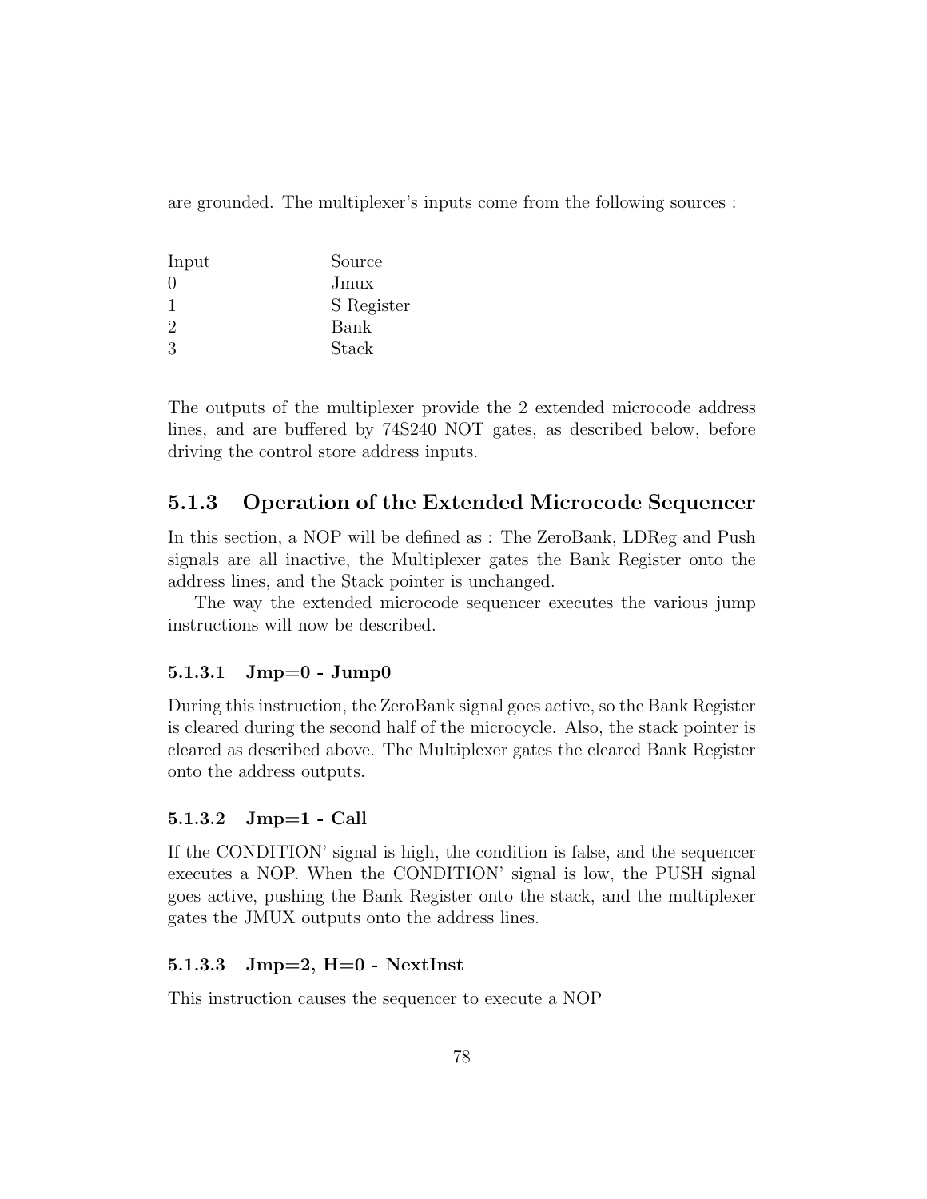are grounded. The multiplexer's inputs come from the following sources :

| Input | Source |
|---|---|
| 0 | Jmux |
| 1 | S Register |
| 2 | Bank |
| 3 | Stack |

The outputs of the multiplexer provide the 2 extended microcode address lines, and are buffered by 74S240 NOT gates, as described below, before driving the control store address inputs.

### 5.1.3 Operation of the Extended Microcode Sequencer

In this section, a NOP will be defined as : The ZeroBank, LDReg and Push signals are all inactive, the Multiplexer gates the Bank Register onto the address lines, and the Stack pointer is unchanged.

The way the extended microcode sequencer executes the various jump instructions will now be described.

#### 5.1.3.1 Jmp=0 - Jump0

During this instruction, the ZeroBank signal goes active, so the Bank Register is cleared during the second half of the microcycle. Also, the stack pointer is cleared as described above. The Multiplexer gates the cleared Bank Register onto the address outputs.

#### 5.1.3.2 Jmp=1 - Call

If the CONDITION' signal is high, the condition is false, and the sequencer executes a NOP. When the CONDITION' signal is low, the PUSH signal goes active, pushing the Bank Register onto the stack, and the multiplexer gates the JMUX outputs onto the address lines.

#### 5.1.3.3 Jmp=2, H=0 - NextInst

This instruction causes the sequencer to execute a NOP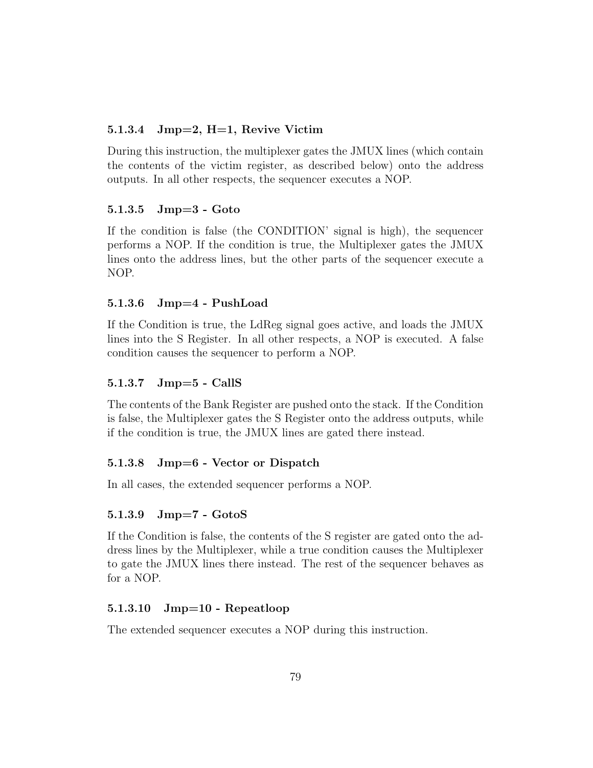#### 5.1.3.4 Jmp=2, H=1, Revive Victim

During this instruction, the multiplexer gates the JMUX lines (which contain the contents of the victim register, as described below) onto the address outputs. In all other respects, the sequencer executes a NOP.

#### 5.1.3.5 Jmp=3 - Goto

If the condition is false (the CONDITION' signal is high), the sequencer performs a NOP. If the condition is true, the Multiplexer gates the JMUX lines onto the address lines, but the other parts of the sequencer execute a NOP.

#### 5.1.3.6 Jmp=4 - PushLoad

If the Condition is true, the LdReg signal goes active, and loads the JMUX lines into the S Register. In all other respects, a NOP is executed. A false condition causes the sequencer to perform a NOP.

#### 5.1.3.7 Jmp=5 - CallS

The contents of the Bank Register are pushed onto the stack. If the Condition is false, the Multiplexer gates the S Register onto the address outputs, while if the condition is true, the JMUX lines are gated there instead.

#### 5.1.3.8 Jmp=6 - Vector or Dispatch

In all cases, the extended sequencer performs a NOP.

#### 5.1.3.9 Jmp=7 - GotoS

If the Condition is false, the contents of the S register are gated onto the address lines by the Multiplexer, while a true condition causes the Multiplexer to gate the JMUX lines there instead. The rest of the sequencer behaves as for a NOP.

#### 5.1.3.10 Jmp=10 - Repeatloop

The extended sequencer executes a NOP during this instruction.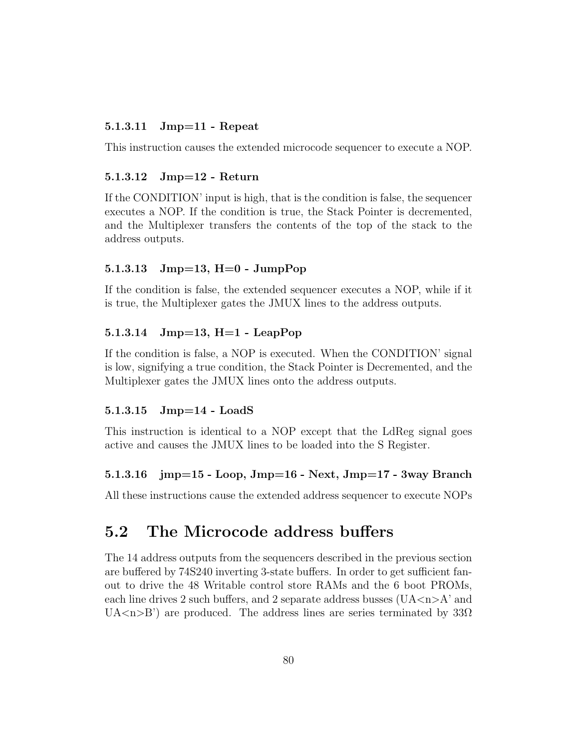#### 5.1.3.11 Jmp=11 - Repeat

This instruction causes the extended microcode sequencer to execute a NOP.

#### 5.1.3.12 Jmp=12 - Return

If the CONDITION' input is high, that is the condition is false, the sequencer executes a NOP. If the condition is true, the Stack Pointer is decremented, and the Multiplexer transfers the contents of the top of the stack to the address outputs.

#### 5.1.3.13 Jmp=13, H=0 - JumpPop

If the condition is false, the extended sequencer executes a NOP, while if it is true, the Multiplexer gates the JMUX lines to the address outputs.

#### 5.1.3.14 Jmp=13, H=1 - LeapPop

If the condition is false, a NOP is executed. When the CONDITION' signal is low, signifying a true condition, the Stack Pointer is Decremented, and the Multiplexer gates the JMUX lines onto the address outputs.

#### 5.1.3.15 Jmp=14 - LoadS

This instruction is identical to a NOP except that the LdReg signal goes active and causes the JMUX lines to be loaded into the S Register.

#### 5.1.3.16 jmp=15 - Loop, Jmp=16 - Next, Jmp=17 - 3way Branch

All these instructions cause the extended address sequencer to execute NOPs

## 5.2 The Microcode address buffers

The 14 address outputs from the sequencers described in the previous section are buffered by 74S240 inverting 3-state buffers. In order to get sufficient fan-out to drive the 48 Writable control store RAMs and the 6 boot PROMs, each line drives 2 such buffers, and 2 separate address busses (UA<n>A' and UA<n>B') are produced. The address lines are series terminated by 33Ω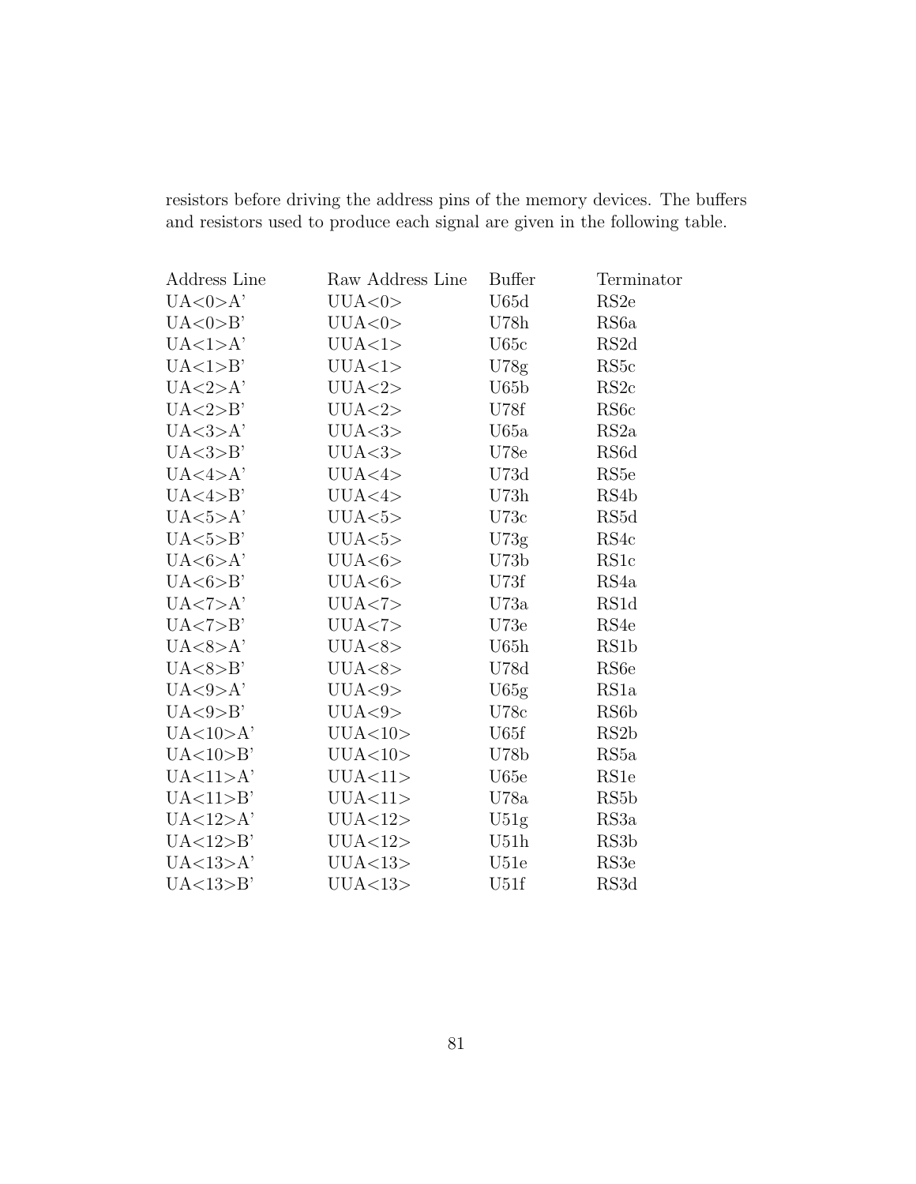resistors before driving the address pins of the memory devices. The buffers and resistors used to produce each signal are given in the following table.

| Address Line | Raw Address Line | Buffer | Terminator |
|---|---|---|---|
| UA<0>A' | UUA<0> | U65d | RS2e |
| UA<0>B' | UUA<0> | U78h | RS6a |
| UA<1>A' | UUA<1> | U65c | RS2d |
| UA<1>B' | UUA<1> | U78g | RS5c |
| UA<2>A' | UUA<2> | U65b | RS2c |
| UA<2>B' | UUA<2> | U78f | RS6c |
| UA<3>A' | UUA<3> | U65a | RS2a |
| UA<3>B' | UUA<3> | U78e | RS6d |
| UA<4>A' | UUA<4> | U73d | RS5e |
| UA<4>B' | UUA<4> | U73h | RS4b |
| UA<5>A' | UUA<5> | U73c | RS5d |
| UA<5>B' | UUA<5> | U73g | RS4c |
| UA<6>A' | UUA<6> | U73b | RS1c |
| UA<6>B' | UUA<6> | U73f | RS4a |
| UA<7>A' | UUA<7> | U73a | RS1d |
| UA<7>B' | UUA<7> | U73e | RS4e |
| UA<8>A' | UUA<8> | U65h | RS1b |
| UA<8>B' | UUA<8> | U78d | RS6e |
| UA<9>A' | UUA<9> | U65g | RS1a |
| UA<9>B' | UUA<9> | U78c | RS6b |
| UA<10>A' | UUA<10> | U65f | RS2b |
| UA<10>B' | UUA<10> | U78b | RS5a |
| UA<11>A' | UUA<11> | U65e | RS1e |
| UA<11>B' | UUA<11> | U78a | RS5b |
| UA<12>A' | UUA<12> | U51g | RS3a |
| UA<12>B' | UUA<12> | U51h | RS3b |
| UA<13>A' | UUA<13> | U51e | RS3e |
| UA<13>B' | UUA<13> | U51f | RS3d |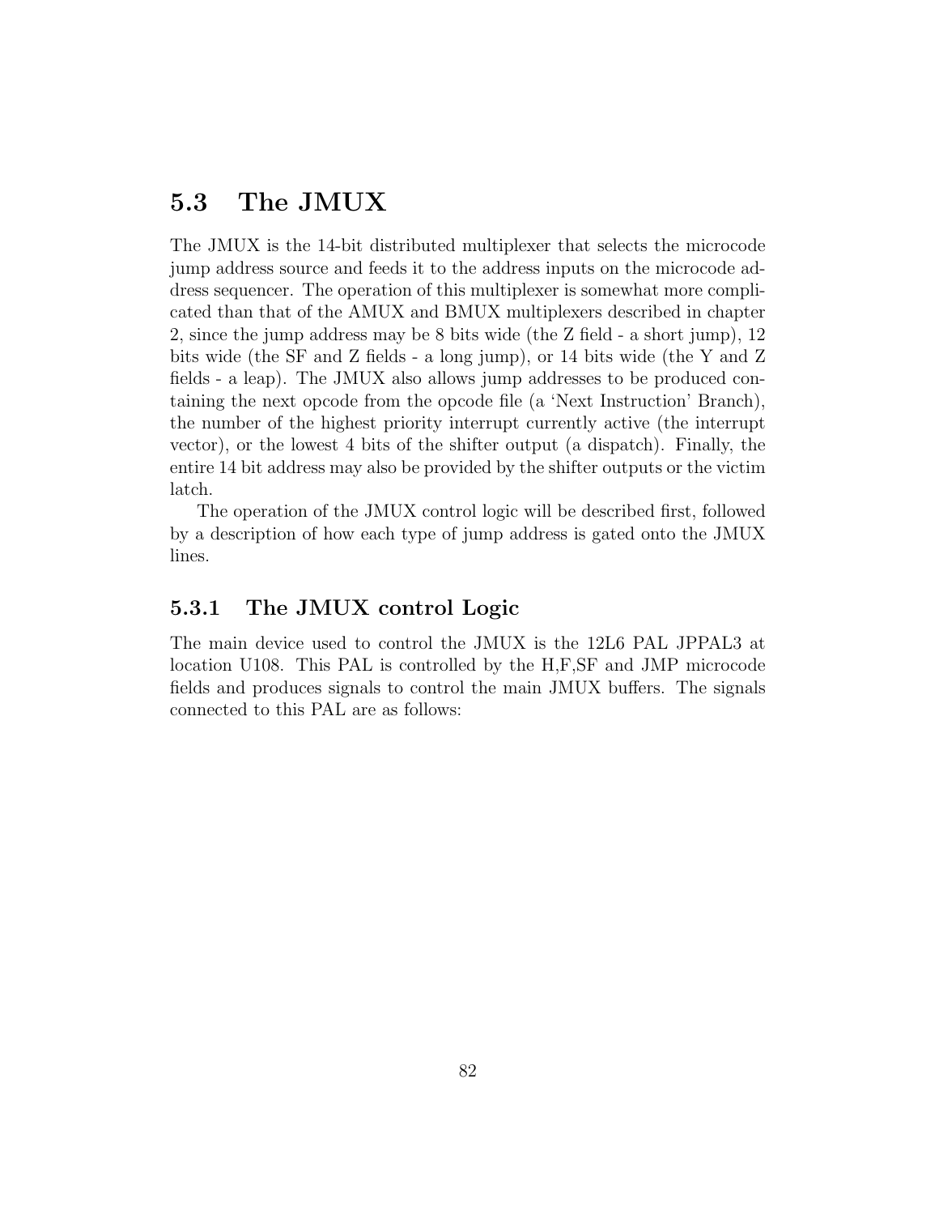## 5.3 The JMUX

The JMUX is the 14-bit distributed multiplexer that selects the microcode jump address source and feeds it to the address inputs on the microcode address sequencer. The operation of this multiplexer is somewhat more complicated than that of the AMUX and BMUX multiplexers described in chapter 2, since the jump address may be 8 bits wide (the Z field - a short jump), 12 bits wide (the SF and Z fields - a long jump), or 14 bits wide (the Y and Z fields - a leap). The JMUX also allows jump addresses to be produced containing the next opcode from the opcode file (a 'Next Instruction' Branch), the number of the highest priority interrupt currently active (the interrupt vector), or the lowest 4 bits of the shifter output (a dispatch). Finally, the entire 14 bit address may also be provided by the shifter outputs or the victim latch.

The operation of the JMUX control logic will be described first, followed by a description of how each type of jump address is gated onto the JMUX lines.

### 5.3.1 The JMUX control Logic

The main device used to control the JMUX is the 12L6 PAL JPPAL3 at location U108. This PAL is controlled by the H,F,SF and JMP microcode fields and produces signals to control the main JMUX buffers. The signals connected to this PAL are as follows: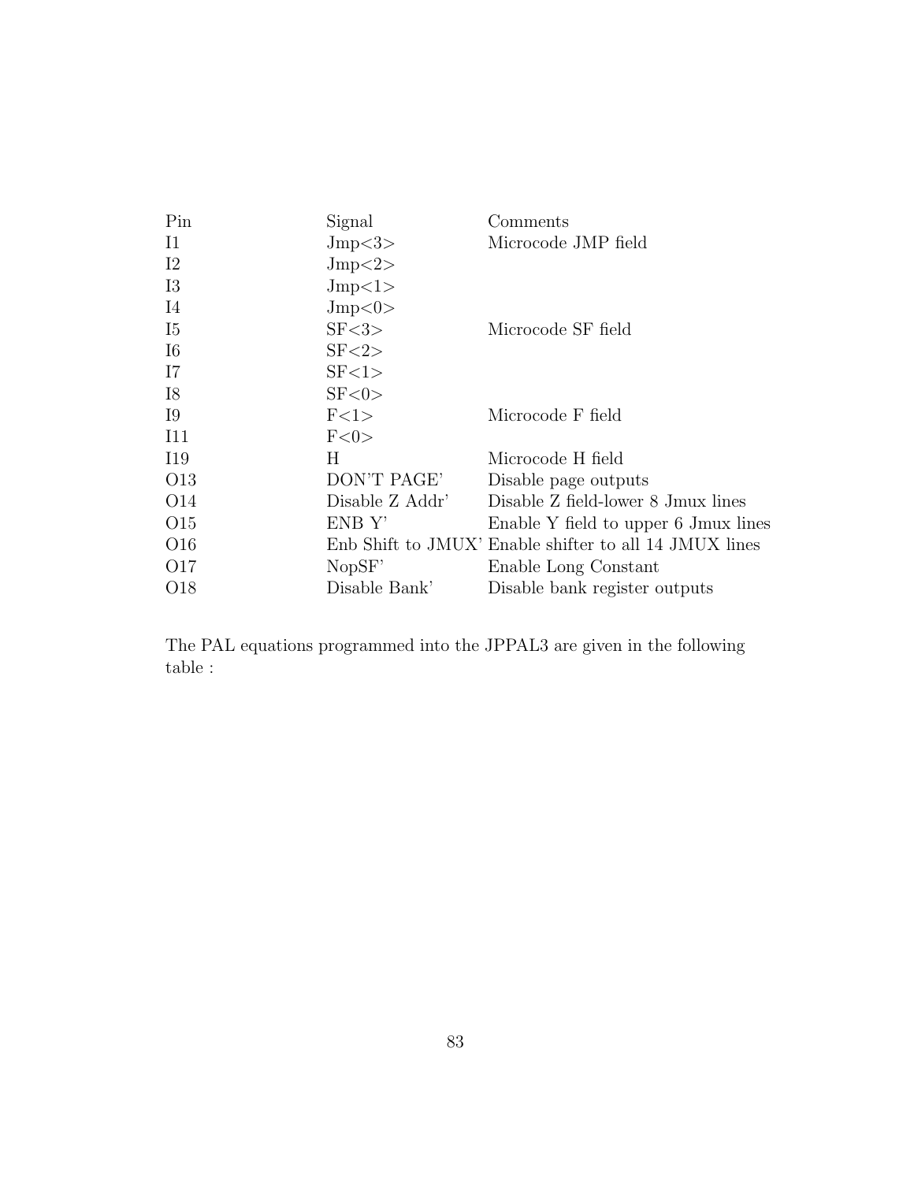| Pin | Signal | Comments |
|---|---|---|
| I1 | Jmp<3> | Microcode JMP field |
| I2 | Jmp<2> | |
| I3 | Jmp<1> | |
| I4 | Jmp<0> | |
| I5 | SF<3> | Microcode SF field |
| I6 | SF<2> | |
| I7 | SF<1> | |
| I8 | SF<0> | |
| I9 | F<1> | Microcode F field |
| I11 | F<0> | |
| I19 | H | Microcode H field |
| O13 | DON'T PAGE' | Disable page outputs |
| O14 | Disable Z Addr' | Disable Z field-lower 8 Jmux lines |
| O15 | ENB Y' | Enable Y field to upper 6 Jmux lines |
| O16 | Enb Shift to JMUX' | Enable shifter to all 14 JMUX lines |
| O17 | NopSF' | Enable Long Constant |
| O18 | Disable Bank' | Disable bank register outputs |

The PAL equations programmed into the JPPAL3 are given in the following table :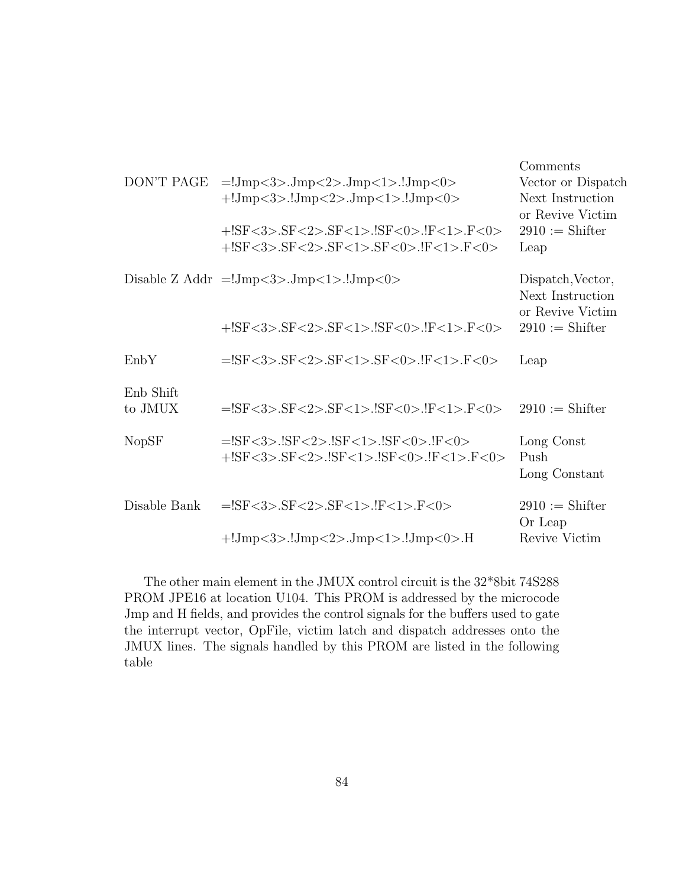| | | Comments |
|---|---|---|
| DON'T PAGE | =!Jmp<3>.Jmp<2>.Jmp<1>.!Jmp<0> | Vector or Dispatch |
| | +!Jmp<3>.!Jmp<2>.Jmp<1>.!Jmp<0> | Next Instruction or Revive Victim |
| | +!SF<3>.SF<2>.SF<1>.!SF<0>.!F<1>.F<0> | 2910 := Shifter |
| | +!SF<3>.SF<2>.SF<1>.SF<0>.!F<1>.F<0> | Leap |
| Disable Z Addr | =!Jmp<3>.Jmp<1>.!Jmp<0> | Dispatch,Vector, Next Instruction or Revive Victim |
| | +!SF<3>.SF<2>.SF<1>.!SF<0>.!F<1>.F<0> | 2910 := Shifter |
| EnbY | =!SF<3>.SF<2>.SF<1>.SF<0>.!F<1>.F<0> | Leap |
| Enb Shift to JMUX | =!SF<3>.SF<2>.SF<1>.!SF<0>.!F<1>.F<0> | 2910 := Shifter |
| NopSF | =!SF<3>.!SF<2>.!SF<1>.!SF<0>.!F<0> | Long Const |
| | +!SF<3>.SF<2>.!SF<1>.!SF<0>.!F<1>.F<0> | Push Long Constant |
| Disable Bank | =!SF<3>.SF<2>.SF<1>.!F<1>.F<0> | 2910 := Shifter Or Leap |
| | +!Jmp<3>.!Jmp<2>.Jmp<1>.!Jmp<0>.H | Revive Victim |

The other main element in the JMUX control circuit is the 32*8bit 74S288 PROM JPE16 at location U104. This PROM is addressed by the microcode Jmp and H fields, and provides the control signals for the buffers used to gate the interrupt vector, OpFile, victim latch and dispatch addresses onto the JMUX lines. The signals handled by this PROM are listed in the following table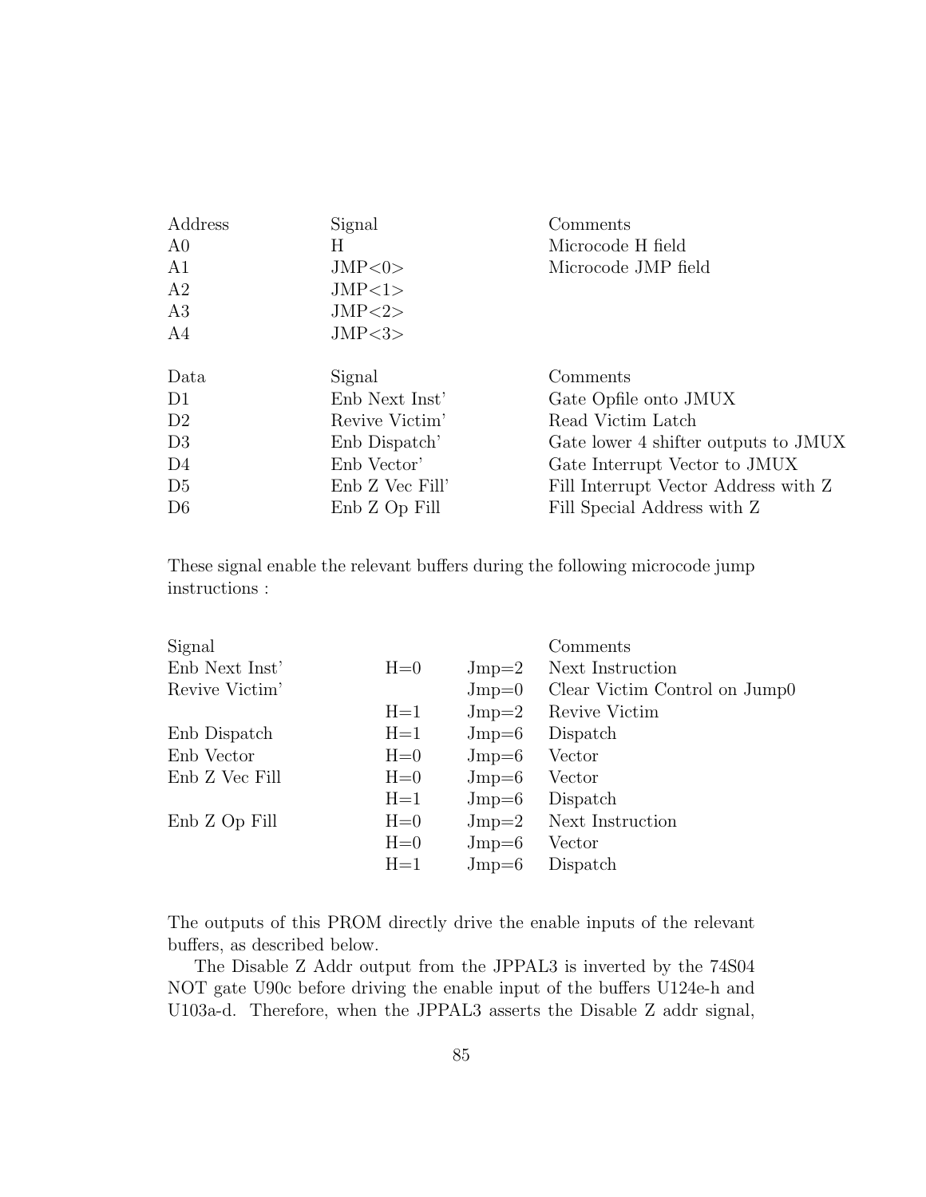| Address | Signal | Comments |
|---|---|---|
| A0 | H | Microcode H field |
| A1 | JMP<0> | Microcode JMP field |
| A2 | JMP<1> | |
| A3 | JMP<2> | |
| A4 | JMP<3> | |

| Data | Signal | Comments |
|---|---|---|
| D1 | Enb Next Inst' | Gate Opfile onto JMUX |
| D2 | Revive Victim' | Read Victim Latch |
| D3 | Enb Dispatch' | Gate lower 4 shifter outputs to JMUX |
| D4 | Enb Vector' | Gate Interrupt Vector to JMUX |
| D5 | Enb Z Vec Fill' | Fill Interrupt Vector Address with Z |
| D6 | Enb Z Op Fill | Fill Special Address with Z |

These signal enable the relevant buffers during the following microcode jump instructions :

| Signal | | | Comments |
|---|---|---|---|
| Enb Next Inst' | H=0 | Jmp=2 | Next Instruction |
| Revive Victim' | | Jmp=0 | Clear Victim Control on Jump0 |
| | H=1 | Jmp=2 | Revive Victim |
| Enb Dispatch | H=1 | Jmp=6 | Dispatch |
| Enb Vector | H=0 | Jmp=6 | Vector |
| Enb Z Vec Fill | H=0 | Jmp=6 | Vector |
| | H=1 | Jmp=6 | Dispatch |
| Enb Z Op Fill | H=0 | Jmp=2 | Next Instruction |
| | H=0 | Jmp=6 | Vector |
| | H=1 | Jmp=6 | Dispatch |

The outputs of this PROM directly drive the enable inputs of the relevant buffers, as described below.

The Disable Z Addr output from the JPPAL3 is inverted by the 74S04 NOT gate U90c before driving the enable input of the buffers U124e-h and U103a-d. Therefore, when the JPPAL3 asserts the Disable Z addr signal,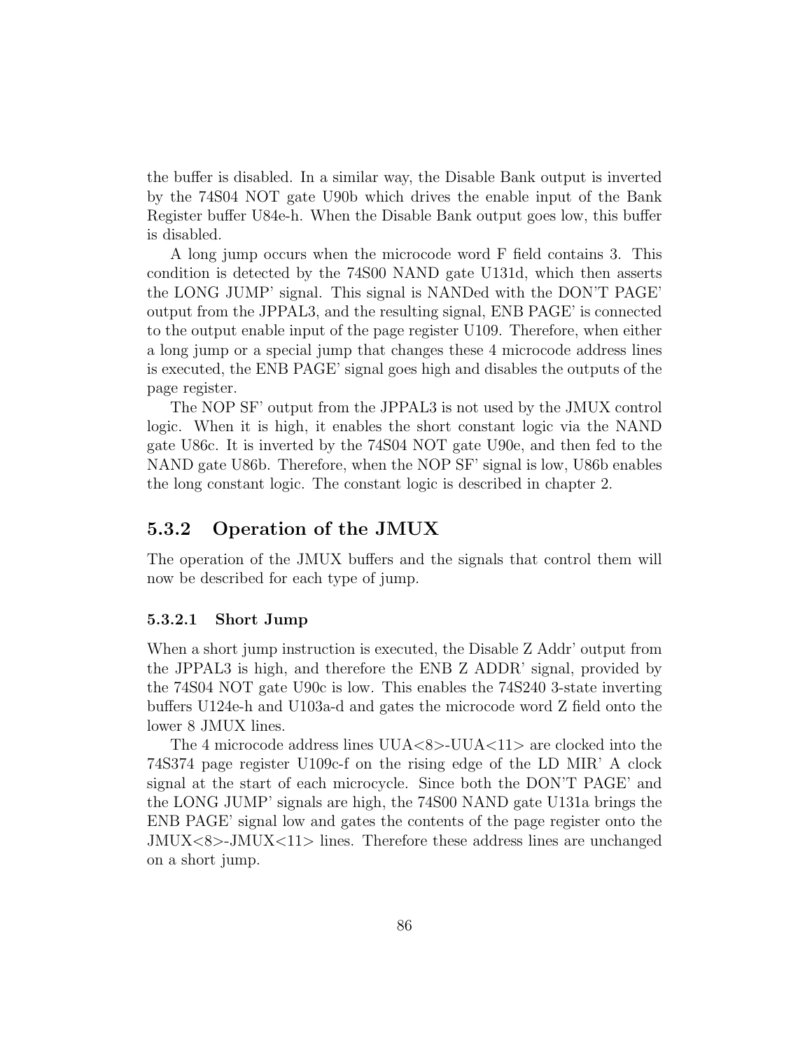the buffer is disabled. In a similar way, the Disable Bank output is inverted by the 74S04 NOT gate U90b which drives the enable input of the Bank Register buffer U84e-h. When the Disable Bank output goes low, this buffer is disabled.

A long jump occurs when the microcode word F field contains 3. This condition is detected by the 74S00 NAND gate U131d, which then asserts the LONG JUMP' signal. This signal is NANDed with the DON'T PAGE' output from the JPPAL3, and the resulting signal, ENB PAGE' is connected to the output enable input of the page register U109. Therefore, when either a long jump or a special jump that changes these 4 microcode address lines is executed, the ENB PAGE' signal goes high and disables the outputs of the page register.

The NOP SF' output from the JPPAL3 is not used by the JMUX control logic. When it is high, it enables the short constant logic via the NAND gate U86c. It is inverted by the 74S04 NOT gate U90e, and then fed to the NAND gate U86b. Therefore, when the NOP SF' signal is low, U86b enables the long constant logic. The constant logic is described in chapter 2.

### 5.3.2 Operation of the JMUX

The operation of the JMUX buffers and the signals that control them will now be described for each type of jump.

#### 5.3.2.1 Short Jump

When a short jump instruction is executed, the Disable Z Addr' output from the JPPAL3 is high, and therefore the ENB Z ADDR' signal, provided by the 74S04 NOT gate U90c is low. This enables the 74S240 3-state inverting buffers U124e-h and U103a-d and gates the microcode word Z field onto the lower 8 JMUX lines.

The 4 microcode address lines UUA<8>-UUA<11> are clocked into the 74S374 page register U109c-f on the rising edge of the LD MIR' A clock signal at the start of each microcycle. Since both the DON'T PAGE' and the LONG JUMP' signals are high, the 74S00 NAND gate U131a brings the ENB PAGE' signal low and gates the contents of the page register onto the JMUX<8>-JMUX<11> lines. Therefore these address lines are unchanged on a short jump.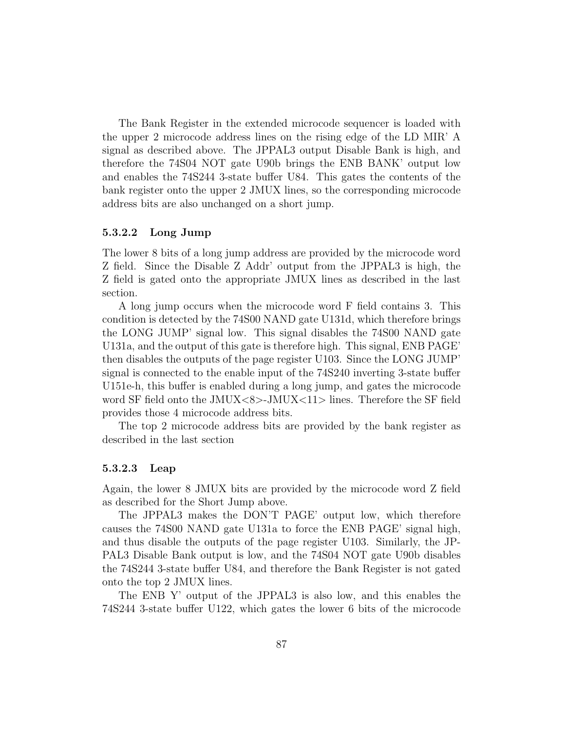The Bank Register in the extended microcode sequencer is loaded with the upper 2 microcode address lines on the rising edge of the LD MIR' A signal as described above. The JPPAL3 output Disable Bank is high, and therefore the 74S04 NOT gate U90b brings the ENB BANK' output low and enables the 74S244 3-state buffer U84. This gates the contents of the bank register onto the upper 2 JMUX lines, so the corresponding microcode address bits are also unchanged on a short jump.

#### 5.3.2.2 Long Jump

The lower 8 bits of a long jump address are provided by the microcode word Z field. Since the Disable Z Addr' output from the JPPAL3 is high, the Z field is gated onto the appropriate JMUX lines as described in the last section.

A long jump occurs when the microcode word F field contains 3. This condition is detected by the 74S00 NAND gate U131d, which therefore brings the LONG JUMP' signal low. This signal disables the 74S00 NAND gate U131a, and the output of this gate is therefore high. This signal, ENB PAGE' then disables the outputs of the page register U103. Since the LONG JUMP' signal is connected to the enable input of the 74S240 inverting 3-state buffer U151e-h, this buffer is enabled during a long jump, and gates the microcode word SF field onto the JMUX<8>-JMUX<11> lines. Therefore the SF field provides those 4 microcode address bits.

The top 2 microcode address bits are provided by the bank register as described in the last section

#### 5.3.2.3 Leap

Again, the lower 8 JMUX bits are provided by the microcode word Z field as described for the Short Jump above.

The JPPAL3 makes the DON'T PAGE' output low, which therefore causes the 74S00 NAND gate U131a to force the ENB PAGE' signal high, and thus disable the outputs of the page register U103. Similarly, the JPPAL3 Disable Bank output is low, and the 74S04 NOT gate U90b disables the 74S244 3-state buffer U84, and therefore the Bank Register is not gated onto the top 2 JMUX lines.

The ENB Y' output of the JPPAL3 is also low, and this enables the 74S244 3-state buffer U122, which gates the lower 6 bits of the microcode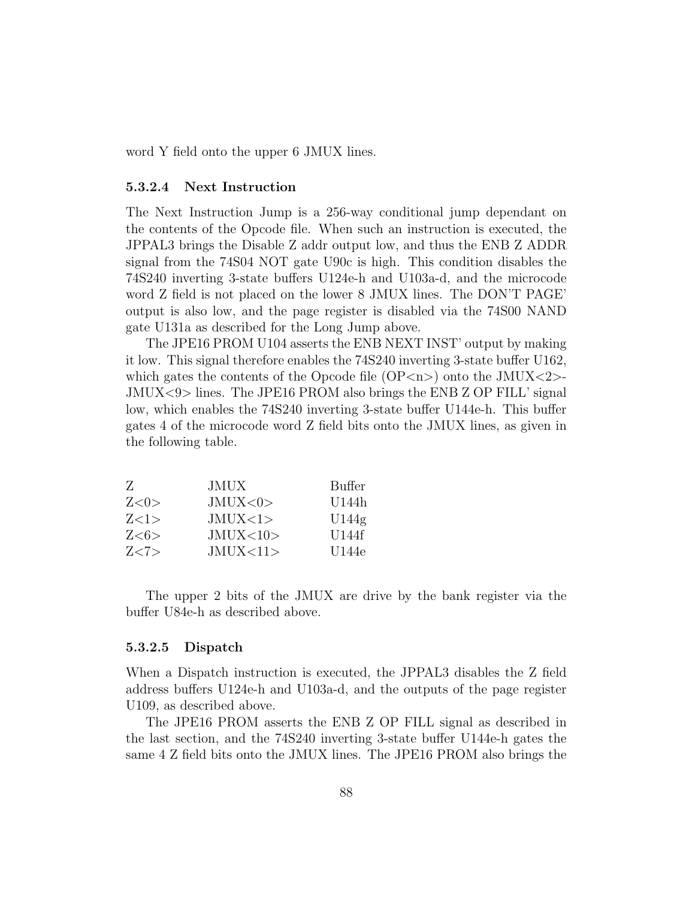word Y field onto the upper 6 JMUX lines.

#### 5.3.2.4 Next Instruction

The Next Instruction Jump is a 256-way conditional jump dependant on the contents of the Opcode file. When such an instruction is executed, the JPPAL3 brings the Disable Z addr output low, and thus the ENB Z ADDR signal from the 74S04 NOT gate U90c is high. This condition disables the 74S240 inverting 3-state buffers U124e-h and U103a-d, and the microcode word Z field is not placed on the lower 8 JMUX lines. The DON'T PAGE' output is also low, and the page register is disabled via the 74S00 NAND gate U131a as described for the Long Jump above.

The JPE16 PROM U104 asserts the ENB NEXT INST' output by making it low. This signal therefore enables the 74S240 inverting 3-state buffer U162, which gates the contents of the Opcode file (OP<n>) onto the JMUX<2>-JMUX<9> lines. The JPE16 PROM also brings the ENB Z OP FILL' signal low, which enables the 74S240 inverting 3-state buffer U144e-h. This buffer gates 4 of the microcode word Z field bits onto the JMUX lines, as given in the following table.

| Z | JMUX | Buffer |
|---|---|---|
| Z<0> | JMUX<0> | U144h |
| Z<1> | JMUX<1> | U144g |
| Z<6> | JMUX<10> | U144f |
| Z<7> | JMUX<11> | U144e |

The upper 2 bits of the JMUX are drive by the bank register via the buffer U84e-h as described above.

#### 5.3.2.5 Dispatch

When a Dispatch instruction is executed, the JPPAL3 disables the Z field address buffers U124e-h and U103a-d, and the outputs of the page register U109, as described above.

The JPE16 PROM asserts the ENB Z OP FILL signal as described in the last section, and the 74S240 inverting 3-state buffer U144e-h gates the same 4 Z field bits onto the JMUX lines. The JPE16 PROM also brings the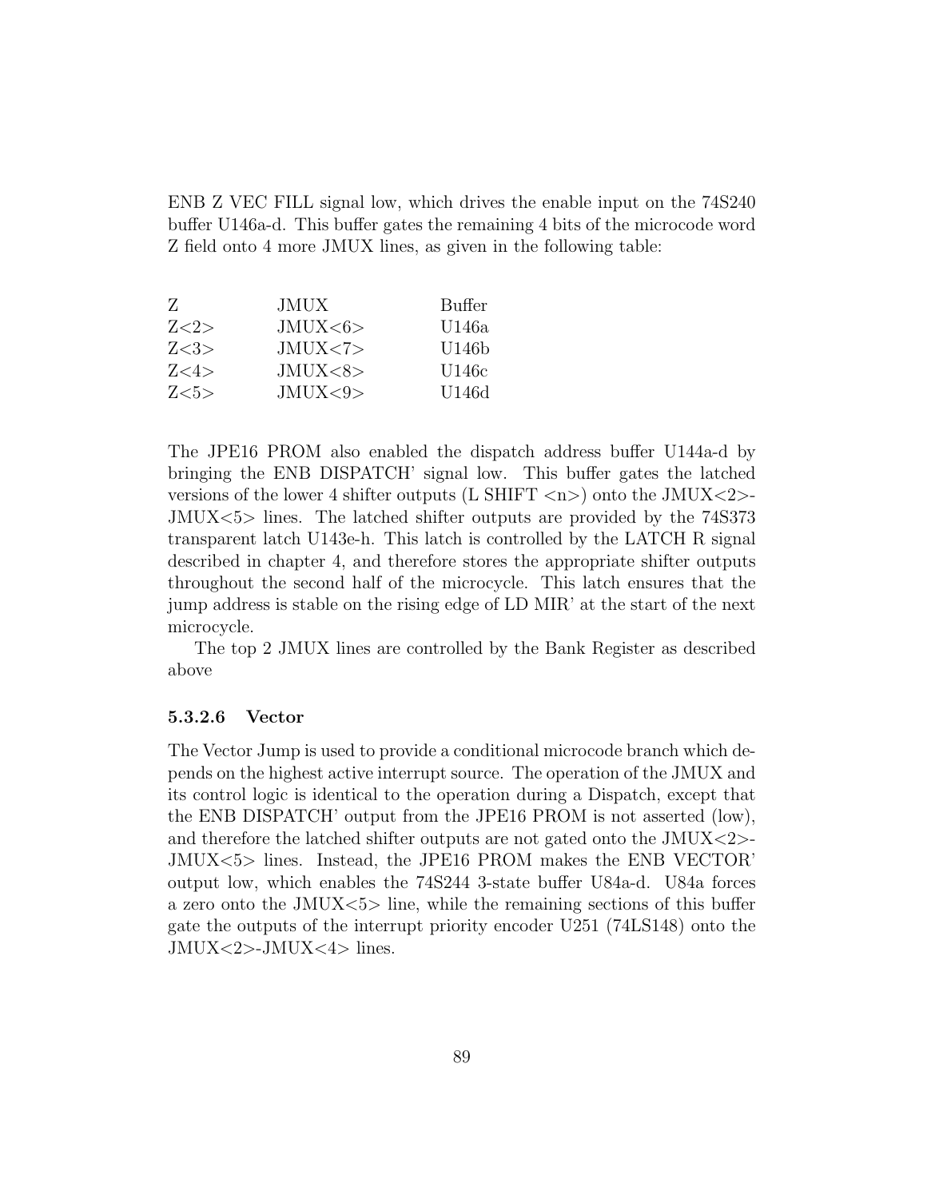ENB Z VEC FILL signal low, which drives the enable input on the 74S240 buffer U146a-d. This buffer gates the remaining 4 bits of the microcode word Z field onto 4 more JMUX lines, as given in the following table:

| Z | JMUX | Buffer |
|---|---|---|
| Z<2> | JMUX<6> | U146a |
| Z<3> | JMUX<7> | U146b |
| Z<4> | JMUX<8> | U146c |
| Z<5> | JMUX<9> | U146d |

The JPE16 PROM also enabled the dispatch address buffer U144a-d by bringing the ENB DISPATCH' signal low. This buffer gates the latched versions of the lower 4 shifter outputs (L SHIFT <n>) onto the JMUX<2>-JMUX<5> lines. The latched shifter outputs are provided by the 74S373 transparent latch U143e-h. This latch is controlled by the LATCH R signal described in chapter 4, and therefore stores the appropriate shifter outputs throughout the second half of the microcycle. This latch ensures that the jump address is stable on the rising edge of LD MIR' at the start of the next microcycle.

The top 2 JMUX lines are controlled by the Bank Register as described above

#### 5.3.2.6 Vector

The Vector Jump is used to provide a conditional microcode branch which depends on the highest active interrupt source. The operation of the JMUX and its control logic is identical to the operation during a Dispatch, except that the ENB DISPATCH' output from the JPE16 PROM is not asserted (low), and therefore the latched shifter outputs are not gated onto the JMUX<2>-JMUX<5> lines. Instead, the JPE16 PROM makes the ENB VECTOR' output low, which enables the 74S244 3-state buffer U84a-d. U84a forces a zero onto the JMUX<5> line, while the remaining sections of this buffer gate the outputs of the interrupt priority encoder U251 (74LS148) onto the JMUX<2>-JMUX<4> lines.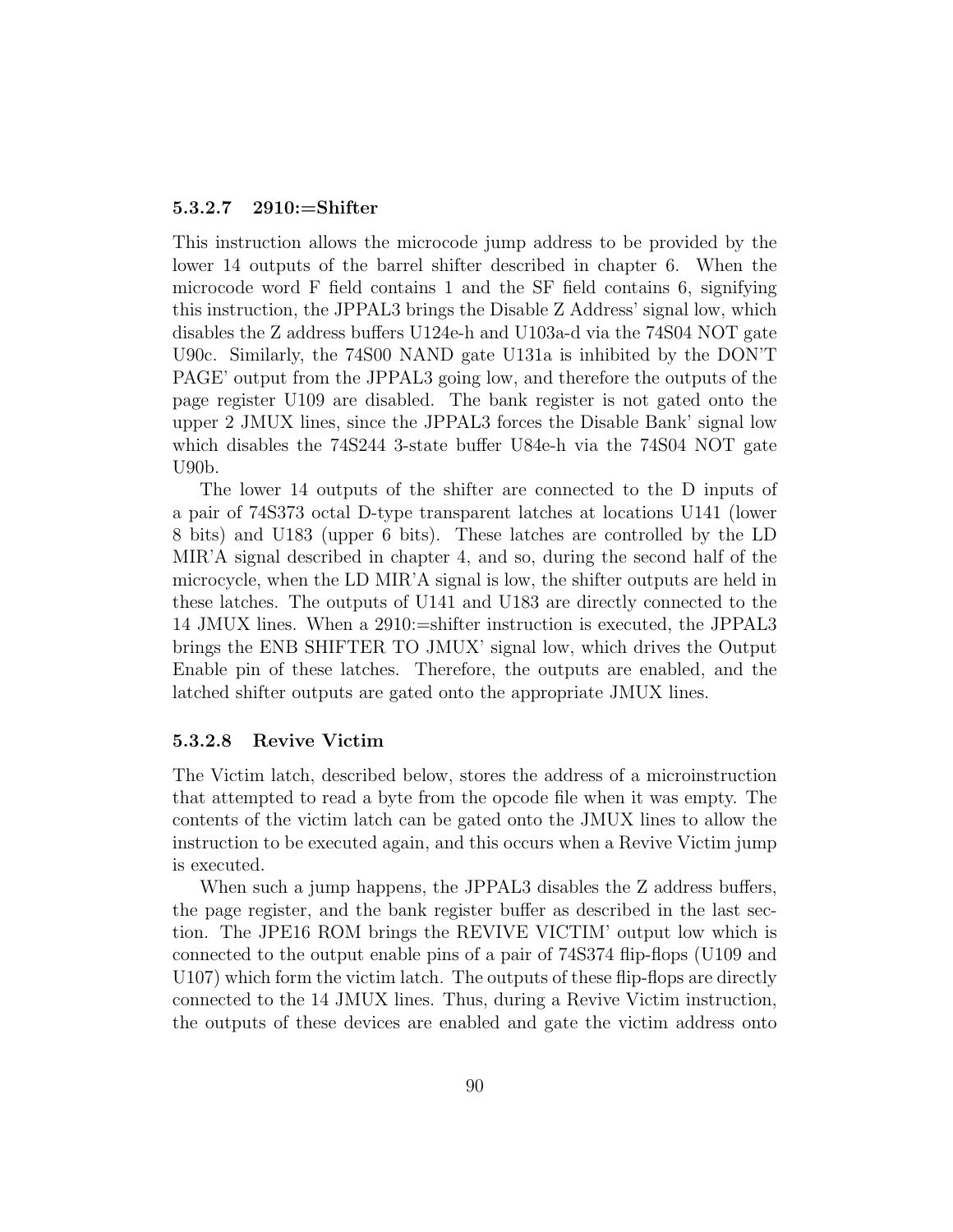#### 5.3.2.7 2910:=Shifter

This instruction allows the microcode jump address to be provided by the lower 14 outputs of the barrel shifter described in chapter 6. When the microcode word F field contains 1 and the SF field contains 6, signifying this instruction, the JPPAL3 brings the Disable Z Address' signal low, which disables the Z address buffers U124e-h and U103a-d via the 74S04 NOT gate U90c. Similarly, the 74S00 NAND gate U131a is inhibited by the DON'T PAGE' output from the JPPAL3 going low, and therefore the outputs of the page register U109 are disabled. The bank register is not gated onto the upper 2 JMUX lines, since the JPPAL3 forces the Disable Bank' signal low which disables the 74S244 3-state buffer U84e-h via the 74S04 NOT gate U90b.

The lower 14 outputs of the shifter are connected to the D inputs of a pair of 74S373 octal D-type transparent latches at locations U141 (lower 8 bits) and U183 (upper 6 bits). These latches are controlled by the LD MIR'A signal described in chapter 4, and so, during the second half of the microcycle, when the LD MIR'A signal is low, the shifter outputs are held in these latches. The outputs of U141 and U183 are directly connected to the 14 JMUX lines. When a 2910:=shifter instruction is executed, the JPPAL3 brings the ENB SHIFTER TO JMUX' signal low, which drives the Output Enable pin of these latches. Therefore, the outputs are enabled, and the latched shifter outputs are gated onto the appropriate JMUX lines.

#### 5.3.2.8 Revive Victim

The Victim latch, described below, stores the address of a microinstruction that attempted to read a byte from the opcode file when it was empty. The contents of the victim latch can be gated onto the JMUX lines to allow the instruction to be executed again, and this occurs when a Revive Victim jump is executed.

When such a jump happens, the JPPAL3 disables the Z address buffers, the page register, and the bank register buffer as described in the last section. The JPE16 ROM brings the REVIVE VICTIM' output low which is connected to the output enable pins of a pair of 74S374 flip-flops (U109 and U107) which form the victim latch. The outputs of these flip-flops are directly connected to the 14 JMUX lines. Thus, during a Revive Victim instruction, the outputs of these devices are enabled and gate the victim address onto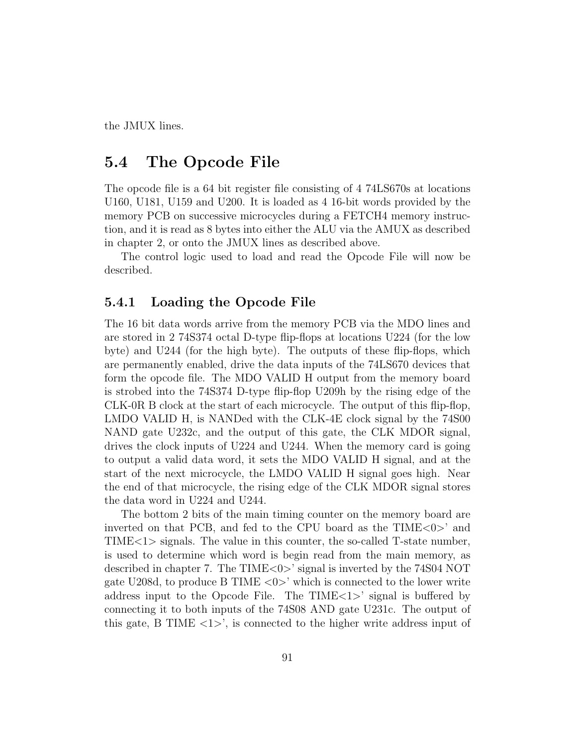the JMUX lines.

## 5.4 The Opcode File

The opcode file is a 64 bit register file consisting of 4 74LS670s at locations U160, U181, U159 and U200. It is loaded as 4 16-bit words provided by the memory PCB on successive microcycles during a FETCH4 memory instruction, and it is read as 8 bytes into either the ALU via the AMUX as described in chapter 2, or onto the JMUX lines as described above.

The control logic used to load and read the Opcode File will now be described.

### 5.4.1 Loading the Opcode File

The 16 bit data words arrive from the memory PCB via the MDO lines and are stored in 2 74S374 octal D-type flip-flops at locations U224 (for the low byte) and U244 (for the high byte). The outputs of these flip-flops, which are permanently enabled, drive the data inputs of the 74LS670 devices that form the opcode file. The MDO VALID H output from the memory board is strobed into the 74S374 D-type flip-flop U209h by the rising edge of the CLK-0R B clock at the start of each microcycle. The output of this flip-flop, LMDO VALID H, is NANDed with the CLK-4E clock signal by the 74S00 NAND gate U232c, and the output of this gate, the CLK MDOR signal, drives the clock inputs of U224 and U244. When the memory card is going to output a valid data word, it sets the MDO VALID H signal, and at the start of the next microcycle, the LMDO VALID H signal goes high. Near the end of that microcycle, the rising edge of the CLK MDOR signal stores the data word in U224 and U244.

The bottom 2 bits of the main timing counter on the memory board are inverted on that PCB, and fed to the CPU board as the TIME<0>' and TIME<1> signals. The value in this counter, the so-called T-state number, is used to determine which word is begin read from the main memory, as described in chapter 7. The TIME<0>' signal is inverted by the 74S04 NOT gate U208d, to produce B TIME <0>' which is connected to the lower write address input to the Opcode File. The TIME<1>' signal is buffered by connecting it to both inputs of the 74S08 AND gate U231c. The output of this gate, B TIME <1>', is connected to the higher write address input of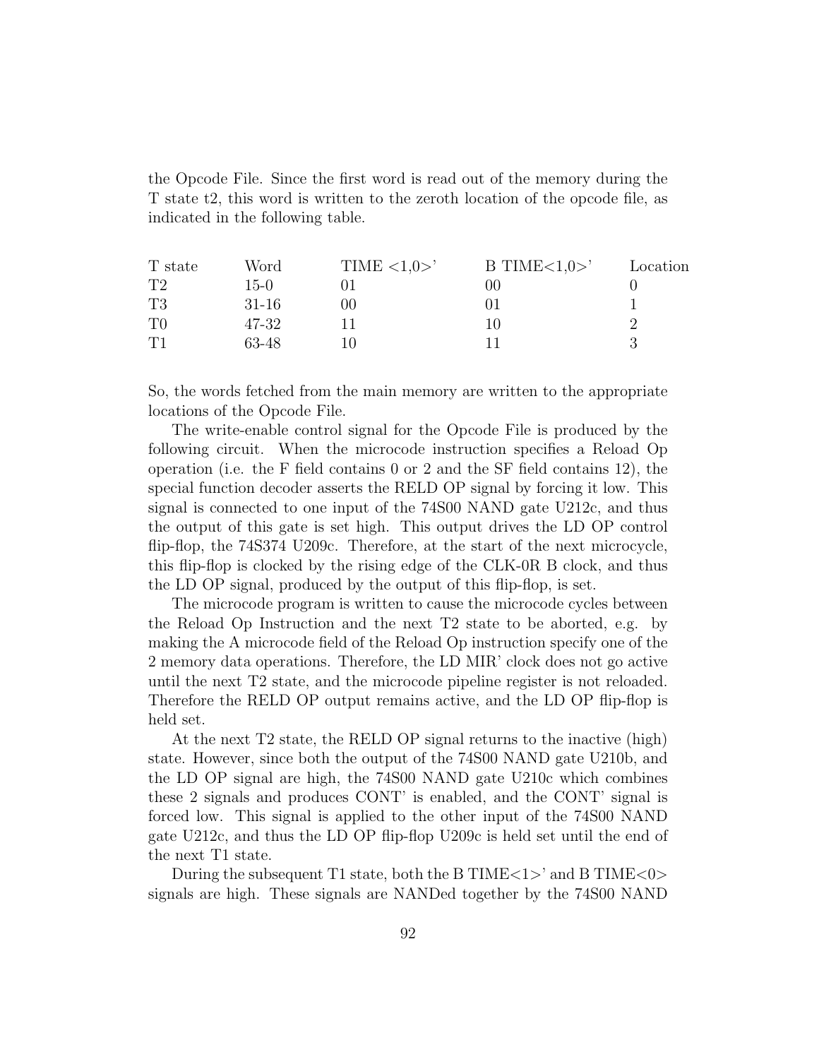the Opcode File. Since the first word is read out of the memory during the T state t2, this word is written to the zeroth location of the opcode file, as indicated in the following table.

| T state | Word | TIME <1,0>' | B TIME<1,0>' | Location |
|---|---|---|---|---|
| T2 | 15-0 | 01 | 00 | 0 |
| T3 | 31-16 | 00 | 01 | 1 |
| T0 | 47-32 | 11 | 10 | 2 |
| T1 | 63-48 | 10 | 11 | 3 |

So, the words fetched from the main memory are written to the appropriate locations of the Opcode File.

The write-enable control signal for the Opcode File is produced by the following circuit. When the microcode instruction specifies a Reload Op operation (i.e. the F field contains 0 or 2 and the SF field contains 12), the special function decoder asserts the RELD OP signal by forcing it low. This signal is connected to one input of the 74S00 NAND gate U212c, and thus the output of this gate is set high. This output drives the LD OP control flip-flop, the 74S374 U209c. Therefore, at the start of the next microcycle, this flip-flop is clocked by the rising edge of the CLK-0R B clock, and thus the LD OP signal, produced by the output of this flip-flop, is set.

The microcode program is written to cause the microcode cycles between the Reload Op Instruction and the next T2 state to be aborted, e.g. by making the A microcode field of the Reload Op instruction specify one of the 2 memory data operations. Therefore, the LD MIR' clock does not go active until the next T2 state, and the microcode pipeline register is not reloaded. Therefore the RELD OP output remains active, and the LD OP flip-flop is held set.

At the next T2 state, the RELD OP signal returns to the inactive (high) state. However, since both the output of the 74S00 NAND gate U210b, and the LD OP signal are high, the 74S00 NAND gate U210c which combines these 2 signals and produces CONT' is enabled, and the CONT' signal is forced low. This signal is applied to the other input of the 74S00 NAND gate U212c, and thus the LD OP flip-flop U209c is held set until the end of the next T1 state.

During the subsequent T1 state, both the B TIME<1>' and B TIME<0> signals are high. These signals are NANDed together by the 74S00 NAND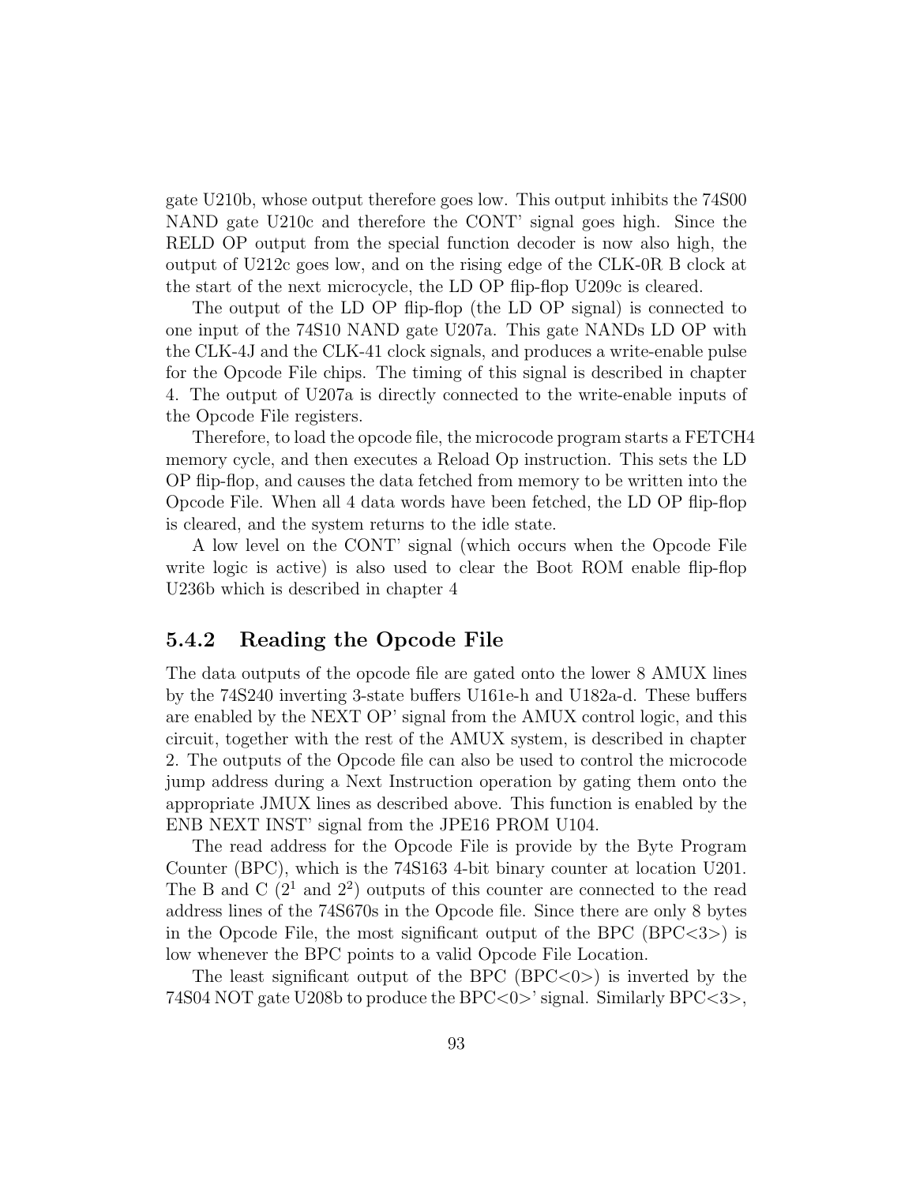gate U210b, whose output therefore goes low. This output inhibits the 74S00 NAND gate U210c and therefore the CONT' signal goes high. Since the RELD OP output from the special function decoder is now also high, the output of U212c goes low, and on the rising edge of the CLK-0R B clock at the start of the next microcycle, the LD OP flip-flop U209c is cleared.

The output of the LD OP flip-flop (the LD OP signal) is connected to one input of the 74S10 NAND gate U207a. This gate NANDs LD OP with the CLK-4J and the CLK-41 clock signals, and produces a write-enable pulse for the Opcode File chips. The timing of this signal is described in chapter 4. The output of U207a is directly connected to the write-enable inputs of the Opcode File registers.

Therefore, to load the opcode file, the microcode program starts a FETCH4 memory cycle, and then executes a Reload Op instruction. This sets the LD OP flip-flop, and causes the data fetched from memory to be written into the Opcode File. When all 4 data words have been fetched, the LD OP flip-flop is cleared, and the system returns to the idle state.

A low level on the CONT' signal (which occurs when the Opcode File write logic is active) is also used to clear the Boot ROM enable flip-flop U236b which is described in chapter 4

### 5.4.2 Reading the Opcode File

The data outputs of the opcode file are gated onto the lower 8 AMUX lines by the 74S240 inverting 3-state buffers U161e-h and U182a-d. These buffers are enabled by the NEXT OP' signal from the AMUX control logic, and this circuit, together with the rest of the AMUX system, is described in chapter 2. The outputs of the Opcode file can also be used to control the microcode jump address during a Next Instruction operation by gating them onto the appropriate JMUX lines as described above. This function is enabled by the ENB NEXT INST' signal from the JPE16 PROM U104.

The read address for the Opcode File is provide by the Byte Program Counter (BPC), which is the 74S163 4-bit binary counter at location U201. The B and C ($2^1$ and $2^2$) outputs of this counter are connected to the read address lines of the 74S670s in the Opcode file. Since there are only 8 bytes in the Opcode File, the most significant output of the BPC (BPC<3>) is low whenever the BPC points to a valid Opcode File Location.

The least significant output of the BPC (BPC<0>) is inverted by the 74S04 NOT gate U208b to produce the BPC<0>' signal. Similarly BPC<3>,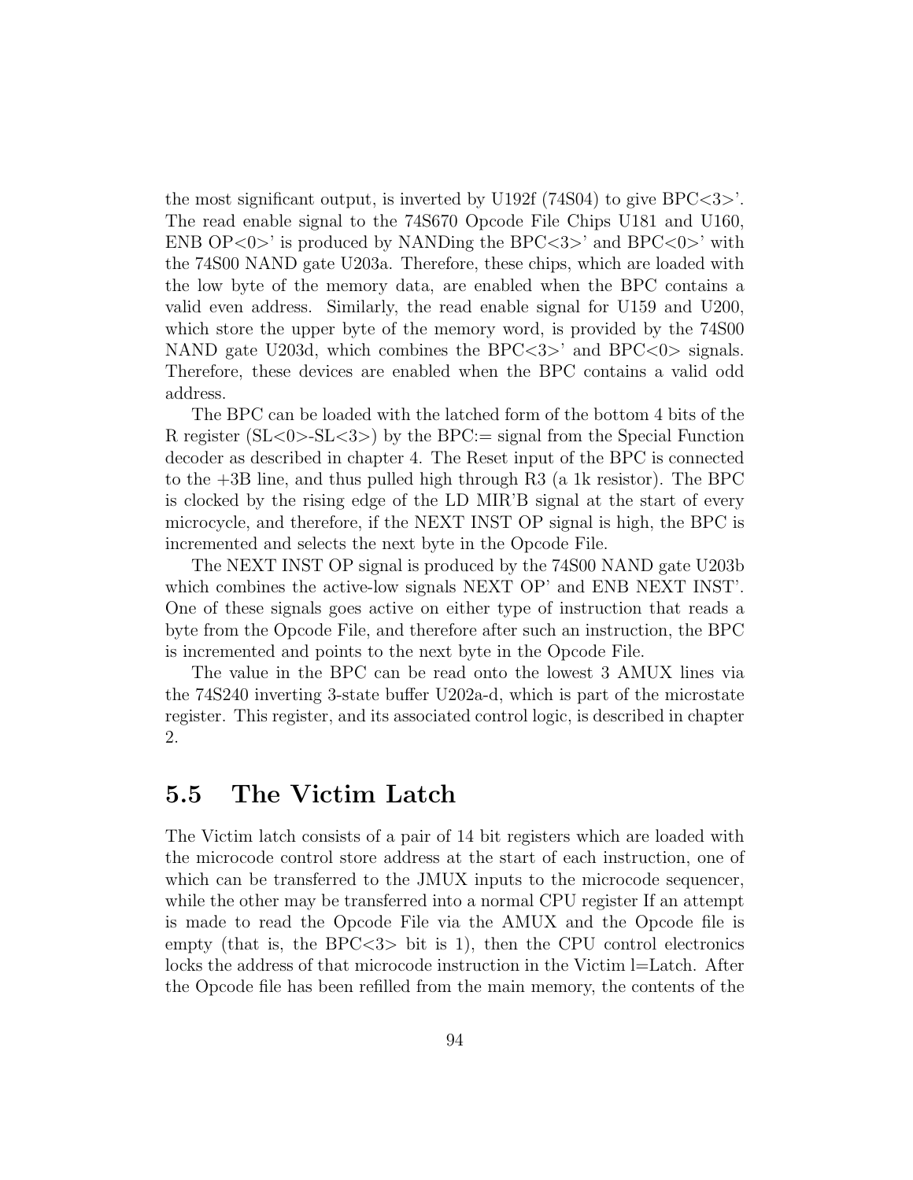the most significant output, is inverted by U192f (74S04) to give BPC<3>'. The read enable signal to the 74S670 Opcode File Chips U181 and U160, ENB OP<0>' is produced by NANDing the BPC<3>' and BPC<0>' with the 74S00 NAND gate U203a. Therefore, these chips, which are loaded with the low byte of the memory data, are enabled when the BPC contains a valid even address. Similarly, the read enable signal for U159 and U200, which store the upper byte of the memory word, is provided by the 74S00 NAND gate U203d, which combines the BPC<3>' and BPC<0> signals. Therefore, these devices are enabled when the BPC contains a valid odd address.

The BPC can be loaded with the latched form of the bottom 4 bits of the R register (SL<0>-SL<3>) by the BPC:= signal from the Special Function decoder as described in chapter 4. The Reset input of the BPC is connected to the +3B line, and thus pulled high through R3 (a 1k resistor). The BPC is clocked by the rising edge of the LD MIR'B signal at the start of every microcycle, and therefore, if the NEXT INST OP signal is high, the BPC is incremented and selects the next byte in the Opcode File.

The NEXT INST OP signal is produced by the 74S00 NAND gate U203b which combines the active-low signals NEXT OP' and ENB NEXT INST'. One of these signals goes active on either type of instruction that reads a byte from the Opcode File, and therefore after such an instruction, the BPC is incremented and points to the next byte in the Opcode File.

The value in the BPC can be read onto the lowest 3 AMUX lines via the 74S240 inverting 3-state buffer U202a-d, which is part of the microstate register. This register, and its associated control logic, is described in chapter 2.

## 5.5 The Victim Latch

The Victim latch consists of a pair of 14 bit registers which are loaded with the microcode control store address at the start of each instruction, one of which can be transferred to the JMUX inputs to the microcode sequencer, while the other may be transferred into a normal CPU register If an attempt is made to read the Opcode File via the AMUX and the Opcode file is empty (that is, the BPC<3> bit is 1), then the CPU control electronics locks the address of that microcode instruction in the Victim l=Latch. After the Opcode file has been refilled from the main memory, the contents of the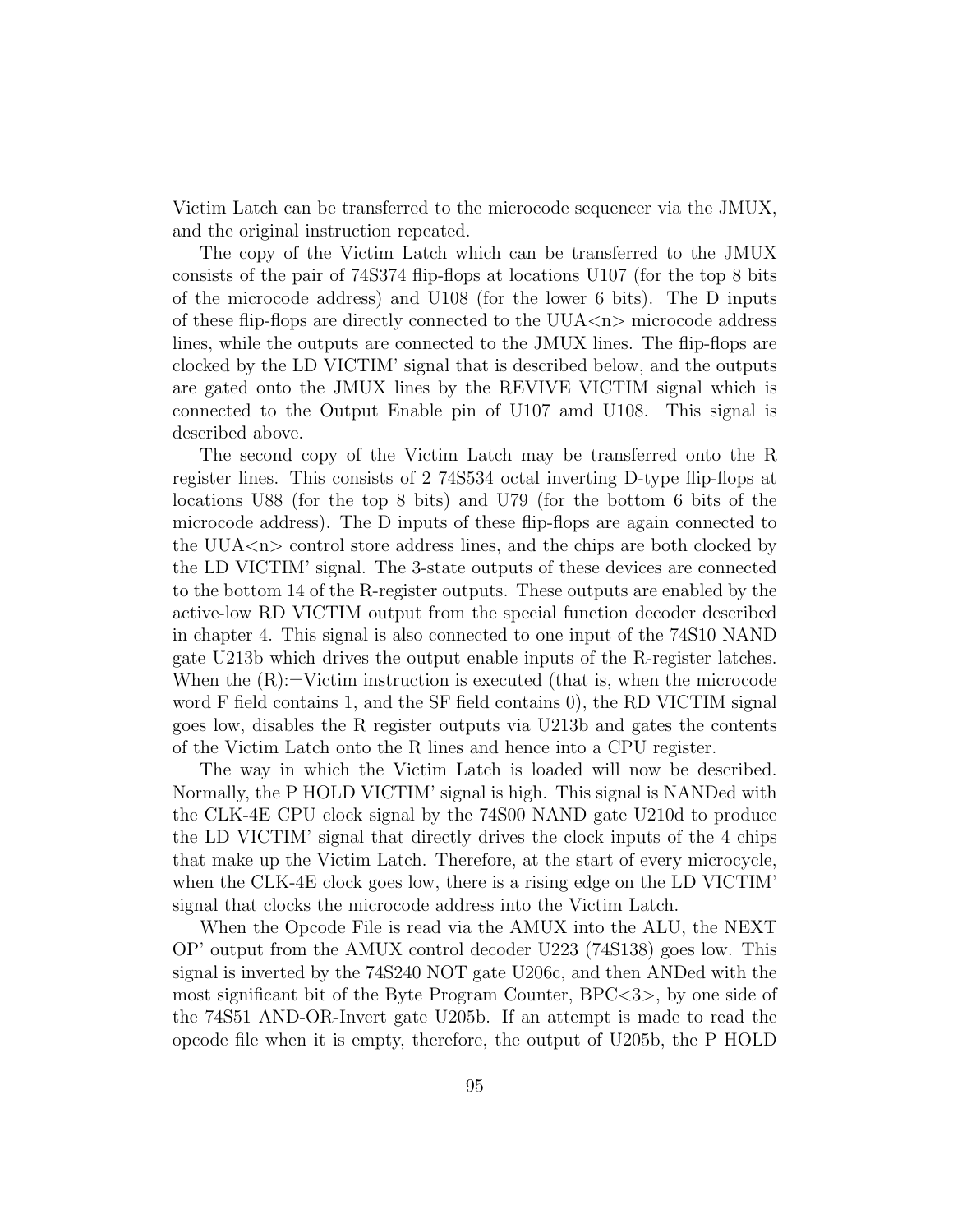Victim Latch can be transferred to the microcode sequencer via the JMUX, and the original instruction repeated.

The copy of the Victim Latch which can be transferred to the JMUX consists of the pair of 74S374 flip-flops at locations U107 (for the top 8 bits of the microcode address) and U108 (for the lower 6 bits). The D inputs of these flip-flops are directly connected to the UUA<n> microcode address lines, while the outputs are connected to the JMUX lines. The flip-flops are clocked by the LD VICTIM' signal that is described below, and the outputs are gated onto the JMUX lines by the REVIVE VICTIM signal which is connected to the Output Enable pin of U107 amd U108. This signal is described above.

The second copy of the Victim Latch may be transferred onto the R register lines. This consists of 2 74S534 octal inverting D-type flip-flops at locations U88 (for the top 8 bits) and U79 (for the bottom 6 bits of the microcode address). The D inputs of these flip-flops are again connected to the UUA<n> control store address lines, and the chips are both clocked by the LD VICTIM' signal. The 3-state outputs of these devices are connected to the bottom 14 of the R-register outputs. These outputs are enabled by the active-low RD VICTIM output from the special function decoder described in chapter 4. This signal is also connected to one input of the 74S10 NAND gate U213b which drives the output enable inputs of the R-register latches. When the (R):=Victim instruction is executed (that is, when the microcode word F field contains 1, and the SF field contains 0), the RD VICTIM signal goes low, disables the R register outputs via U213b and gates the contents of the Victim Latch onto the R lines and hence into a CPU register.

The way in which the Victim Latch is loaded will now be described. Normally, the P HOLD VICTIM' signal is high. This signal is NANDed with the CLK-4E CPU clock signal by the 74S00 NAND gate U210d to produce the LD VICTIM' signal that directly drives the clock inputs of the 4 chips that make up the Victim Latch. Therefore, at the start of every microcycle, when the CLK-4E clock goes low, there is a rising edge on the LD VICTIM' signal that clocks the microcode address into the Victim Latch.

When the Opcode File is read via the AMUX into the ALU, the NEXT OP' output from the AMUX control decoder U223 (74S138) goes low. This signal is inverted by the 74S240 NOT gate U206c, and then ANDed with the most significant bit of the Byte Program Counter, BPC<3>, by one side of the 74S51 AND-OR-Invert gate U205b. If an attempt is made to read the opcode file when it is empty, therefore, the output of U205b, the P HOLD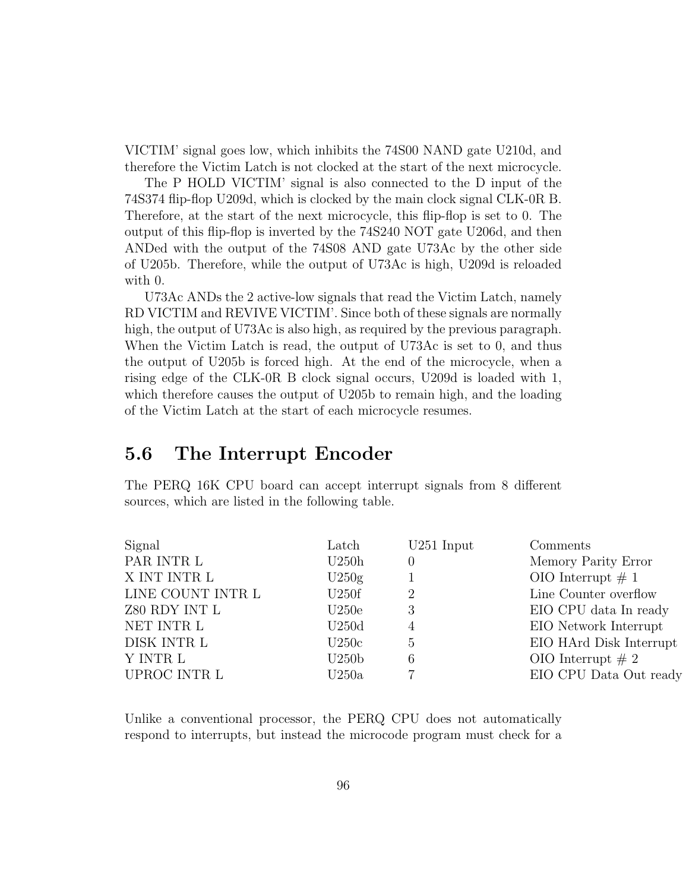VICTIM' signal goes low, which inhibits the 74S00 NAND gate U210d, and therefore the Victim Latch is not clocked at the start of the next microcycle.

The P HOLD VICTIM' signal is also connected to the D input of the 74S374 flip-flop U209d, which is clocked by the main clock signal CLK-0R B. Therefore, at the start of the next microcycle, this flip-flop is set to 0. The output of this flip-flop is inverted by the 74S240 NOT gate U206d, and then ANDed with the output of the 74S08 AND gate U73Ac by the other side of U205b. Therefore, while the output of U73Ac is high, U209d is reloaded with 0.

U73Ac ANDs the 2 active-low signals that read the Victim Latch, namely RD VICTIM and REVIVE VICTIM'. Since both of these signals are normally high, the output of U73Ac is also high, as required by the previous paragraph. When the Victim Latch is read, the output of U73Ac is set to 0, and thus the output of U205b is forced high. At the end of the microcycle, when a rising edge of the CLK-0R B clock signal occurs, U209d is loaded with 1, which therefore causes the output of U205b to remain high, and the loading of the Victim Latch at the start of each microcycle resumes.

## 5.6 The Interrupt Encoder

The PERQ 16K CPU board can accept interrupt signals from 8 different sources, which are listed in the following table.

| Signal | Latch | U251 Input | Comments |
|---|---|---|---|
| PAR INTR L | U250h | 0 | Memory Parity Error |
| X INT INTR L | U250g | 1 | OIO Interrupt # 1 |
| LINE COUNT INTR L | U250f | 2 | Line Counter overflow |
| Z80 RDY INT L | U250e | 3 | EIO CPU data In ready |
| NET INTR L | U250d | 4 | EIO Network Interrupt |
| DISK INTR L | U250c | 5 | EIO HArd Disk Interrupt |
| Y INTR L | U250b | 6 | OIO Interrupt # 2 |
| UPROC INTR L | U250a | 7 | EIO CPU Data Out ready |

Unlike a conventional processor, the PERQ CPU does not automatically respond to interrupts, but instead the microcode program must check for a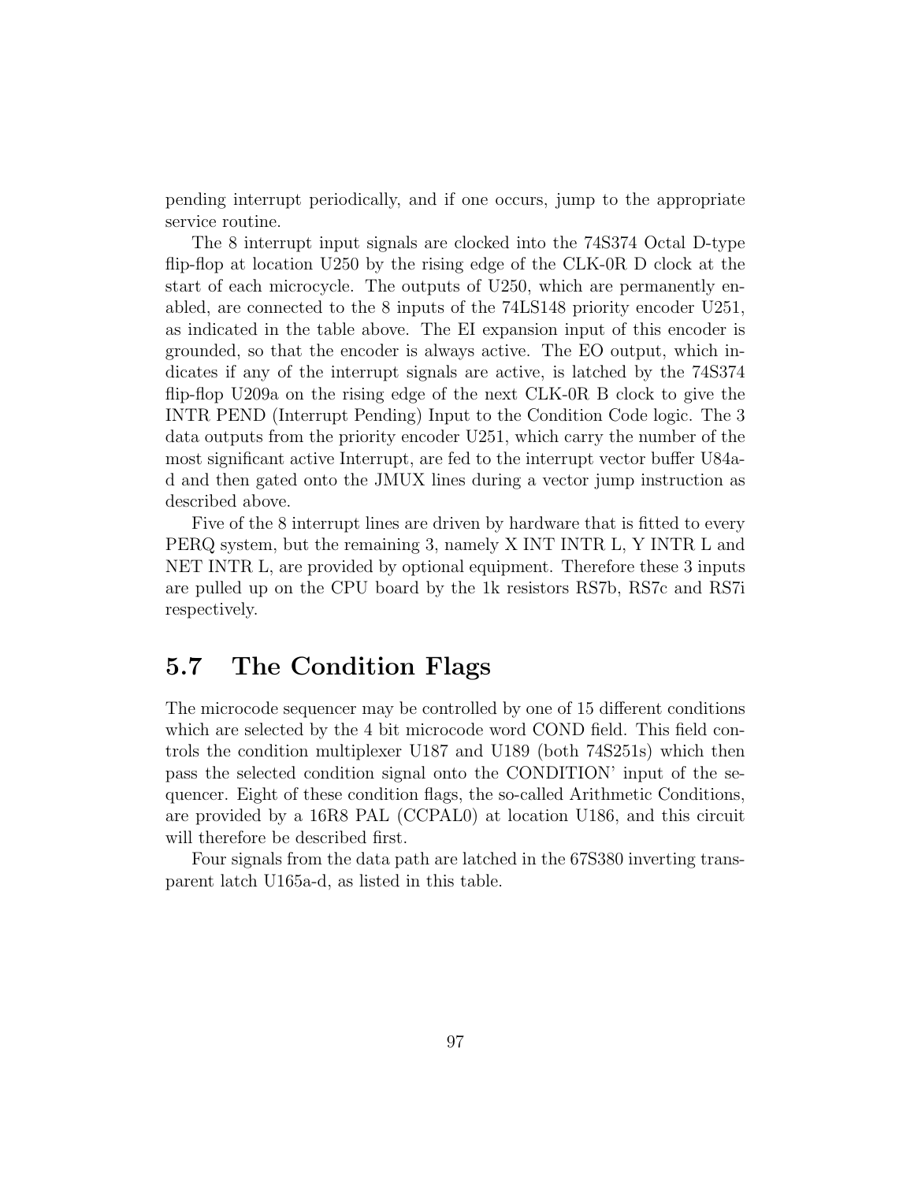pending interrupt periodically, and if one occurs, jump to the appropriate service routine.

The 8 interrupt input signals are clocked into the 74S374 Octal D-type flip-flop at location U250 by the rising edge of the CLK-0R D clock at the start of each microcycle. The outputs of U250, which are permanently enabled, are connected to the 8 inputs of the 74LS148 priority encoder U251, as indicated in the table above. The EI expansion input of this encoder is grounded, so that the encoder is always active. The EO output, which indicates if any of the interrupt signals are active, is latched by the 74S374 flip-flop U209a on the rising edge of the next CLK-0R B clock to give the INTR PEND (Interrupt Pending) Input to the Condition Code logic. The 3 data outputs from the priority encoder U251, which carry the number of the most significant active Interrupt, are fed to the interrupt vector buffer U84a-d and then gated onto the JMUX lines during a vector jump instruction as described above.

Five of the 8 interrupt lines are driven by hardware that is fitted to every PERQ system, but the remaining 3, namely X INT INTR L, Y INTR L and NET INTR L, are provided by optional equipment. Therefore these 3 inputs are pulled up on the CPU board by the 1k resistors RS7b, RS7c and RS7i respectively.

## 5.7 The Condition Flags

The microcode sequencer may be controlled by one of 15 different conditions which are selected by the 4 bit microcode word COND field. This field controls the condition multiplexer U187 and U189 (both 74S251s) which then pass the selected condition signal onto the CONDITION' input of the sequencer. Eight of these condition flags, the so-called Arithmetic Conditions, are provided by a 16R8 PAL (CCPAL0) at location U186, and this circuit will therefore be described first.

Four signals from the data path are latched in the 67S380 inverting transparent latch U165a-d, as listed in this table.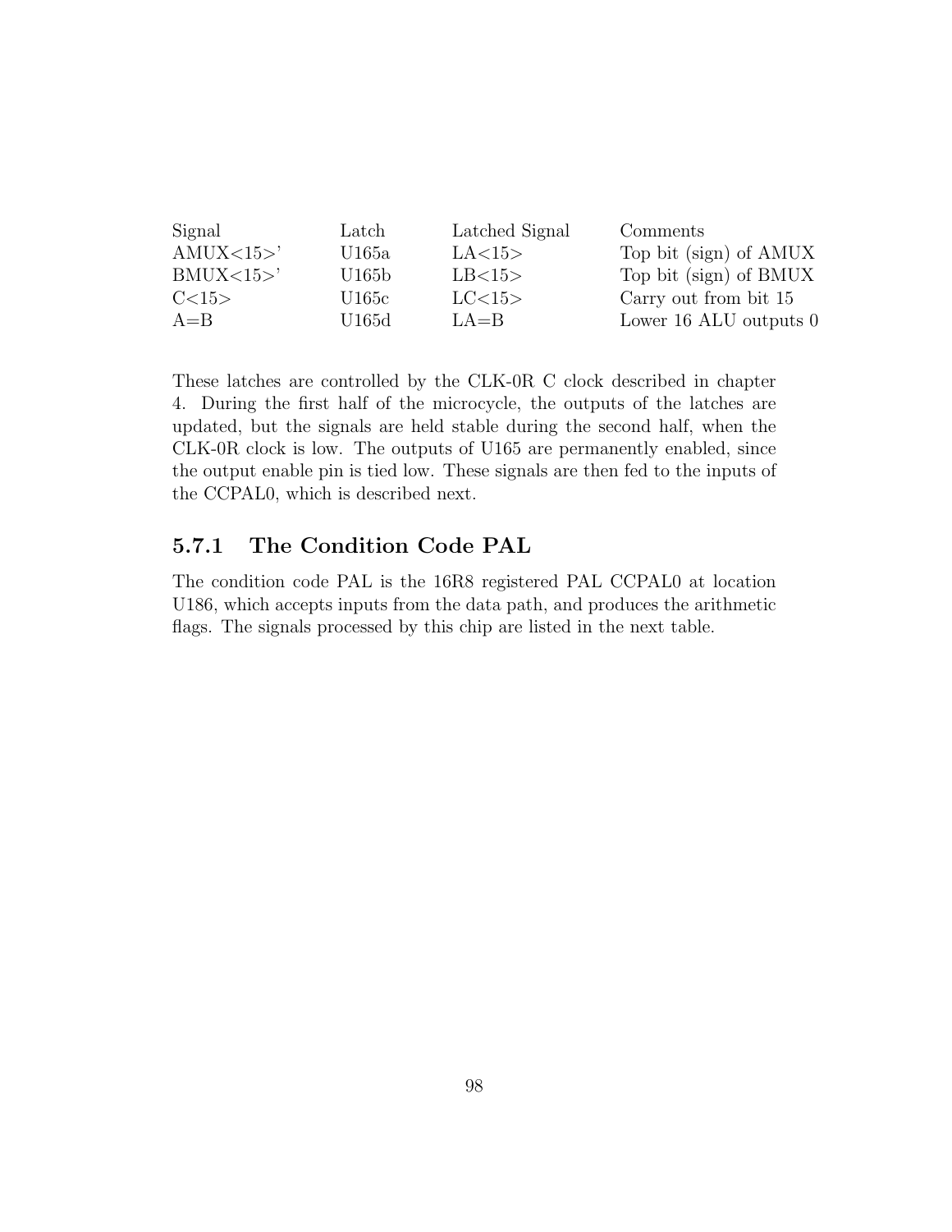| Signal | Latch | Latched Signal | Comments |
|---|---|---|---|
| AMUX<15>' | U165a | LA<15> | Top bit (sign) of AMUX |
| BMUX<15>' | U165b | LB<15> | Top bit (sign) of BMUX |
| C<15> | U165c | LC<15> | Carry out from bit 15 |
| A=B | U165d | LA=B | Lower 16 ALU outputs 0 |

These latches are controlled by the CLK-0R C clock described in chapter 4. During the first half of the microcycle, the outputs of the latches are updated, but the signals are held stable during the second half, when the CLK-0R clock is low. The outputs of U165 are permanently enabled, since the output enable pin is tied low. These signals are then fed to the inputs of the CCPAL0, which is described next.

### 5.7.1 The Condition Code PAL

The condition code PAL is the 16R8 registered PAL CCPAL0 at location U186, which accepts inputs from the data path, and produces the arithmetic flags. The signals processed by this chip are listed in the next table.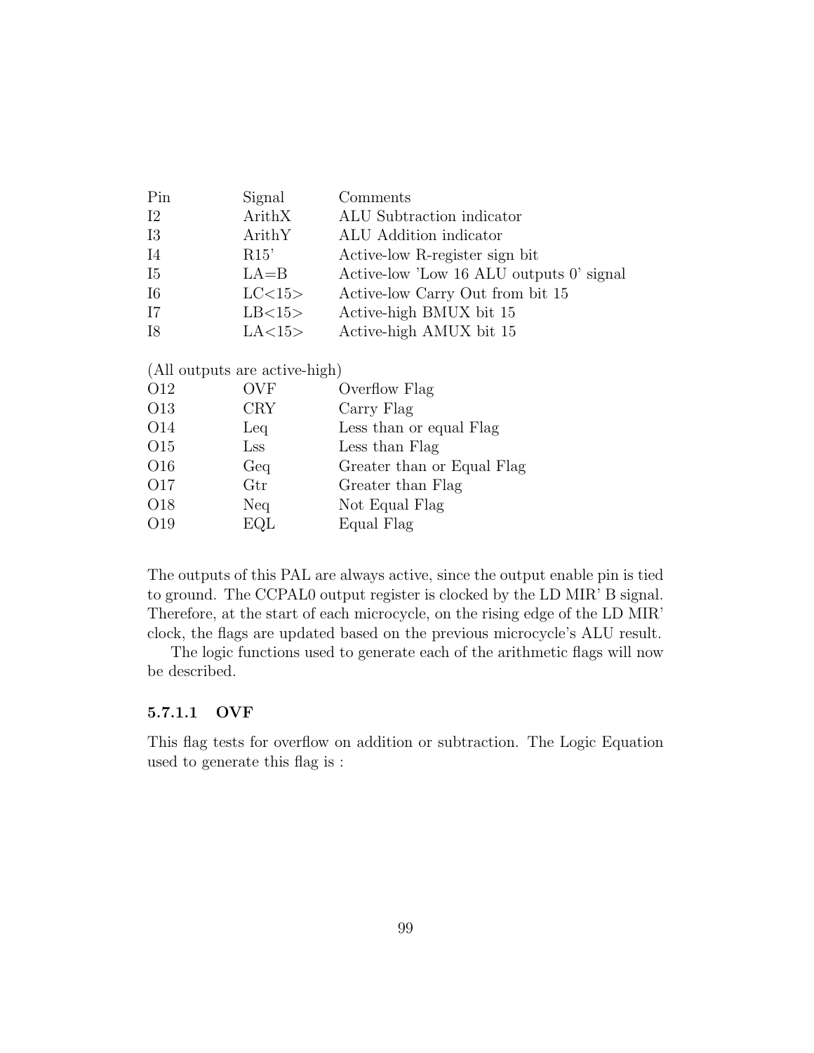| Pin | Signal | Comments |
|---|---|---|
| I2 | ArithX | ALU Subtraction indicator |
| I3 | ArithY | ALU Addition indicator |
| I4 | R15' | Active-low R-register sign bit |
| I5 | LA=B | Active-low 'Low 16 ALU outputs 0' signal |
| I6 | LC<15> | Active-low Carry Out from bit 15 |
| I7 | LB<15> | Active-high BMUX bit 15 |
| I8 | LA<15> | Active-high AMUX bit 15 |

(All outputs are active-high)

| Pin | Signal | Comments |
|---|---|---|
| O12 | OVF | Overflow Flag |
| O13 | CRY | Carry Flag |
| O14 | Leq | Less than or equal Flag |
| O15 | Lss | Less than Flag |
| O16 | Geq | Greater than or Equal Flag |
| O17 | Gtr | Greater than Flag |
| O18 | Neq | Not Equal Flag |
| O19 | EQL | Equal Flag |

The outputs of this PAL are always active, since the output enable pin is tied to ground. The CCPAL0 output register is clocked by the LD MIR' B signal. Therefore, at the start of each microcycle, on the rising edge of the LD MIR' clock, the flags are updated based on the previous microcycle's ALU result.

The logic functions used to generate each of the arithmetic flags will now be described.

#### 5.7.1.1 OVF

This flag tests for overflow on addition or subtraction. The Logic Equation used to generate this flag is :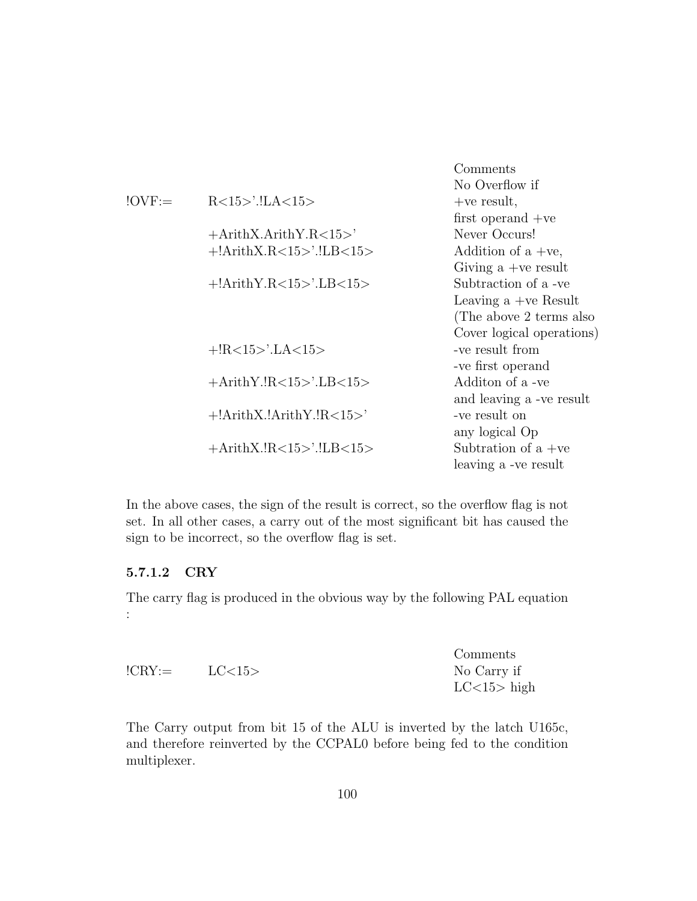| | | Comments |
|---|---|---|
| !OVF:= | R<15>'.!LA<15> | No Overflow if +ve result, first operand +ve |
| | +ArithX.ArithY.R<15>' | Never Occurs! |
| | +!ArithX.R<15>'.!LB<15> | Addition of a +ve, Giving a +ve result |
| | +!ArithY.R<15>'.LB<15> | Subtraction of a -ve Leaving a +ve Result (The above 2 terms also Cover logical operations) |
| | +!R<15>'.LA<15> | -ve result from -ve first operand |
| | +ArithY.!R<15>'.LB<15> | Additon of a -ve and leaving a -ve result |
| | +!ArithX.!ArithY.!R<15>' | -ve result on any logical Op |
| | +ArithX.!R<15>'.!LB<15> | Subtration of a +ve leaving a -ve result |

In the above cases, the sign of the result is correct, so the overflow flag is not set. In all other cases, a carry out of the most significant bit has caused the sign to be incorrect, so the overflow flag is set.

#### 5.7.1.2 CRY

The carry flag is produced in the obvious way by the following PAL equation :

| | | Comments |
|---|---|---|
| !CRY:= | LC<15> | No Carry if LC<15> high |

The Carry output from bit 15 of the ALU is inverted by the latch U165c, and therefore reinverted by the CCPAL0 before being fed to the condition multiplexer.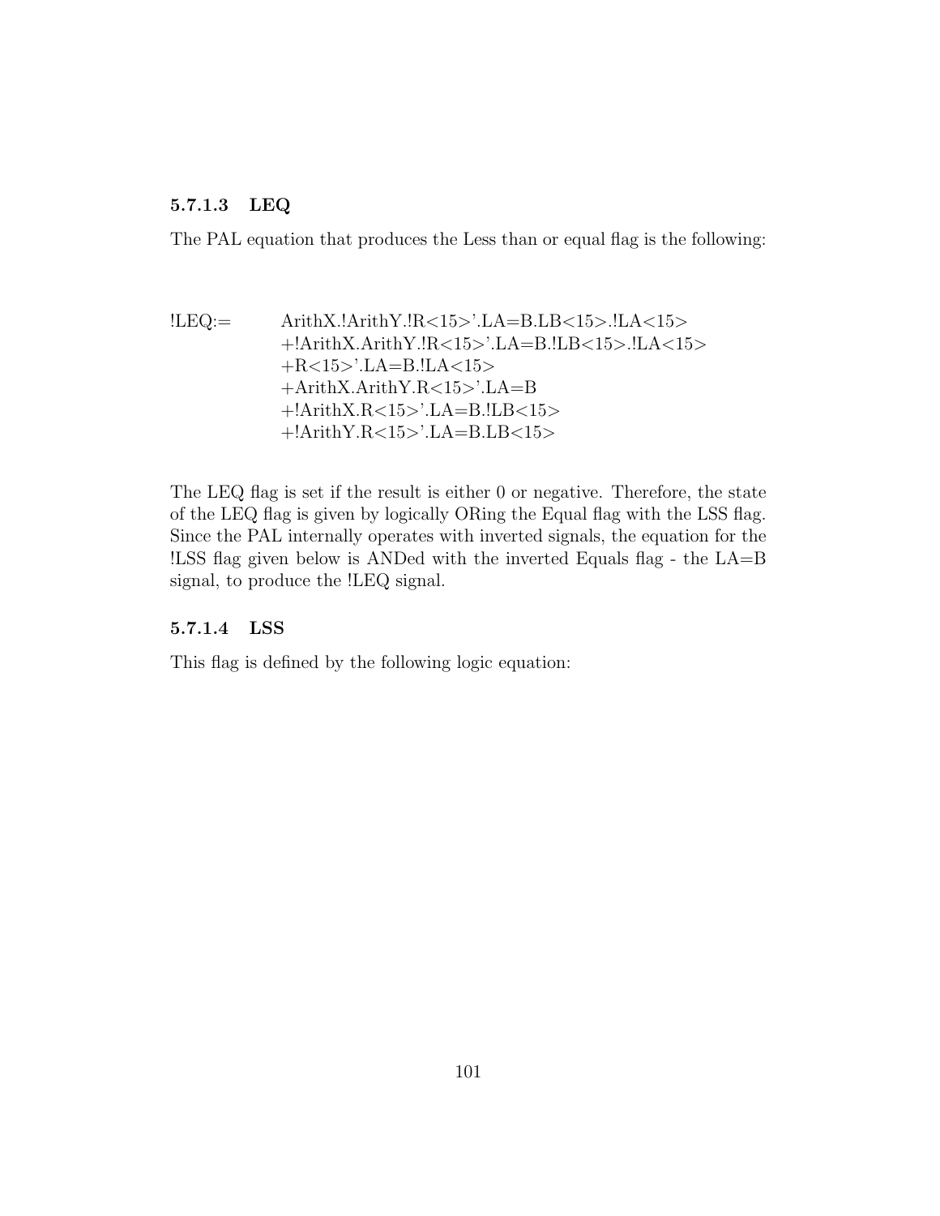#### 5.7.1.3 LEQ

The PAL equation that produces the Less than or equal flag is the following:

```
!LEQ:=     ArithX.!ArithY.!R<15>'.LA=B.LB<15>.!LA<15>
           +!ArithX.ArithY.!R<15>'.LA=B.!LB<15>.!LA<15>
           +R<15>'.LA=B.!LA<15>
           +ArithX.ArithY.R<15>'.LA=B
           +!ArithX.R<15>'.LA=B.!LB<15>
           +!ArithY.R<15>'.LA=B.LB<15>
```

The LEQ flag is set if the result is either 0 or negative. Therefore, the state of the LEQ flag is given by logically ORing the Equal flag with the LSS flag. Since the PAL internally operates with inverted signals, the equation for the !LSS flag given below is ANDed with the inverted Equals flag - the LA=B signal, to produce the !LEQ signal.

#### 5.7.1.4 LSS

This flag is defined by the following logic equation: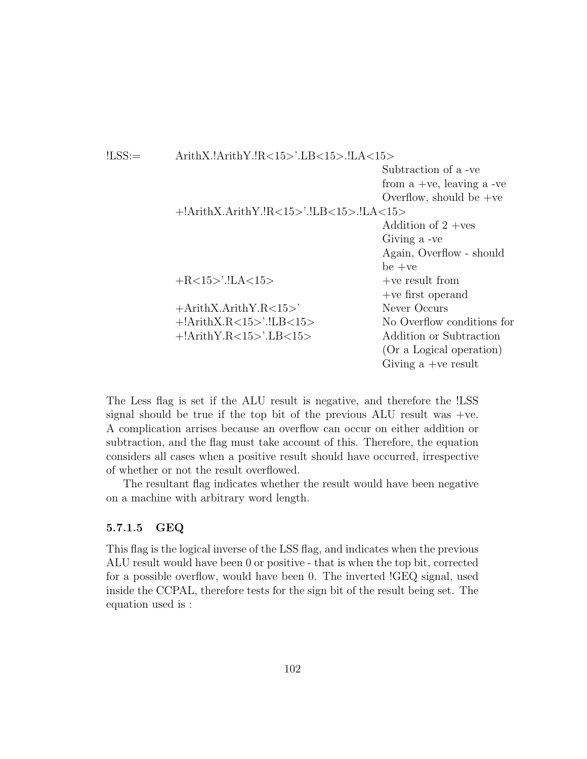```
!LSS:=   ArithX.!ArithY.!R<15>'.LB<15>.!LA<15>
                                          Subtraction of a -ve
                                          from a +ve, leaving a -ve
                                          Overflow, should be +ve
         +!ArithX.ArithY.!R<15>'.!LB<15>.!LA<15>
                                          Addition of 2 +ves
                                          Giving a -ve
                                          Again, Overflow - should
                                          be +ve
         +R<15>'.!LA<15>                  +ve result from
                                          +ve first operand
         +ArithX.ArithY.R<15>'            Never Occurs
         +!ArithX.R<15>'.!LB<15>          No Overflow conditions for
         +!ArithY.R<15>'.LB<15>           Addition or Subtraction
                                          (Or a Logical operation)
                                          Giving a +ve result
```

The Less flag is set if the ALU result is negative, and therefore the !LSS signal should be true if the top bit of the previous ALU result was +ve. A complication arrises because an overflow can occur on either addition or subtraction, and the flag must take account of this. Therefore, the equation considers all cases when a positive result should have occurred, irrespective of whether or not the result overflowed.

The resultant flag indicates whether the result would have been negative on a machine with arbitrary word length.

#### 5.7.1.5 GEQ

This flag is the logical inverse of the LSS flag, and indicates when the previous ALU result would have been 0 or positive - that is when the top bit, corrected for a possible overflow, would have been 0. The inverted !GEQ signal, used inside the CCPAL, therefore tests for the sign bit of the result being set. The equation used is :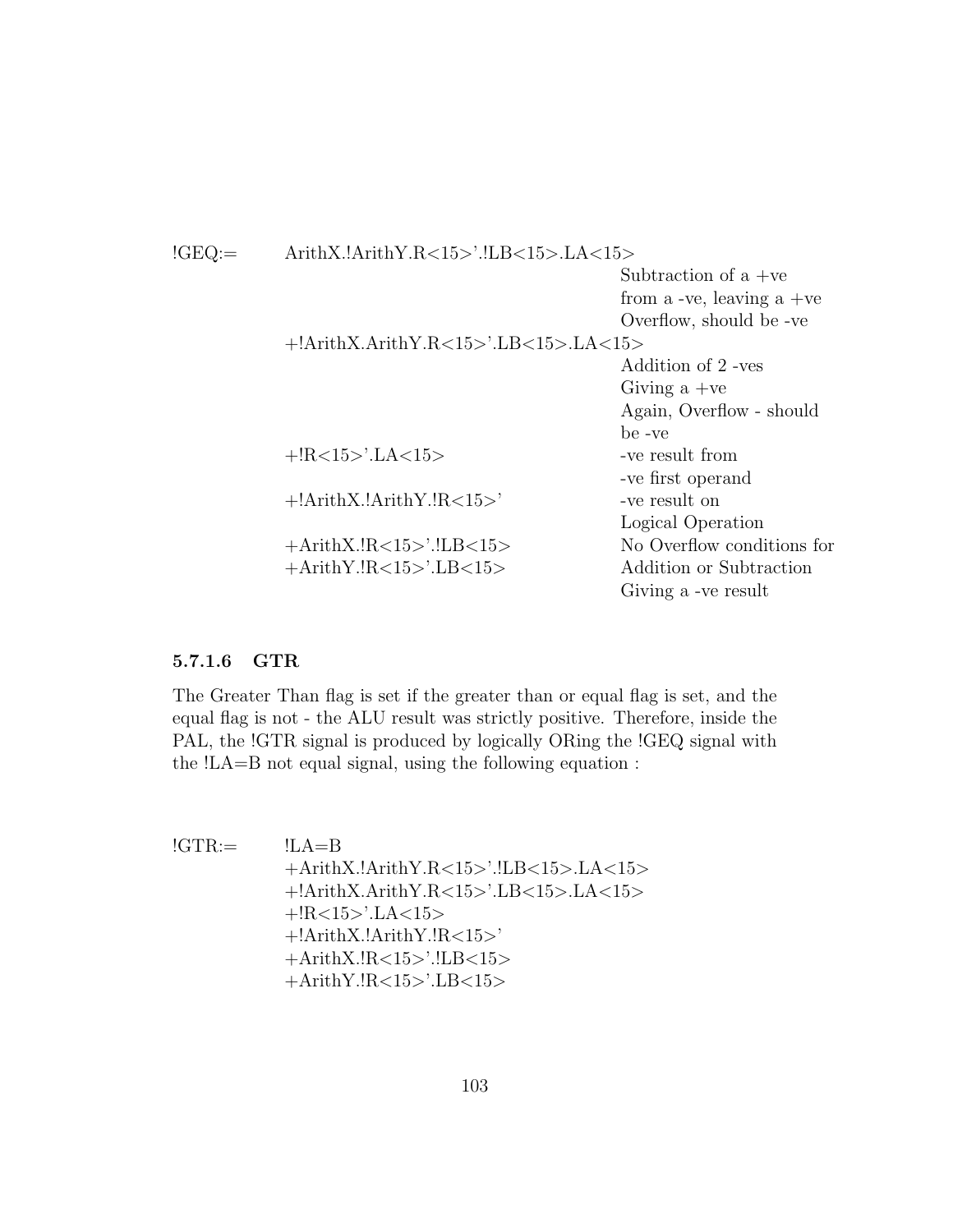```
!GEQ:=   ArithX.!ArithY.R<15>'.!LB<15>.LA<15>
                                             Subtraction of a +ve
                                             from a -ve, leaving a +ve
                                             Overflow, should be -ve
         +!ArithX.ArithY.R<15>'.LB<15>.LA<15>
                                             Addition of 2 -ves
                                             Giving a +ve
                                             Again, Overflow - should
                                             be -ve
         +!R<15>'.LA<15>                     -ve result from
                                             -ve first operand
         +!ArithX.!ArithY.!R<15>'            -ve result on
                                             Logical Operation
         +ArithX.!R<15>'.!LB<15>             No Overflow conditions for
         +ArithY.!R<15>'.LB<15>              Addition or Subtraction
                                             Giving a -ve result
```

#### 5.7.1.6 GTR

The Greater Than flag is set if the greater than or equal flag is set, and the equal flag is not - the ALU result was strictly positive. Therefore, inside the PAL, the !GTR signal is produced by logically ORing the !GEQ signal with the !LA=B not equal signal, using the following equation :

```
!GTR:=   !LA=B
         +ArithX.!ArithY.R<15>'.!LB<15>.LA<15>
         +!ArithX.ArithY.R<15>'.LB<15>.LA<15>
         +!R<15>'.LA<15>
         +!ArithX.!ArithY.!R<15>'
         +ArithX.!R<15>'.!LB<15>
         +ArithY.!R<15>'.LB<15>
```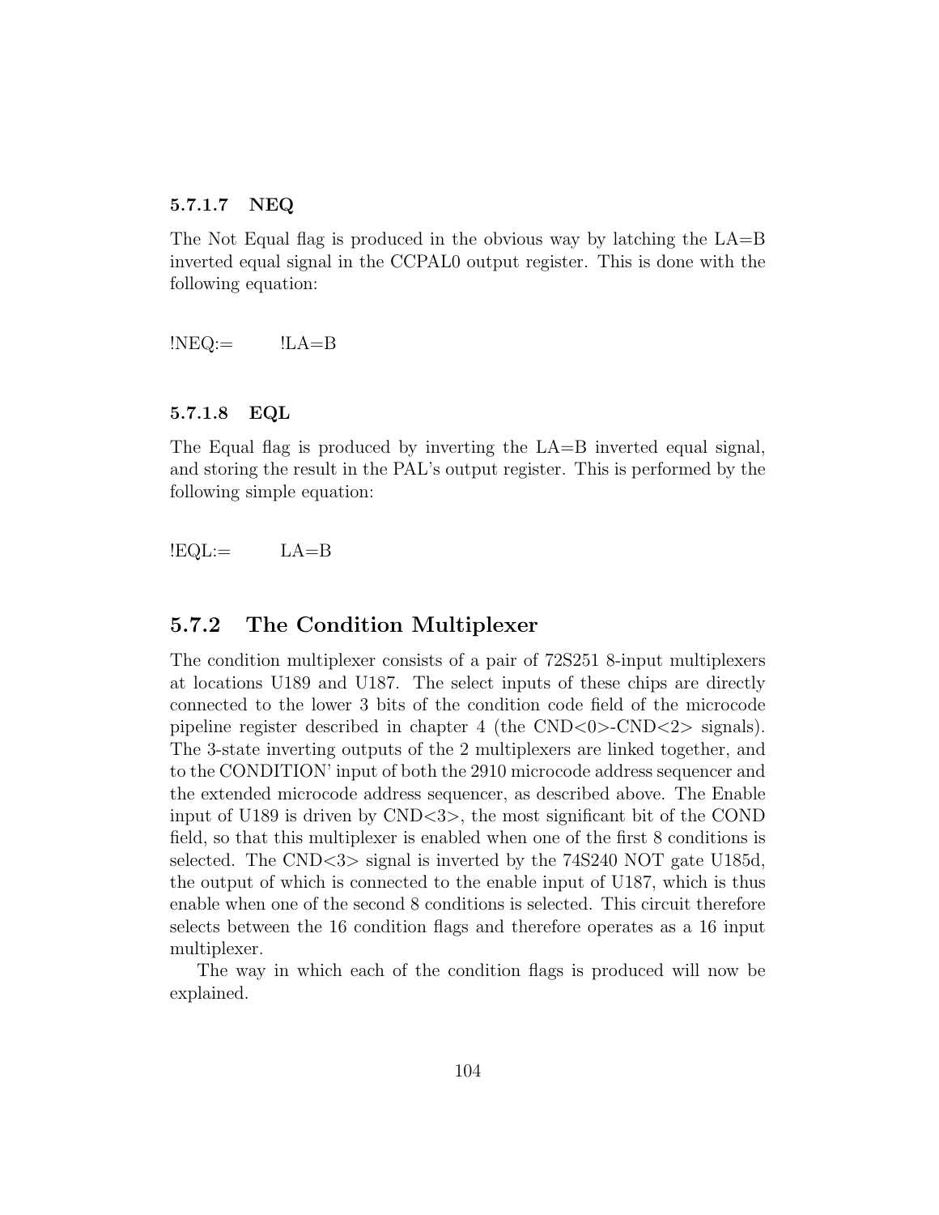#### 5.7.1.7 NEQ

The Not Equal flag is produced in the obvious way by latching the LA=B inverted equal signal in the CCPAL0 output register. This is done with the following equation:

```
!NEQ:=        !LA=B
```

#### 5.7.1.8 EQL

The Equal flag is produced by inverting the LA=B inverted equal signal, and storing the result in the PAL's output register. This is performed by the following simple equation:

```
!EQL:=        LA=B
```

### 5.7.2 The Condition Multiplexer

The condition multiplexer consists of a pair of 72S251 8-input multiplexers at locations U189 and U187. The select inputs of these chips are directly connected to the lower 3 bits of the condition code field of the microcode pipeline register described in chapter 4 (the CND<0>-CND<2> signals). The 3-state inverting outputs of the 2 multiplexers are linked together, and to the CONDITION' input of both the 2910 microcode address sequencer and the extended microcode address sequencer, as described above. The Enable input of U189 is driven by CND<3>, the most significant bit of the COND field, so that this multiplexer is enabled when one of the first 8 conditions is selected. The CND<3> signal is inverted by the 74S240 NOT gate U185d, the output of which is connected to the enable input of U187, which is thus enable when one of the second 8 conditions is selected. This circuit therefore selects between the 16 condition flags and therefore operates as a 16 input multiplexer.

The way in which each of the condition flags is produced will now be explained.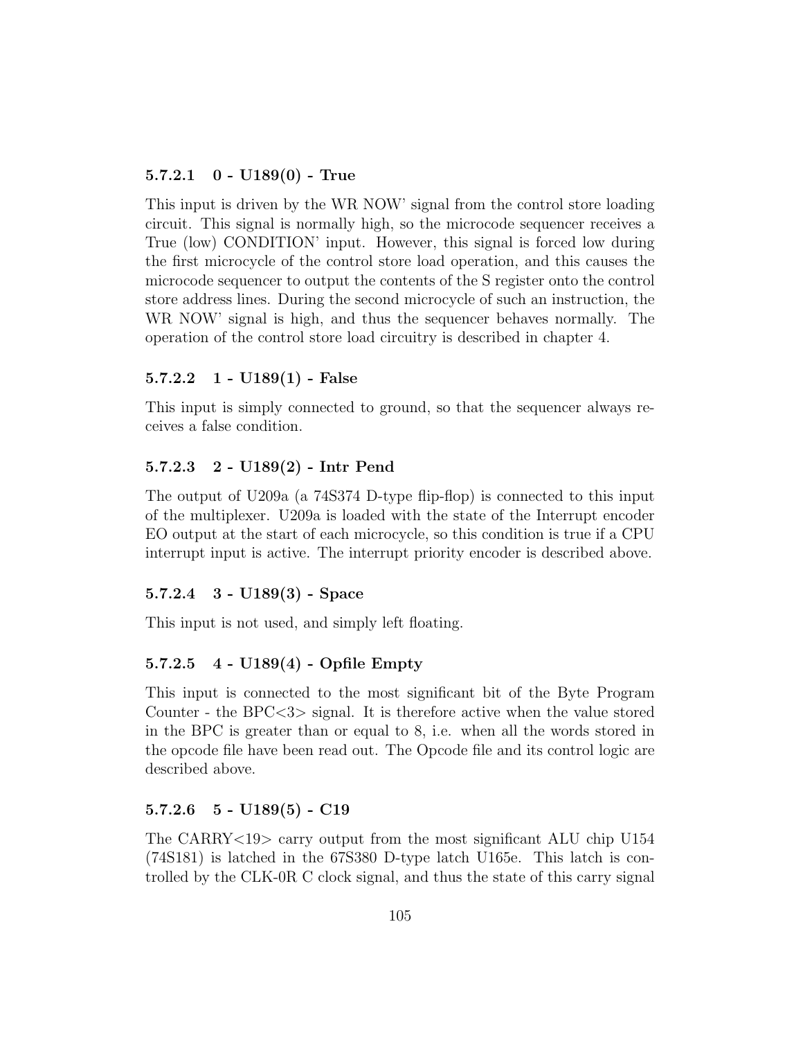#### 5.7.2.1 0 - U189(0) - True

This input is driven by the WR NOW' signal from the control store loading circuit. This signal is normally high, so the microcode sequencer receives a True (low) CONDITION' input. However, this signal is forced low during the first microcycle of the control store load operation, and this causes the microcode sequencer to output the contents of the S register onto the control store address lines. During the second microcycle of such an instruction, the WR NOW' signal is high, and thus the sequencer behaves normally. The operation of the control store load circuitry is described in chapter 4.

#### 5.7.2.2 1 - U189(1) - False

This input is simply connected to ground, so that the sequencer always receives a false condition.

#### 5.7.2.3 2 - U189(2) - Intr Pend

The output of U209a (a 74S374 D-type flip-flop) is connected to this input of the multiplexer. U209a is loaded with the state of the Interrupt encoder EO output at the start of each microcycle, so this condition is true if a CPU interrupt input is active. The interrupt priority encoder is described above.

#### 5.7.2.4 3 - U189(3) - Space

This input is not used, and simply left floating.

#### 5.7.2.5 4 - U189(4) - Opfile Empty

This input is connected to the most significant bit of the Byte Program Counter - the BPC<3> signal. It is therefore active when the value stored in the BPC is greater than or equal to 8, i.e. when all the words stored in the opcode file have been read out. The Opcode file and its control logic are described above.

#### 5.7.2.6 5 - U189(5) - C19

The CARRY<19> carry output from the most significant ALU chip U154 (74S181) is latched in the 67S380 D-type latch U165e. This latch is controlled by the CLK-0R C clock signal, and thus the state of this carry signal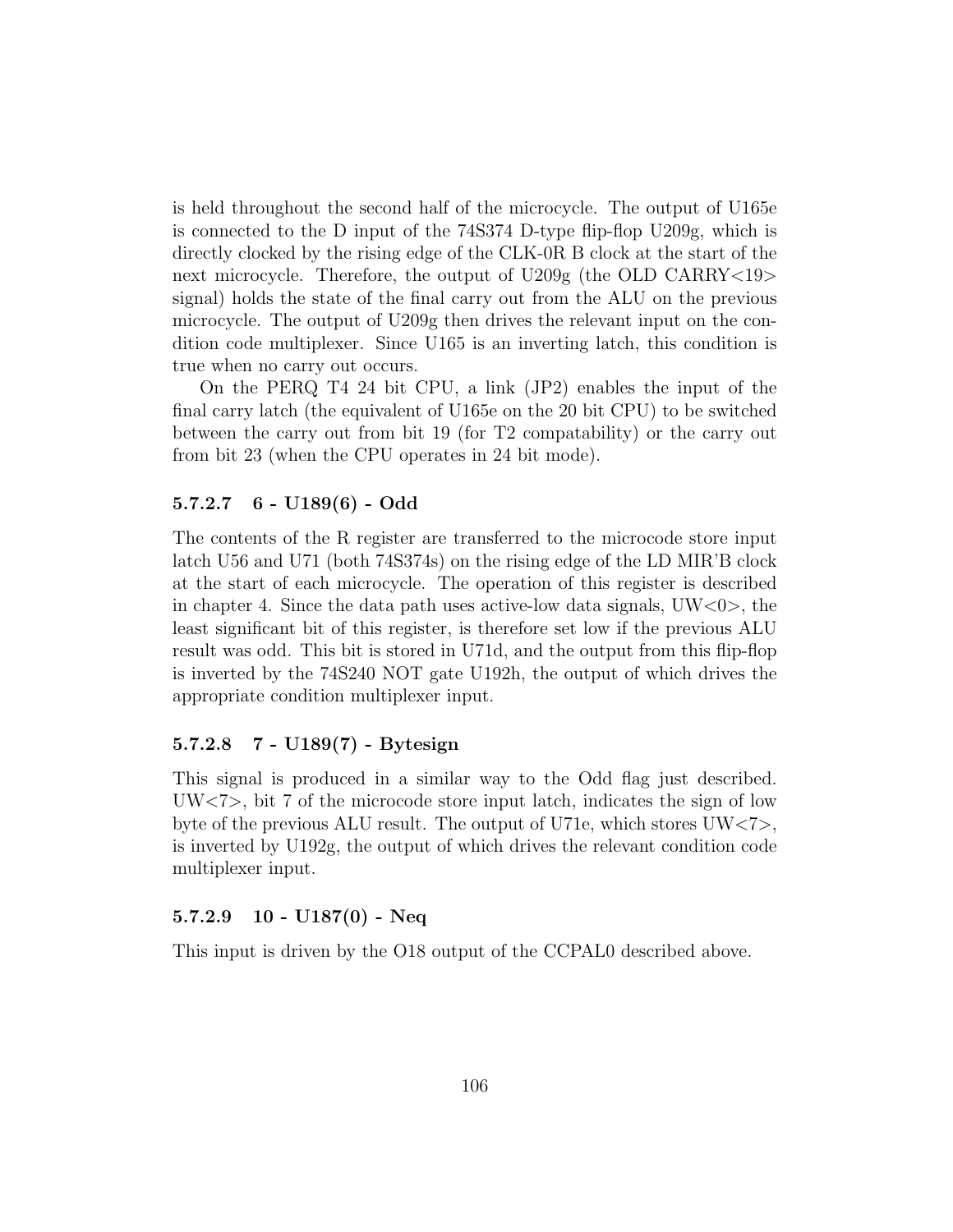is held throughout the second half of the microcycle. The output of U165e is connected to the D input of the 74S374 D-type flip-flop U209g, which is directly clocked by the rising edge of the CLK-0R B clock at the start of the next microcycle. Therefore, the output of U209g (the OLD CARRY<19> signal) holds the state of the final carry out from the ALU on the previous microcycle. The output of U209g then drives the relevant input on the condition code multiplexer. Since U165 is an inverting latch, this condition is true when no carry out occurs.

On the PERQ T4 24 bit CPU, a link (JP2) enables the input of the final carry latch (the equivalent of U165e on the 20 bit CPU) to be switched between the carry out from bit 19 (for T2 compatability) or the carry out from bit 23 (when the CPU operates in 24 bit mode).

#### 5.7.2.7 6 - U189(6) - Odd

The contents of the R register are transferred to the microcode store input latch U56 and U71 (both 74S374s) on the rising edge of the LD MIR'B clock at the start of each microcycle. The operation of this register is described in chapter 4. Since the data path uses active-low data signals, UW<0>, the least significant bit of this register, is therefore set low if the previous ALU result was odd. This bit is stored in U71d, and the output from this flip-flop is inverted by the 74S240 NOT gate U192h, the output of which drives the appropriate condition multiplexer input.

#### 5.7.2.8 7 - U189(7) - Bytesign

This signal is produced in a similar way to the Odd flag just described. UW<7>, bit 7 of the microcode store input latch, indicates the sign of low byte of the previous ALU result. The output of U71e, which stores UW<7>, is inverted by U192g, the output of which drives the relevant condition code multiplexer input.

#### 5.7.2.9 10 - U187(0) - Neq

This input is driven by the O18 output of the CCPAL0 described above.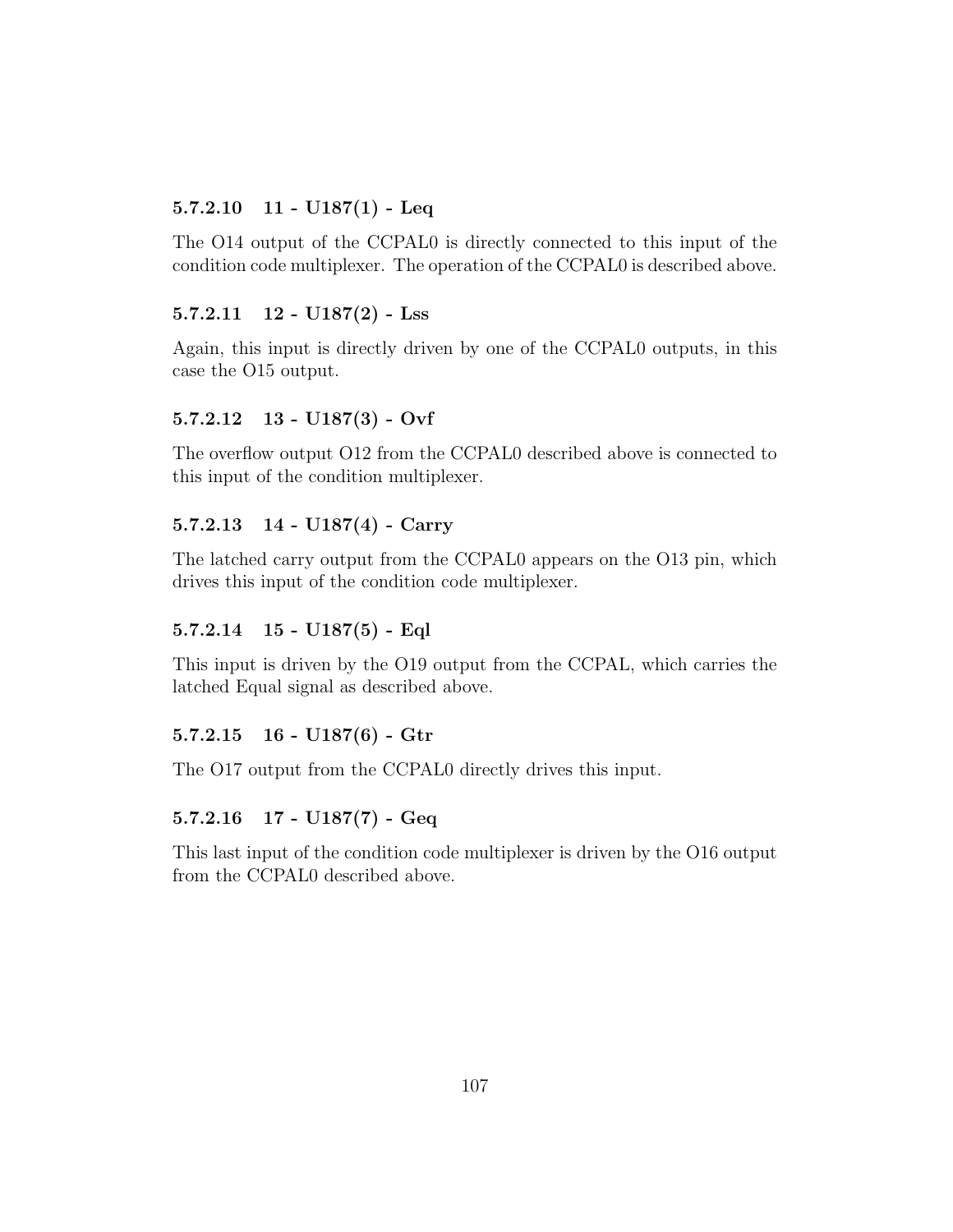#### 5.7.2.10 11 - U187(1) - Leq

The O14 output of the CCPAL0 is directly connected to this input of the condition code multiplexer. The operation of the CCPAL0 is described above.

#### 5.7.2.11 12 - U187(2) - Lss

Again, this input is directly driven by one of the CCPAL0 outputs, in this case the O15 output.

#### 5.7.2.12 13 - U187(3) - Ovf

The overflow output O12 from the CCPAL0 described above is connected to this input of the condition multiplexer.

#### 5.7.2.13 14 - U187(4) - Carry

The latched carry output from the CCPAL0 appears on the O13 pin, which drives this input of the condition code multiplexer.

#### 5.7.2.14 15 - U187(5) - Eql

This input is driven by the O19 output from the CCPAL, which carries the latched Equal signal as described above.

#### 5.7.2.15 16 - U187(6) - Gtr

The O17 output from the CCPAL0 directly drives this input.

#### 5.7.2.16 17 - U187(7) - Geq

This last input of the condition code multiplexer is driven by the O16 output from the CCPAL0 described above.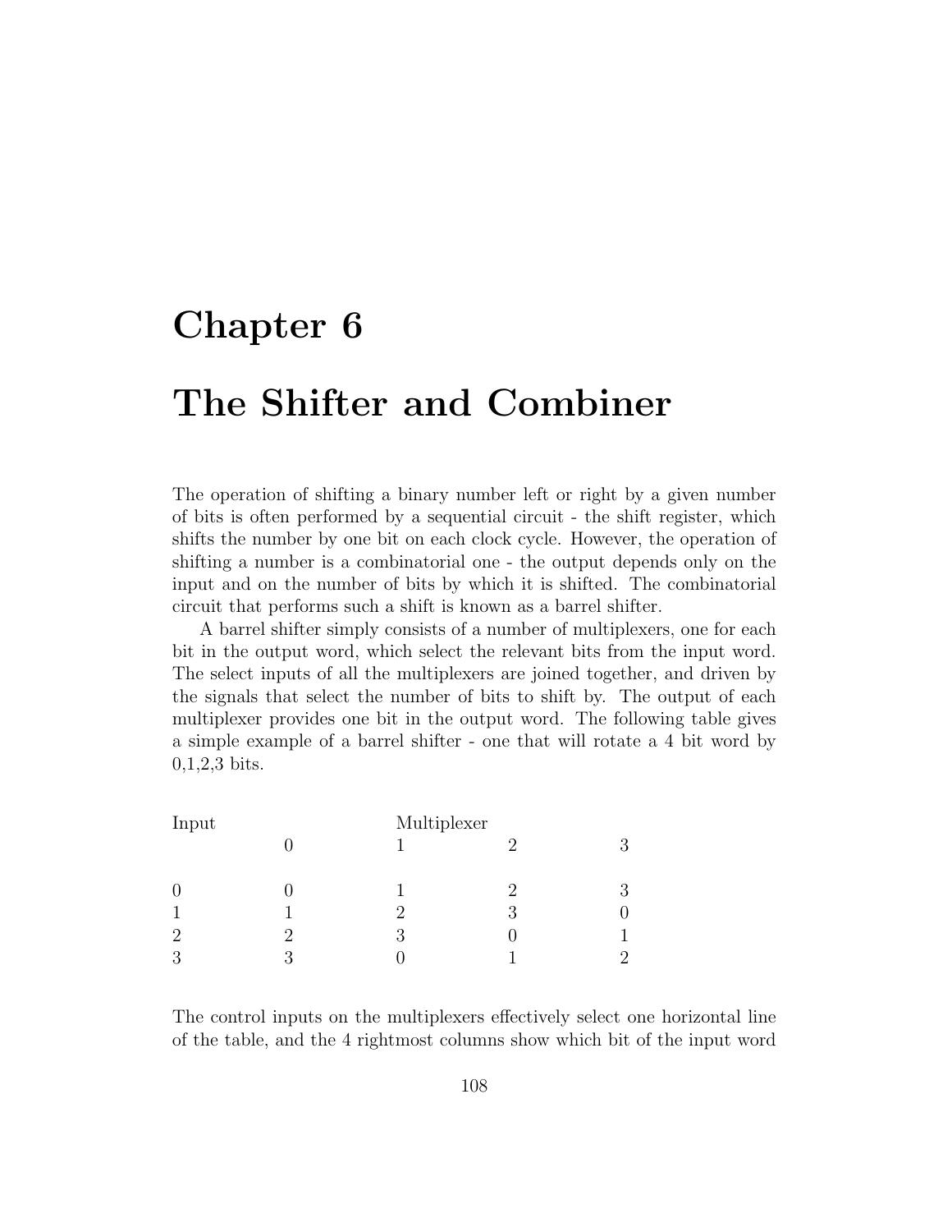# Chapter 6

# The Shifter and Combiner

The operation of shifting a binary number left or right by a given number of bits is often performed by a sequential circuit - the shift register, which shifts the number by one bit on each clock cycle. However, the operation of shifting a number is a combinatorial one - the output depends only on the input and on the number of bits by which it is shifted. The combinatorial circuit that performs such a shift is known as a barrel shifter.

A barrel shifter simply consists of a number of multiplexers, one for each bit in the output word, which select the relevant bits from the input word. The select inputs of all the multiplexers are joined together, and driven by the signals that select the number of bits to shift by. The output of each multiplexer provides one bit in the output word. The following table gives a simple example of a barrel shifter - one that will rotate a 4 bit word by 0,1,2,3 bits.

| Input | | Multiplexer | | |
|---|---|---|---|---|
| | 0 | 1 | 2 | 3 |
| 0 | 0 | 1 | 2 | 3 |
| 1 | 1 | 2 | 3 | 0 |
| 2 | 2 | 3 | 0 | 1 |
| 3 | 3 | 0 | 1 | 2 |

The control inputs on the multiplexers effectively select one horizontal line of the table, and the 4 rightmost columns show which bit of the input word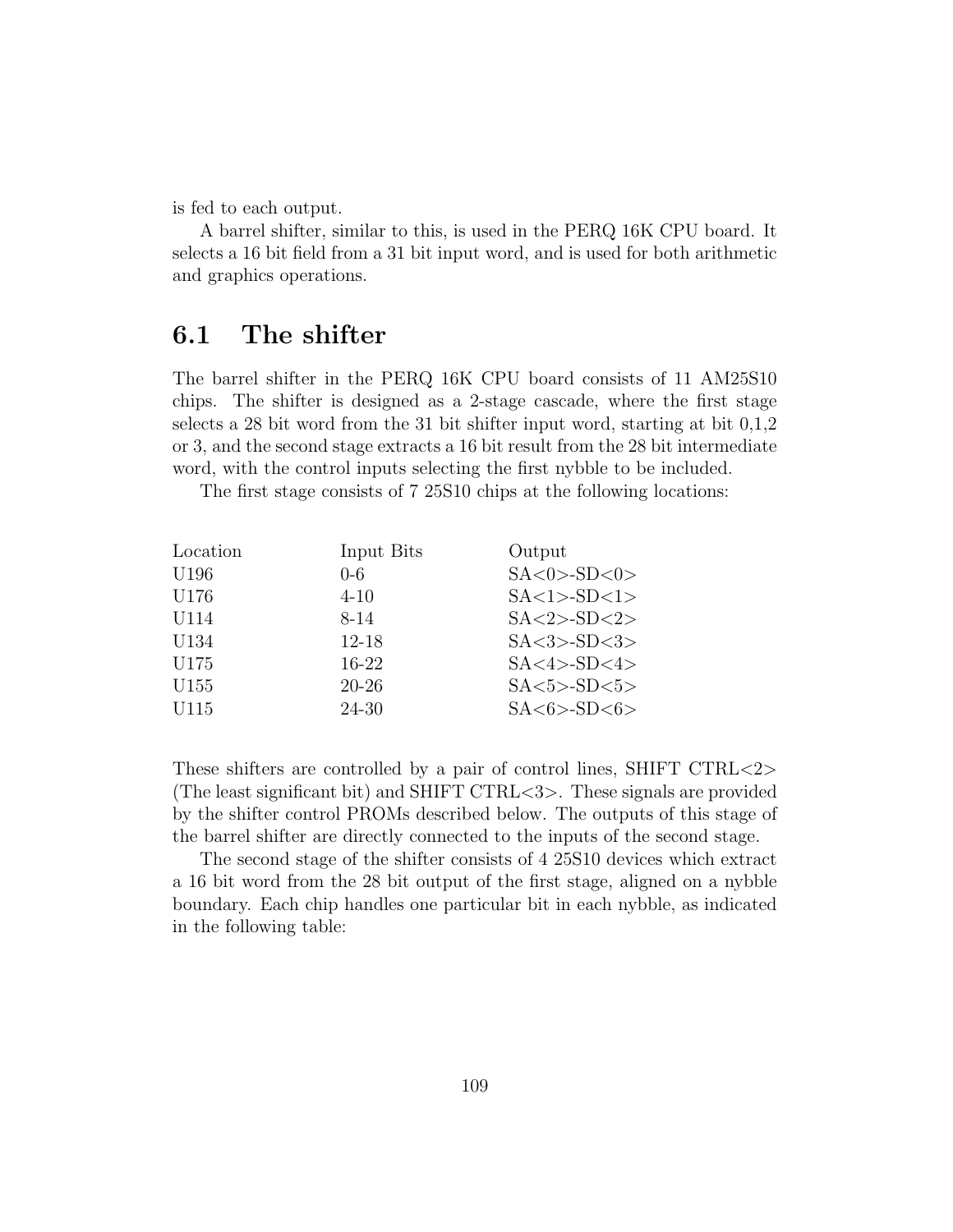is fed to each output.

A barrel shifter, similar to this, is used in the PERQ 16K CPU board. It selects a 16 bit field from a 31 bit input word, and is used for both arithmetic and graphics operations.

## 6.1 The shifter

The barrel shifter in the PERQ 16K CPU board consists of 11 AM25S10 chips. The shifter is designed as a 2-stage cascade, where the first stage selects a 28 bit word from the 31 bit shifter input word, starting at bit 0,1,2 or 3, and the second stage extracts a 16 bit result from the 28 bit intermediate word, with the control inputs selecting the first nybble to be included.

The first stage consists of 7 25S10 chips at the following locations:

| Location | Input Bits | Output |
|---|---|---|
| U196 | 0-6 | SA<0>-SD<0> |
| U176 | 4-10 | SA<1>-SD<1> |
| U114 | 8-14 | SA<2>-SD<2> |
| U134 | 12-18 | SA<3>-SD<3> |
| U175 | 16-22 | SA<4>-SD<4> |
| U155 | 20-26 | SA<5>-SD<5> |
| U115 | 24-30 | SA<6>-SD<6> |

These shifters are controlled by a pair of control lines, SHIFT CTRL<2> (The least significant bit) and SHIFT CTRL<3>. These signals are provided by the shifter control PROMs described below. The outputs of this stage of the barrel shifter are directly connected to the inputs of the second stage.

The second stage of the shifter consists of 4 25S10 devices which extract a 16 bit word from the 28 bit output of the first stage, aligned on a nybble boundary. Each chip handles one particular bit in each nybble, as indicated in the following table: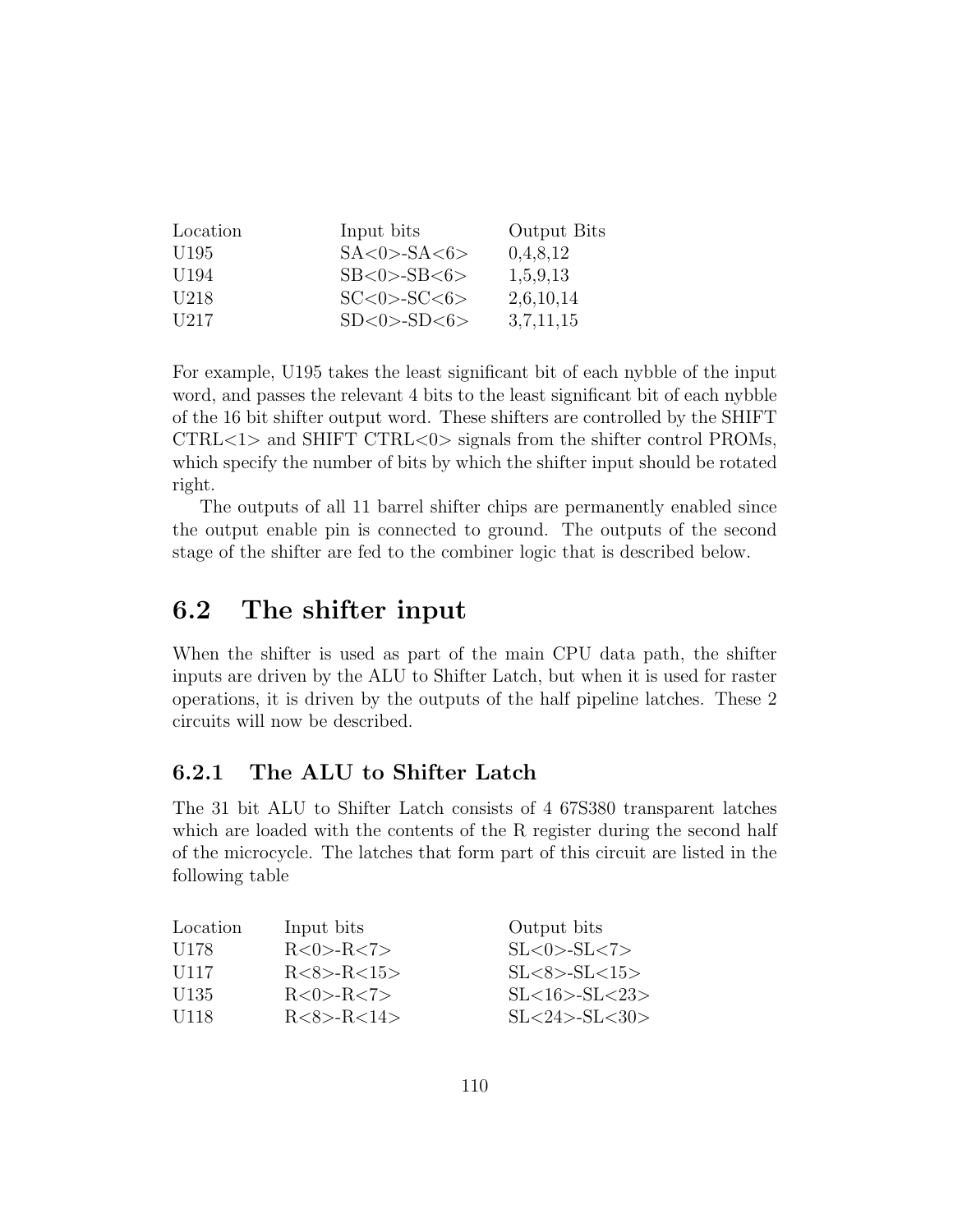| Location | Input bits | Output Bits |
|---|---|---|
| U195 | SA<0>-SA<6> | 0,4,8,12 |
| U194 | SB<0>-SB<6> | 1,5,9,13 |
| U218 | SC<0>-SC<6> | 2,6,10,14 |
| U217 | SD<0>-SD<6> | 3,7,11,15 |

For example, U195 takes the least significant bit of each nybble of the input word, and passes the relevant 4 bits to the least significant bit of each nybble of the 16 bit shifter output word. These shifters are controlled by the SHIFT CTRL<1> and SHIFT CTRL<0> signals from the shifter control PROMs, which specify the number of bits by which the shifter input should be rotated right.

The outputs of all 11 barrel shifter chips are permanently enabled since the output enable pin is connected to ground. The outputs of the second stage of the shifter are fed to the combiner logic that is described below.

## 6.2 The shifter input

When the shifter is used as part of the main CPU data path, the shifter inputs are driven by the ALU to Shifter Latch, but when it is used for raster operations, it is driven by the outputs of the half pipeline latches. These 2 circuits will now be described.

### 6.2.1 The ALU to Shifter Latch

The 31 bit ALU to Shifter Latch consists of 4 67S380 transparent latches which are loaded with the contents of the R register during the second half of the microcycle. The latches that form part of this circuit are listed in the following table

| Location | Input bits | Output bits |
|---|---|---|
| U178 | R<0>-R<7> | SL<0>-SL<7> |
| U117 | R<8>-R<15> | SL<8>-SL<15> |
| U135 | R<0>-R<7> | SL<16>-SL<23> |
| U118 | R<8>-R<14> | SL<24>-SL<30> |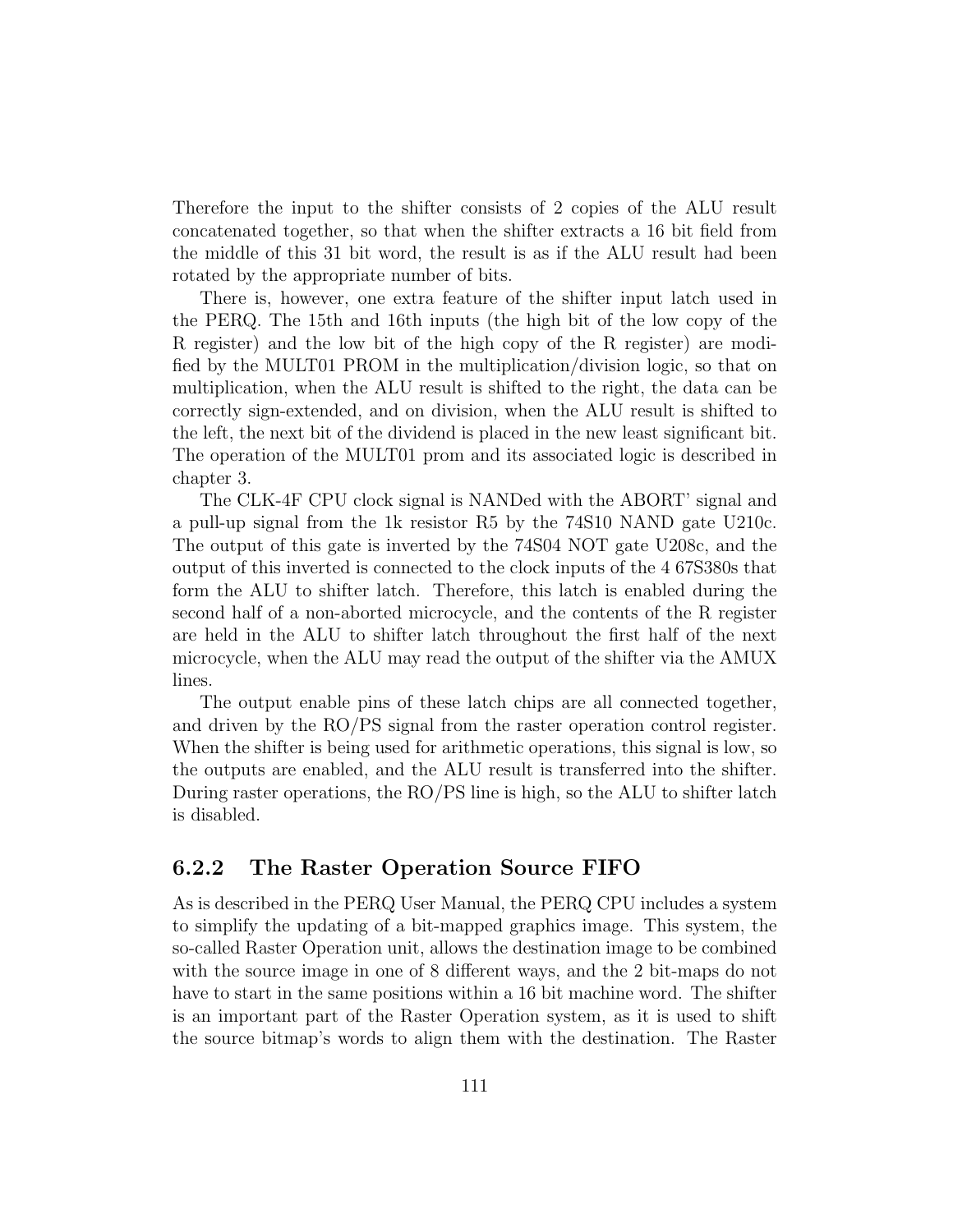Therefore the input to the shifter consists of 2 copies of the ALU result concatenated together, so that when the shifter extracts a 16 bit field from the middle of this 31 bit word, the result is as if the ALU result had been rotated by the appropriate number of bits.

There is, however, one extra feature of the shifter input latch used in the PERQ. The 15th and 16th inputs (the high bit of the low copy of the R register) and the low bit of the high copy of the R register) are modified by the MULT01 PROM in the multiplication/division logic, so that on multiplication, when the ALU result is shifted to the right, the data can be correctly sign-extended, and on division, when the ALU result is shifted to the left, the next bit of the dividend is placed in the new least significant bit. The operation of the MULT01 prom and its associated logic is described in chapter 3.

The CLK-4F CPU clock signal is NANDed with the ABORT' signal and a pull-up signal from the 1k resistor R5 by the 74S10 NAND gate U210c. The output of this gate is inverted by the 74S04 NOT gate U208c, and the output of this inverted is connected to the clock inputs of the 4 67S380s that form the ALU to shifter latch. Therefore, this latch is enabled during the second half of a non-aborted microcycle, and the contents of the R register are held in the ALU to shifter latch throughout the first half of the next microcycle, when the ALU may read the output of the shifter via the AMUX lines.

The output enable pins of these latch chips are all connected together, and driven by the RO/PS signal from the raster operation control register. When the shifter is being used for arithmetic operations, this signal is low, so the outputs are enabled, and the ALU result is transferred into the shifter. During raster operations, the RO/PS line is high, so the ALU to shifter latch is disabled.

### 6.2.2 The Raster Operation Source FIFO

As is described in the PERQ User Manual, the PERQ CPU includes a system to simplify the updating of a bit-mapped graphics image. This system, the so-called Raster Operation unit, allows the destination image to be combined with the source image in one of 8 different ways, and the 2 bit-maps do not have to start in the same positions within a 16 bit machine word. The shifter is an important part of the Raster Operation system, as it is used to shift the source bitmap's words to align them with the destination. The Raster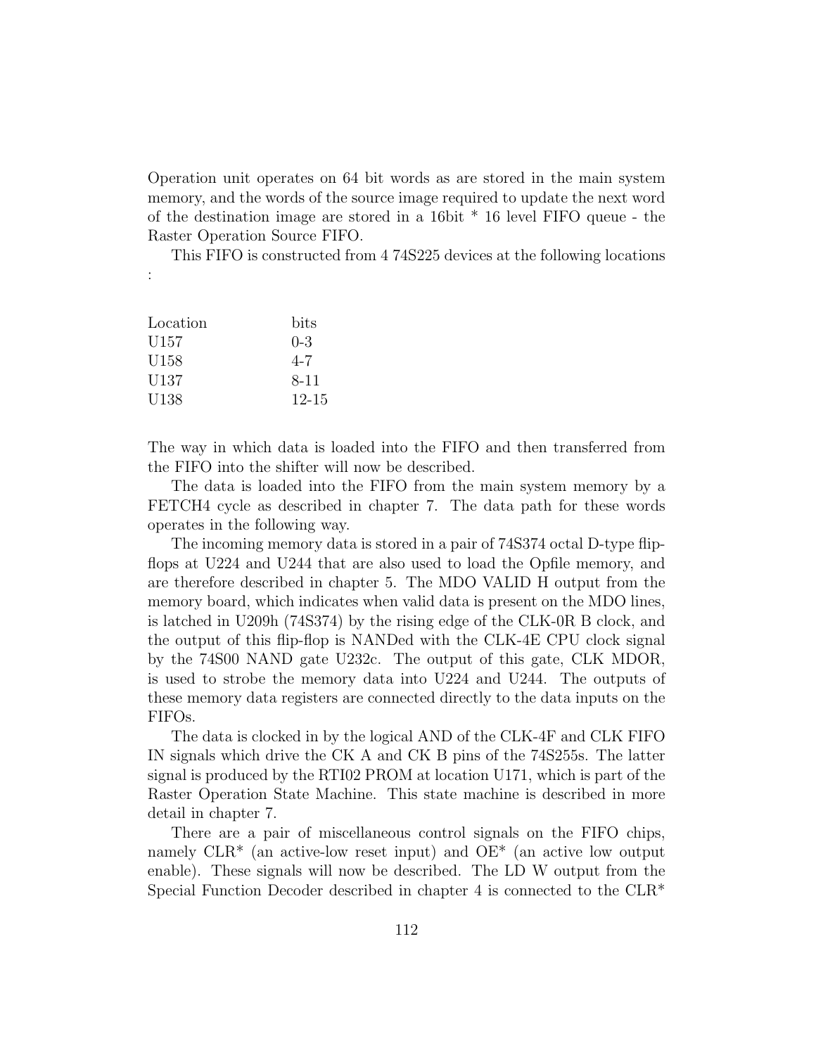Operation unit operates on 64 bit words as are stored in the main system memory, and the words of the source image required to update the next word of the destination image are stored in a 16bit * 16 level FIFO queue - the Raster Operation Source FIFO.

This FIFO is constructed from 4 74S225 devices at the following locations :

| Location | bits |
|---|---|
| U157 | 0-3 |
| U158 | 4-7 |
| U137 | 8-11 |
| U138 | 12-15 |

The way in which data is loaded into the FIFO and then transferred from the FIFO into the shifter will now be described.

The data is loaded into the FIFO from the main system memory by a FETCH4 cycle as described in chapter 7. The data path for these words operates in the following way.

The incoming memory data is stored in a pair of 74S374 octal D-type flip-flops at U224 and U244 that are also used to load the Opfile memory, and are therefore described in chapter 5. The MDO VALID H output from the memory board, which indicates when valid data is present on the MDO lines, is latched in U209h (74S374) by the rising edge of the CLK-0R B clock, and the output of this flip-flop is NANDed with the CLK-4E CPU clock signal by the 74S00 NAND gate U232c. The output of this gate, CLK MDOR, is used to strobe the memory data into U224 and U244. The outputs of these memory data registers are connected directly to the data inputs on the FIFOs.

The data is clocked in by the logical AND of the CLK-4F and CLK FIFO IN signals which drive the CK A and CK B pins of the 74S255s. The latter signal is produced by the RTI02 PROM at location U171, which is part of the Raster Operation State Machine. This state machine is described in more detail in chapter 7.

There are a pair of miscellaneous control signals on the FIFO chips, namely CLR* (an active-low reset input) and OE* (an active low output enable). These signals will now be described. The LD W output from the Special Function Decoder described in chapter 4 is connected to the CLR*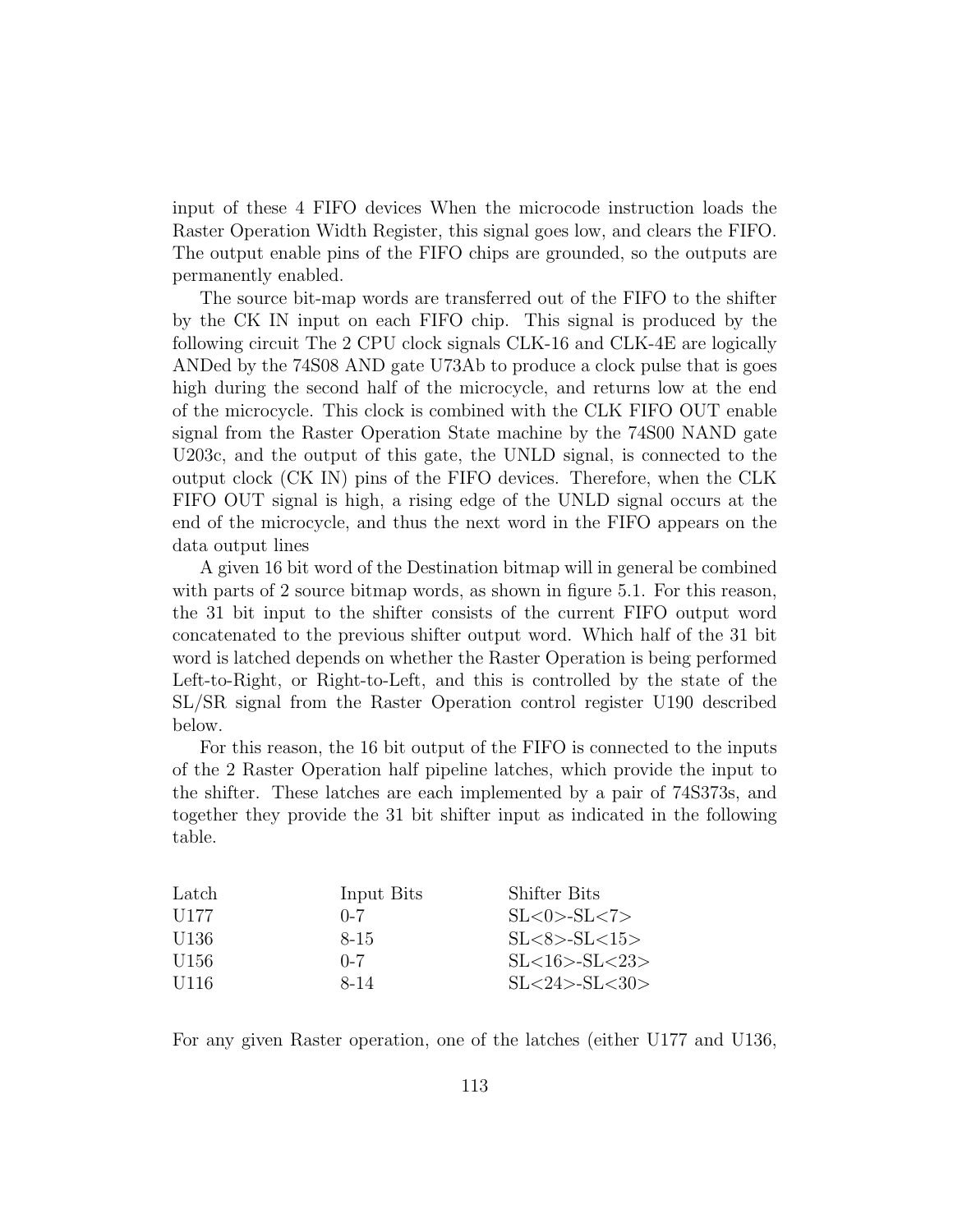input of these 4 FIFO devices When the microcode instruction loads the Raster Operation Width Register, this signal goes low, and clears the FIFO. The output enable pins of the FIFO chips are grounded, so the outputs are permanently enabled.

The source bit-map words are transferred out of the FIFO to the shifter by the CK IN input on each FIFO chip. This signal is produced by the following circuit The 2 CPU clock signals CLK-16 and CLK-4E are logically ANDed by the 74S08 AND gate U73Ab to produce a clock pulse that is goes high during the second half of the microcycle, and returns low at the end of the microcycle. This clock is combined with the CLK FIFO OUT enable signal from the Raster Operation State machine by the 74S00 NAND gate U203c, and the output of this gate, the UNLD signal, is connected to the output clock (CK IN) pins of the FIFO devices. Therefore, when the CLK FIFO OUT signal is high, a rising edge of the UNLD signal occurs at the end of the microcycle, and thus the next word in the FIFO appears on the data output lines

A given 16 bit word of the Destination bitmap will in general be combined with parts of 2 source bitmap words, as shown in figure 5.1. For this reason, the 31 bit input to the shifter consists of the current FIFO output word concatenated to the previous shifter output word. Which half of the 31 bit word is latched depends on whether the Raster Operation is being performed Left-to-Right, or Right-to-Left, and this is controlled by the state of the SL/SR signal from the Raster Operation control register U190 described below.

For this reason, the 16 bit output of the FIFO is connected to the inputs of the 2 Raster Operation half pipeline latches, which provide the input to the shifter. These latches are each implemented by a pair of 74S373s, and together they provide the 31 bit shifter input as indicated in the following table.

| Latch | Input Bits | Shifter Bits |
|---|---|---|
| U177 | 0-7 | SL<0>-SL<7> |
| U136 | 8-15 | SL<8>-SL<15> |
| U156 | 0-7 | SL<16>-SL<23> |
| U116 | 8-14 | SL<24>-SL<30> |

For any given Raster operation, one of the latches (either U177 and U136,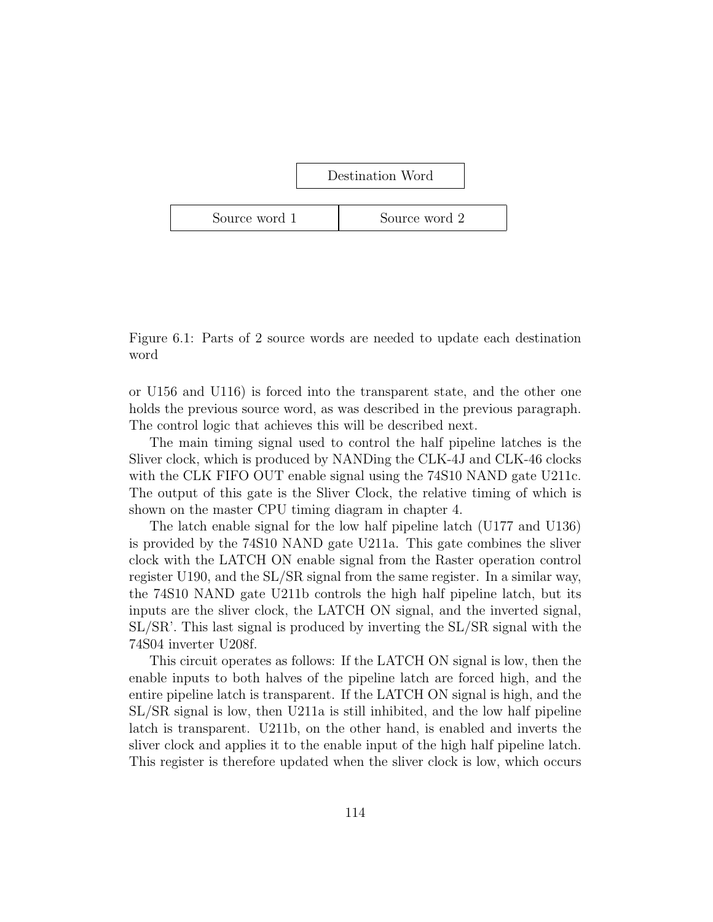| | Destination Word | |
|---|---|---|
| Source word 1 | | Source word 2 |

Figure 6.1: Parts of 2 source words are needed to update each destination word

or U156 and U116) is forced into the transparent state, and the other one holds the previous source word, as was described in the previous paragraph. The control logic that achieves this will be described next.

The main timing signal used to control the half pipeline latches is the Sliver clock, which is produced by NANDing the CLK-4J and CLK-46 clocks with the CLK FIFO OUT enable signal using the 74S10 NAND gate U211c. The output of this gate is the Sliver Clock, the relative timing of which is shown on the master CPU timing diagram in chapter 4.

The latch enable signal for the low half pipeline latch (U177 and U136) is provided by the 74S10 NAND gate U211a. This gate combines the sliver clock with the LATCH ON enable signal from the Raster operation control register U190, and the SL/SR signal from the same register. In a similar way, the 74S10 NAND gate U211b controls the high half pipeline latch, but its inputs are the sliver clock, the LATCH ON signal, and the inverted signal, SL/SR'. This last signal is produced by inverting the SL/SR signal with the 74S04 inverter U208f.

This circuit operates as follows: If the LATCH ON signal is low, then the enable inputs to both halves of the pipeline latch are forced high, and the entire pipeline latch is transparent. If the LATCH ON signal is high, and the SL/SR signal is low, then U211a is still inhibited, and the low half pipeline latch is transparent. U211b, on the other hand, is enabled and inverts the sliver clock and applies it to the enable input of the high half pipeline latch. This register is therefore updated when the sliver clock is low, which occurs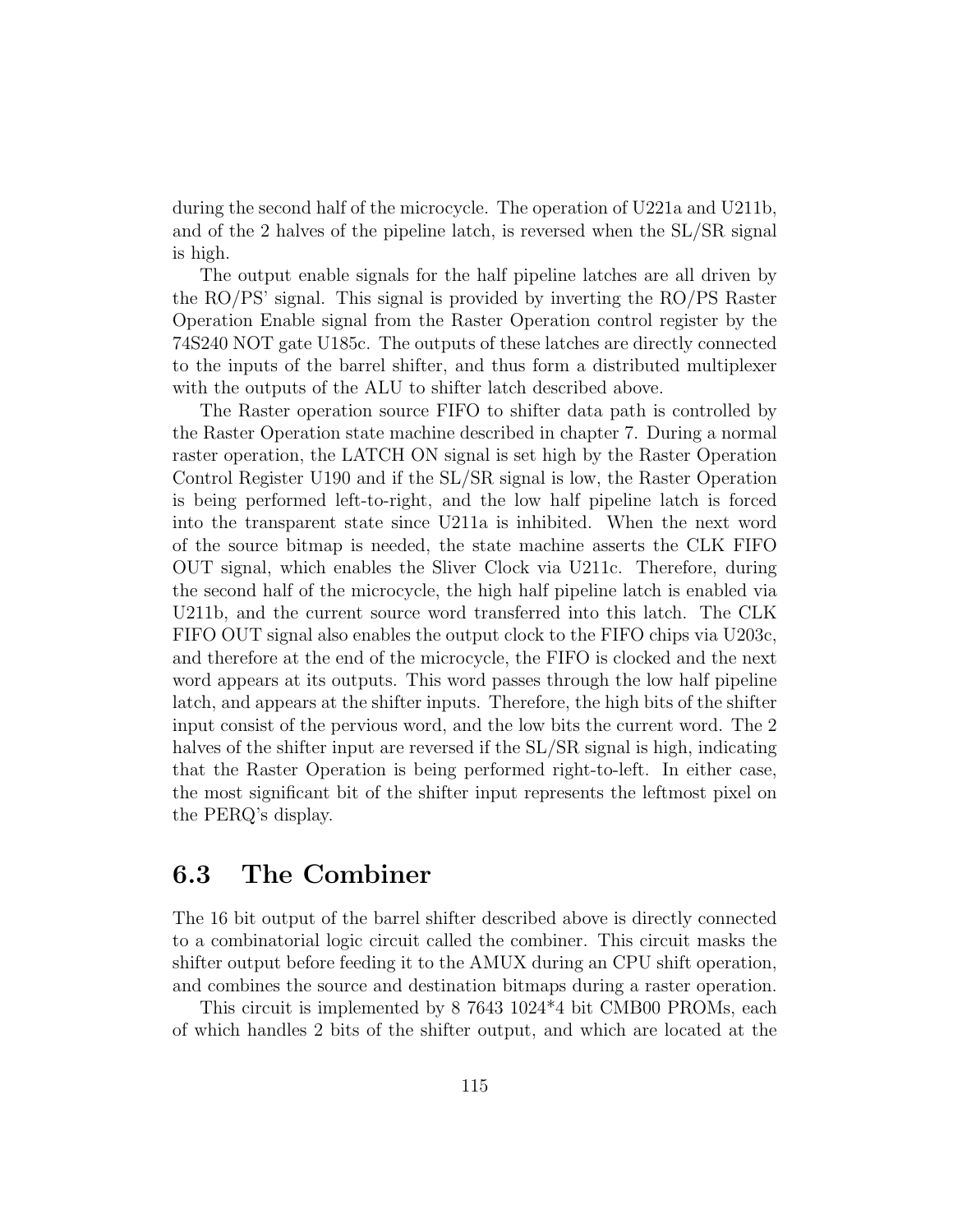during the second half of the microcycle. The operation of U221a and U211b, and of the 2 halves of the pipeline latch, is reversed when the SL/SR signal is high.

The output enable signals for the half pipeline latches are all driven by the RO/PS' signal. This signal is provided by inverting the RO/PS Raster Operation Enable signal from the Raster Operation control register by the 74S240 NOT gate U185c. The outputs of these latches are directly connected to the inputs of the barrel shifter, and thus form a distributed multiplexer with the outputs of the ALU to shifter latch described above.

The Raster operation source FIFO to shifter data path is controlled by the Raster Operation state machine described in chapter 7. During a normal raster operation, the LATCH ON signal is set high by the Raster Operation Control Register U190 and if the SL/SR signal is low, the Raster Operation is being performed left-to-right, and the low half pipeline latch is forced into the transparent state since U211a is inhibited. When the next word of the source bitmap is needed, the state machine asserts the CLK FIFO OUT signal, which enables the Sliver Clock via U211c. Therefore, during the second half of the microcycle, the high half pipeline latch is enabled via U211b, and the current source word transferred into this latch. The CLK FIFO OUT signal also enables the output clock to the FIFO chips via U203c, and therefore at the end of the microcycle, the FIFO is clocked and the next word appears at its outputs. This word passes through the low half pipeline latch, and appears at the shifter inputs. Therefore, the high bits of the shifter input consist of the pervious word, and the low bits the current word. The 2 halves of the shifter input are reversed if the SL/SR signal is high, indicating that the Raster Operation is being performed right-to-left. In either case, the most significant bit of the shifter input represents the leftmost pixel on the PERQ's display.

## 6.3 The Combiner

The 16 bit output of the barrel shifter described above is directly connected to a combinatorial logic circuit called the combiner. This circuit masks the shifter output before feeding it to the AMUX during an CPU shift operation, and combines the source and destination bitmaps during a raster operation.

This circuit is implemented by 8 7643 1024*4 bit CMB00 PROMs, each of which handles 2 bits of the shifter output, and which are located at the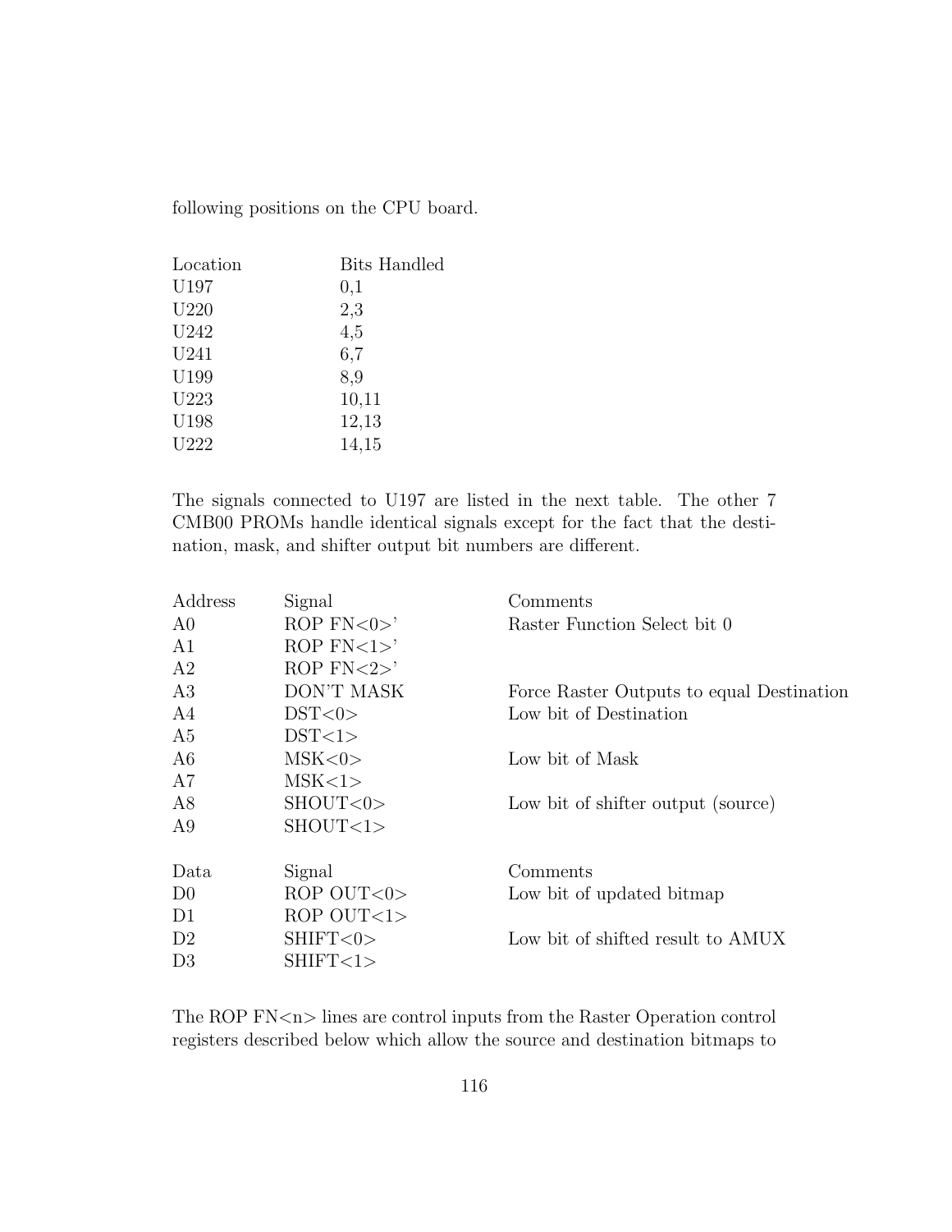following positions on the CPU board.

| Location | Bits Handled |
|---|---|
| U197 | 0,1 |
| U220 | 2,3 |
| U242 | 4,5 |
| U241 | 6,7 |
| U199 | 8,9 |
| U223 | 10,11 |
| U198 | 12,13 |
| U222 | 14,15 |

The signals connected to U197 are listed in the next table. The other 7 CMB00 PROMs handle identical signals except for the fact that the destination, mask, and shifter output bit numbers are different.

| Address | Signal | Comments |
|---|---|---|
| A0 | ROP FN<0>' | Raster Function Select bit 0 |
| A1 | ROP FN<1>' | |
| A2 | ROP FN<2>' | |
| A3 | DON'T MASK | Force Raster Outputs to equal Destination |
| A4 | DST<0> | Low bit of Destination |
| A5 | DST<1> | |
| A6 | MSK<0> | Low bit of Mask |
| A7 | MSK<1> | |
| A8 | SHOUT<0> | Low bit of shifter output (source) |
| A9 | SHOUT<1> | |

| Data | Signal | Comments |
|---|---|---|
| D0 | ROP OUT<0> | Low bit of updated bitmap |
| D1 | ROP OUT<1> | |
| D2 | SHIFT<0> | Low bit of shifted result to AMUX |
| D3 | SHIFT<1> | |

The ROP FN<n> lines are control inputs from the Raster Operation control registers described below which allow the source and destination bitmaps to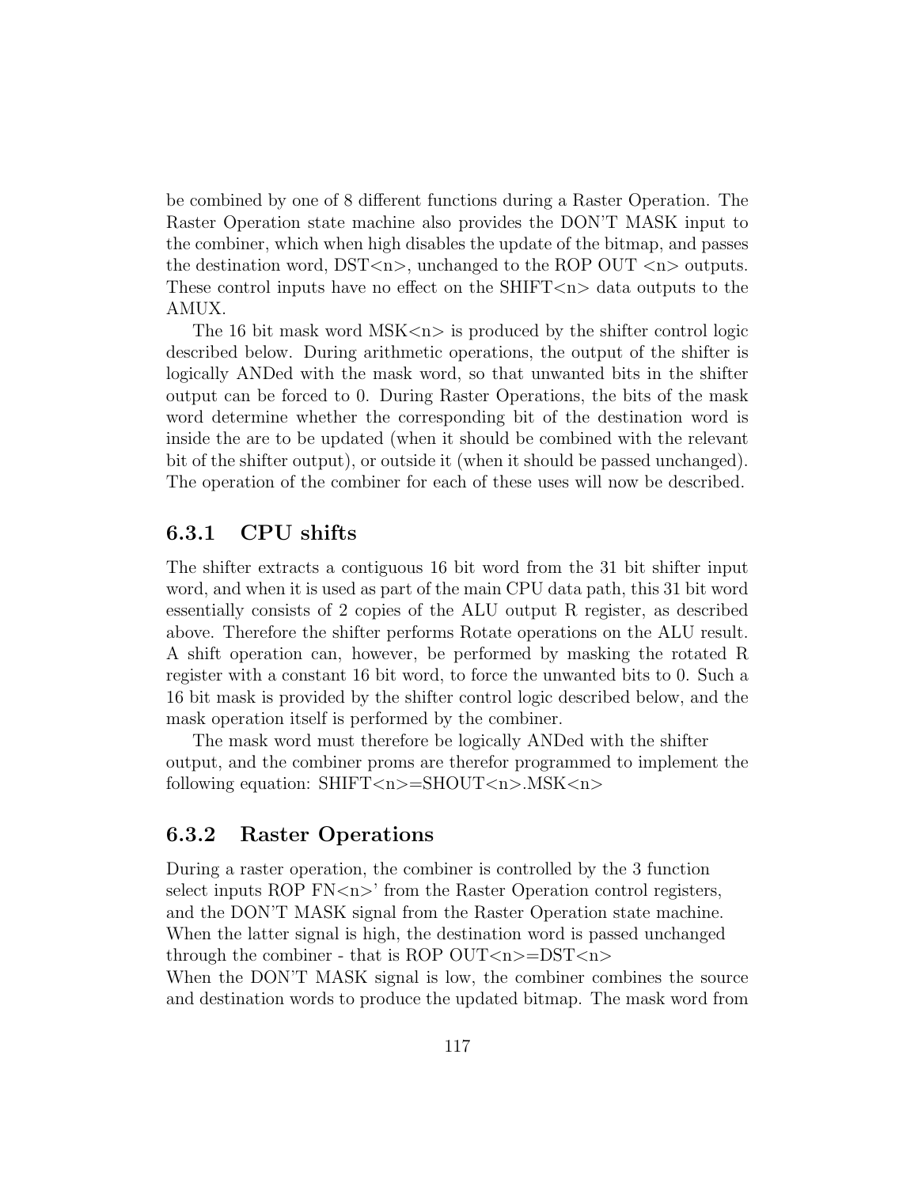be combined by one of 8 different functions during a Raster Operation. The Raster Operation state machine also provides the DON'T MASK input to the combiner, which when high disables the update of the bitmap, and passes the destination word, DST<n>, unchanged to the ROP OUT <n> outputs. These control inputs have no effect on the SHIFT<n> data outputs to the AMUX.

The 16 bit mask word MSK<n> is produced by the shifter control logic described below. During arithmetic operations, the output of the shifter is logically ANDed with the mask word, so that unwanted bits in the shifter output can be forced to 0. During Raster Operations, the bits of the mask word determine whether the corresponding bit of the destination word is inside the are to be updated (when it should be combined with the relevant bit of the shifter output), or outside it (when it should be passed unchanged). The operation of the combiner for each of these uses will now be described.

### 6.3.1 CPU shifts

The shifter extracts a contiguous 16 bit word from the 31 bit shifter input word, and when it is used as part of the main CPU data path, this 31 bit word essentially consists of 2 copies of the ALU output R register, as described above. Therefore the shifter performs Rotate operations on the ALU result. A shift operation can, however, be performed by masking the rotated R register with a constant 16 bit word, to force the unwanted bits to 0. Such a 16 bit mask is provided by the shifter control logic described below, and the mask operation itself is performed by the combiner.

The mask word must therefore be logically ANDed with the shifter output, and the combiner proms are therefor programmed to implement the following equation: SHIFT<n>=SHOUT<n>.MSK<n>

### 6.3.2 Raster Operations

During a raster operation, the combiner is controlled by the 3 function select inputs ROP FN<n>' from the Raster Operation control registers, and the DON'T MASK signal from the Raster Operation state machine. When the latter signal is high, the destination word is passed unchanged through the combiner - that is ROP OUT<n>=DST<n>
When the DON'T MASK signal is low, the combiner combines the source and destination words to produce the updated bitmap. The mask word from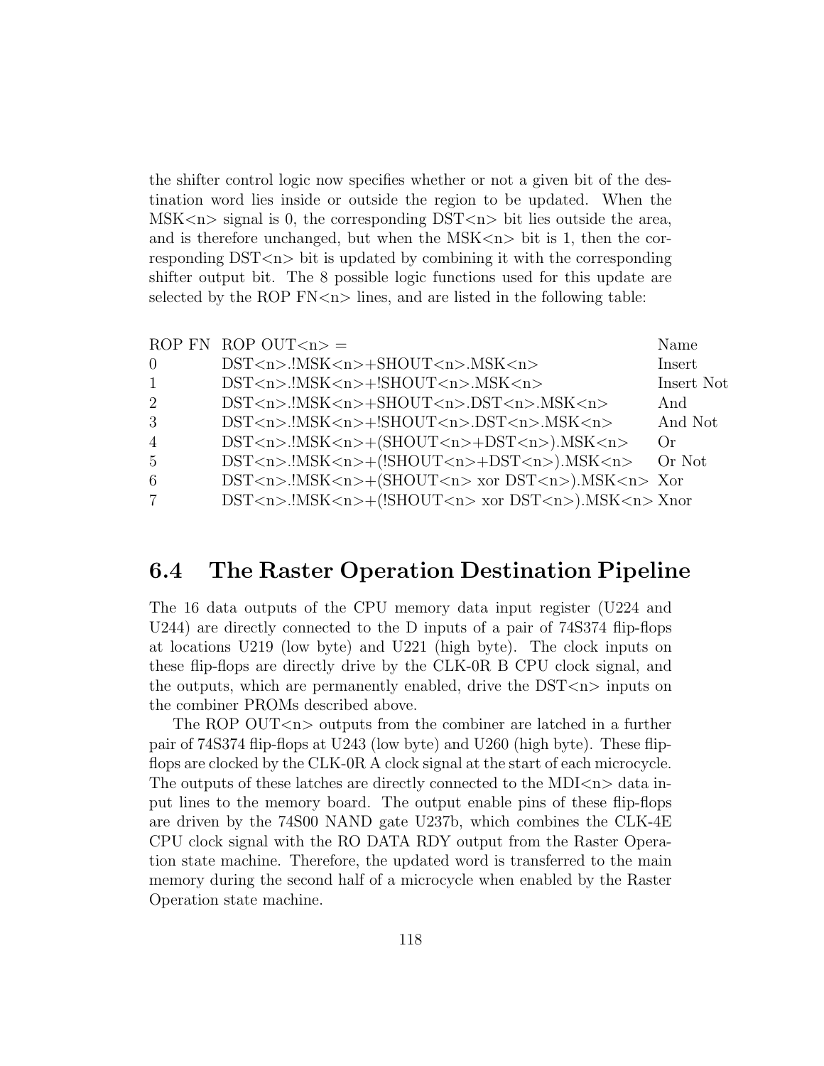the shifter control logic now specifies whether or not a given bit of the destination word lies inside or outside the region to be updated. When the MSK<n> signal is 0, the corresponding DST<n> bit lies outside the area, and is therefore unchanged, but when the MSK<n> bit is 1, then the corresponding DST<n> bit is updated by combining it with the corresponding shifter output bit. The 8 possible logic functions used for this update are selected by the ROP FN<n> lines, and are listed in the following table:

| ROP FN | ROP OUT<n> = | Name |
|---|---|---|
| 0 | DST<n>.!MSK<n>+SHOUT<n>.MSK<n> | Insert |
| 1 | DST<n>.!MSK<n>+!SHOUT<n>.MSK<n> | Insert Not |
| 2 | DST<n>.!MSK<n>+SHOUT<n>.DST<n>.MSK<n> | And |
| 3 | DST<n>.!MSK<n>+!SHOUT<n>.DST<n>.MSK<n> | And Not |
| 4 | DST<n>.!MSK<n>+(SHOUT<n>+DST<n>).MSK<n> | Or |
| 5 | DST<n>.!MSK<n>+(!SHOUT<n>+DST<n>).MSK<n> | Or Not |
| 6 | DST<n>.!MSK<n>+(SHOUT<n> xor DST<n>).MSK<n> | Xor |
| 7 | DST<n>.!MSK<n>+(!SHOUT<n> xor DST<n>).MSK<n> | Xnor |

## 6.4 The Raster Operation Destination Pipeline

The 16 data outputs of the CPU memory data input register (U224 and U244) are directly connected to the D inputs of a pair of 74S374 flip-flops at locations U219 (low byte) and U221 (high byte). The clock inputs on these flip-flops are directly drive by the CLK-0R B CPU clock signal, and the outputs, which are permanently enabled, drive the DST<n> inputs on the combiner PROMs described above.

The ROP OUT<n> outputs from the combiner are latched in a further pair of 74S374 flip-flops at U243 (low byte) and U260 (high byte). These flip-flops are clocked by the CLK-0R A clock signal at the start of each microcycle. The outputs of these latches are directly connected to the MDI<n> data input lines to the memory board. The output enable pins of these flip-flops are driven by the 74S00 NAND gate U237b, which combines the CLK-4E CPU clock signal with the RO DATA RDY output from the Raster Operation state machine. Therefore, the updated word is transferred to the main memory during the second half of a microcycle when enabled by the Raster Operation state machine.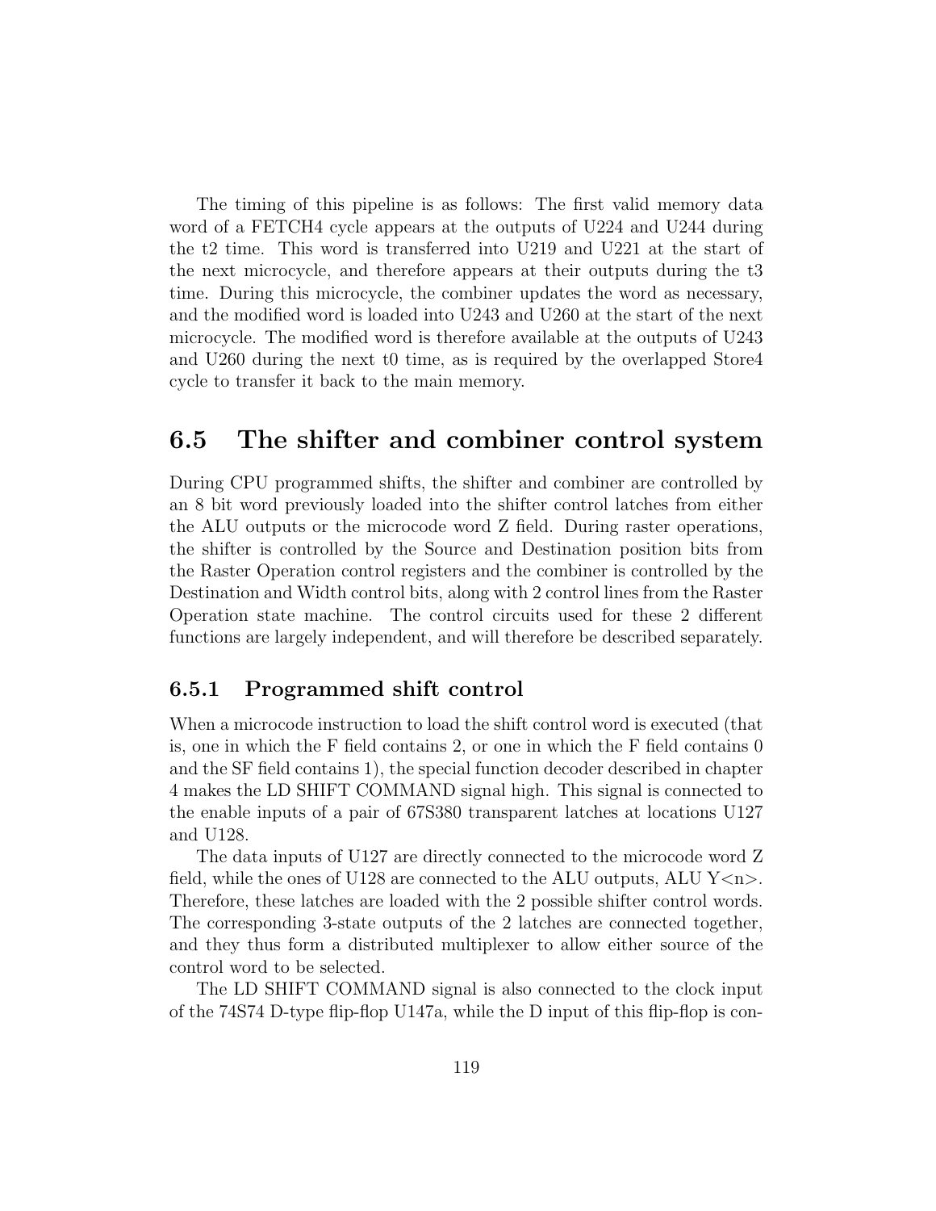The timing of this pipeline is as follows: The first valid memory data word of a FETCH4 cycle appears at the outputs of U224 and U244 during the t2 time. This word is transferred into U219 and U221 at the start of the next microcycle, and therefore appears at their outputs during the t3 time. During this microcycle, the combiner updates the word as necessary, and the modified word is loaded into U243 and U260 at the start of the next microcycle. The modified word is therefore available at the outputs of U243 and U260 during the next t0 time, as is required by the overlapped Store4 cycle to transfer it back to the main memory.

## 6.5 The shifter and combiner control system

During CPU programmed shifts, the shifter and combiner are controlled by an 8 bit word previously loaded into the shifter control latches from either the ALU outputs or the microcode word Z field. During raster operations, the shifter is controlled by the Source and Destination position bits from the Raster Operation control registers and the combiner is controlled by the Destination and Width control bits, along with 2 control lines from the Raster Operation state machine. The control circuits used for these 2 different functions are largely independent, and will therefore be described separately.

### 6.5.1 Programmed shift control

When a microcode instruction to load the shift control word is executed (that is, one in which the F field contains 2, or one in which the F field contains 0 and the SF field contains 1), the special function decoder described in chapter 4 makes the LD SHIFT COMMAND signal high. This signal is connected to the enable inputs of a pair of 67S380 transparent latches at locations U127 and U128.

The data inputs of U127 are directly connected to the microcode word Z field, while the ones of U128 are connected to the ALU outputs, ALU Y<n>. Therefore, these latches are loaded with the 2 possible shifter control words. The corresponding 3-state outputs of the 2 latches are connected together, and they thus form a distributed multiplexer to allow either source of the control word to be selected.

The LD SHIFT COMMAND signal is also connected to the clock input of the 74S74 D-type flip-flop U147a, while the D input of this flip-flop is con-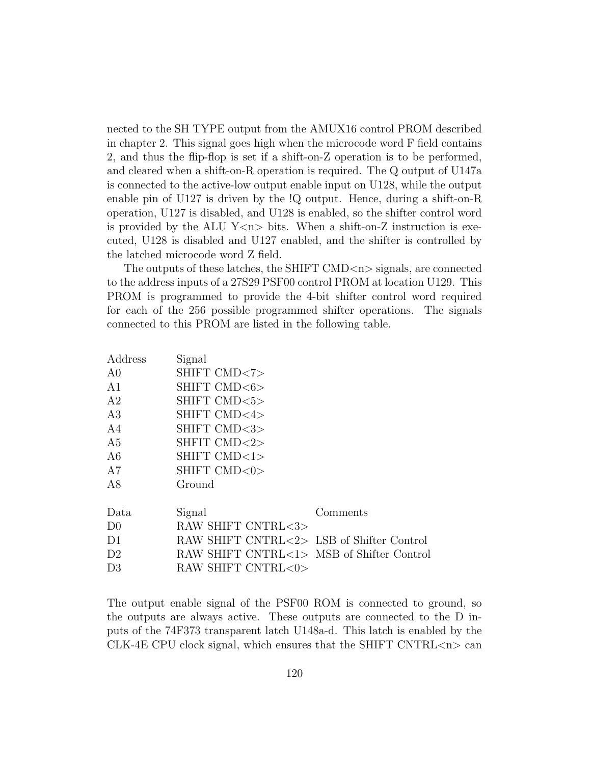nected to the SH TYPE output from the AMUX16 control PROM described in chapter 2. This signal goes high when the microcode word F field contains 2, and thus the flip-flop is set if a shift-on-Z operation is to be performed, and cleared when a shift-on-R operation is required. The Q output of U147a is connected to the active-low output enable input on U128, while the output enable pin of U127 is driven by the !Q output. Hence, during a shift-on-R operation, U127 is disabled, and U128 is enabled, so the shifter control word is provided by the ALU Y<n> bits. When a shift-on-Z instruction is executed, U128 is disabled and U127 enabled, and the shifter is controlled by the latched microcode word Z field.

The outputs of these latches, the SHIFT CMD<n> signals, are connected to the address inputs of a 27S29 PSF00 control PROM at location U129. This PROM is programmed to provide the 4-bit shifter control word required for each of the 256 possible programmed shifter operations. The signals connected to this PROM are listed in the following table.

| Address | Signal |
|---|---|
| A0 | SHIFT CMD<7> |
| A1 | SHIFT CMD<6> |
| A2 | SHIFT CMD<5> |
| A3 | SHIFT CMD<4> |
| A4 | SHIFT CMD<3> |
| A5 | SHFIT CMD<2> |
| A6 | SHIFT CMD<1> |
| A7 | SHIFT CMD<0> |
| A8 | Ground |

| Data | Signal | Comments |
|---|---|---|
| D0 | RAW SHIFT CNTRL<3> | |
| D1 | RAW SHIFT CNTRL<2> | LSB of Shifter Control |
| D2 | RAW SHIFT CNTRL<1> | MSB of Shifter Control |
| D3 | RAW SHIFT CNTRL<0> | |

The output enable signal of the PSF00 ROM is connected to ground, so the outputs are always active. These outputs are connected to the D inputs of the 74F373 transparent latch U148a-d. This latch is enabled by the CLK-4E CPU clock signal, which ensures that the SHIFT CNTRL<n> can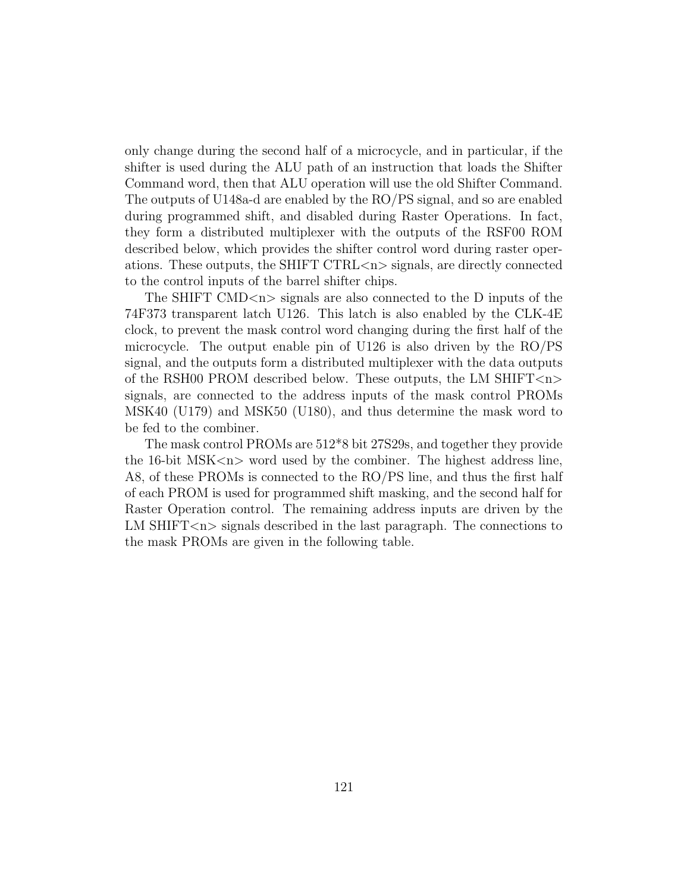only change during the second half of a microcycle, and in particular, if the shifter is used during the ALU path of an instruction that loads the Shifter Command word, then that ALU operation will use the old Shifter Command. The outputs of U148a-d are enabled by the RO/PS signal, and so are enabled during programmed shift, and disabled during Raster Operations. In fact, they form a distributed multiplexer with the outputs of the RSF00 ROM described below, which provides the shifter control word during raster operations. These outputs, the SHIFT CTRL<n> signals, are directly connected to the control inputs of the barrel shifter chips.

The SHIFT CMD<n> signals are also connected to the D inputs of the 74F373 transparent latch U126. This latch is also enabled by the CLK-4E clock, to prevent the mask control word changing during the first half of the microcycle. The output enable pin of U126 is also driven by the RO/PS signal, and the outputs form a distributed multiplexer with the data outputs of the RSH00 PROM described below. These outputs, the LM SHIFT<n> signals, are connected to the address inputs of the mask control PROMs MSK40 (U179) and MSK50 (U180), and thus determine the mask word to be fed to the combiner.

The mask control PROMs are 512*8 bit 27S29s, and together they provide the 16-bit MSK<n> word used by the combiner. The highest address line, A8, of these PROMs is connected to the RO/PS line, and thus the first half of each PROM is used for programmed shift masking, and the second half for Raster Operation control. The remaining address inputs are driven by the LM SHIFT<n> signals described in the last paragraph. The connections to the mask PROMs are given in the following table.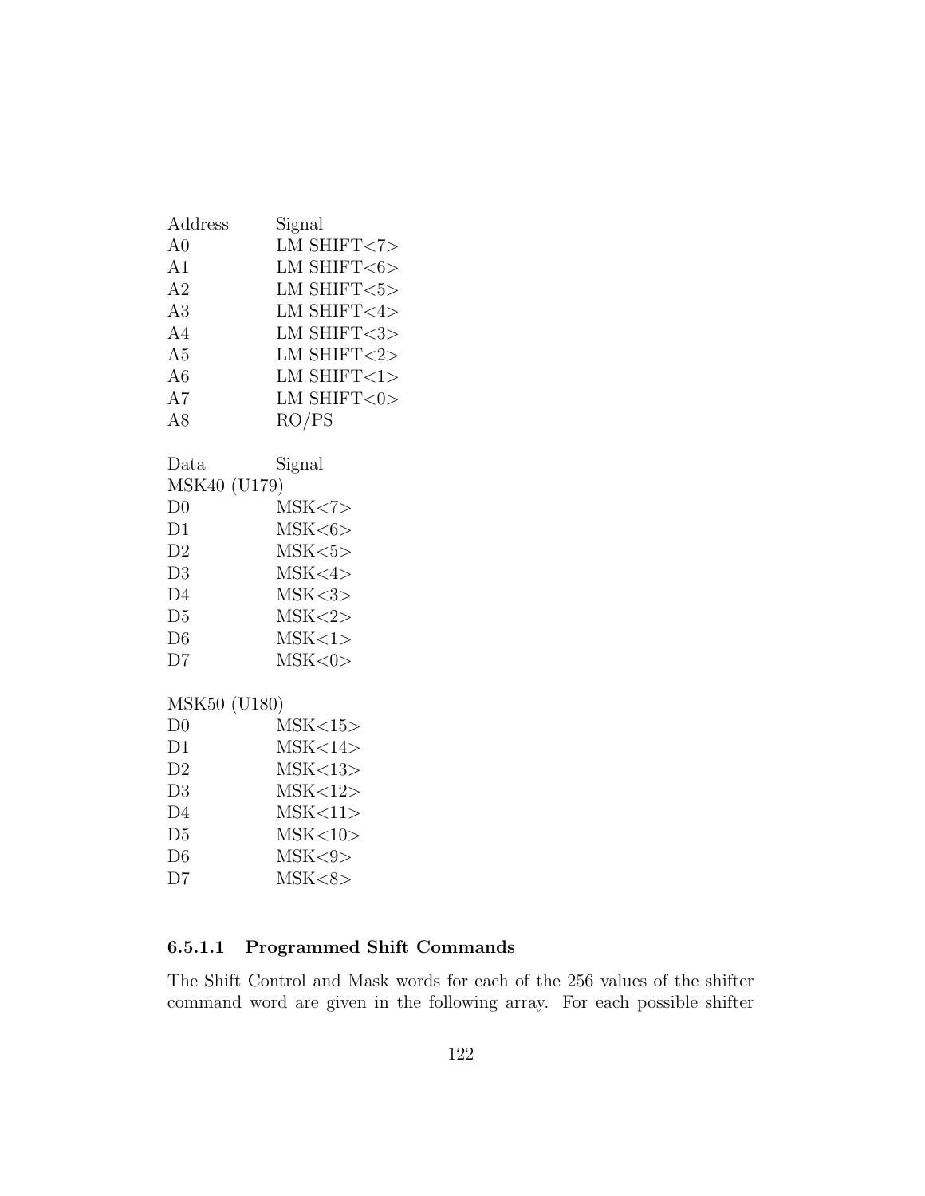| Address | Signal |
|---|---|
| A0 | LM SHIFT<7> |
| A1 | LM SHIFT<6> |
| A2 | LM SHIFT<5> |
| A3 | LM SHIFT<4> |
| A4 | LM SHIFT<3> |
| A5 | LM SHIFT<2> |
| A6 | LM SHIFT<1> |
| A7 | LM SHIFT<0> |
| A8 | RO/PS |

| Data | Signal |
|---|---|
| MSK40 (U179) | |
| D0 | MSK<7> |
| D1 | MSK<6> |
| D2 | MSK<5> |
| D3 | MSK<4> |
| D4 | MSK<3> |
| D5 | MSK<2> |
| D6 | MSK<1> |
| D7 | MSK<0> |

| Data | Signal |
|---|---|
| MSK50 (U180) | |
| D0 | MSK<15> |
| D1 | MSK<14> |
| D2 | MSK<13> |
| D3 | MSK<12> |
| D4 | MSK<11> |
| D5 | MSK<10> |
| D6 | MSK<9> |
| D7 | MSK<8> |

#### 6.5.1.1 Programmed Shift Commands

The Shift Control and Mask words for each of the 256 values of the shifter command word are given in the following array. For each possible shifter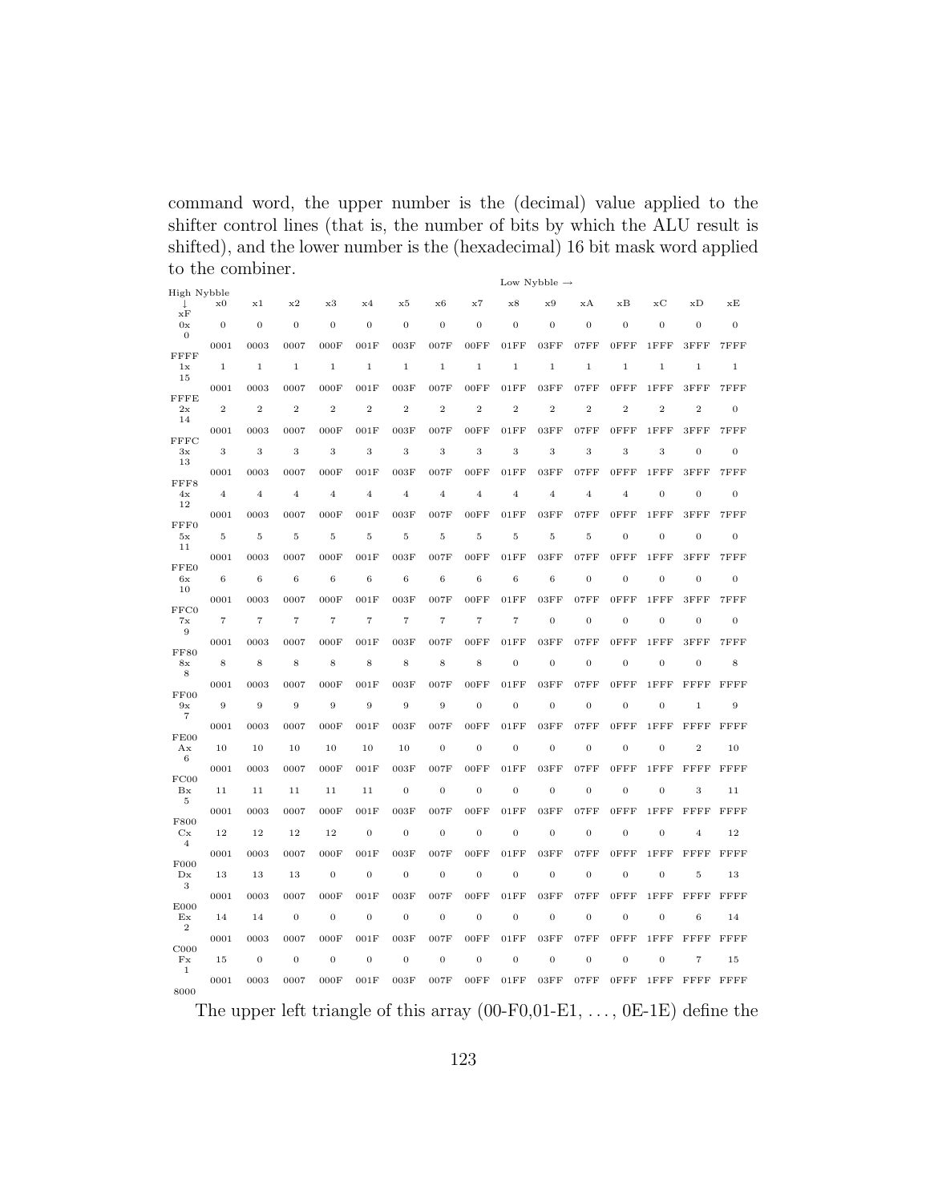command word, the upper number is the (decimal) value applied to the shifter control lines (that is, the number of bits by which the ALU result is shifted), and the lower number is the (hexadecimal) 16 bit mask word applied to the combiner.

| High Nybble ↓ / Low Nybble → | x0 | x1 | x2 | x3 | x4 | x5 | x6 | x7 | x8 | x9 | xA | xB | xC | xD | xE | xF |
|---|---|---|---|---|---|---|---|---|---|---|---|---|---|---|---|---|
| 0x | 0 | 0 | 0 | 0 | 0 | 0 | 0 | 0 | 0 | 0 | 0 | 0 | 0 | 0 | 0 | 0 |
| | 0001 | 0003 | 0007 | 000F | 001F | 003F | 007F | 00FF | 01FF | 03FF | 07FF | 0FFF | 1FFF | 3FFF | 7FFF | FFFF |
| 1x | 1 | 1 | 1 | 1 | 1 | 1 | 1 | 1 | 1 | 1 | 1 | 1 | 1 | 1 | 1 | 15 |
| | 0001 | 0003 | 0007 | 000F | 001F | 003F | 007F | 00FF | 01FF | 03FF | 07FF | 0FFF | 1FFF | 3FFF | 7FFF | FFFE |
| 2x | 2 | 2 | 2 | 2 | 2 | 2 | 2 | 2 | 2 | 2 | 2 | 2 | 2 | 2 | 0 | 14 |
| | 0001 | 0003 | 0007 | 000F | 001F | 003F | 007F | 00FF | 01FF | 03FF | 07FF | 0FFF | 1FFF | 3FFF | 7FFF | FFFC |
| 3x | 3 | 3 | 3 | 3 | 3 | 3 | 3 | 3 | 3 | 3 | 3 | 3 | 3 | 0 | 0 | 13 |
| | 0001 | 0003 | 0007 | 000F | 001F | 003F | 007F | 00FF | 01FF | 03FF | 07FF | 0FFF | 1FFF | 3FFF | 7FFF | FFF8 |
| 4x | 4 | 4 | 4 | 4 | 4 | 4 | 4 | 4 | 4 | 4 | 4 | 4 | 0 | 0 | 0 | 12 |
| | 0001 | 0003 | 0007 | 000F | 001F | 003F | 007F | 00FF | 01FF | 03FF | 07FF | 0FFF | 1FFF | 3FFF | 7FFF | FFF0 |
| 5x | 5 | 5 | 5 | 5 | 5 | 5 | 5 | 5 | 5 | 5 | 5 | 0 | 0 | 0 | 0 | 11 |
| | 0001 | 0003 | 0007 | 000F | 001F | 003F | 007F | 00FF | 01FF | 03FF | 07FF | 0FFF | 1FFF | 3FFF | 7FFF | FFE0 |
| 6x | 6 | 6 | 6 | 6 | 6 | 6 | 6 | 6 | 6 | 6 | 0 | 0 | 0 | 0 | 0 | 10 |
| | 0001 | 0003 | 0007 | 000F | 001F | 003F | 007F | 00FF | 01FF | 03FF | 07FF | 0FFF | 1FFF | 3FFF | 7FFF | FFC0 |
| 7x | 7 | 7 | 7 | 7 | 7 | 7 | 7 | 7 | 7 | 0 | 0 | 0 | 0 | 0 | 0 | 9 |
| | 0001 | 0003 | 0007 | 000F | 001F | 003F | 007F | 00FF | 01FF | 03FF | 07FF | 0FFF | 1FFF | 3FFF | 7FFF | FF80 |
| 8x | 8 | 8 | 8 | 8 | 8 | 8 | 8 | 8 | 0 | 0 | 0 | 0 | 0 | 0 | 8 | 8 |
| | 0001 | 0003 | 0007 | 000F | 001F | 003F | 007F | 00FF | 01FF | 03FF | 07FF | 0FFF | 1FFF | FFFF | FFFF | FF00 |
| 9x | 9 | 9 | 9 | 9 | 9 | 9 | 9 | 0 | 0 | 0 | 0 | 0 | 0 | 1 | 9 | 7 |
| | 0001 | 0003 | 0007 | 000F | 001F | 003F | 007F | 00FF | 01FF | 03FF | 07FF | 0FFF | 1FFF | FFFF | FFFF | FE00 |
| Ax | 10 | 10 | 10 | 10 | 10 | 10 | 0 | 0 | 0 | 0 | 0 | 0 | 0 | 2 | 10 | 6 |
| | 0001 | 0003 | 0007 | 000F | 001F | 003F | 007F | 00FF | 01FF | 03FF | 07FF | 0FFF | 1FFF | FFFF | FFFF | FC00 |
| Bx | 11 | 11 | 11 | 11 | 11 | 0 | 0 | 0 | 0 | 0 | 0 | 0 | 0 | 3 | 11 | 5 |
| | 0001 | 0003 | 0007 | 000F | 001F | 003F | 007F | 00FF | 01FF | 03FF | 07FF | 0FFF | 1FFF | FFFF | FFFF | F800 |
| Cx | 12 | 12 | 12 | 12 | 0 | 0 | 0 | 0 | 0 | 0 | 0 | 0 | 0 | 4 | 12 | 4 |
| | 0001 | 0003 | 0007 | 000F | 001F | 003F | 007F | 00FF | 01FF | 03FF | 07FF | 0FFF | 1FFF | FFFF | FFFF | F000 |
| Dx | 13 | 13 | 13 | 0 | 0 | 0 | 0 | 0 | 0 | 0 | 0 | 0 | 0 | 5 | 13 | 3 |
| | 0001 | 0003 | 0007 | 000F | 001F | 003F | 007F | 00FF | 01FF | 03FF | 07FF | 0FFF | 1FFF | FFFF | FFFF | E000 |
| Ex | 14 | 14 | 0 | 0 | 0 | 0 | 0 | 0 | 0 | 0 | 0 | 0 | 0 | 6 | 14 | 2 |
| | 0001 | 0003 | 0007 | 000F | 001F | 003F | 007F | 00FF | 01FF | 03FF | 07FF | 0FFF | 1FFF | FFFF | FFFF | C000 |
| Fx | 15 | 0 | 0 | 0 | 0 | 0 | 0 | 0 | 0 | 0 | 0 | 0 | 0 | 7 | 15 | 1 |
| | 0001 | 0003 | 0007 | 000F | 001F | 003F | 007F | 00FF | 01FF | 03FF | 07FF | 0FFF | 1FFF | FFFF | FFFF | 8000 |

The upper left triangle of this array (00-F0,01-E1, . . . , 0E-1E) define the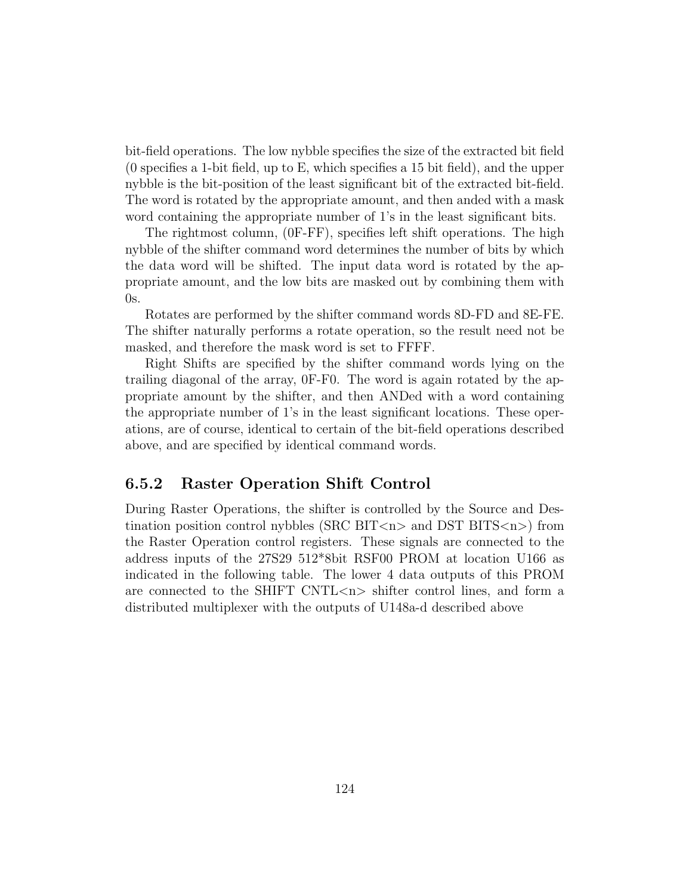bit-field operations. The low nybble specifies the size of the extracted bit field (0 specifies a 1-bit field, up to E, which specifies a 15 bit field), and the upper nybble is the bit-position of the least significant bit of the extracted bit-field. The word is rotated by the appropriate amount, and then anded with a mask word containing the appropriate number of 1's in the least significant bits.

The rightmost column, (0F-FF), specifies left shift operations. The high nybble of the shifter command word determines the number of bits by which the data word will be shifted. The input data word is rotated by the appropriate amount, and the low bits are masked out by combining them with 0s.

Rotates are performed by the shifter command words 8D-FD and 8E-FE. The shifter naturally performs a rotate operation, so the result need not be masked, and therefore the mask word is set to FFFF.

Right Shifts are specified by the shifter command words lying on the trailing diagonal of the array, 0F-F0. The word is again rotated by the appropriate amount by the shifter, and then ANDed with a word containing the appropriate number of 1's in the least significant locations. These operations, are of course, identical to certain of the bit-field operations described above, and are specified by identical command words.

### 6.5.2 Raster Operation Shift Control

During Raster Operations, the shifter is controlled by the Source and Destination position control nybbles (SRC BIT<n> and DST BITS<n>) from the Raster Operation control registers. These signals are connected to the address inputs of the 27S29 512*8bit RSF00 PROM at location U166 as indicated in the following table. The lower 4 data outputs of this PROM are connected to the SHIFT CNTL<n> shifter control lines, and form a distributed multiplexer with the outputs of U148a-d described above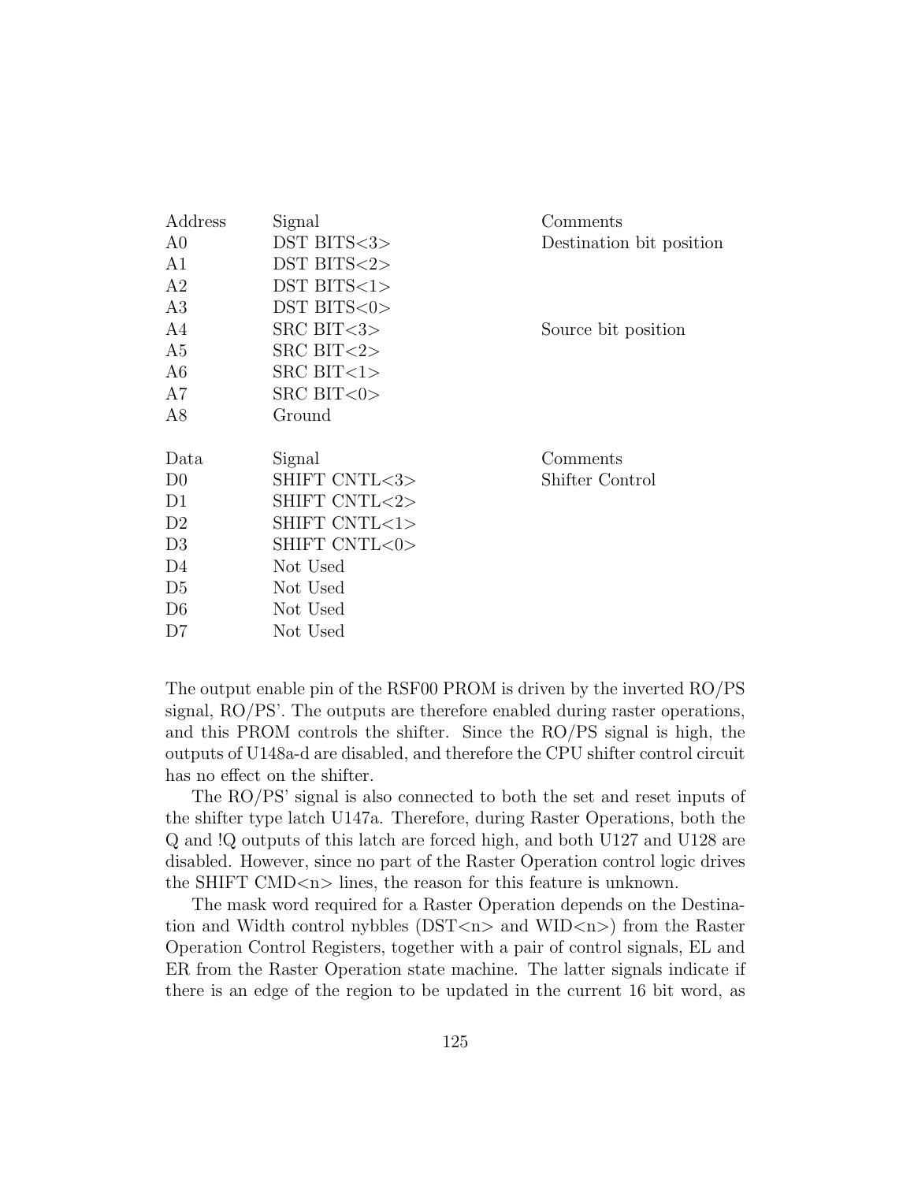| Address | Signal | Comments |
|---|---|---|
| A0 | DST BITS<3> | Destination bit position |
| A1 | DST BITS<2> | |
| A2 | DST BITS<1> | |
| A3 | DST BITS<0> | |
| A4 | SRC BIT<3> | Source bit position |
| A5 | SRC BIT<2> | |
| A6 | SRC BIT<1> | |
| A7 | SRC BIT<0> | |
| A8 | Ground | |

| Data | Signal | Comments |
|---|---|---|
| D0 | SHIFT CNTL<3> | Shifter Control |
| D1 | SHIFT CNTL<2> | |
| D2 | SHIFT CNTL<1> | |
| D3 | SHIFT CNTL<0> | |
| D4 | Not Used | |
| D5 | Not Used | |
| D6 | Not Used | |
| D7 | Not Used | |

The output enable pin of the RSF00 PROM is driven by the inverted RO/PS signal, RO/PS'. The outputs are therefore enabled during raster operations, and this PROM controls the shifter. Since the RO/PS signal is high, the outputs of U148a-d are disabled, and therefore the CPU shifter control circuit has no effect on the shifter.

The RO/PS' signal is also connected to both the set and reset inputs of the shifter type latch U147a. Therefore, during Raster Operations, both the Q and !Q outputs of this latch are forced high, and both U127 and U128 are disabled. However, since no part of the Raster Operation control logic drives the SHIFT CMD<n> lines, the reason for this feature is unknown.

The mask word required for a Raster Operation depends on the Destination and Width control nybbles (DST<n> and WID<n>) from the Raster Operation Control Registers, together with a pair of control signals, EL and ER from the Raster Operation state machine. The latter signals indicate if there is an edge of the region to be updated in the current 16 bit word, as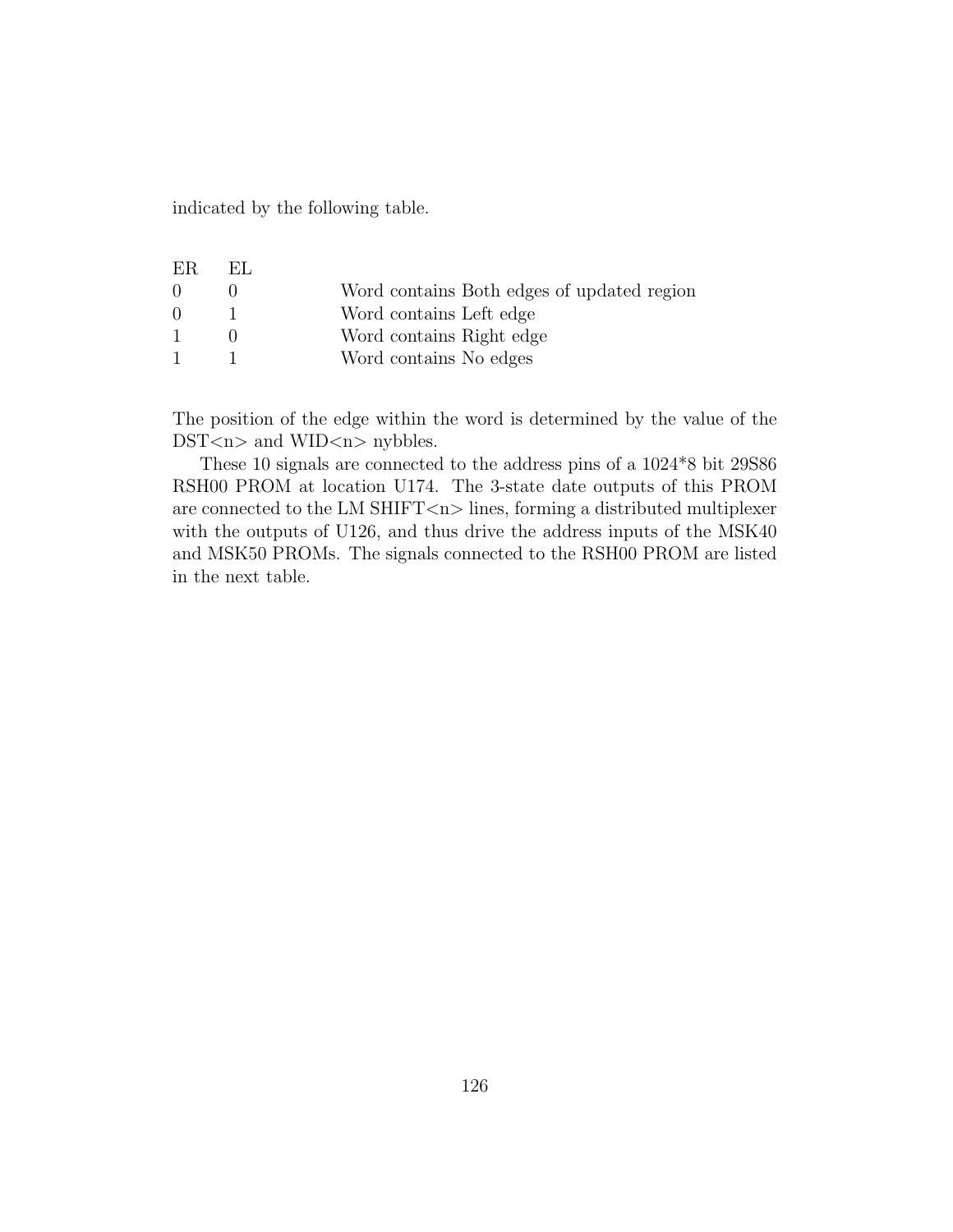indicated by the following table.

| ER | EL | |
|---|---|---|
| 0 | 0 | Word contains Both edges of updated region |
| 0 | 1 | Word contains Left edge |
| 1 | 0 | Word contains Right edge |
| 1 | 1 | Word contains No edges |

The position of the edge within the word is determined by the value of the DST<n> and WID<n> nybbles.

These 10 signals are connected to the address pins of a 1024*8 bit 29S86 RSH00 PROM at location U174. The 3-state date outputs of this PROM are connected to the LM SHIFT<n> lines, forming a distributed multiplexer with the outputs of U126, and thus drive the address inputs of the MSK40 and MSK50 PROMs. The signals connected to the RSH00 PROM are listed in the next table.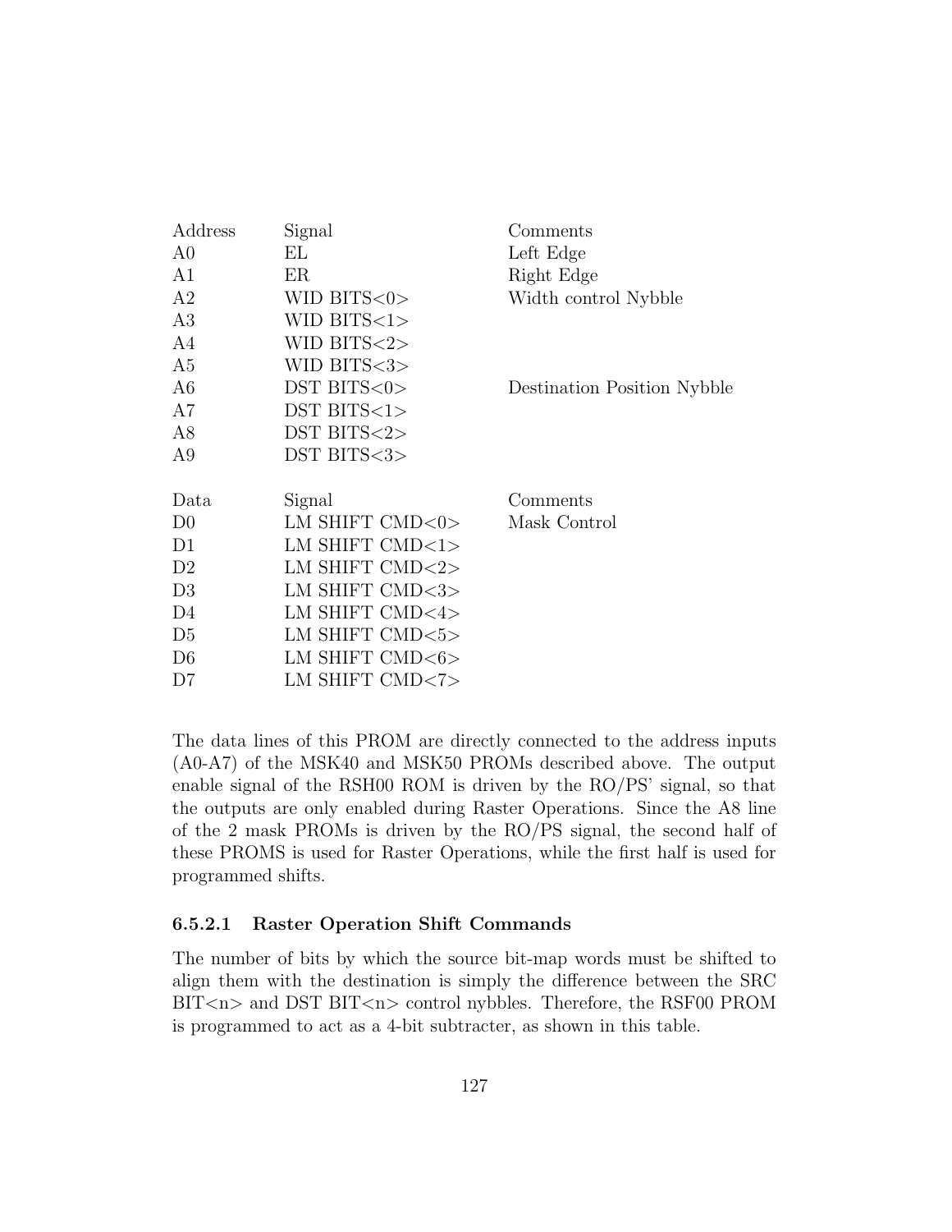| Address | Signal | Comments |
|---|---|---|
| A0 | EL | Left Edge |
| A1 | ER | Right Edge |
| A2 | WID BITS<0> | Width control Nybble |
| A3 | WID BITS<1> | |
| A4 | WID BITS<2> | |
| A5 | WID BITS<3> | |
| A6 | DST BITS<0> | Destination Position Nybble |
| A7 | DST BITS<1> | |
| A8 | DST BITS<2> | |
| A9 | DST BITS<3> | |

| Data | Signal | Comments |
|---|---|---|
| D0 | LM SHIFT CMD<0> | Mask Control |
| D1 | LM SHIFT CMD<1> | |
| D2 | LM SHIFT CMD<2> | |
| D3 | LM SHIFT CMD<3> | |
| D4 | LM SHIFT CMD<4> | |
| D5 | LM SHIFT CMD<5> | |
| D6 | LM SHIFT CMD<6> | |
| D7 | LM SHIFT CMD<7> | |

The data lines of this PROM are directly connected to the address inputs (A0-A7) of the MSK40 and MSK50 PROMs described above. The output enable signal of the RSH00 ROM is driven by the RO/PS' signal, so that the outputs are only enabled during Raster Operations. Since the A8 line of the 2 mask PROMs is driven by the RO/PS signal, the second half of these PROMS is used for Raster Operations, while the first half is used for programmed shifts.

#### 6.5.2.1 Raster Operation Shift Commands

The number of bits by which the source bit-map words must be shifted to align them with the destination is simply the difference between the SRC BIT<n> and DST BIT<n> control nybbles. Therefore, the RSF00 PROM is programmed to act as a 4-bit subtracter, as shown in this table.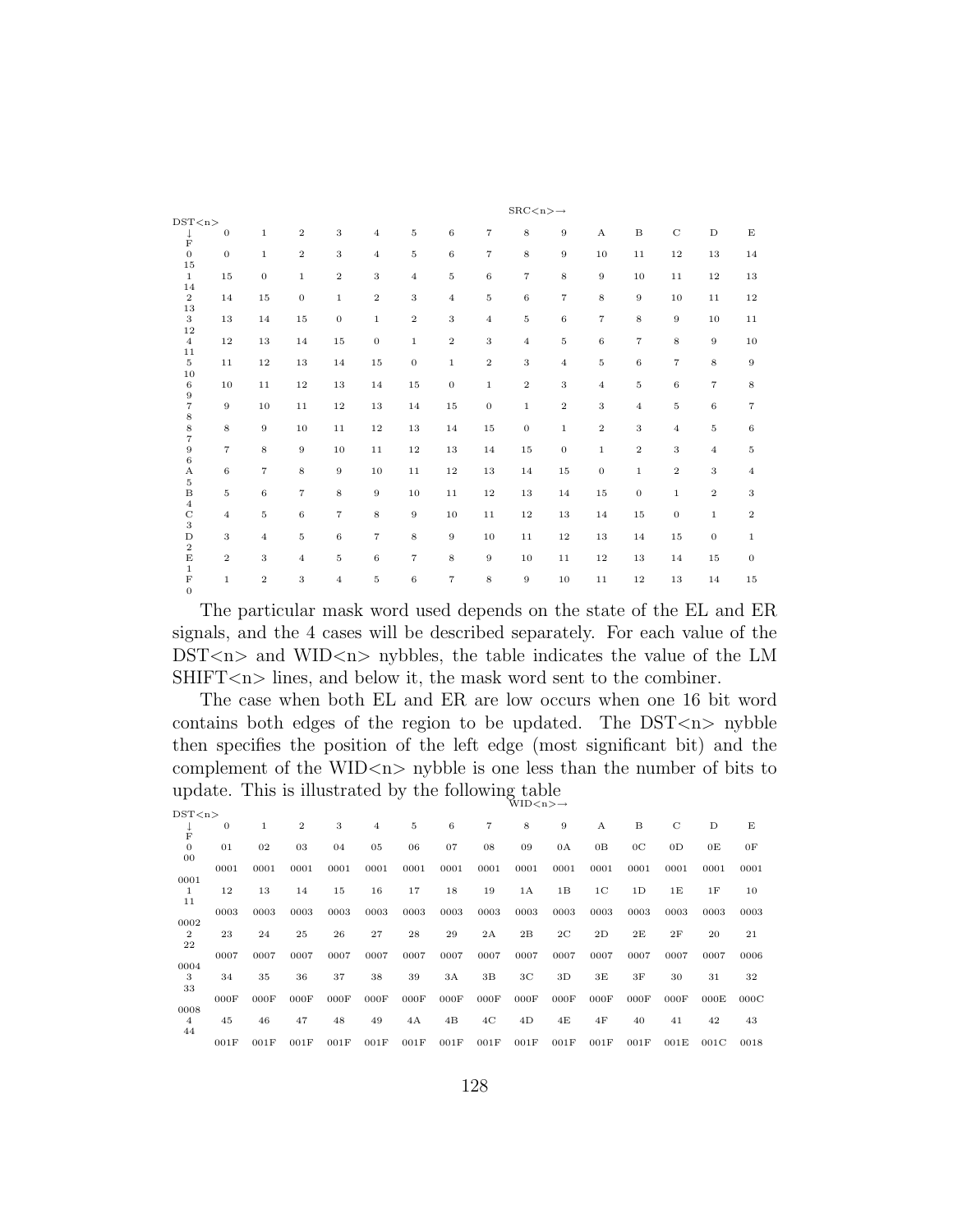| DST<n> ↓ \ SRC<n> → | 0 | 1 | 2 | 3 | 4 | 5 | 6 | 7 | 8 | 9 | A | B | C | D | E | F |
|---|---|---|---|---|---|---|---|---|---|---|---|---|---|---|---|---|
| 0 | 0 | 1 | 2 | 3 | 4 | 5 | 6 | 7 | 8 | 9 | 10 | 11 | 12 | 13 | 14 | 15 |
| 1 | 15 | 0 | 1 | 2 | 3 | 4 | 5 | 6 | 7 | 8 | 9 | 10 | 11 | 12 | 13 | 14 |
| 2 | 14 | 15 | 0 | 1 | 2 | 3 | 4 | 5 | 6 | 7 | 8 | 9 | 10 | 11 | 12 | 13 |
| 3 | 13 | 14 | 15 | 0 | 1 | 2 | 3 | 4 | 5 | 6 | 7 | 8 | 9 | 10 | 11 | 12 |
| 4 | 12 | 13 | 14 | 15 | 0 | 1 | 2 | 3 | 4 | 5 | 6 | 7 | 8 | 9 | 10 | 11 |
| 5 | 11 | 12 | 13 | 14 | 15 | 0 | 1 | 2 | 3 | 4 | 5 | 6 | 7 | 8 | 9 | 10 |
| 6 | 10 | 11 | 12 | 13 | 14 | 15 | 0 | 1 | 2 | 3 | 4 | 5 | 6 | 7 | 8 | 9 |
| 7 | 9 | 10 | 11 | 12 | 13 | 14 | 15 | 0 | 1 | 2 | 3 | 4 | 5 | 6 | 7 | 8 |
| 8 | 8 | 9 | 10 | 11 | 12 | 13 | 14 | 15 | 0 | 1 | 2 | 3 | 4 | 5 | 6 | 7 |
| 9 | 7 | 8 | 9 | 10 | 11 | 12 | 13 | 14 | 15 | 0 | 1 | 2 | 3 | 4 | 5 | 6 |
| A | 6 | 7 | 8 | 9 | 10 | 11 | 12 | 13 | 14 | 15 | 0 | 1 | 2 | 3 | 4 | 5 |
| B | 5 | 6 | 7 | 8 | 9 | 10 | 11 | 12 | 13 | 14 | 15 | 0 | 1 | 2 | 3 | 4 |
| C | 4 | 5 | 6 | 7 | 8 | 9 | 10 | 11 | 12 | 13 | 14 | 15 | 0 | 1 | 2 | 3 |
| D | 3 | 4 | 5 | 6 | 7 | 8 | 9 | 10 | 11 | 12 | 13 | 14 | 15 | 0 | 1 | 2 |
| E | 2 | 3 | 4 | 5 | 6 | 7 | 8 | 9 | 10 | 11 | 12 | 13 | 14 | 15 | 0 | 1 |
| F | 1 | 2 | 3 | 4 | 5 | 6 | 7 | 8 | 9 | 10 | 11 | 12 | 13 | 14 | 15 | 0 |

The particular mask word used depends on the state of the EL and ER signals, and the 4 cases will be described separately. For each value of the DST<n> and WID<n> nybbles, the table indicates the value of the LM SHIFT<n> lines, and below it, the mask word sent to the combiner.

The case when both EL and ER are low occurs when one 16 bit word contains both edges of the region to be updated. The DST<n> nybble then specifies the position of the left edge (most significant bit) and the complement of the WID<n> nybble is one less than the number of bits to update. This is illustrated by the following table

| DST<n> ↓ \ WID<n> → | 0 | 1 | 2 | 3 | 4 | 5 | 6 | 7 | 8 | 9 | A | B | C | D | E | F |
|---|---|---|---|---|---|---|---|---|---|---|---|---|---|---|---|---|
| 0 | 01 | 02 | 03 | 04 | 05 | 06 | 07 | 08 | 09 | 0A | 0B | 0C | 0D | 0E | 0F | 00 |
| | 0001 | 0001 | 0001 | 0001 | 0001 | 0001 | 0001 | 0001 | 0001 | 0001 | 0001 | 0001 | 0001 | 0001 | 0001 | 0001 |
| 1 | 12 | 13 | 14 | 15 | 16 | 17 | 18 | 19 | 1A | 1B | 1C | 1D | 1E | 1F | 10 | 11 |
| | 0003 | 0003 | 0003 | 0003 | 0003 | 0003 | 0003 | 0003 | 0003 | 0003 | 0003 | 0003 | 0003 | 0003 | 0003 | 0002 |
| 2 | 23 | 24 | 25 | 26 | 27 | 28 | 29 | 2A | 2B | 2C | 2D | 2E | 2F | 20 | 21 | 22 |
| | 0007 | 0007 | 0007 | 0007 | 0007 | 0007 | 0007 | 0007 | 0007 | 0007 | 0007 | 0007 | 0007 | 0007 | 0006 | 0004 |
| 3 | 34 | 35 | 36 | 37 | 38 | 39 | 3A | 3B | 3C | 3D | 3E | 3F | 30 | 31 | 32 | 33 |
| | 000F | 000F | 000F | 000F | 000F | 000F | 000F | 000F | 000F | 000F | 000F | 000F | 000F | 000E | 000C | 0008 |
| 4 | 45 | 46 | 47 | 48 | 49 | 4A | 4B | 4C | 4D | 4E | 4F | 40 | 41 | 42 | 43 | 44 |
| | 001F | 001F | 001F | 001F | 001F | 001F | 001F | 001F | 001F | 001F | 001F | 001F | 001E | 001C | 0018 | |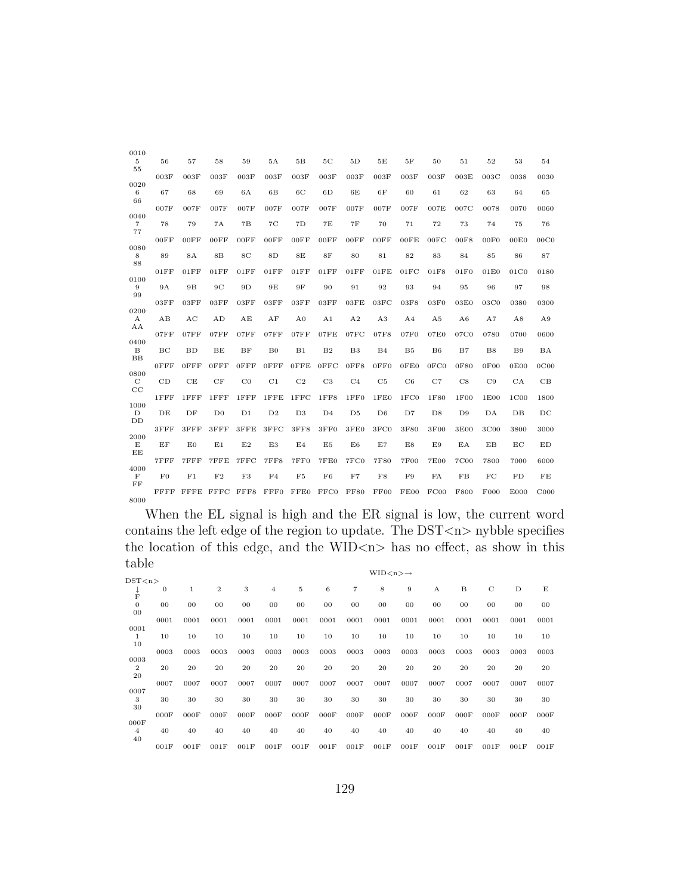| | | | | | | | | | | | | | | | |
|---|---|---|---|---|---|---|---|---|---|---|---|---|---|---|---|
| 0010 5 55 | 56 | 57 | 58 | 59 | 5A | 5B | 5C | 5D | 5E | 5F | 50 | 51 | 52 | 53 | 54 |
| | 003F | 003F | 003F | 003F | 003F | 003F | 003F | 003F | 003F | 003F | 003F | 003E | 003C | 0038 | 0030 |
| 0020 6 66 | 67 | 68 | 69 | 6A | 6B | 6C | 6D | 6E | 6F | 60 | 61 | 62 | 63 | 64 | 65 |
| | 007F | 007F | 007F | 007F | 007F | 007F | 007F | 007F | 007F | 007F | 007E | 007C | 0078 | 0070 | 0060 |
| 0040 7 77 | 78 | 79 | 7A | 7B | 7C | 7D | 7E | 7F | 70 | 71 | 72 | 73 | 74 | 75 | 76 |
| | 00FF | 00FF | 00FF | 00FF | 00FF | 00FF | 00FF | 00FF | 00FF | 00FE | 00FC | 00F8 | 00F0 | 00E0 | 00C0 |
| 0080 8 88 | 89 | 8A | 8B | 8C | 8D | 8E | 8F | 80 | 81 | 82 | 83 | 84 | 85 | 86 | 87 |
| | 01FF | 01FF | 01FF | 01FF | 01FF | 01FF | 01FF | 01FF | 01FE | 01FC | 01F8 | 01F0 | 01E0 | 01C0 | 0180 |
| 0100 9 99 | 9A | 9B | 9C | 9D | 9E | 9F | 90 | 91 | 92 | 93 | 94 | 95 | 96 | 97 | 98 |
| | 03FF | 03FF | 03FF | 03FF | 03FF | 03FF | 03FF | 03FE | 03FC | 03F8 | 03F0 | 03E0 | 03C0 | 0380 | 0300 |
| 0200 A AA | AB | AC | AD | AE | AF | A0 | A1 | A2 | A3 | A4 | A5 | A6 | A7 | A8 | A9 |
| | 07FF | 07FF | 07FF | 07FF | 07FF | 07FF | 07FE | 07FC | 07F8 | 07F0 | 07E0 | 07C0 | 0780 | 0700 | 0600 |
| 0400 B BB | BC | BD | BE | BF | B0 | B1 | B2 | B3 | B4 | B5 | B6 | B7 | B8 | B9 | BA |
| | 0FFF | 0FFF | 0FFF | 0FFF | 0FFF | 0FFE | 0FFC | 0FF8 | 0FF0 | 0FE0 | 0FC0 | 0F80 | 0F00 | 0E00 | 0C00 |
| 0800 C CC | CD | CE | CF | C0 | C1 | C2 | C3 | C4 | C5 | C6 | C7 | C8 | C9 | CA | CB |
| | 1FFF | 1FFF | 1FFF | 1FFF | 1FFE | 1FFC | 1FF8 | 1FF0 | 1FE0 | 1FC0 | 1F80 | 1F00 | 1E00 | 1C00 | 1800 |
| 1000 D DD | DE | DF | D0 | D1 | D2 | D3 | D4 | D5 | D6 | D7 | D8 | D9 | DA | DB | DC |
| | 3FFF | 3FFF | 3FFF | 3FFE | 3FFC | 3FF8 | 3FF0 | 3FE0 | 3FC0 | 3F80 | 3F00 | 3E00 | 3C00 | 3800 | 3000 |
| 2000 E EE | EF | E0 | E1 | E2 | E3 | E4 | E5 | E6 | E7 | E8 | E9 | EA | EB | EC | ED |
| | 7FFF | 7FFF | 7FFE | 7FFC | 7FF8 | 7FF0 | 7FE0 | 7FC0 | 7F80 | 7F00 | 7E00 | 7C00 | 7800 | 7000 | 6000 |
| 4000 F FF | F0 | F1 | F2 | F3 | F4 | F5 | F6 | F7 | F8 | F9 | FA | FB | FC | FD | FE |
| | FFFF | FFFE | FFFC | FFF8 | FFF0 | FFE0 | FFC0 | FF80 | FF00 | FE00 | FC00 | F800 | F000 | E000 | C000 |
| 8000 | | | | | | | | | | | | | | | |

When the EL signal is high and the ER signal is low, the current word contains the left edge of the region to update. The DST<n> nybble specifies the location of this edge, and the WID<n> has no effect, as show in this table

| DST<n> ↓ F | WID<n>→ 0 | 1 | 2 | 3 | 4 | 5 | 6 | 7 | 8 | 9 | A | B | C | D | E |
|---|---|---|---|---|---|---|---|---|---|---|---|---|---|---|---|
| 0 00 | 00 | 00 | 00 | 00 | 00 | 00 | 00 | 00 | 00 | 00 | 00 | 00 | 00 | 00 | 00 |
| | 0001 | 0001 | 0001 | 0001 | 0001 | 0001 | 0001 | 0001 | 0001 | 0001 | 0001 | 0001 | 0001 | 0001 | 0001 |
| 0001 1 10 | 10 | 10 | 10 | 10 | 10 | 10 | 10 | 10 | 10 | 10 | 10 | 10 | 10 | 10 | 10 |
| | 0003 | 0003 | 0003 | 0003 | 0003 | 0003 | 0003 | 0003 | 0003 | 0003 | 0003 | 0003 | 0003 | 0003 | 0003 |
| 0003 2 20 | 20 | 20 | 20 | 20 | 20 | 20 | 20 | 20 | 20 | 20 | 20 | 20 | 20 | 20 | 20 |
| | 0007 | 0007 | 0007 | 0007 | 0007 | 0007 | 0007 | 0007 | 0007 | 0007 | 0007 | 0007 | 0007 | 0007 | 0007 |
| 0007 3 30 | 30 | 30 | 30 | 30 | 30 | 30 | 30 | 30 | 30 | 30 | 30 | 30 | 30 | 30 | 30 |
| | 000F | 000F | 000F | 000F | 000F | 000F | 000F | 000F | 000F | 000F | 000F | 000F | 000F | 000F | 000F |
| 000F 4 40 | 40 | 40 | 40 | 40 | 40 | 40 | 40 | 40 | 40 | 40 | 40 | 40 | 40 | 40 | 40 |
| | 001F | 001F | 001F | 001F | 001F | 001F | 001F | 001F | 001F | 001F | 001F | 001F | 001F | 001F | 001F |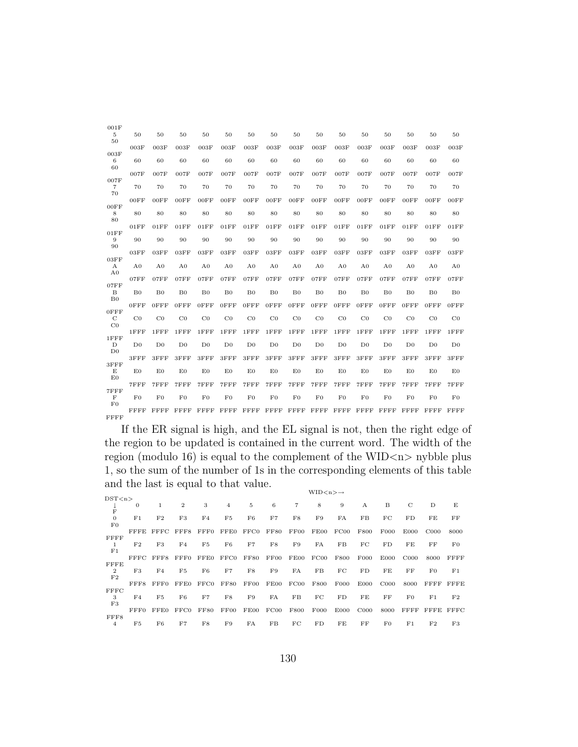| DST<n> | 0 | 1 | 2 | 3 | 4 | 5 | 6 | 7 | 8 | 9 | A | B | C | D | E | F |
|---|---|---|---|---|---|---|---|---|---|---|---|---|---|---|---|---|
| | | | | | | | | | | | | | | | | 001F |
| 5 | 50 | 50 | 50 | 50 | 50 | 50 | 50 | 50 | 50 | 50 | 50 | 50 | 50 | 50 | 50 | 50 |
| | 003F | 003F | 003F | 003F | 003F | 003F | 003F | 003F | 003F | 003F | 003F | 003F | 003F | 003F | 003F | 003F |
| 6 | 60 | 60 | 60 | 60 | 60 | 60 | 60 | 60 | 60 | 60 | 60 | 60 | 60 | 60 | 60 | 60 |
| | 007F | 007F | 007F | 007F | 007F | 007F | 007F | 007F | 007F | 007F | 007F | 007F | 007F | 007F | 007F | 007F |
| 7 | 70 | 70 | 70 | 70 | 70 | 70 | 70 | 70 | 70 | 70 | 70 | 70 | 70 | 70 | 70 | 70 |
| | 00FF | 00FF | 00FF | 00FF | 00FF | 00FF | 00FF | 00FF | 00FF | 00FF | 00FF | 00FF | 00FF | 00FF | 00FF | 00FF |
| 8 | 80 | 80 | 80 | 80 | 80 | 80 | 80 | 80 | 80 | 80 | 80 | 80 | 80 | 80 | 80 | 80 |
| | 01FF | 01FF | 01FF | 01FF | 01FF | 01FF | 01FF | 01FF | 01FF | 01FF | 01FF | 01FF | 01FF | 01FF | 01FF | 01FF |
| 9 | 90 | 90 | 90 | 90 | 90 | 90 | 90 | 90 | 90 | 90 | 90 | 90 | 90 | 90 | 90 | 90 |
| | 03FF | 03FF | 03FF | 03FF | 03FF | 03FF | 03FF | 03FF | 03FF | 03FF | 03FF | 03FF | 03FF | 03FF | 03FF | 03FF |
| A | A0 | A0 | A0 | A0 | A0 | A0 | A0 | A0 | A0 | A0 | A0 | A0 | A0 | A0 | A0 | A0 |
| | 07FF | 07FF | 07FF | 07FF | 07FF | 07FF | 07FF | 07FF | 07FF | 07FF | 07FF | 07FF | 07FF | 07FF | 07FF | 07FF |
| B | B0 | B0 | B0 | B0 | B0 | B0 | B0 | B0 | B0 | B0 | B0 | B0 | B0 | B0 | B0 | B0 |
| | 0FFF | 0FFF | 0FFF | 0FFF | 0FFF | 0FFF | 0FFF | 0FFF | 0FFF | 0FFF | 0FFF | 0FFF | 0FFF | 0FFF | 0FFF | 0FFF |
| C | C0 | C0 | C0 | C0 | C0 | C0 | C0 | C0 | C0 | C0 | C0 | C0 | C0 | C0 | C0 | C0 |
| | 1FFF | 1FFF | 1FFF | 1FFF | 1FFF | 1FFF | 1FFF | 1FFF | 1FFF | 1FFF | 1FFF | 1FFF | 1FFF | 1FFF | 1FFF | 1FFF |
| D | D0 | D0 | D0 | D0 | D0 | D0 | D0 | D0 | D0 | D0 | D0 | D0 | D0 | D0 | D0 | D0 |
| | 3FFF | 3FFF | 3FFF | 3FFF | 3FFF | 3FFF | 3FFF | 3FFF | 3FFF | 3FFF | 3FFF | 3FFF | 3FFF | 3FFF | 3FFF | 3FFF |
| E | E0 | E0 | E0 | E0 | E0 | E0 | E0 | E0 | E0 | E0 | E0 | E0 | E0 | E0 | E0 | E0 |
| | 7FFF | 7FFF | 7FFF | 7FFF | 7FFF | 7FFF | 7FFF | 7FFF | 7FFF | 7FFF | 7FFF | 7FFF | 7FFF | 7FFF | 7FFF | 7FFF |
| F | F0 | F0 | F0 | F0 | F0 | F0 | F0 | F0 | F0 | F0 | F0 | F0 | F0 | F0 | F0 | F0 |
| | FFFF | FFFF | FFFF | FFFF | FFFF | FFFF | FFFF | FFFF | FFFF | FFFF | FFFF | FFFF | FFFF | FFFF | FFFF | FFFF |

If the ER signal is high, and the EL signal is not, then the right edge of the region to be updated is contained in the current word. The width of the region (modulo 16) is equal to the complement of the WID<n> nybble plus 1, so the sum of the number of 1s in the corresponding elements of this table and the last is equal to that value.

| DST<n> ↓ / WID<n> → | 0 | 1 | 2 | 3 | 4 | 5 | 6 | 7 | 8 | 9 | A | B | C | D | E | F |
|---|---|---|---|---|---|---|---|---|---|---|---|---|---|---|---|---|
| 0 | F1 | F2 | F3 | F4 | F5 | F6 | F7 | F8 | F9 | FA | FB | FC | FD | FE | FF | F0 |
| | FFFE | FFFC | FFF8 | FFF0 | FFE0 | FFC0 | FF80 | FF00 | FE00 | FC00 | F800 | F000 | E000 | C000 | 8000 | FFFF |
| 1 | F2 | F3 | F4 | F5 | F6 | F7 | F8 | F9 | FA | FB | FC | FD | FE | FF | F0 | F1 |
| | FFFC | FFF8 | FFF0 | FFE0 | FFC0 | FF80 | FF00 | FE00 | FC00 | F800 | F000 | E000 | C000 | 8000 | FFFF | FFFE |
| 2 | F3 | F4 | F5 | F6 | F7 | F8 | F9 | FA | FB | FC | FD | FE | FF | F0 | F1 | F2 |
| | FFF8 | FFF0 | FFE0 | FFC0 | FF80 | FF00 | FE00 | FC00 | F800 | F000 | E000 | C000 | 8000 | FFFF | FFFE | FFFC |
| 3 | F4 | F5 | F6 | F7 | F8 | F9 | FA | FB | FC | FD | FE | FF | F0 | F1 | F2 | F3 |
| | FFF0 | FFE0 | FFC0 | FF80 | FF00 | FE00 | FC00 | F800 | F000 | E000 | C000 | 8000 | FFFF | FFFE | FFFC | FFF8 |
| 4 | F5 | F6 | F7 | F8 | F9 | FA | FB | FC | FD | FE | FF | F0 | F1 | F2 | F3 | |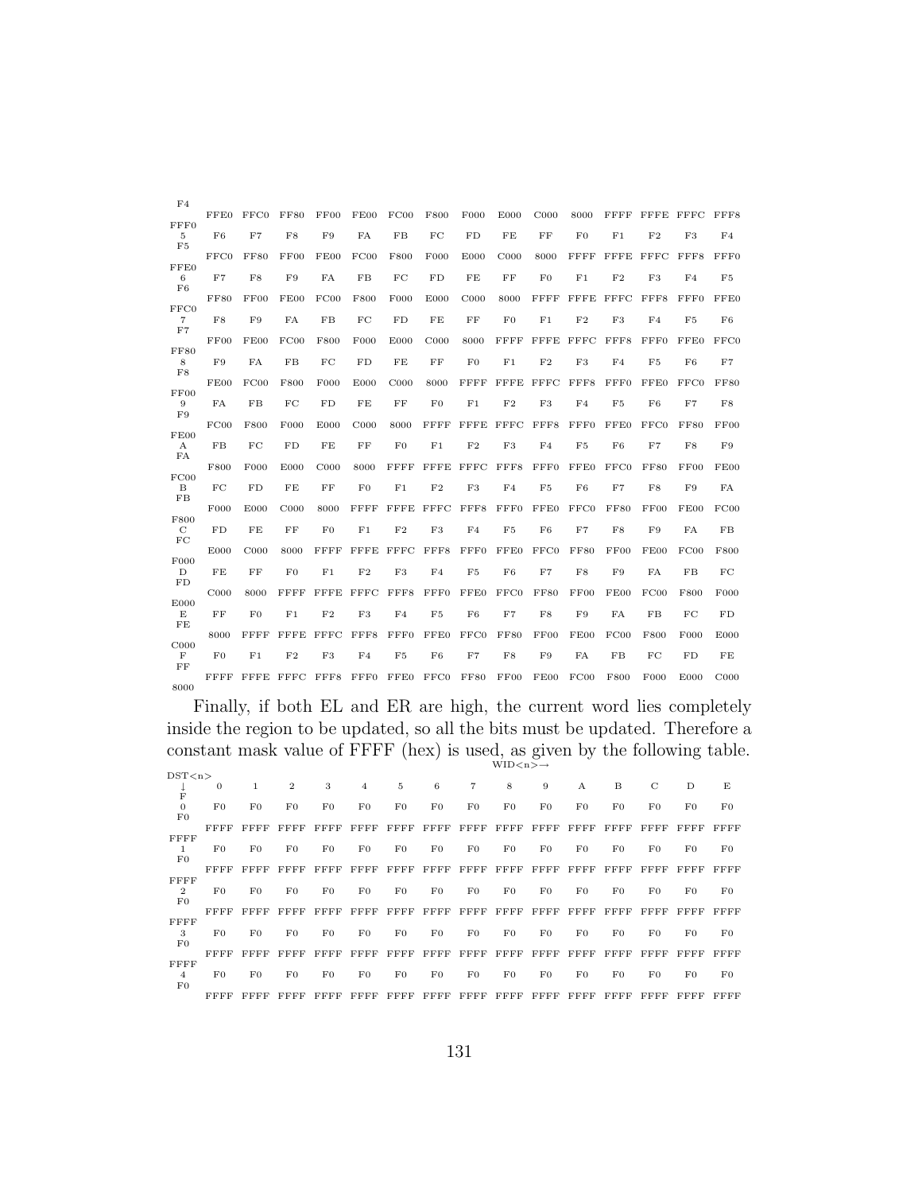| DST<n> ↓ | 0 | 1 | 2 | 3 | 4 | 5 | 6 | 7 | 8 | 9 | A | B | C | D | E | F |
|---|---|---|---|---|---|---|---|---|---|---|---|---|---|---|---|---|
| | FFE0 | FFC0 | FF80 | FF00 | FE00 | FC00 | F800 | F000 | E000 | C000 | 8000 | FFFF | FFFE | FFFC | FFF8 | F4 / FFF0 |
| 5 | F6 / FFC0 | F7 / FF80 | F8 / FF00 | F9 / FE00 | FA / FC00 | FB / F800 | FC / F000 | FD / E000 | FE / C000 | FF / 8000 | F0 / FFFF | F1 / FFFE | F2 / FFFC | F3 / FFF8 | F4 / FFF0 | F5 / FFE0 |
| 6 | F7 / FF80 | F8 / FF00 | F9 / FE00 | FA / FC00 | FB / F800 | FC / F000 | FD / E000 | FE / C000 | FF / 8000 | F0 / FFFF | F1 / FFFE | F2 / FFFC | F3 / FFF8 | F4 / FFF0 | F5 / FFE0 | F6 / FFC0 |
| 7 | F8 / FF00 | F9 / FE00 | FA / FC00 | FB / F800 | FC / F000 | FD / E000 | FE / C000 | FF / 8000 | F0 / FFFF | F1 / FFFE | F2 / FFFC | F3 / FFF8 | F4 / FFF0 | F5 / FFE0 | F6 / FFC0 | F7 / FF80 |
| 8 | F9 / FE00 | FA / FC00 | FB / F800 | FC / F000 | FD / E000 | FE / C000 | FF / 8000 | F0 / FFFF | F1 / FFFE | F2 / FFFC | F3 / FFF8 | F4 / FFF0 | F5 / FFE0 | F6 / FFC0 | F7 / FF80 | F8 / FF00 |
| 9 | FA / FC00 | FB / F800 | FC / F000 | FD / E000 | FE / C000 | FF / 8000 | F0 / FFFF | F1 / FFFE | F2 / FFFC | F3 / FFF8 | F4 / FFF0 | F5 / FFE0 | F6 / FFC0 | F7 / FF80 | F8 / FF00 | F9 / FE00 |
| A | FB / F800 | FC / F000 | FD / E000 | FE / C000 | FF / 8000 | F0 / FFFF | F1 / FFFE | F2 / FFFC | F3 / FFF8 | F4 / FFF0 | F5 / FFE0 | F6 / FFC0 | F7 / FF80 | F8 / FF00 | F9 / FE00 | FA / FC00 |
| B | FC / F000 | FD / E000 | FE / C000 | FF / 8000 | F0 / FFFF | F1 / FFFE | F2 / FFFC | F3 / FFF8 | F4 / FFF0 | F5 / FFE0 | F6 / FFC0 | F7 / FF80 | F8 / FF00 | F9 / FE00 | FA / FC00 | FB / F800 |
| C | FD / E000 | FE / C000 | FF / 8000 | F0 / FFFF | F1 / FFFE | F2 / FFFC | F3 / FFF8 | F4 / FFF0 | F5 / FFE0 | F6 / FFC0 | F7 / FF80 | F8 / FF00 | F9 / FE00 | FA / FC00 | FB / F800 | FC / F000 |
| D | FE / C000 | FF / 8000 | F0 / FFFF | F1 / FFFE | F2 / FFFC | F3 / FFF8 | F4 / FFF0 | F5 / FFE0 | F6 / FFC0 | F7 / FF80 | F8 / FF00 | F9 / FE00 | FA / FC00 | FB / F800 | FC / F000 | FD / E000 |
| E | FF / 8000 | F0 / FFFF | F1 / FFFE | F2 / FFFC | F3 / FFF8 | F4 / FFF0 | F5 / FFE0 | F6 / FFC0 | F7 / FF80 | F8 / FF00 | F9 / FE00 | FA / FC00 | FB / F800 | FC / F000 | FD / E000 | FE / C000 |
| F | F0 / FFFF | F1 / FFFE | F2 / FFFC | F3 / FFF8 | F4 / FFF0 | F5 / FFE0 | F6 / FFC0 | F7 / FF80 | F8 / FF00 | F9 / FE00 | FA / FC00 | FB / F800 | FC / F000 | FD / E000 | FE / C000 | FF / 8000 |

Finally, if both EL and ER are high, the current word lies completely inside the region to be updated, so all the bits must be updated. Therefore a constant mask value of FFFF (hex) is used, as given by the following table.

| DST<n> ↓ / WID<n>→ | 0 | 1 | 2 | 3 | 4 | 5 | 6 | 7 | 8 | 9 | A | B | C | D | E | F |
|---|---|---|---|---|---|---|---|---|---|---|---|---|---|---|---|---|
| 0 | F0 / FFFF | F0 / FFFF | F0 / FFFF | F0 / FFFF | F0 / FFFF | F0 / FFFF | F0 / FFFF | F0 / FFFF | F0 / FFFF | F0 / FFFF | F0 / FFFF | F0 / FFFF | F0 / FFFF | F0 / FFFF | F0 / FFFF | F0 / FFFF |
| 1 | F0 / FFFF | F0 / FFFF | F0 / FFFF | F0 / FFFF | F0 / FFFF | F0 / FFFF | F0 / FFFF | F0 / FFFF | F0 / FFFF | F0 / FFFF | F0 / FFFF | F0 / FFFF | F0 / FFFF | F0 / FFFF | F0 / FFFF | F0 / FFFF |
| 2 | F0 / FFFF | F0 / FFFF | F0 / FFFF | F0 / FFFF | F0 / FFFF | F0 / FFFF | F0 / FFFF | F0 / FFFF | F0 / FFFF | F0 / FFFF | F0 / FFFF | F0 / FFFF | F0 / FFFF | F0 / FFFF | F0 / FFFF | F0 / FFFF |
| 3 | F0 / FFFF | F0 / FFFF | F0 / FFFF | F0 / FFFF | F0 / FFFF | F0 / FFFF | F0 / FFFF | F0 / FFFF | F0 / FFFF | F0 / FFFF | F0 / FFFF | F0 / FFFF | F0 / FFFF | F0 / FFFF | F0 / FFFF | F0 / FFFF |
| 4 | F0 / FFFF | F0 / FFFF | F0 / FFFF | F0 / FFFF | F0 / FFFF | F0 / FFFF | F0 / FFFF | F0 / FFFF | F0 / FFFF | F0 / FFFF | F0 / FFFF | F0 / FFFF | F0 / FFFF | F0 / FFFF | F0 / FFFF | F0 |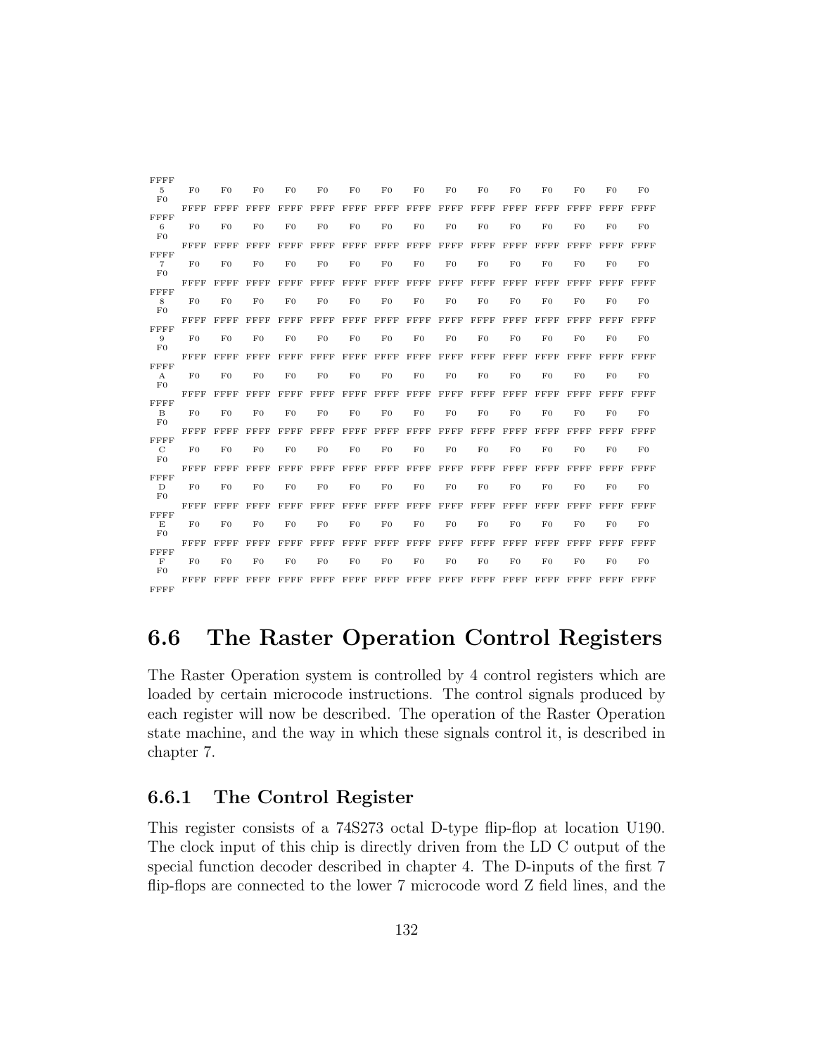| | | | | | | | | | | | | | | | | |
|---|---|---|---|---|---|---|---|---|---|---|---|---|---|---|---|---|
| 5 | F0 FFFF | F0 FFFF | F0 FFFF | F0 FFFF | F0 FFFF | F0 FFFF | F0 FFFF | F0 FFFF | F0 FFFF | F0 FFFF | F0 FFFF | F0 FFFF | F0 FFFF | F0 FFFF | F0 FFFF | F0 FFFF |
| 6 | F0 FFFF | F0 FFFF | F0 FFFF | F0 FFFF | F0 FFFF | F0 FFFF | F0 FFFF | F0 FFFF | F0 FFFF | F0 FFFF | F0 FFFF | F0 FFFF | F0 FFFF | F0 FFFF | F0 FFFF | F0 FFFF |
| 7 | F0 FFFF | F0 FFFF | F0 FFFF | F0 FFFF | F0 FFFF | F0 FFFF | F0 FFFF | F0 FFFF | F0 FFFF | F0 FFFF | F0 FFFF | F0 FFFF | F0 FFFF | F0 FFFF | F0 FFFF | F0 FFFF |
| 8 | F0 FFFF | F0 FFFF | F0 FFFF | F0 FFFF | F0 FFFF | F0 FFFF | F0 FFFF | F0 FFFF | F0 FFFF | F0 FFFF | F0 FFFF | F0 FFFF | F0 FFFF | F0 FFFF | F0 FFFF | F0 FFFF |
| 9 | F0 FFFF | F0 FFFF | F0 FFFF | F0 FFFF | F0 FFFF | F0 FFFF | F0 FFFF | F0 FFFF | F0 FFFF | F0 FFFF | F0 FFFF | F0 FFFF | F0 FFFF | F0 FFFF | F0 FFFF | F0 FFFF |
| A | F0 FFFF | F0 FFFF | F0 FFFF | F0 FFFF | F0 FFFF | F0 FFFF | F0 FFFF | F0 FFFF | F0 FFFF | F0 FFFF | F0 FFFF | F0 FFFF | F0 FFFF | F0 FFFF | F0 FFFF | F0 FFFF |
| B | F0 FFFF | F0 FFFF | F0 FFFF | F0 FFFF | F0 FFFF | F0 FFFF | F0 FFFF | F0 FFFF | F0 FFFF | F0 FFFF | F0 FFFF | F0 FFFF | F0 FFFF | F0 FFFF | F0 FFFF | F0 FFFF |
| C | F0 FFFF | F0 FFFF | F0 FFFF | F0 FFFF | F0 FFFF | F0 FFFF | F0 FFFF | F0 FFFF | F0 FFFF | F0 FFFF | F0 FFFF | F0 FFFF | F0 FFFF | F0 FFFF | F0 FFFF | F0 FFFF |
| D | F0 FFFF | F0 FFFF | F0 FFFF | F0 FFFF | F0 FFFF | F0 FFFF | F0 FFFF | F0 FFFF | F0 FFFF | F0 FFFF | F0 FFFF | F0 FFFF | F0 FFFF | F0 FFFF | F0 FFFF | F0 FFFF |
| E | F0 FFFF | F0 FFFF | F0 FFFF | F0 FFFF | F0 FFFF | F0 FFFF | F0 FFFF | F0 FFFF | F0 FFFF | F0 FFFF | F0 FFFF | F0 FFFF | F0 FFFF | F0 FFFF | F0 FFFF | F0 FFFF |
| F | F0 FFFF | F0 FFFF | F0 FFFF | F0 FFFF | F0 FFFF | F0 FFFF | F0 FFFF | F0 FFFF | F0 FFFF | F0 FFFF | F0 FFFF | F0 FFFF | F0 FFFF | F0 FFFF | F0 FFFF | F0 FFFF |

## 6.6 The Raster Operation Control Registers

The Raster Operation system is controlled by 4 control registers which are loaded by certain microcode instructions. The control signals produced by each register will now be described. The operation of the Raster Operation state machine, and the way in which these signals control it, is described in chapter 7.

### 6.6.1 The Control Register

This register consists of a 74S273 octal D-type flip-flop at location U190. The clock input of this chip is directly driven from the LD C output of the special function decoder described in chapter 4. The D-inputs of the first 7 flip-flops are connected to the lower 7 microcode word Z field lines, and the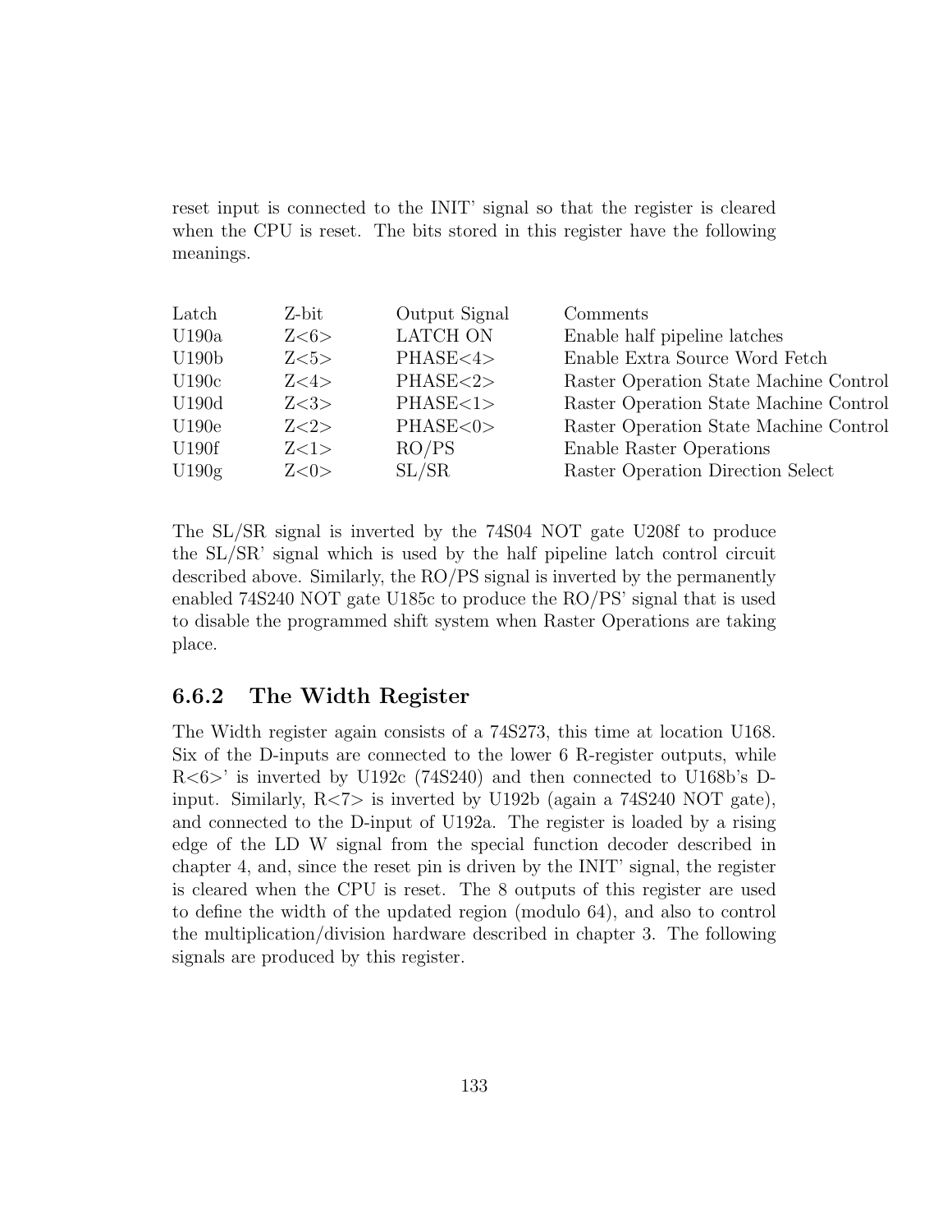reset input is connected to the INIT' signal so that the register is cleared when the CPU is reset. The bits stored in this register have the following meanings.

| Latch | Z-bit | Output Signal | Comments |
|---|---|---|---|
| U190a | Z<6> | LATCH ON | Enable half pipeline latches |
| U190b | Z<5> | PHASE<4> | Enable Extra Source Word Fetch |
| U190c | Z<4> | PHASE<2> | Raster Operation State Machine Control |
| U190d | Z<3> | PHASE<1> | Raster Operation State Machine Control |
| U190e | Z<2> | PHASE<0> | Raster Operation State Machine Control |
| U190f | Z<1> | RO/PS | Enable Raster Operations |
| U190g | Z<0> | SL/SR | Raster Operation Direction Select |

The SL/SR signal is inverted by the 74S04 NOT gate U208f to produce the SL/SR' signal which is used by the half pipeline latch control circuit described above. Similarly, the RO/PS signal is inverted by the permanently enabled 74S240 NOT gate U185c to produce the RO/PS' signal that is used to disable the programmed shift system when Raster Operations are taking place.

### 6.6.2 The Width Register

The Width register again consists of a 74S273, this time at location U168. Six of the D-inputs are connected to the lower 6 R-register outputs, while R<6>' is inverted by U192c (74S240) and then connected to U168b's D-input. Similarly, R<7> is inverted by U192b (again a 74S240 NOT gate), and connected to the D-input of U192a. The register is loaded by a rising edge of the LD W signal from the special function decoder described in chapter 4, and, since the reset pin is driven by the INIT' signal, the register is cleared when the CPU is reset. The 8 outputs of this register are used to define the width of the updated region (modulo 64), and also to control the multiplication/division hardware described in chapter 3. The following signals are produced by this register.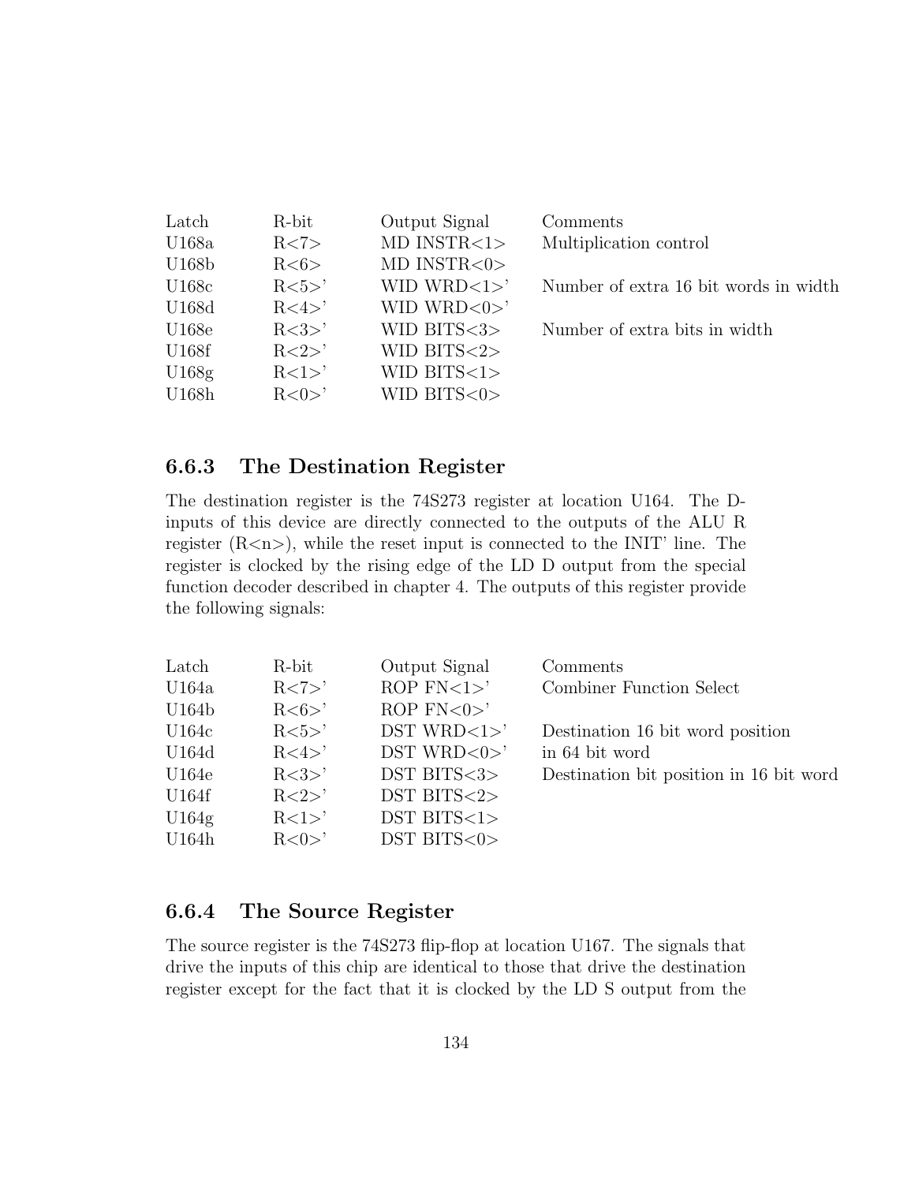| Latch | R-bit | Output Signal | Comments |
| --- | --- | --- | --- |
| U168a | R<7> | MD INSTR<1> | Multiplication control |
| U168b | R<6> | MD INSTR<0> | |
| U168c | R<5>' | WID WRD<1>' | Number of extra 16 bit words in width |
| U168d | R<4>' | WID WRD<0>' | |
| U168e | R<3>' | WID BITS<3> | Number of extra bits in width |
| U168f | R<2>' | WID BITS<2> | |
| U168g | R<1>' | WID BITS<1> | |
| U168h | R<0>' | WID BITS<0> | |

### 6.6.3 The Destination Register

The destination register is the 74S273 register at location U164. The D-inputs of this device are directly connected to the outputs of the ALU R register (R<n>), while the reset input is connected to the INIT' line. The register is clocked by the rising edge of the LD D output from the special function decoder described in chapter 4. The outputs of this register provide the following signals:

| Latch | R-bit | Output Signal | Comments |
| --- | --- | --- | --- |
| U164a | R<7>' | ROP FN<1>' | Combiner Function Select |
| U164b | R<6>' | ROP FN<0>' | |
| U164c | R<5>' | DST WRD<1>' | Destination 16 bit word position |
| U164d | R<4>' | DST WRD<0>' | in 64 bit word |
| U164e | R<3>' | DST BITS<3> | Destination bit position in 16 bit word |
| U164f | R<2>' | DST BITS<2> | |
| U164g | R<1>' | DST BITS<1> | |
| U164h | R<0>' | DST BITS<0> | |

### 6.6.4 The Source Register

The source register is the 74S273 flip-flop at location U167. The signals that drive the inputs of this chip are identical to those that drive the destination register except for the fact that it is clocked by the LD S output from the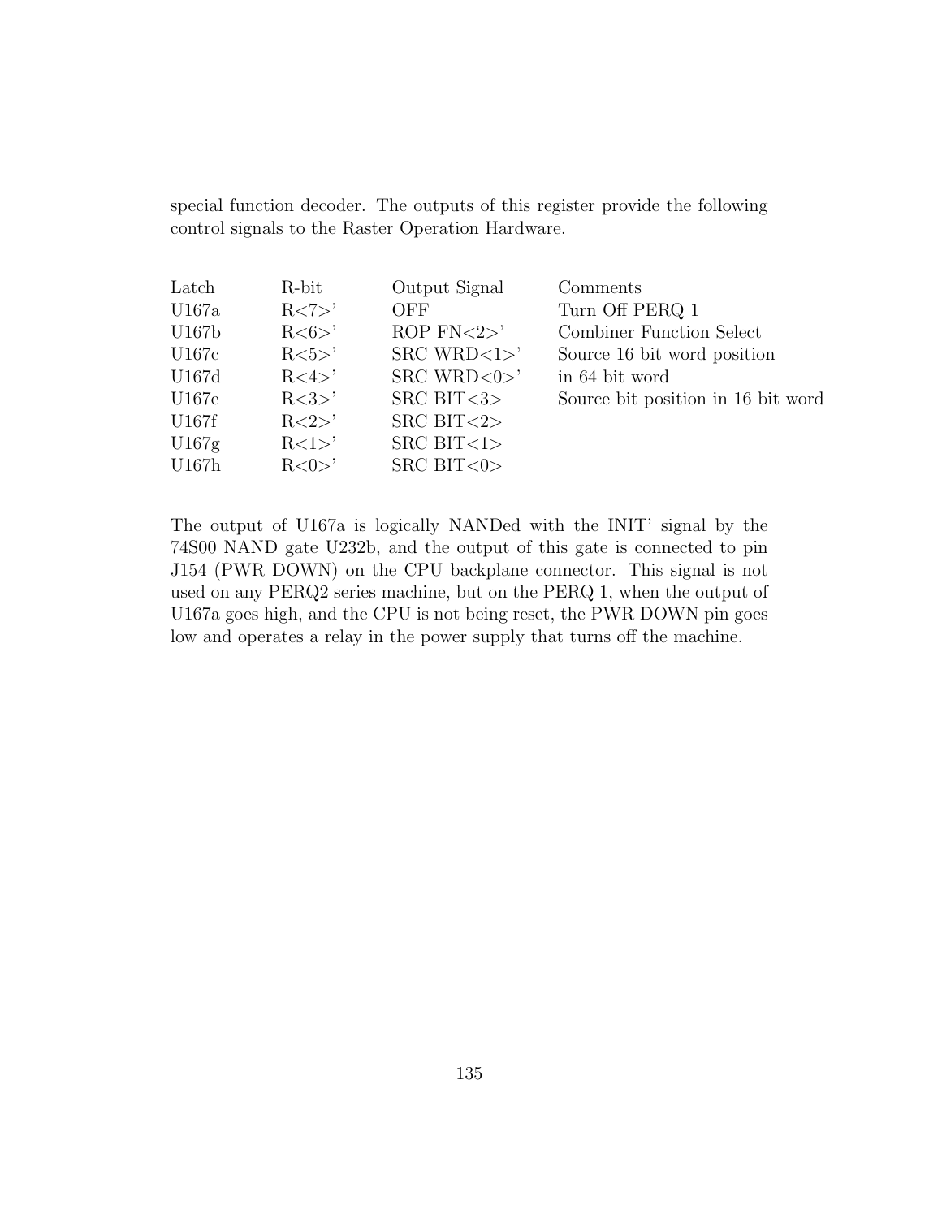special function decoder. The outputs of this register provide the following control signals to the Raster Operation Hardware.

| Latch | R-bit | Output Signal | Comments |
|---|---|---|---|
| U167a | R<7>' | OFF | Turn Off PERQ 1 |
| U167b | R<6>' | ROP FN<2>' | Combiner Function Select |
| U167c | R<5>' | SRC WRD<1>' | Source 16 bit word position |
| U167d | R<4>' | SRC WRD<0>' | in 64 bit word |
| U167e | R<3>' | SRC BIT<3> | Source bit position in 16 bit word |
| U167f | R<2>' | SRC BIT<2> | |
| U167g | R<1>' | SRC BIT<1> | |
| U167h | R<0>' | SRC BIT<0> | |

The output of U167a is logically NANDed with the INIT' signal by the 74S00 NAND gate U232b, and the output of this gate is connected to pin J154 (PWR DOWN) on the CPU backplane connector. This signal is not used on any PERQ2 series machine, but on the PERQ 1, when the output of U167a goes high, and the CPU is not being reset, the PWR DOWN pin goes low and operates a relay in the power supply that turns off the machine.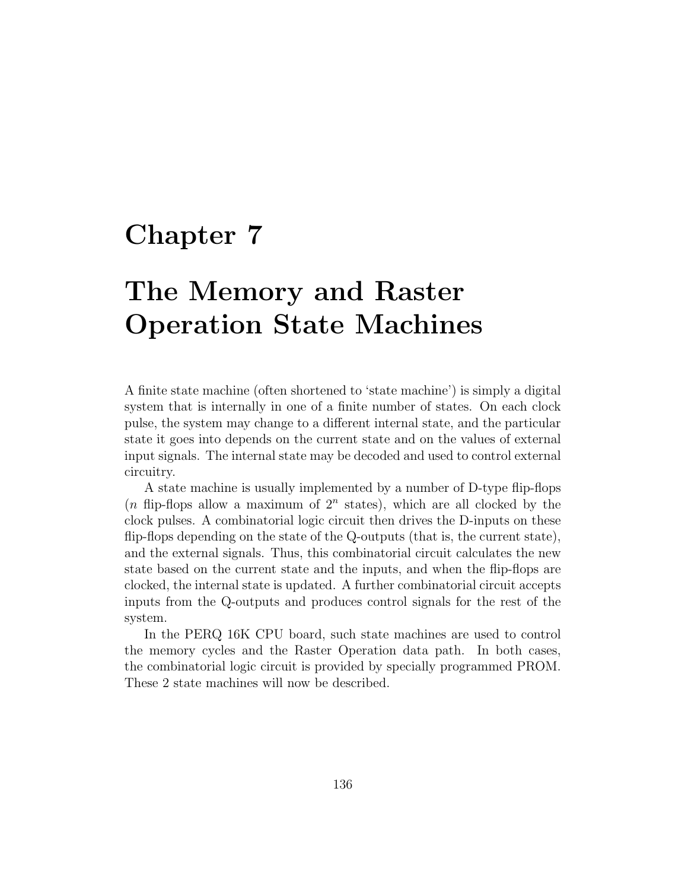# Chapter 7

# The Memory and Raster Operation State Machines

A finite state machine (often shortened to 'state machine') is simply a digital system that is internally in one of a finite number of states. On each clock pulse, the system may change to a different internal state, and the particular state it goes into depends on the current state and on the values of external input signals. The internal state may be decoded and used to control external circuitry.

A state machine is usually implemented by a number of D-type flip-flops ($n$ flip-flops allow a maximum of $2^n$ states), which are all clocked by the clock pulses. A combinatorial logic circuit then drives the D-inputs on these flip-flops depending on the state of the Q-outputs (that is, the current state), and the external signals. Thus, this combinatorial circuit calculates the new state based on the current state and the inputs, and when the flip-flops are clocked, the internal state is updated. A further combinatorial circuit accepts inputs from the Q-outputs and produces control signals for the rest of the system.

In the PERQ 16K CPU board, such state machines are used to control the memory cycles and the Raster Operation data path. In both cases, the combinatorial logic circuit is provided by specially programmed PROM. These 2 state machines will now be described.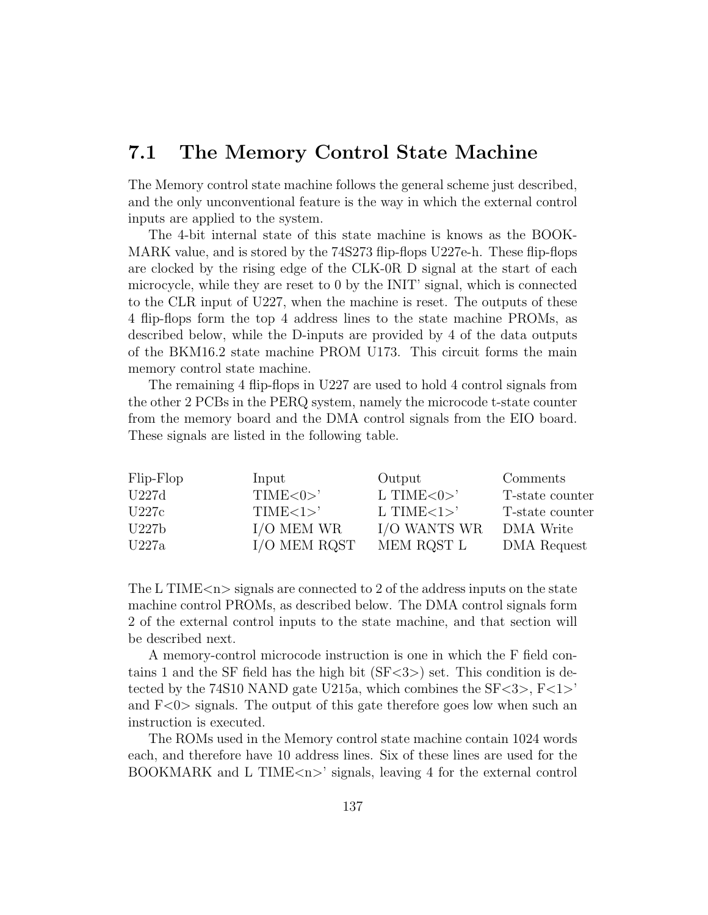## 7.1 The Memory Control State Machine

The Memory control state machine follows the general scheme just described, and the only unconventional feature is the way in which the external control inputs are applied to the system.

The 4-bit internal state of this state machine is knows as the BOOKMARK value, and is stored by the 74S273 flip-flops U227e-h. These flip-flops are clocked by the rising edge of the CLK-0R D signal at the start of each microcycle, while they are reset to 0 by the INIT' signal, which is connected to the CLR input of U227, when the machine is reset. The outputs of these 4 flip-flops form the top 4 address lines to the state machine PROMs, as described below, while the D-inputs are provided by 4 of the data outputs of the BKM16.2 state machine PROM U173. This circuit forms the main memory control state machine.

The remaining 4 flip-flops in U227 are used to hold 4 control signals from the other 2 PCBs in the PERQ system, namely the microcode t-state counter from the memory board and the DMA control signals from the EIO board. These signals are listed in the following table.

| Flip-Flop | Input | Output | Comments |
|---|---|---|---|
| U227d | TIME<0>' | L TIME<0>' | T-state counter |
| U227c | TIME<1>' | L TIME<1>' | T-state counter |
| U227b | I/O MEM WR | I/O WANTS WR | DMA Write |
| U227a | I/O MEM RQST | MEM RQST L | DMA Request |

The L TIME<n> signals are connected to 2 of the address inputs on the state machine control PROMs, as described below. The DMA control signals form 2 of the external control inputs to the state machine, and that section will be described next.

A memory-control microcode instruction is one in which the F field contains 1 and the SF field has the high bit (SF<3>) set. This condition is detected by the 74S10 NAND gate U215a, which combines the SF<3>, F<1>' and F<0> signals. The output of this gate therefore goes low when such an instruction is executed.

The ROMs used in the Memory control state machine contain 1024 words each, and therefore have 10 address lines. Six of these lines are used for the BOOKMARK and L TIME<n>' signals, leaving 4 for the external control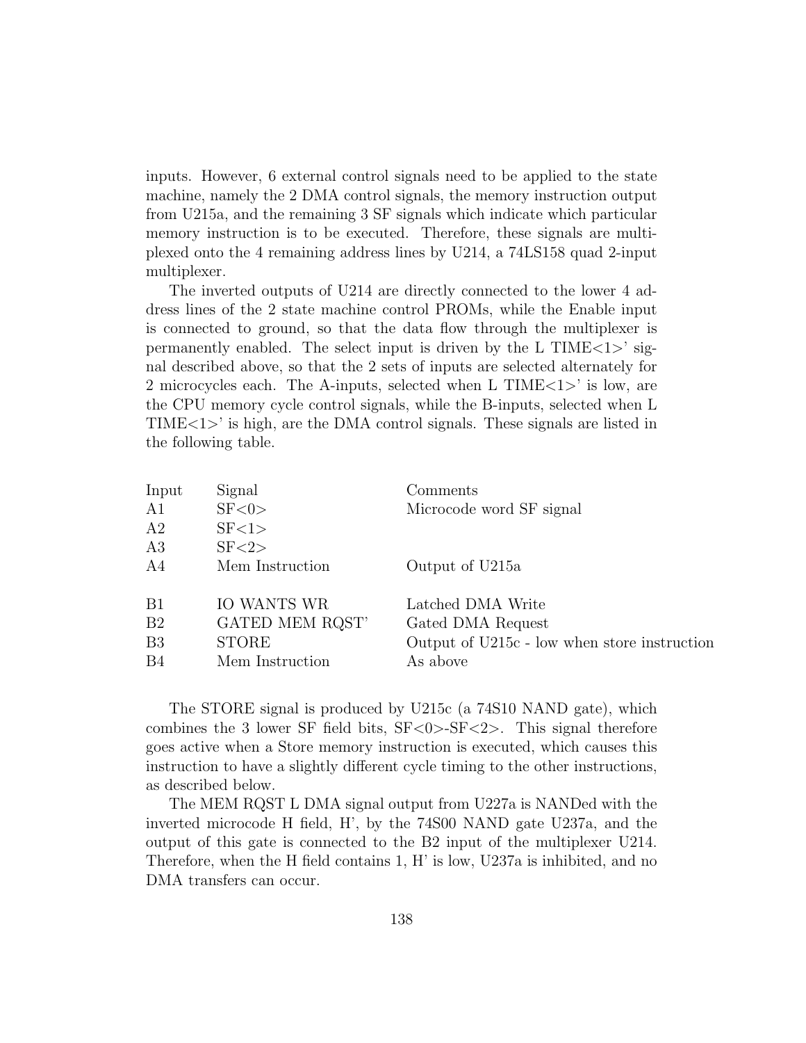inputs. However, 6 external control signals need to be applied to the state machine, namely the 2 DMA control signals, the memory instruction output from U215a, and the remaining 3 SF signals which indicate which particular memory instruction is to be executed. Therefore, these signals are multiplexed onto the 4 remaining address lines by U214, a 74LS158 quad 2-input multiplexer.

The inverted outputs of U214 are directly connected to the lower 4 address lines of the 2 state machine control PROMs, while the Enable input is connected to ground, so that the data flow through the multiplexer is permanently enabled. The select input is driven by the L TIME<1>' signal described above, so that the 2 sets of inputs are selected alternately for 2 microcycles each. The A-inputs, selected when L TIME<1>' is low, are the CPU memory cycle control signals, while the B-inputs, selected when L TIME<1>' is high, are the DMA control signals. These signals are listed in the following table.

| Input | Signal | Comments |
|---|---|---|
| A1 | SF<0> | Microcode word SF signal |
| A2 | SF<1> | |
| A3 | SF<2> | |
| A4 | Mem Instruction | Output of U215a |
| | | |
| B1 | IO WANTS WR | Latched DMA Write |
| B2 | GATED MEM RQST' | Gated DMA Request |
| B3 | STORE | Output of U215c - low when store instruction |
| B4 | Mem Instruction | As above |

The STORE signal is produced by U215c (a 74S10 NAND gate), which combines the 3 lower SF field bits, SF<0>-SF<2>. This signal therefore goes active when a Store memory instruction is executed, which causes this instruction to have a slightly different cycle timing to the other instructions, as described below.

The MEM RQST L DMA signal output from U227a is NANDed with the inverted microcode H field, H', by the 74S00 NAND gate U237a, and the output of this gate is connected to the B2 input of the multiplexer U214. Therefore, when the H field contains 1, H' is low, U237a is inhibited, and no DMA transfers can occur.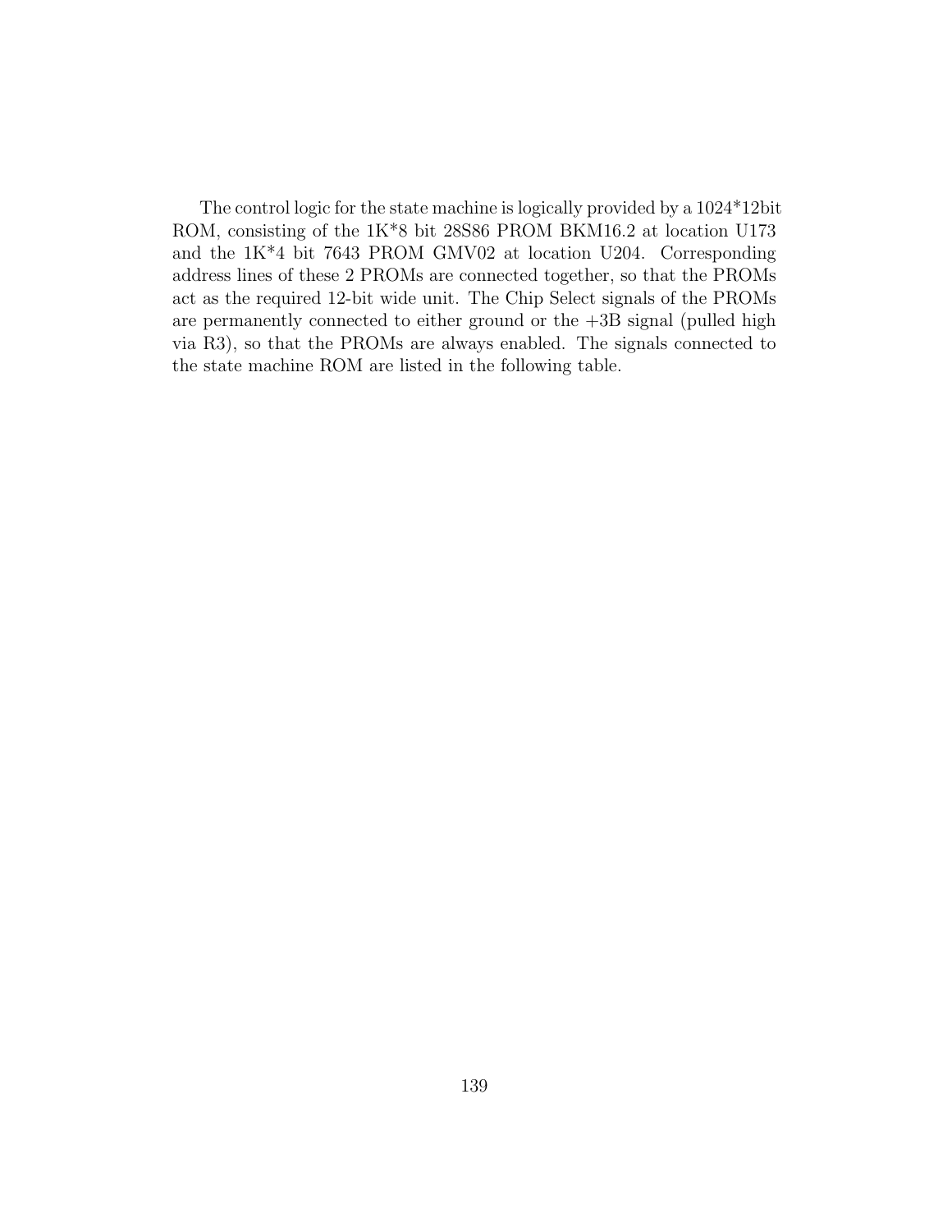The control logic for the state machine is logically provided by a 1024*12bit ROM, consisting of the 1K*8 bit 28S86 PROM BKM16.2 at location U173 and the 1K*4 bit 7643 PROM GMV02 at location U204. Corresponding address lines of these 2 PROMs are connected together, so that the PROMs act as the required 12-bit wide unit. The Chip Select signals of the PROMs are permanently connected to either ground or the +3B signal (pulled high via R3), so that the PROMs are always enabled. The signals connected to the state machine ROM are listed in the following table.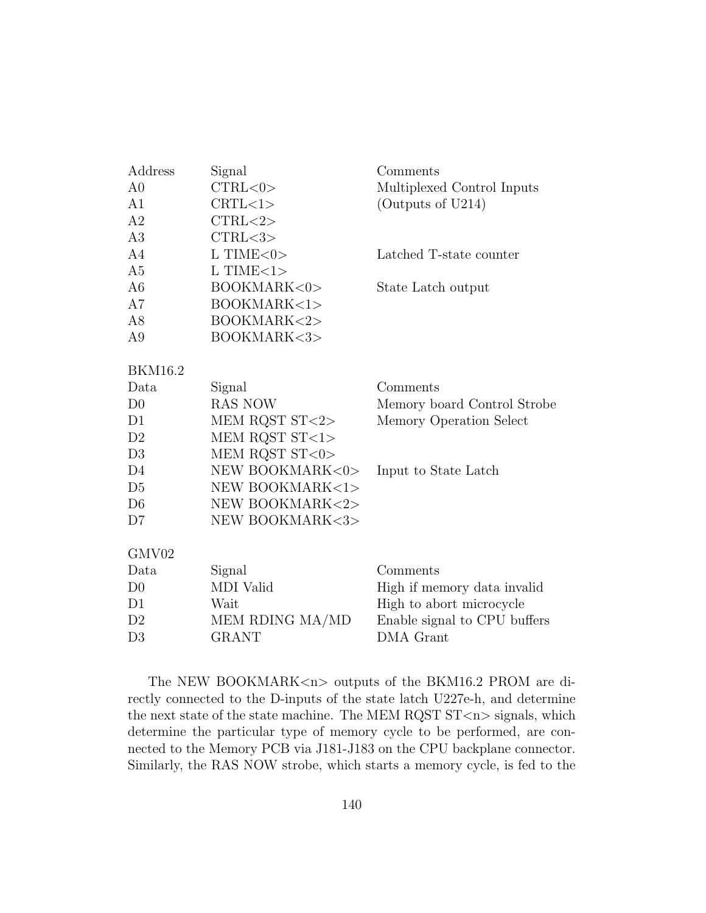| Address | Signal | Comments |
|---|---|---|
| A0 | CTRL<0> | Multiplexed Control Inputs |
| A1 | CRTL<1> | (Outputs of U214) |
| A2 | CTRL<2> | |
| A3 | CTRL<3> | |
| A4 | L TIME<0> | Latched T-state counter |
| A5 | L TIME<1> | |
| A6 | BOOKMARK<0> | State Latch output |
| A7 | BOOKMARK<1> | |
| A8 | BOOKMARK<2> | |
| A9 | BOOKMARK<3> | |

BKM16.2

| Data | Signal | Comments |
|---|---|---|
| D0 | RAS NOW | Memory board Control Strobe |
| D1 | MEM RQST ST<2> | Memory Operation Select |
| D2 | MEM RQST ST<1> | |
| D3 | MEM RQST ST<0> | |
| D4 | NEW BOOKMARK<0> | Input to State Latch |
| D5 | NEW BOOKMARK<1> | |
| D6 | NEW BOOKMARK<2> | |
| D7 | NEW BOOKMARK<3> | |

GMV02

| Data | Signal | Comments |
|---|---|---|
| D0 | MDI Valid | High if memory data invalid |
| D1 | Wait | High to abort microcycle |
| D2 | MEM RDING MA/MD | Enable signal to CPU buffers |
| D3 | GRANT | DMA Grant |

The NEW BOOKMARK<n> outputs of the BKM16.2 PROM are directly connected to the D-inputs of the state latch U227e-h, and determine the next state of the state machine. The MEM RQST ST<n> signals, which determine the particular type of memory cycle to be performed, are connected to the Memory PCB via J181-J183 on the CPU backplane connector. Similarly, the RAS NOW strobe, which starts a memory cycle, is fed to the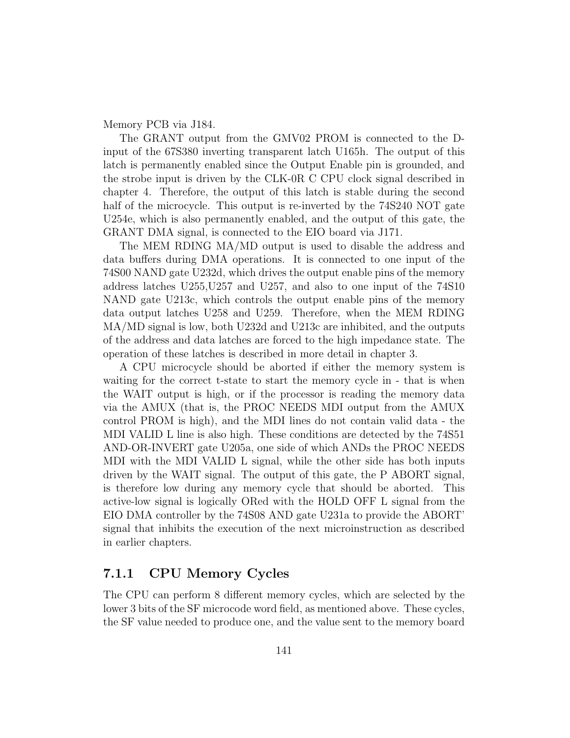Memory PCB via J184.

The GRANT output from the GMV02 PROM is connected to the D-input of the 67S380 inverting transparent latch U165h. The output of this latch is permanently enabled since the Output Enable pin is grounded, and the strobe input is driven by the CLK-0R C CPU clock signal described in chapter 4. Therefore, the output of this latch is stable during the second half of the microcycle. This output is re-inverted by the 74S240 NOT gate U254e, which is also permanently enabled, and the output of this gate, the GRANT DMA signal, is connected to the EIO board via J171.

The MEM RDING MA/MD output is used to disable the address and data buffers during DMA operations. It is connected to one input of the 74S00 NAND gate U232d, which drives the output enable pins of the memory address latches U255,U257 and U257, and also to one input of the 74S10 NAND gate U213c, which controls the output enable pins of the memory data output latches U258 and U259. Therefore, when the MEM RDING MA/MD signal is low, both U232d and U213c are inhibited, and the outputs of the address and data latches are forced to the high impedance state. The operation of these latches is described in more detail in chapter 3.

A CPU microcycle should be aborted if either the memory system is waiting for the correct t-state to start the memory cycle in - that is when the WAIT output is high, or if the processor is reading the memory data via the AMUX (that is, the PROC NEEDS MDI output from the AMUX control PROM is high), and the MDI lines do not contain valid data - the MDI VALID L line is also high. These conditions are detected by the 74S51 AND-OR-INVERT gate U205a, one side of which ANDs the PROC NEEDS MDI with the MDI VALID L signal, while the other side has both inputs driven by the WAIT signal. The output of this gate, the P ABORT signal, is therefore low during any memory cycle that should be aborted. This active-low signal is logically ORed with the HOLD OFF L signal from the EIO DMA controller by the 74S08 AND gate U231a to provide the ABORT' signal that inhibits the execution of the next microinstruction as described in earlier chapters.

### 7.1.1 CPU Memory Cycles

The CPU can perform 8 different memory cycles, which are selected by the lower 3 bits of the SF microcode word field, as mentioned above. These cycles, the SF value needed to produce one, and the value sent to the memory board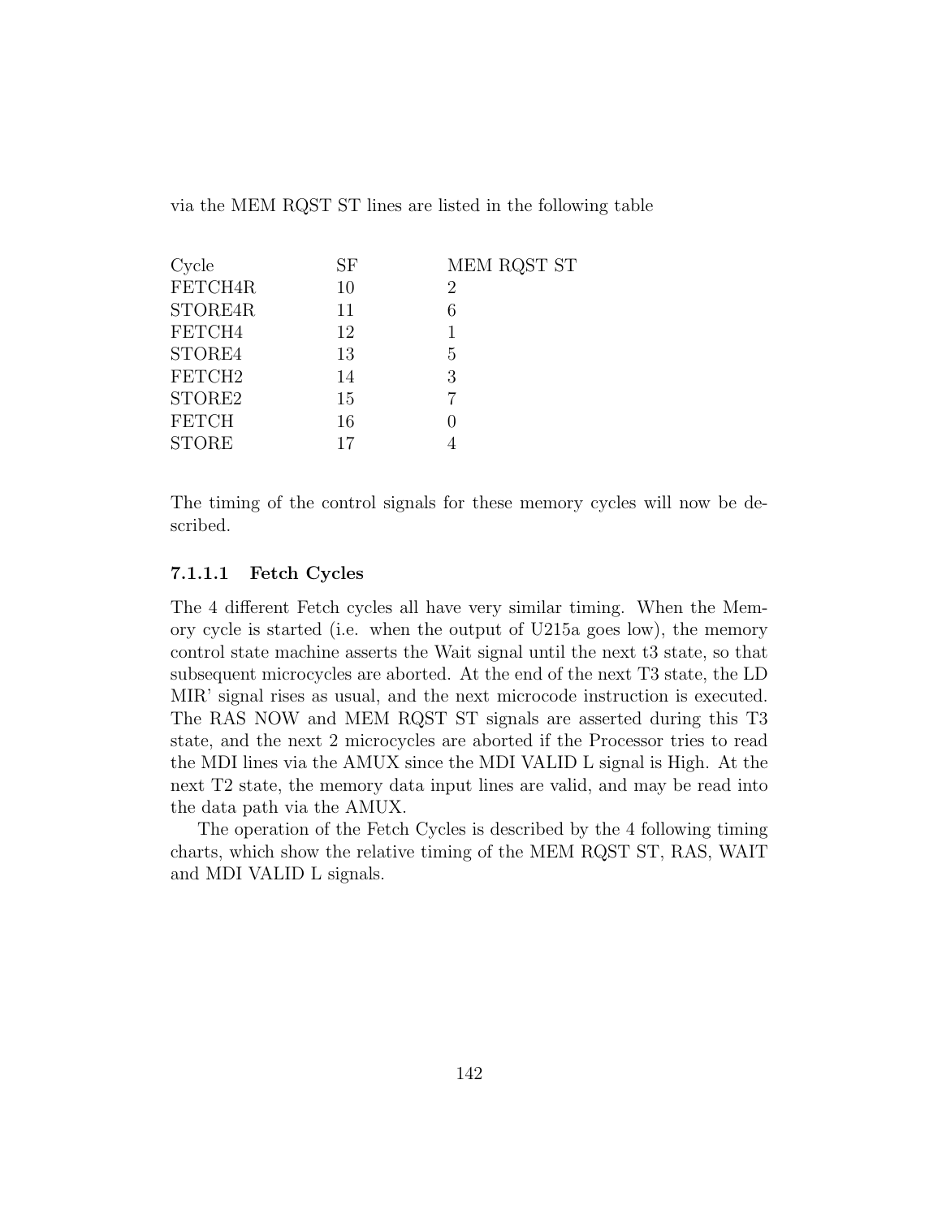via the MEM RQST ST lines are listed in the following table

| Cycle | SF | MEM RQST ST |
|---|---|---|
| FETCH4R | 10 | 2 |
| STORE4R | 11 | 6 |
| FETCH4 | 12 | 1 |
| STORE4 | 13 | 5 |
| FETCH2 | 14 | 3 |
| STORE2 | 15 | 7 |
| FETCH | 16 | 0 |
| STORE | 17 | 4 |

The timing of the control signals for these memory cycles will now be described.

#### 7.1.1.1 Fetch Cycles

The 4 different Fetch cycles all have very similar timing. When the Memory cycle is started (i.e. when the output of U215a goes low), the memory control state machine asserts the Wait signal until the next t3 state, so that subsequent microcycles are aborted. At the end of the next T3 state, the LD MIR' signal rises as usual, and the next microcode instruction is executed. The RAS NOW and MEM RQST ST signals are asserted during this T3 state, and the next 2 microcycles are aborted if the Processor tries to read the MDI lines via the AMUX since the MDI VALID L signal is High. At the next T2 state, the memory data input lines are valid, and may be read into the data path via the AMUX.

The operation of the Fetch Cycles is described by the 4 following timing charts, which show the relative timing of the MEM RQST ST, RAS, WAIT and MDI VALID L signals.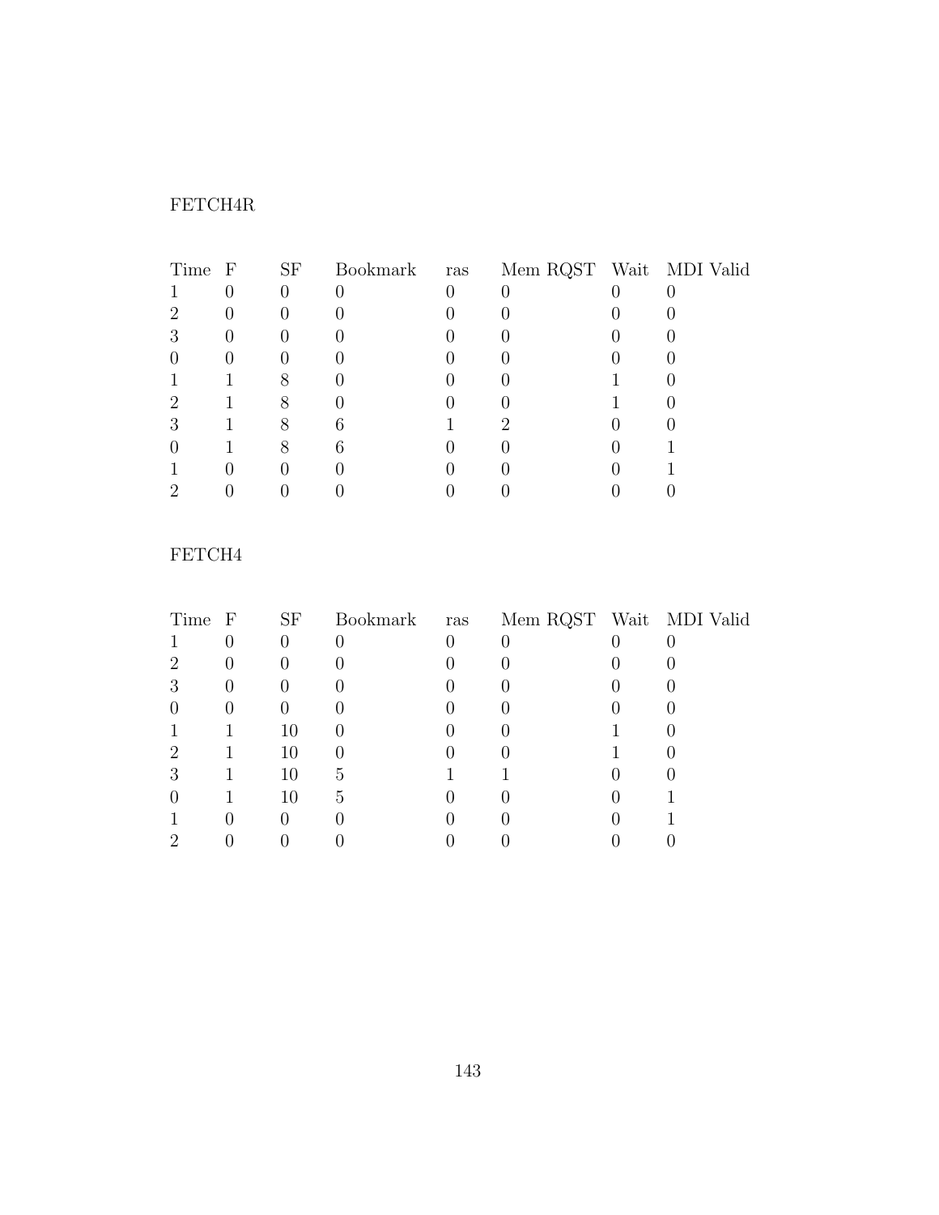FETCH4R

| Time | F | SF | Bookmark | ras | Mem RQST | Wait | MDI Valid |
|---|---|---|---|---|---|---|---|
| 1 | 0 | 0 | 0 | 0 | 0 | 0 | 0 |
| 2 | 0 | 0 | 0 | 0 | 0 | 0 | 0 |
| 3 | 0 | 0 | 0 | 0 | 0 | 0 | 0 |
| 0 | 0 | 0 | 0 | 0 | 0 | 0 | 0 |
| 1 | 1 | 8 | 0 | 0 | 0 | 1 | 0 |
| 2 | 1 | 8 | 0 | 0 | 0 | 1 | 0 |
| 3 | 1 | 8 | 6 | 1 | 2 | 0 | 0 |
| 0 | 1 | 8 | 6 | 0 | 0 | 0 | 1 |
| 1 | 0 | 0 | 0 | 0 | 0 | 0 | 1 |
| 2 | 0 | 0 | 0 | 0 | 0 | 0 | 0 |

FETCH4

| Time | F | SF | Bookmark | ras | Mem RQST | Wait | MDI Valid |
|---|---|---|---|---|---|---|---|
| 1 | 0 | 0 | 0 | 0 | 0 | 0 | 0 |
| 2 | 0 | 0 | 0 | 0 | 0 | 0 | 0 |
| 3 | 0 | 0 | 0 | 0 | 0 | 0 | 0 |
| 0 | 0 | 0 | 0 | 0 | 0 | 0 | 0 |
| 1 | 1 | 10 | 0 | 0 | 0 | 1 | 0 |
| 2 | 1 | 10 | 0 | 0 | 0 | 1 | 0 |
| 3 | 1 | 10 | 5 | 1 | 1 | 0 | 0 |
| 0 | 1 | 10 | 5 | 0 | 0 | 0 | 1 |
| 1 | 0 | 0 | 0 | 0 | 0 | 0 | 1 |
| 2 | 0 | 0 | 0 | 0 | 0 | 0 | 0 |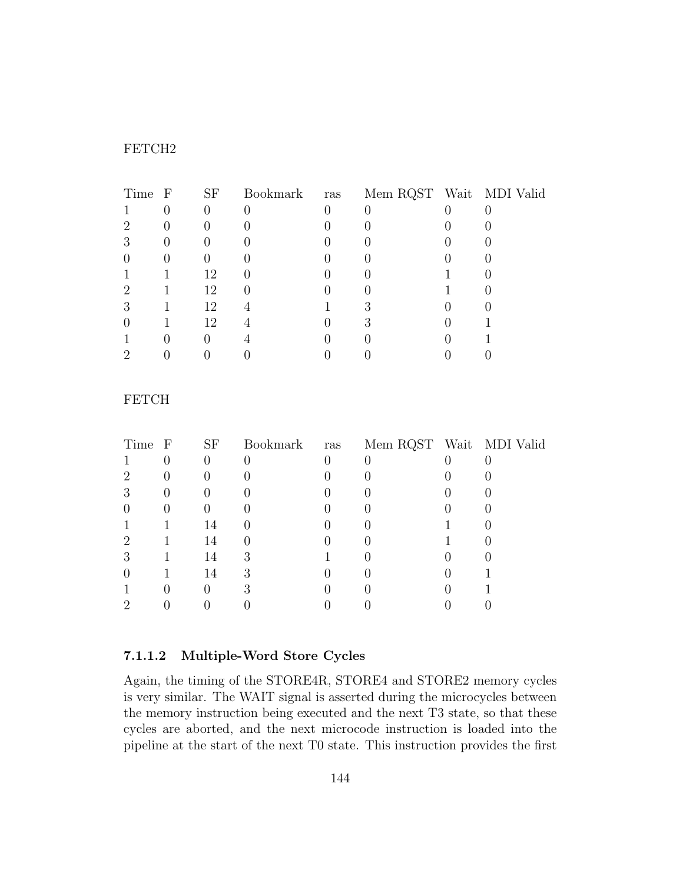FETCH2

| Time | F | SF | Bookmark | ras | Mem RQST | Wait | MDI Valid |
|---|---|---|---|---|---|---|---|
| 1 | 0 | 0 | 0 | 0 | 0 | 0 | 0 |
| 2 | 0 | 0 | 0 | 0 | 0 | 0 | 0 |
| 3 | 0 | 0 | 0 | 0 | 0 | 0 | 0 |
| 0 | 0 | 0 | 0 | 0 | 0 | 0 | 0 |
| 1 | 1 | 12 | 0 | 0 | 0 | 1 | 0 |
| 2 | 1 | 12 | 0 | 0 | 0 | 1 | 0 |
| 3 | 1 | 12 | 4 | 1 | 3 | 0 | 0 |
| 0 | 1 | 12 | 4 | 0 | 3 | 0 | 1 |
| 1 | 0 | 0 | 4 | 0 | 0 | 0 | 1 |
| 2 | 0 | 0 | 0 | 0 | 0 | 0 | 0 |

FETCH

| Time | F | SF | Bookmark | ras | Mem RQST | Wait | MDI Valid |
|---|---|---|---|---|---|---|---|
| 1 | 0 | 0 | 0 | 0 | 0 | 0 | 0 |
| 2 | 0 | 0 | 0 | 0 | 0 | 0 | 0 |
| 3 | 0 | 0 | 0 | 0 | 0 | 0 | 0 |
| 0 | 0 | 0 | 0 | 0 | 0 | 0 | 0 |
| 1 | 1 | 14 | 0 | 0 | 0 | 1 | 0 |
| 2 | 1 | 14 | 0 | 0 | 0 | 1 | 0 |
| 3 | 1 | 14 | 3 | 1 | 0 | 0 | 0 |
| 0 | 1 | 14 | 3 | 0 | 0 | 0 | 1 |
| 1 | 0 | 0 | 3 | 0 | 0 | 0 | 1 |
| 2 | 0 | 0 | 0 | 0 | 0 | 0 | 0 |

#### 7.1.1.2 Multiple-Word Store Cycles

Again, the timing of the STORE4R, STORE4 and STORE2 memory cycles is very similar. The WAIT signal is asserted during the microcycles between the memory instruction being executed and the next T3 state, so that these cycles are aborted, and the next microcode instruction is loaded into the pipeline at the start of the next T0 state. This instruction provides the first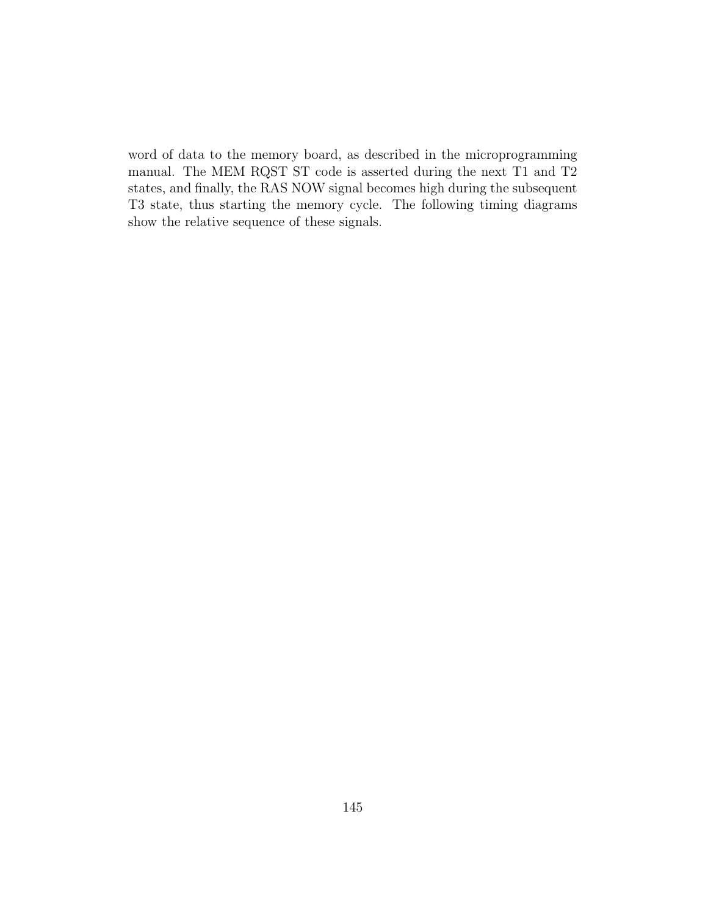word of data to the memory board, as described in the microprogramming manual. The MEM RQST ST code is asserted during the next T1 and T2 states, and finally, the RAS NOW signal becomes high during the subsequent T3 state, thus starting the memory cycle. The following timing diagrams show the relative sequence of these signals.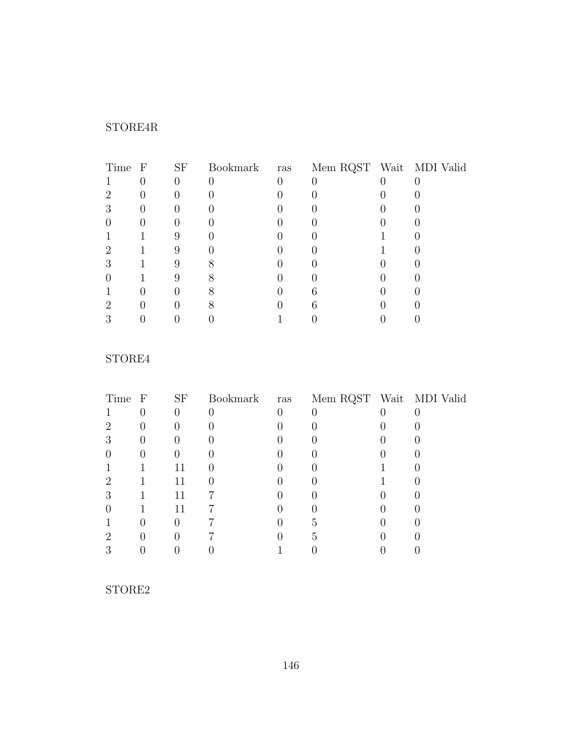STORE4R

| Time | F | SF | Bookmark | ras | Mem RQST | Wait | MDI Valid |
|---|---|---|---|---|---|---|---|
| 1 | 0 | 0 | 0 | 0 | 0 | 0 | 0 |
| 2 | 0 | 0 | 0 | 0 | 0 | 0 | 0 |
| 3 | 0 | 0 | 0 | 0 | 0 | 0 | 0 |
| 0 | 0 | 0 | 0 | 0 | 0 | 0 | 0 |
| 1 | 1 | 9 | 0 | 0 | 0 | 1 | 0 |
| 2 | 1 | 9 | 0 | 0 | 0 | 1 | 0 |
| 3 | 1 | 9 | 8 | 0 | 0 | 0 | 0 |
| 0 | 1 | 9 | 8 | 0 | 0 | 0 | 0 |
| 1 | 0 | 0 | 8 | 0 | 6 | 0 | 0 |
| 2 | 0 | 0 | 8 | 0 | 6 | 0 | 0 |
| 3 | 0 | 0 | 0 | 1 | 0 | 0 | 0 |

STORE4

| Time | F | SF | Bookmark | ras | Mem RQST | Wait | MDI Valid |
|---|---|---|---|---|---|---|---|
| 1 | 0 | 0 | 0 | 0 | 0 | 0 | 0 |
| 2 | 0 | 0 | 0 | 0 | 0 | 0 | 0 |
| 3 | 0 | 0 | 0 | 0 | 0 | 0 | 0 |
| 0 | 0 | 0 | 0 | 0 | 0 | 0 | 0 |
| 1 | 1 | 11 | 0 | 0 | 0 | 1 | 0 |
| 2 | 1 | 11 | 0 | 0 | 0 | 1 | 0 |
| 3 | 1 | 11 | 7 | 0 | 0 | 0 | 0 |
| 0 | 1 | 11 | 7 | 0 | 0 | 0 | 0 |
| 1 | 0 | 0 | 7 | 0 | 5 | 0 | 0 |
| 2 | 0 | 0 | 7 | 0 | 5 | 0 | 0 |
| 3 | 0 | 0 | 0 | 1 | 0 | 0 | 0 |

STORE2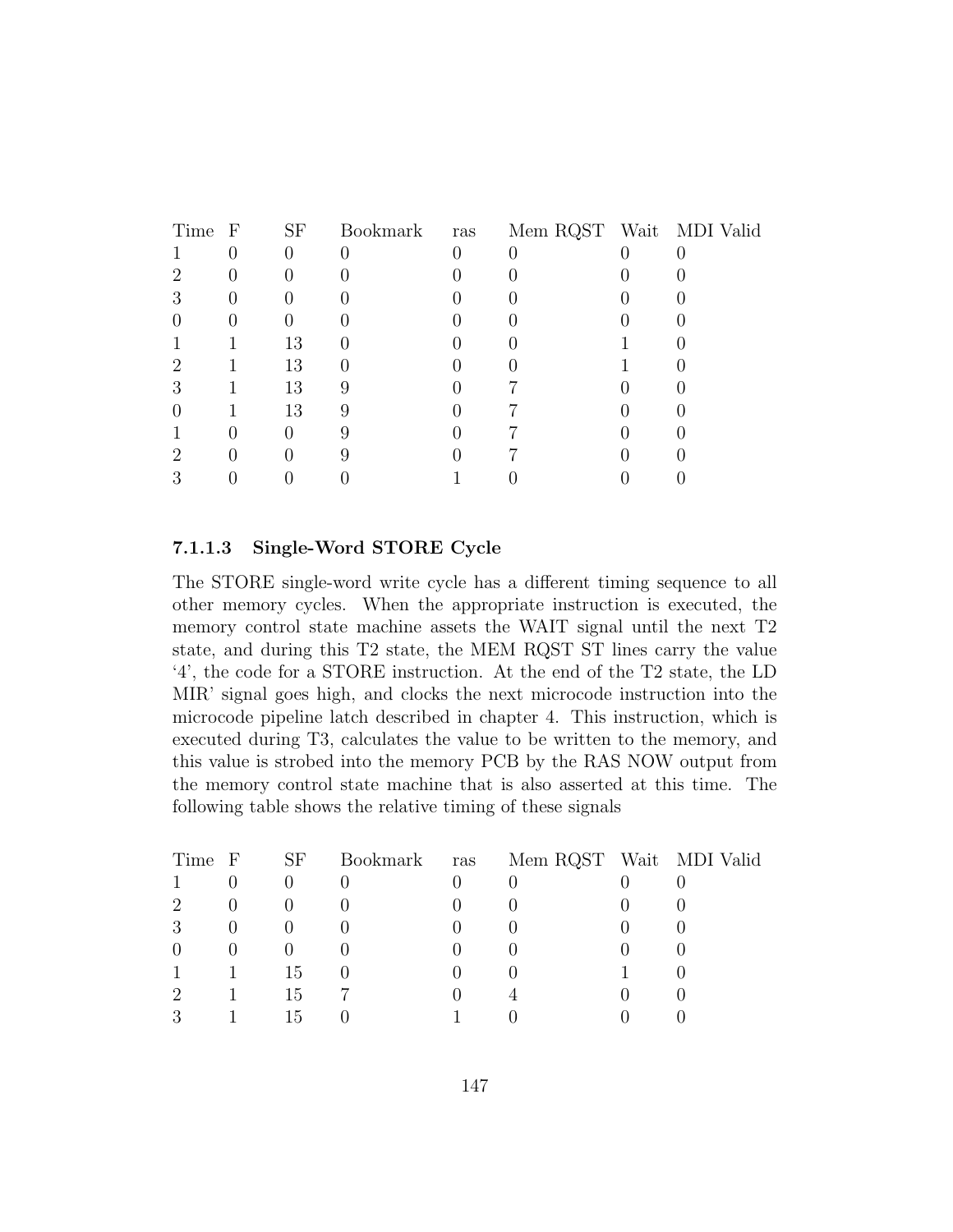| Time | F | SF | Bookmark | ras | Mem RQST | Wait | MDI Valid |
|---|---|---|---|---|---|---|---|
| 1 | 0 | 0 | 0 | 0 | 0 | 0 | 0 |
| 2 | 0 | 0 | 0 | 0 | 0 | 0 | 0 |
| 3 | 0 | 0 | 0 | 0 | 0 | 0 | 0 |
| 0 | 0 | 0 | 0 | 0 | 0 | 0 | 0 |
| 1 | 1 | 13 | 0 | 0 | 0 | 1 | 0 |
| 2 | 1 | 13 | 0 | 0 | 0 | 1 | 0 |
| 3 | 1 | 13 | 9 | 0 | 7 | 0 | 0 |
| 0 | 1 | 13 | 9 | 0 | 7 | 0 | 0 |
| 1 | 0 | 0 | 9 | 0 | 7 | 0 | 0 |
| 2 | 0 | 0 | 9 | 0 | 7 | 0 | 0 |
| 3 | 0 | 0 | 0 | 1 | 0 | 0 | 0 |

#### 7.1.1.3 Single-Word STORE Cycle

The STORE single-word write cycle has a different timing sequence to all other memory cycles. When the appropriate instruction is executed, the memory control state machine assets the WAIT signal until the next T2 state, and during this T2 state, the MEM RQST ST lines carry the value '4', the code for a STORE instruction. At the end of the T2 state, the LD MIR' signal goes high, and clocks the next microcode instruction into the microcode pipeline latch described in chapter 4. This instruction, which is executed during T3, calculates the value to be written to the memory, and this value is strobed into the memory PCB by the RAS NOW output from the memory control state machine that is also asserted at this time. The following table shows the relative timing of these signals

| Time | F | SF | Bookmark | ras | Mem RQST | Wait | MDI Valid |
|---|---|---|---|---|---|---|---|
| 1 | 0 | 0 | 0 | 0 | 0 | 0 | 0 |
| 2 | 0 | 0 | 0 | 0 | 0 | 0 | 0 |
| 3 | 0 | 0 | 0 | 0 | 0 | 0 | 0 |
| 0 | 0 | 0 | 0 | 0 | 0 | 0 | 0 |
| 1 | 1 | 15 | 0 | 0 | 0 | 1 | 0 |
| 2 | 1 | 15 | 7 | 0 | 4 | 0 | 0 |
| 3 | 1 | 15 | 0 | 1 | 0 | 0 | 0 |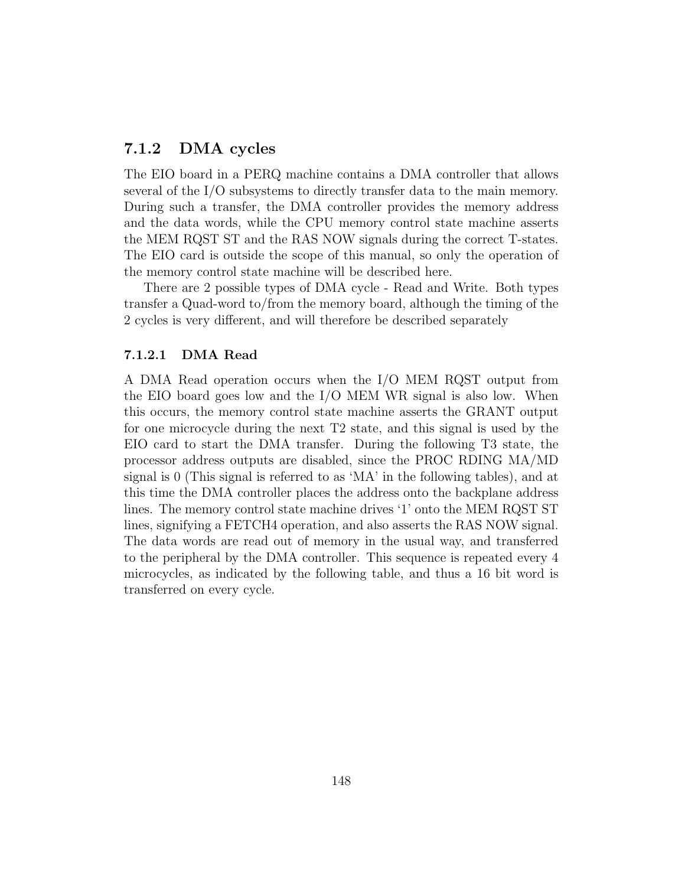### 7.1.2 DMA cycles

The EIO board in a PERQ machine contains a DMA controller that allows several of the I/O subsystems to directly transfer data to the main memory. During such a transfer, the DMA controller provides the memory address and the data words, while the CPU memory control state machine asserts the MEM RQST ST and the RAS NOW signals during the correct T-states. The EIO card is outside the scope of this manual, so only the operation of the memory control state machine will be described here.

There are 2 possible types of DMA cycle - Read and Write. Both types transfer a Quad-word to/from the memory board, although the timing of the 2 cycles is very different, and will therefore be described separately

#### 7.1.2.1 DMA Read

A DMA Read operation occurs when the I/O MEM RQST output from the EIO board goes low and the I/O MEM WR signal is also low. When this occurs, the memory control state machine asserts the GRANT output for one microcycle during the next T2 state, and this signal is used by the EIO card to start the DMA transfer. During the following T3 state, the processor address outputs are disabled, since the PROC RDING MA/MD signal is 0 (This signal is referred to as 'MA' in the following tables), and at this time the DMA controller places the address onto the backplane address lines. The memory control state machine drives '1' onto the MEM RQST ST lines, signifying a FETCH4 operation, and also asserts the RAS NOW signal. The data words are read out of memory in the usual way, and transferred to the peripheral by the DMA controller. This sequence is repeated every 4 microcycles, as indicated by the following table, and thus a 16 bit word is transferred on every cycle.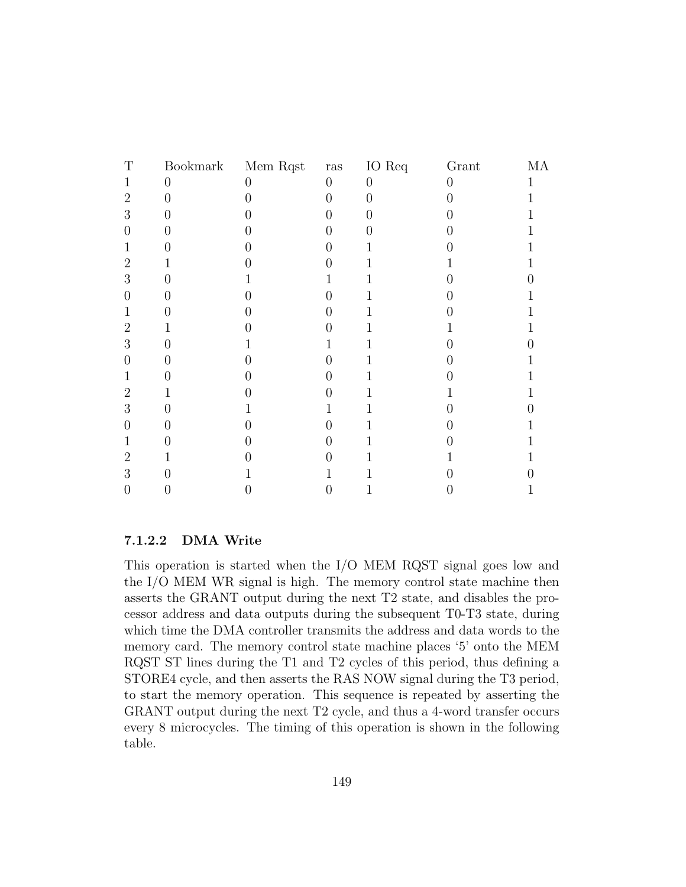| T | Bookmark | Mem Rqst | ras | IO Req | Grant | MA |
|---|---|---|---|---|---|---|
| 1 | 0 | 0 | 0 | 0 | 0 | 1 |
| 2 | 0 | 0 | 0 | 0 | 0 | 1 |
| 3 | 0 | 0 | 0 | 0 | 0 | 1 |
| 0 | 0 | 0 | 0 | 0 | 0 | 1 |
| 1 | 0 | 0 | 0 | 1 | 0 | 1 |
| 2 | 1 | 0 | 0 | 1 | 1 | 1 |
| 3 | 0 | 1 | 1 | 1 | 0 | 0 |
| 0 | 0 | 0 | 0 | 1 | 0 | 1 |
| 1 | 0 | 0 | 0 | 1 | 0 | 1 |
| 2 | 1 | 0 | 0 | 1 | 1 | 1 |
| 3 | 0 | 1 | 1 | 1 | 0 | 0 |
| 0 | 0 | 0 | 0 | 1 | 0 | 1 |
| 1 | 0 | 0 | 0 | 1 | 0 | 1 |
| 2 | 1 | 0 | 0 | 1 | 1 | 1 |
| 3 | 0 | 1 | 1 | 1 | 0 | 0 |
| 0 | 0 | 0 | 0 | 1 | 0 | 1 |
| 1 | 0 | 0 | 0 | 1 | 0 | 1 |
| 2 | 1 | 0 | 0 | 1 | 1 | 1 |
| 3 | 0 | 1 | 1 | 1 | 0 | 0 |
| 0 | 0 | 0 | 0 | 1 | 0 | 1 |

#### 7.1.2.2 DMA Write

This operation is started when the I/O MEM RQST signal goes low and the I/O MEM WR signal is high. The memory control state machine then asserts the GRANT output during the next T2 state, and disables the processor address and data outputs during the subsequent T0-T3 state, during which time the DMA controller transmits the address and data words to the memory card. The memory control state machine places '5' onto the MEM RQST ST lines during the T1 and T2 cycles of this period, thus defining a STORE4 cycle, and then asserts the RAS NOW signal during the T3 period, to start the memory operation. This sequence is repeated by asserting the GRANT output during the next T2 cycle, and thus a 4-word transfer occurs every 8 microcycles. The timing of this operation is shown in the following table.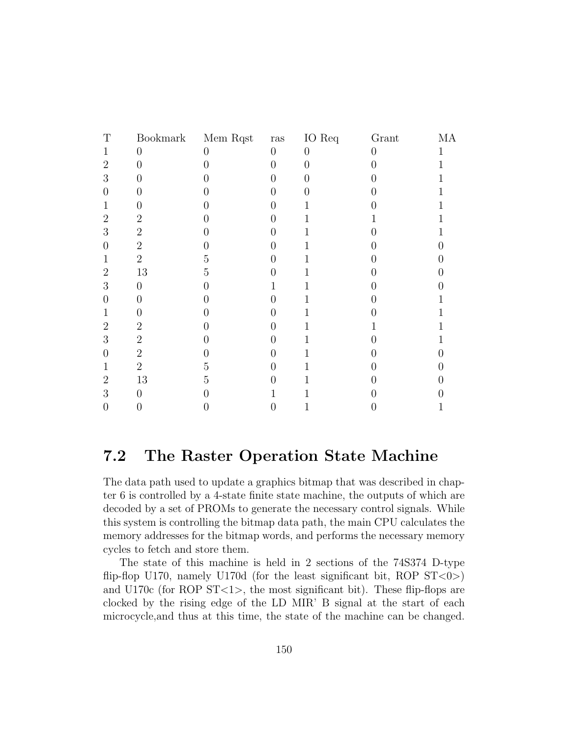| T | Bookmark | Mem Rqst | ras | IO Req | Grant | MA |
|---|---|---|---|---|---|---|
| 1 | 0 | 0 | 0 | 0 | 0 | 1 |
| 2 | 0 | 0 | 0 | 0 | 0 | 1 |
| 3 | 0 | 0 | 0 | 0 | 0 | 1 |
| 0 | 0 | 0 | 0 | 0 | 0 | 1 |
| 1 | 0 | 0 | 0 | 1 | 0 | 1 |
| 2 | 2 | 0 | 0 | 1 | 1 | 1 |
| 3 | 2 | 0 | 0 | 1 | 0 | 1 |
| 0 | 2 | 0 | 0 | 1 | 0 | 0 |
| 1 | 2 | 5 | 0 | 1 | 0 | 0 |
| 2 | 13 | 5 | 0 | 1 | 0 | 0 |
| 3 | 0 | 0 | 1 | 1 | 0 | 0 |
| 0 | 0 | 0 | 0 | 1 | 0 | 1 |
| 1 | 0 | 0 | 0 | 1 | 0 | 1 |
| 2 | 2 | 0 | 0 | 1 | 1 | 1 |
| 3 | 2 | 0 | 0 | 1 | 0 | 1 |
| 0 | 2 | 0 | 0 | 1 | 0 | 0 |
| 1 | 2 | 5 | 0 | 1 | 0 | 0 |
| 2 | 13 | 5 | 0 | 1 | 0 | 0 |
| 3 | 0 | 0 | 1 | 1 | 0 | 0 |
| 0 | 0 | 0 | 0 | 1 | 0 | 1 |

## 7.2 The Raster Operation State Machine

The data path used to update a graphics bitmap that was described in chapter 6 is controlled by a 4-state finite state machine, the outputs of which are decoded by a set of PROMs to generate the necessary control signals. While this system is controlling the bitmap data path, the main CPU calculates the memory addresses for the bitmap words, and performs the necessary memory cycles to fetch and store them.

The state of this machine is held in 2 sections of the 74S374 D-type flip-flop U170, namely U170d (for the least significant bit, ROP ST<0>) and U170c (for ROP ST<1>, the most significant bit). These flip-flops are clocked by the rising edge of the LD MIR' B signal at the start of each microcycle,and thus at this time, the state of the machine can be changed.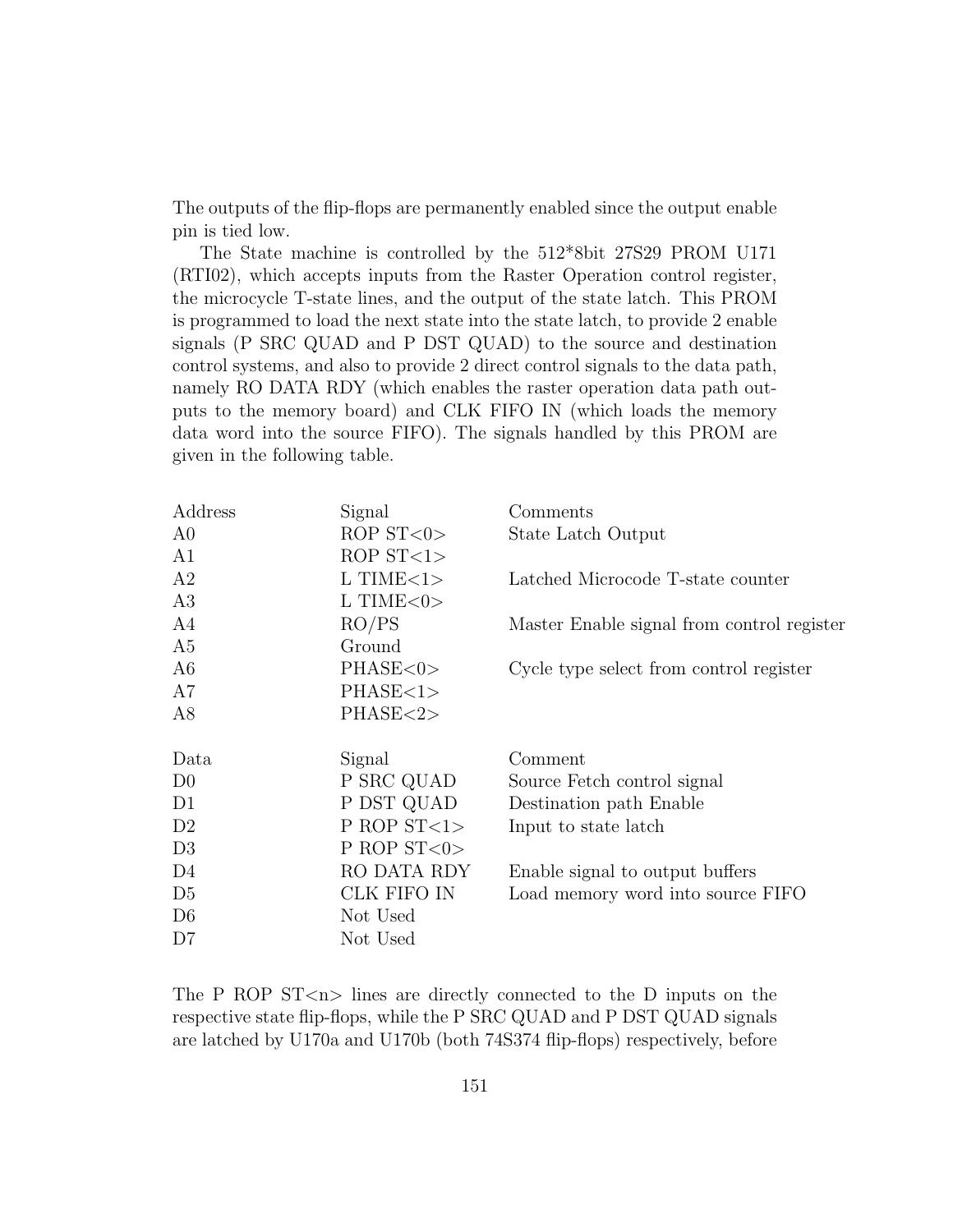The outputs of the flip-flops are permanently enabled since the output enable pin is tied low.

The State machine is controlled by the 512*8bit 27S29 PROM U171 (RTI02), which accepts inputs from the Raster Operation control register, the microcycle T-state lines, and the output of the state latch. This PROM is programmed to load the next state into the state latch, to provide 2 enable signals (P SRC QUAD and P DST QUAD) to the source and destination control systems, and also to provide 2 direct control signals to the data path, namely RO DATA RDY (which enables the raster operation data path outputs to the memory board) and CLK FIFO IN (which loads the memory data word into the source FIFO). The signals handled by this PROM are given in the following table.

| Address | Signal | Comments |
|---|---|---|
| A0 | ROP ST<0> | State Latch Output |
| A1 | ROP ST<1> | |
| A2 | L TIME<1> | Latched Microcode T-state counter |
| A3 | L TIME<0> | |
| A4 | RO/PS | Master Enable signal from control register |
| A5 | Ground | |
| A6 | PHASE<0> | Cycle type select from control register |
| A7 | PHASE<1> | |
| A8 | PHASE<2> | |

| Data | Signal | Comment |
|---|---|---|
| D0 | P SRC QUAD | Source Fetch control signal |
| D1 | P DST QUAD | Destination path Enable |
| D2 | P ROP ST<1> | Input to state latch |
| D3 | P ROP ST<0> | |
| D4 | RO DATA RDY | Enable signal to output buffers |
| D5 | CLK FIFO IN | Load memory word into source FIFO |
| D6 | Not Used | |
| D7 | Not Used | |

The P ROP ST<n> lines are directly connected to the D inputs on the respective state flip-flops, while the P SRC QUAD and P DST QUAD signals are latched by U170a and U170b (both 74S374 flip-flops) respectively, before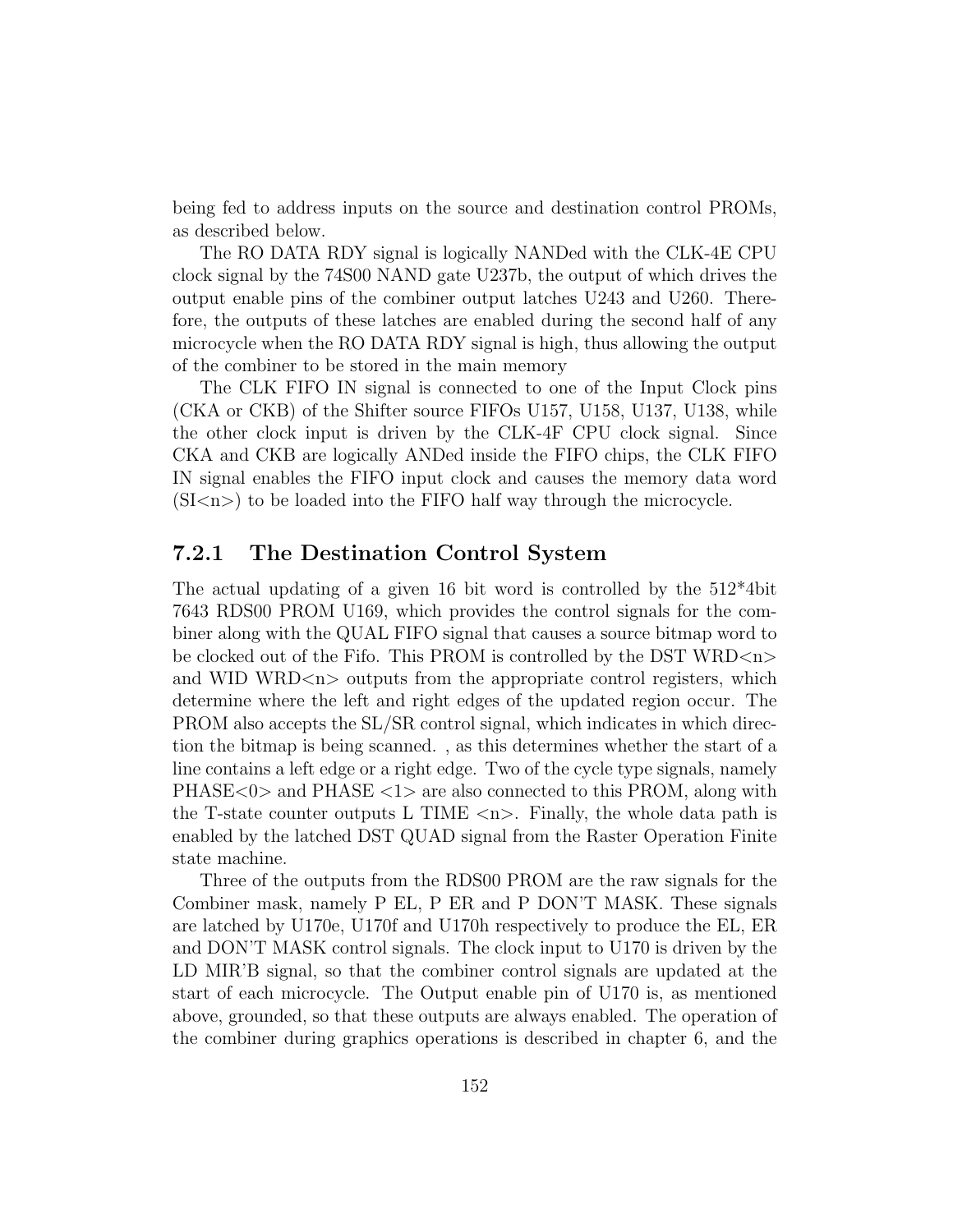being fed to address inputs on the source and destination control PROMs, as described below.

The RO DATA RDY signal is logically NANDed with the CLK-4E CPU clock signal by the 74S00 NAND gate U237b, the output of which drives the output enable pins of the combiner output latches U243 and U260. Therefore, the outputs of these latches are enabled during the second half of any microcycle when the RO DATA RDY signal is high, thus allowing the output of the combiner to be stored in the main memory

The CLK FIFO IN signal is connected to one of the Input Clock pins (CKA or CKB) of the Shifter source FIFOs U157, U158, U137, U138, while the other clock input is driven by the CLK-4F CPU clock signal. Since CKA and CKB are logically ANDed inside the FIFO chips, the CLK FIFO IN signal enables the FIFO input clock and causes the memory data word (SI<n>) to be loaded into the FIFO half way through the microcycle.

### 7.2.1 The Destination Control System

The actual updating of a given 16 bit word is controlled by the 512*4bit 7643 RDS00 PROM U169, which provides the control signals for the combiner along with the QUAL FIFO signal that causes a source bitmap word to be clocked out of the Fifo. This PROM is controlled by the DST WRD<n> and WID WRD<n> outputs from the appropriate control registers, which determine where the left and right edges of the updated region occur. The PROM also accepts the SL/SR control signal, which indicates in which direction the bitmap is being scanned. , as this determines whether the start of a line contains a left edge or a right edge. Two of the cycle type signals, namely PHASE<0> and PHASE <1> are also connected to this PROM, along with the T-state counter outputs L TIME <n>. Finally, the whole data path is enabled by the latched DST QUAD signal from the Raster Operation Finite state machine.

Three of the outputs from the RDS00 PROM are the raw signals for the Combiner mask, namely P EL, P ER and P DON'T MASK. These signals are latched by U170e, U170f and U170h respectively to produce the EL, ER and DON'T MASK control signals. The clock input to U170 is driven by the LD MIR'B signal, so that the combiner control signals are updated at the start of each microcycle. The Output enable pin of U170 is, as mentioned above, grounded, so that these outputs are always enabled. The operation of the combiner during graphics operations is described in chapter 6, and the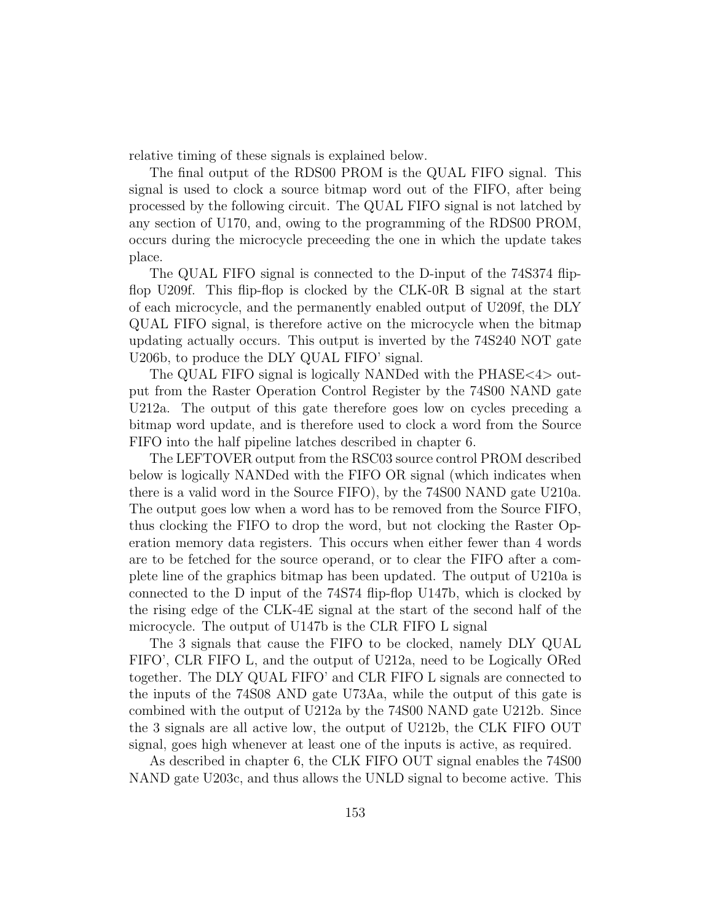relative timing of these signals is explained below.

The final output of the RDS00 PROM is the QUAL FIFO signal. This signal is used to clock a source bitmap word out of the FIFO, after being processed by the following circuit. The QUAL FIFO signal is not latched by any section of U170, and, owing to the programming of the RDS00 PROM, occurs during the microcycle preceeding the one in which the update takes place.

The QUAL FIFO signal is connected to the D-input of the 74S374 flip-flop U209f. This flip-flop is clocked by the CLK-0R B signal at the start of each microcycle, and the permanently enabled output of U209f, the DLY QUAL FIFO signal, is therefore active on the microcycle when the bitmap updating actually occurs. This output is inverted by the 74S240 NOT gate U206b, to produce the DLY QUAL FIFO' signal.

The QUAL FIFO signal is logically NANDed with the PHASE<4> output from the Raster Operation Control Register by the 74S00 NAND gate U212a. The output of this gate therefore goes low on cycles preceding a bitmap word update, and is therefore used to clock a word from the Source FIFO into the half pipeline latches described in chapter 6.

The LEFTOVER output from the RSC03 source control PROM described below is logically NANDed with the FIFO OR signal (which indicates when there is a valid word in the Source FIFO), by the 74S00 NAND gate U210a. The output goes low when a word has to be removed from the Source FIFO, thus clocking the FIFO to drop the word, but not clocking the Raster Operation memory data registers. This occurs when either fewer than 4 words are to be fetched for the source operand, or to clear the FIFO after a complete line of the graphics bitmap has been updated. The output of U210a is connected to the D input of the 74S74 flip-flop U147b, which is clocked by the rising edge of the CLK-4E signal at the start of the second half of the microcycle. The output of U147b is the CLR FIFO L signal

The 3 signals that cause the FIFO to be clocked, namely DLY QUAL FIFO', CLR FIFO L, and the output of U212a, need to be Logically ORed together. The DLY QUAL FIFO' and CLR FIFO L signals are connected to the inputs of the 74S08 AND gate U73Aa, while the output of this gate is combined with the output of U212a by the 74S00 NAND gate U212b. Since the 3 signals are all active low, the output of U212b, the CLK FIFO OUT signal, goes high whenever at least one of the inputs is active, as required.

As described in chapter 6, the CLK FIFO OUT signal enables the 74S00 NAND gate U203c, and thus allows the UNLD signal to become active. This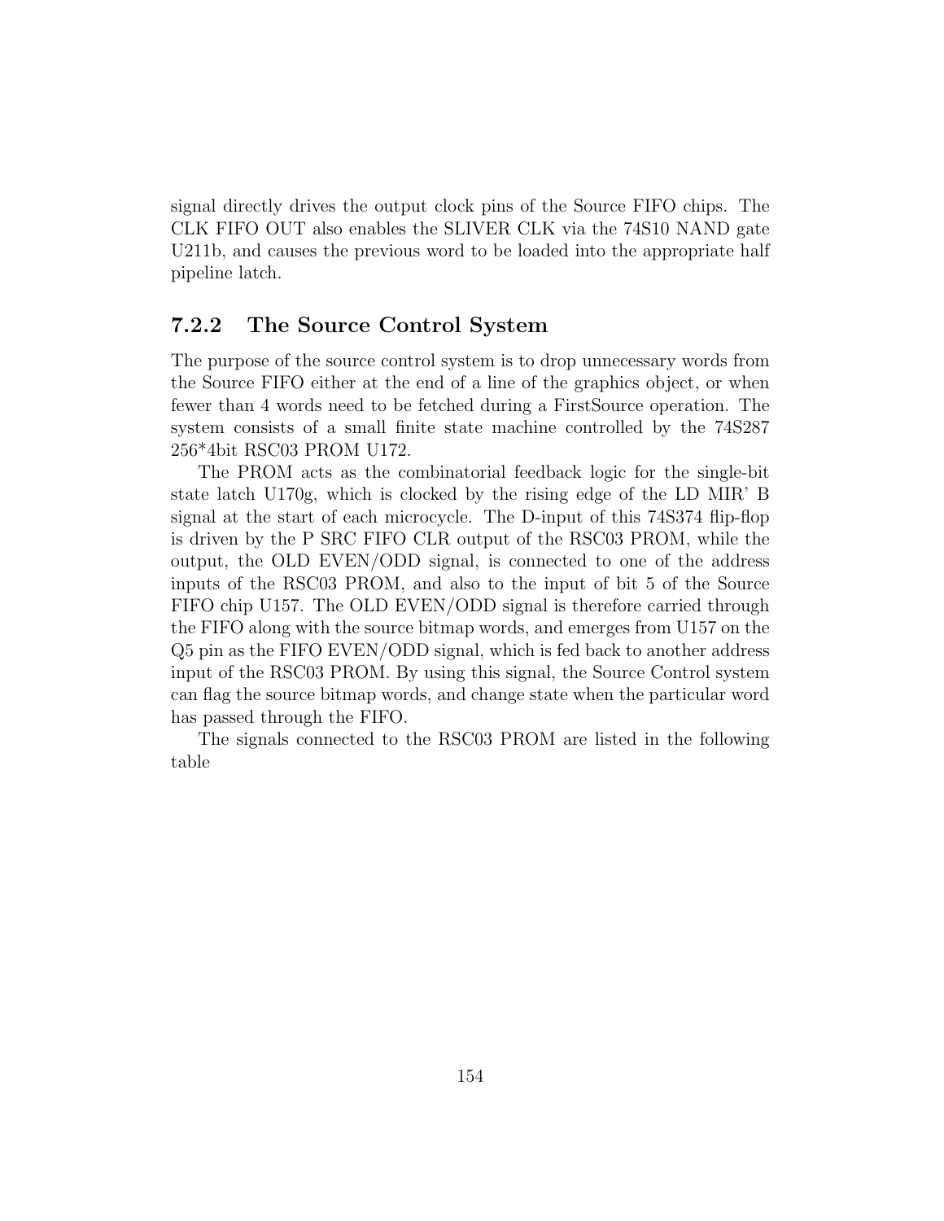signal directly drives the output clock pins of the Source FIFO chips. The CLK FIFO OUT also enables the SLIVER CLK via the 74S10 NAND gate U211b, and causes the previous word to be loaded into the appropriate half pipeline latch.

### 7.2.2 The Source Control System

The purpose of the source control system is to drop unnecessary words from the Source FIFO either at the end of a line of the graphics object, or when fewer than 4 words need to be fetched during a FirstSource operation. The system consists of a small finite state machine controlled by the 74S287 256*4bit RSC03 PROM U172.

The PROM acts as the combinatorial feedback logic for the single-bit state latch U170g, which is clocked by the rising edge of the LD MIR' B signal at the start of each microcycle. The D-input of this 74S374 flip-flop is driven by the P SRC FIFO CLR output of the RSC03 PROM, while the output, the OLD EVEN/ODD signal, is connected to one of the address inputs of the RSC03 PROM, and also to the input of bit 5 of the Source FIFO chip U157. The OLD EVEN/ODD signal is therefore carried through the FIFO along with the source bitmap words, and emerges from U157 on the Q5 pin as the FIFO EVEN/ODD signal, which is fed back to another address input of the RSC03 PROM. By using this signal, the Source Control system can flag the source bitmap words, and change state when the particular word has passed through the FIFO.

The signals connected to the RSC03 PROM are listed in the following table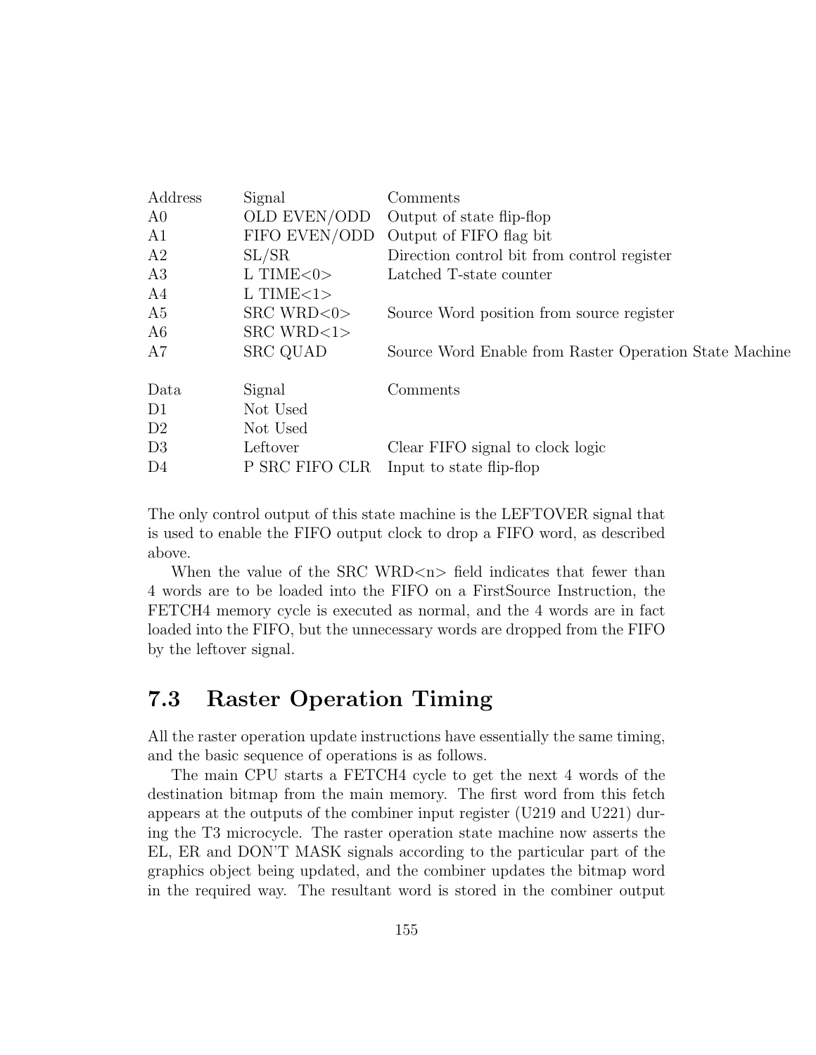| Address | Signal | Comments |
|---|---|---|
| A0 | OLD EVEN/ODD | Output of state flip-flop |
| A1 | FIFO EVEN/ODD | Output of FIFO flag bit |
| A2 | SL/SR | Direction control bit from control register |
| A3 | L TIME<0> | Latched T-state counter |
| A4 | L TIME<1> | |
| A5 | SRC WRD<0> | Source Word position from source register |
| A6 | SRC WRD<1> | |
| A7 | SRC QUAD | Source Word Enable from Raster Operation State Machine |

| Data | Signal | Comments |
|---|---|---|
| D1 | Not Used | |
| D2 | Not Used | |
| D3 | Leftover | Clear FIFO signal to clock logic |
| D4 | P SRC FIFO CLR | Input to state flip-flop |

The only control output of this state machine is the LEFTOVER signal that is used to enable the FIFO output clock to drop a FIFO word, as described above.

When the value of the SRC WRD<n> field indicates that fewer than 4 words are to be loaded into the FIFO on a FirstSource Instruction, the FETCH4 memory cycle is executed as normal, and the 4 words are in fact loaded into the FIFO, but the unnecessary words are dropped from the FIFO by the leftover signal.

## 7.3 Raster Operation Timing

All the raster operation update instructions have essentially the same timing, and the basic sequence of operations is as follows.

The main CPU starts a FETCH4 cycle to get the next 4 words of the destination bitmap from the main memory. The first word from this fetch appears at the outputs of the combiner input register (U219 and U221) during the T3 microcycle. The raster operation state machine now asserts the EL, ER and DON'T MASK signals according to the particular part of the graphics object being updated, and the combiner updates the bitmap word in the required way. The resultant word is stored in the combiner output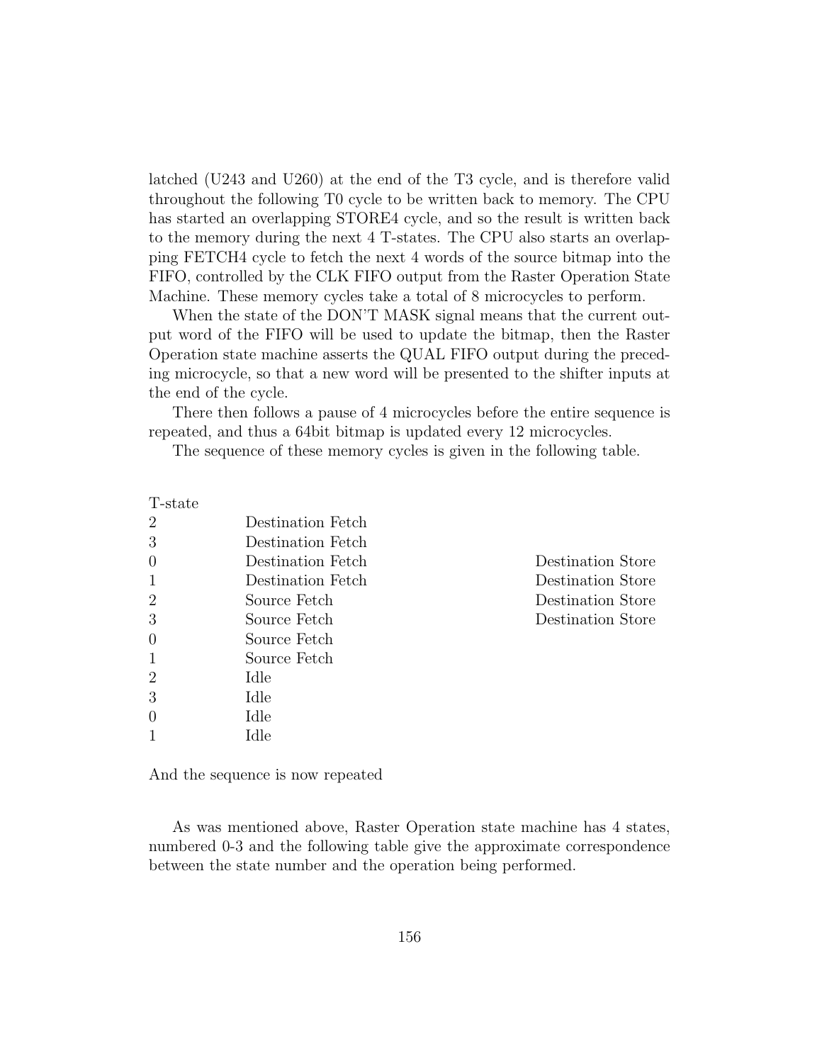latched (U243 and U260) at the end of the T3 cycle, and is therefore valid throughout the following T0 cycle to be written back to memory. The CPU has started an overlapping STORE4 cycle, and so the result is written back to the memory during the next 4 T-states. The CPU also starts an overlapping FETCH4 cycle to fetch the next 4 words of the source bitmap into the FIFO, controlled by the CLK FIFO output from the Raster Operation State Machine. These memory cycles take a total of 8 microcycles to perform.

When the state of the DON'T MASK signal means that the current output word of the FIFO will be used to update the bitmap, then the Raster Operation state machine asserts the QUAL FIFO output during the preceding microcycle, so that a new word will be presented to the shifter inputs at the end of the cycle.

There then follows a pause of 4 microcycles before the entire sequence is repeated, and thus a 64bit bitmap is updated every 12 microcycles.

The sequence of these memory cycles is given in the following table.

| T-state | | |
|---|---|---|
| 2 | Destination Fetch | |
| 3 | Destination Fetch | |
| 0 | Destination Fetch | Destination Store |
| 1 | Destination Fetch | Destination Store |
| 2 | Source Fetch | Destination Store |
| 3 | Source Fetch | Destination Store |
| 0 | Source Fetch | |
| 1 | Source Fetch | |
| 2 | Idle | |
| 3 | Idle | |
| 0 | Idle | |
| 1 | Idle | |

And the sequence is now repeated

As was mentioned above, Raster Operation state machine has 4 states, numbered 0-3 and the following table give the approximate correspondence between the state number and the operation being performed.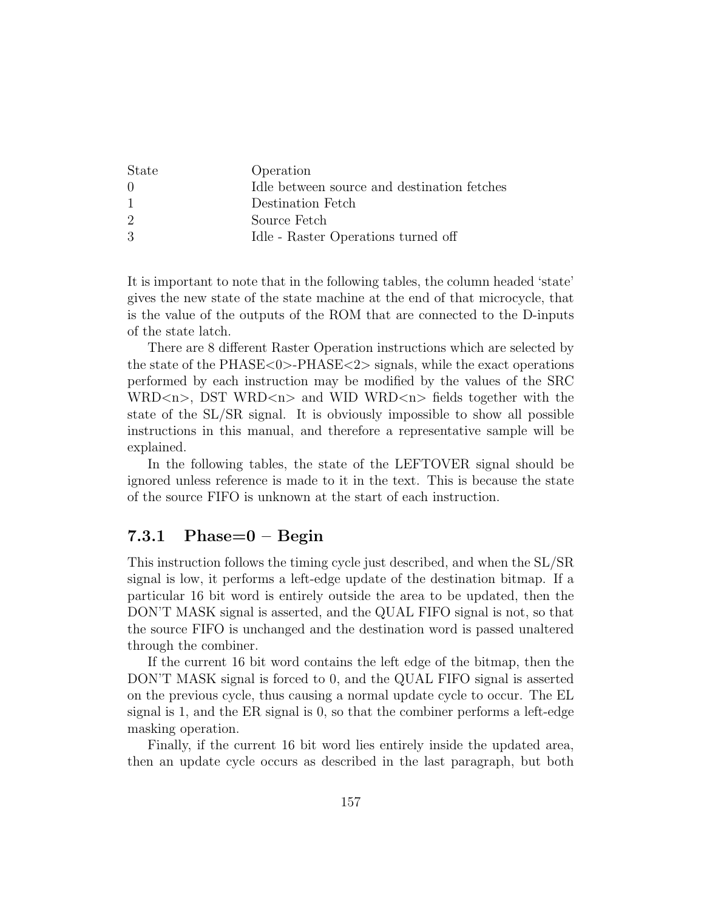| State | Operation |
|---|---|
| 0 | Idle between source and destination fetches |
| 1 | Destination Fetch |
| 2 | Source Fetch |
| 3 | Idle - Raster Operations turned off |

It is important to note that in the following tables, the column headed 'state' gives the new state of the state machine at the end of that microcycle, that is the value of the outputs of the ROM that are connected to the D-inputs of the state latch.

There are 8 different Raster Operation instructions which are selected by the state of the PHASE<0>-PHASE<2> signals, while the exact operations performed by each instruction may be modified by the values of the SRC WRD<n>, DST WRD<n> and WID WRD<n> fields together with the state of the SL/SR signal. It is obviously impossible to show all possible instructions in this manual, and therefore a representative sample will be explained.

In the following tables, the state of the LEFTOVER signal should be ignored unless reference is made to it in the text. This is because the state of the source FIFO is unknown at the start of each instruction.

### 7.3.1 Phase=0 – Begin

This instruction follows the timing cycle just described, and when the SL/SR signal is low, it performs a left-edge update of the destination bitmap. If a particular 16 bit word is entirely outside the area to be updated, then the DON'T MASK signal is asserted, and the QUAL FIFO signal is not, so that the source FIFO is unchanged and the destination word is passed unaltered through the combiner.

If the current 16 bit word contains the left edge of the bitmap, then the DON'T MASK signal is forced to 0, and the QUAL FIFO signal is asserted on the previous cycle, thus causing a normal update cycle to occur. The EL signal is 1, and the ER signal is 0, so that the combiner performs a left-edge masking operation.

Finally, if the current 16 bit word lies entirely inside the updated area, then an update cycle occurs as described in the last paragraph, but both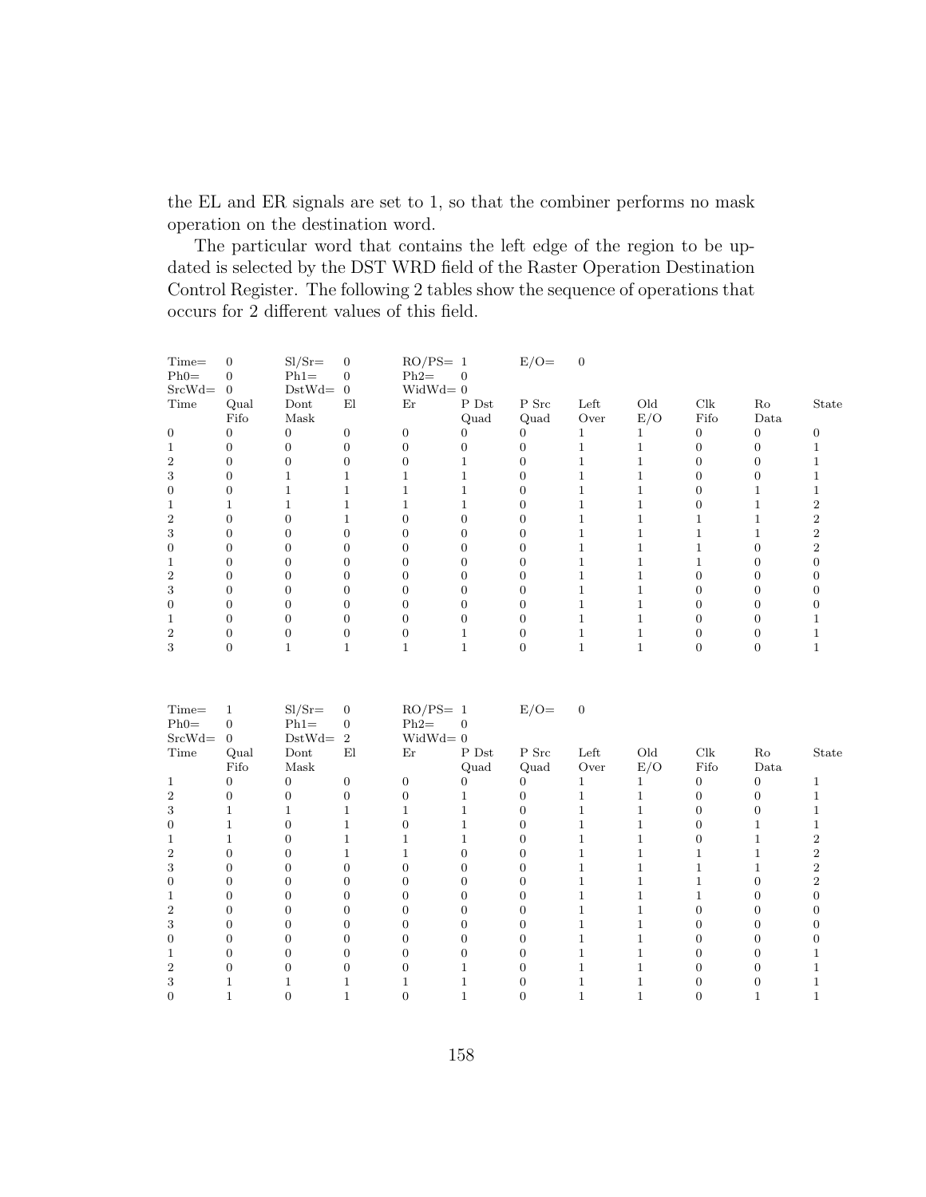the EL and ER signals are set to 1, so that the combiner performs no mask operation on the destination word.

The particular word that contains the left edge of the region to be updated is selected by the DST WRD field of the Raster Operation Destination Control Register. The following 2 tables show the sequence of operations that occurs for 2 different values of this field.

| Time= | 0 | Sl/Sr= | 0 | RO/PS= 1 | | E/O= | 0 | | | | |
|---|---|---|---|---|---|---|---|---|---|---|---|
| Ph0= | 0 | Ph1= | 0 | Ph2= | 0 | | | | | | |
| SrcWd= | 0 | DstWd= | 0 | WidWd= 0 | | | | | | | |
| Time | Qual Fifo | Dont Mask | El | Er | P Dst Quad | P Src Quad | Left Over | Old E/O | Clk Fifo | Ro Data | State |
| 0 | 0 | 0 | 0 | 0 | 0 | 0 | 1 | 1 | 0 | 0 | 0 |
| 1 | 0 | 0 | 0 | 0 | 0 | 0 | 1 | 1 | 0 | 0 | 1 |
| 2 | 0 | 0 | 0 | 0 | 1 | 0 | 1 | 1 | 0 | 0 | 1 |
| 3 | 0 | 1 | 1 | 1 | 1 | 0 | 1 | 1 | 0 | 0 | 1 |
| 0 | 0 | 1 | 1 | 1 | 1 | 0 | 1 | 1 | 0 | 1 | 1 |
| 1 | 1 | 1 | 1 | 1 | 1 | 0 | 1 | 1 | 0 | 1 | 2 |
| 2 | 0 | 0 | 1 | 0 | 0 | 0 | 1 | 1 | 1 | 1 | 2 |
| 3 | 0 | 0 | 0 | 0 | 0 | 0 | 1 | 1 | 1 | 1 | 2 |
| 0 | 0 | 0 | 0 | 0 | 0 | 0 | 1 | 1 | 1 | 0 | 2 |
| 1 | 0 | 0 | 0 | 0 | 0 | 0 | 1 | 1 | 1 | 0 | 0 |
| 2 | 0 | 0 | 0 | 0 | 0 | 0 | 1 | 1 | 0 | 0 | 0 |
| 3 | 0 | 0 | 0 | 0 | 0 | 0 | 1 | 1 | 0 | 0 | 0 |
| 0 | 0 | 0 | 0 | 0 | 0 | 0 | 1 | 1 | 0 | 0 | 0 |
| 1 | 0 | 0 | 0 | 0 | 0 | 0 | 1 | 1 | 0 | 0 | 1 |
| 2 | 0 | 0 | 0 | 0 | 1 | 0 | 1 | 1 | 0 | 0 | 1 |
| 3 | 0 | 1 | 1 | 1 | 1 | 0 | 1 | 1 | 0 | 0 | 1 |

| Time= | 1 | Sl/Sr= | 0 | RO/PS= 1 | | E/O= | 0 | | | | |
|---|---|---|---|---|---|---|---|---|---|---|---|
| Ph0= | 0 | Ph1= | 0 | Ph2= | 0 | | | | | | |
| SrcWd= | 0 | DstWd= | 2 | WidWd= 0 | | | | | | | |
| Time | Qual Fifo | Dont Mask | El | Er | P Dst Quad | P Src Quad | Left Over | Old E/O | Clk Fifo | Ro Data | State |
| 1 | 0 | 0 | 0 | 0 | 0 | 0 | 1 | 1 | 0 | 0 | 1 |
| 2 | 0 | 0 | 0 | 0 | 1 | 0 | 1 | 1 | 0 | 0 | 1 |
| 3 | 1 | 1 | 1 | 1 | 1 | 0 | 1 | 1 | 0 | 0 | 1 |
| 0 | 1 | 0 | 1 | 0 | 1 | 0 | 1 | 1 | 0 | 1 | 1 |
| 1 | 1 | 0 | 1 | 1 | 1 | 0 | 1 | 1 | 0 | 1 | 2 |
| 2 | 0 | 0 | 1 | 1 | 0 | 0 | 1 | 1 | 1 | 1 | 2 |
| 3 | 0 | 0 | 0 | 0 | 0 | 0 | 1 | 1 | 1 | 1 | 2 |
| 0 | 0 | 0 | 0 | 0 | 0 | 0 | 1 | 1 | 1 | 0 | 2 |
| 1 | 0 | 0 | 0 | 0 | 0 | 0 | 1 | 1 | 1 | 0 | 0 |
| 2 | 0 | 0 | 0 | 0 | 0 | 0 | 1 | 1 | 0 | 0 | 0 |
| 3 | 0 | 0 | 0 | 0 | 0 | 0 | 1 | 1 | 0 | 0 | 0 |
| 0 | 0 | 0 | 0 | 0 | 0 | 0 | 1 | 1 | 0 | 0 | 0 |
| 1 | 0 | 0 | 0 | 0 | 0 | 0 | 1 | 1 | 0 | 0 | 1 |
| 2 | 0 | 0 | 0 | 0 | 1 | 0 | 1 | 1 | 0 | 0 | 1 |
| 3 | 1 | 1 | 1 | 1 | 1 | 0 | 1 | 1 | 0 | 0 | 1 |
| 0 | 1 | 0 | 1 | 0 | 1 | 0 | 1 | 1 | 0 | 1 | 1 |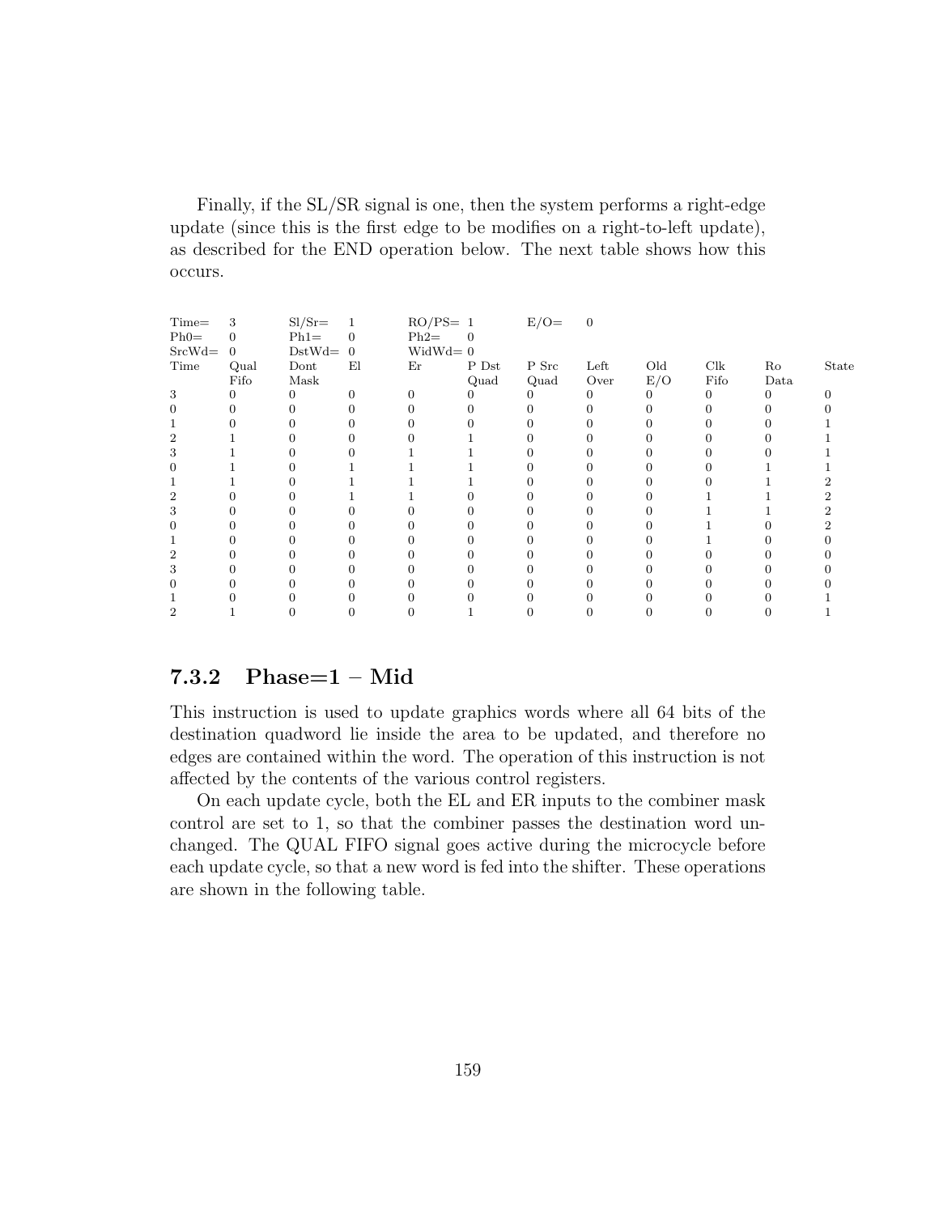Finally, if the SL/SR signal is one, then the system performs a right-edge update (since this is the first edge to be modifies on a right-to-left update), as described for the END operation below. The next table shows how this occurs.

| Time= | 3 | Sl/Sr= | 1 | RO/PS= | 1 | E/O= | 0 | | | | |
|---|---|---|---|---|---|---|---|---|---|---|---|
| Ph0= | 0 | Ph1= | 0 | Ph2= | 0 | | | | | | |
| SrcWd= | 0 | DstWd= | 0 | WidWd= | 0 | | | | | | |
| Time | Qual Fifo | Dont Mask | El | Er | P Dst Quad | P Src Quad | Left Over | Old E/O | Clk Fifo | Ro Data | State |
| 3 | 0 | 0 | 0 | 0 | 0 | 0 | 0 | 0 | 0 | 0 | 0 |
| 0 | 0 | 0 | 0 | 0 | 0 | 0 | 0 | 0 | 0 | 0 | 0 |
| 1 | 0 | 0 | 0 | 0 | 0 | 0 | 0 | 0 | 0 | 0 | 1 |
| 2 | 1 | 0 | 0 | 0 | 1 | 0 | 0 | 0 | 0 | 0 | 1 |
| 3 | 1 | 0 | 0 | 1 | 1 | 0 | 0 | 0 | 0 | 0 | 1 |
| 0 | 1 | 0 | 1 | 1 | 1 | 0 | 0 | 0 | 0 | 1 | 1 |
| 1 | 1 | 0 | 1 | 1 | 1 | 0 | 0 | 0 | 0 | 1 | 2 |
| 2 | 0 | 0 | 1 | 1 | 0 | 0 | 0 | 0 | 1 | 1 | 2 |
| 3 | 0 | 0 | 0 | 0 | 0 | 0 | 0 | 0 | 1 | 1 | 2 |
| 0 | 0 | 0 | 0 | 0 | 0 | 0 | 0 | 0 | 1 | 0 | 2 |
| 1 | 0 | 0 | 0 | 0 | 0 | 0 | 0 | 0 | 1 | 0 | 0 |
| 2 | 0 | 0 | 0 | 0 | 0 | 0 | 0 | 0 | 0 | 0 | 0 |
| 3 | 0 | 0 | 0 | 0 | 0 | 0 | 0 | 0 | 0 | 0 | 0 |
| 0 | 0 | 0 | 0 | 0 | 0 | 0 | 0 | 0 | 0 | 0 | 0 |
| 1 | 0 | 0 | 0 | 0 | 0 | 0 | 0 | 0 | 0 | 0 | 1 |
| 2 | 1 | 0 | 0 | 0 | 1 | 0 | 0 | 0 | 0 | 0 | 1 |

### 7.3.2 Phase=1 – Mid

This instruction is used to update graphics words where all 64 bits of the destination quadword lie inside the area to be updated, and therefore no edges are contained within the word. The operation of this instruction is not affected by the contents of the various control registers.

On each update cycle, both the EL and ER inputs to the combiner mask control are set to 1, so that the combiner passes the destination word unchanged. The QUAL FIFO signal goes active during the microcycle before each update cycle, so that a new word is fed into the shifter. These operations are shown in the following table.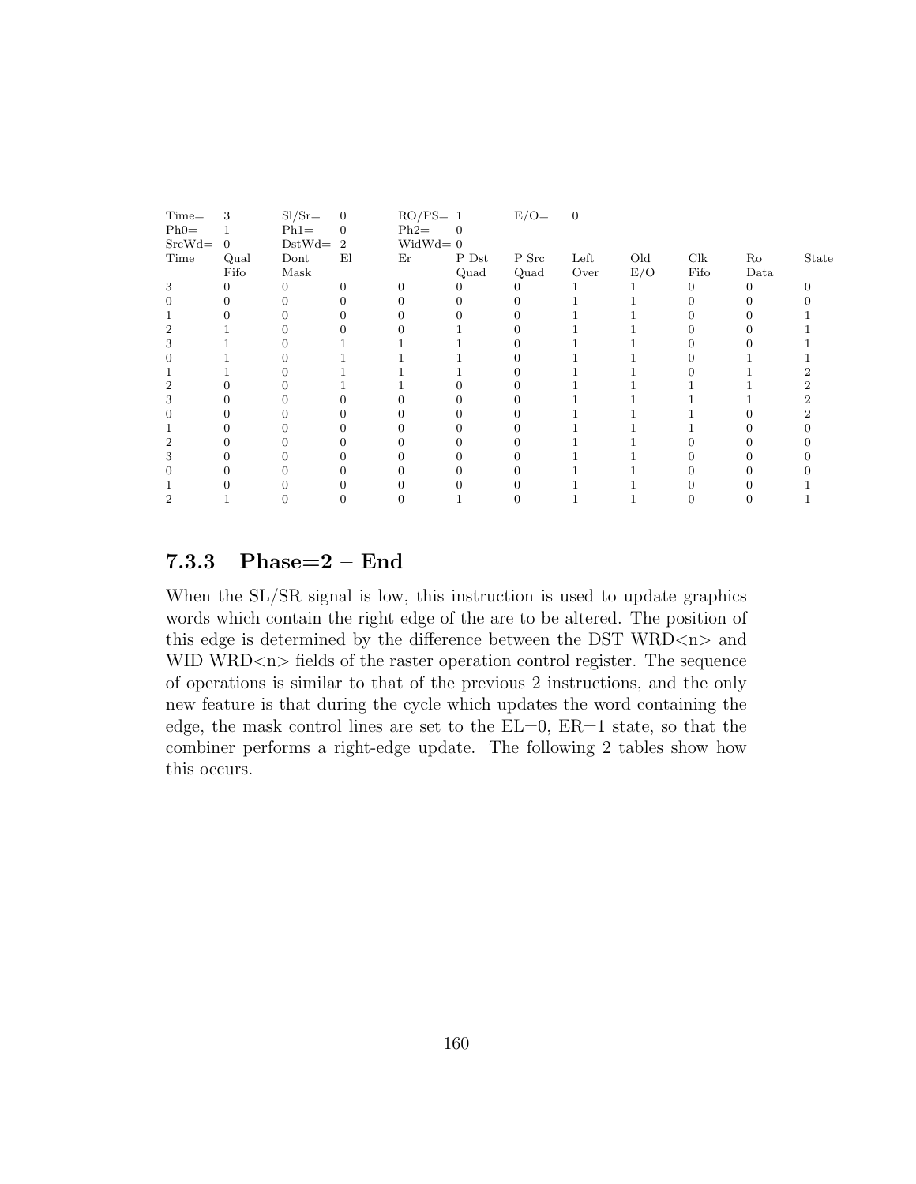| Time= | 3 | Sl/Sr= | 0 | RO/PS= | 1 | E/O= | 0 | | | |
|---|---|---|---|---|---|---|---|---|---|---|
| Ph0= | 1 | Ph1= | 0 | Ph2= | 0 | | | | | |
| SrcWd= | 0 | DstWd= | 2 | WidWd= | 0 | | | | | |

| Time | Qual Fifo | Dont Mask | El | Er | P Dst Quad | P Src Quad | Left Over | Old E/O | Clk Fifo | Ro Data | State |
|---|---|---|---|---|---|---|---|---|---|---|---|
| 3 | 0 | 0 | 0 | 0 | 0 | 0 | 1 | 1 | 0 | 0 | 0 |
| 0 | 0 | 0 | 0 | 0 | 0 | 0 | 1 | 1 | 0 | 0 | 0 |
| 1 | 0 | 0 | 0 | 0 | 0 | 0 | 1 | 1 | 0 | 0 | 1 |
| 2 | 1 | 0 | 0 | 0 | 1 | 0 | 1 | 1 | 0 | 0 | 1 |
| 3 | 1 | 0 | 1 | 1 | 1 | 0 | 1 | 1 | 0 | 0 | 1 |
| 0 | 1 | 0 | 1 | 1 | 1 | 0 | 1 | 1 | 0 | 1 | 1 |
| 1 | 1 | 0 | 1 | 1 | 1 | 0 | 1 | 1 | 0 | 1 | 2 |
| 2 | 0 | 0 | 1 | 1 | 0 | 0 | 1 | 1 | 1 | 1 | 2 |
| 3 | 0 | 0 | 0 | 0 | 0 | 0 | 1 | 1 | 1 | 1 | 2 |
| 0 | 0 | 0 | 0 | 0 | 0 | 0 | 1 | 1 | 1 | 0 | 2 |
| 1 | 0 | 0 | 0 | 0 | 0 | 0 | 1 | 1 | 1 | 0 | 0 |
| 2 | 0 | 0 | 0 | 0 | 0 | 0 | 1 | 1 | 0 | 0 | 0 |
| 3 | 0 | 0 | 0 | 0 | 0 | 0 | 1 | 1 | 0 | 0 | 0 |
| 0 | 0 | 0 | 0 | 0 | 0 | 0 | 1 | 1 | 0 | 0 | 0 |
| 1 | 0 | 0 | 0 | 0 | 0 | 0 | 1 | 1 | 0 | 0 | 1 |
| 2 | 1 | 0 | 0 | 0 | 1 | 0 | 1 | 1 | 0 | 0 | 1 |

### 7.3.3 Phase=2 – End

When the SL/SR signal is low, this instruction is used to update graphics words which contain the right edge of the are to be altered. The position of this edge is determined by the difference between the DST WRD<n> and WID WRD<n> fields of the raster operation control register. The sequence of operations is similar to that of the previous 2 instructions, and the only new feature is that during the cycle which updates the word containing the edge, the mask control lines are set to the EL=0, ER=1 state, so that the combiner performs a right-edge update. The following 2 tables show how this occurs.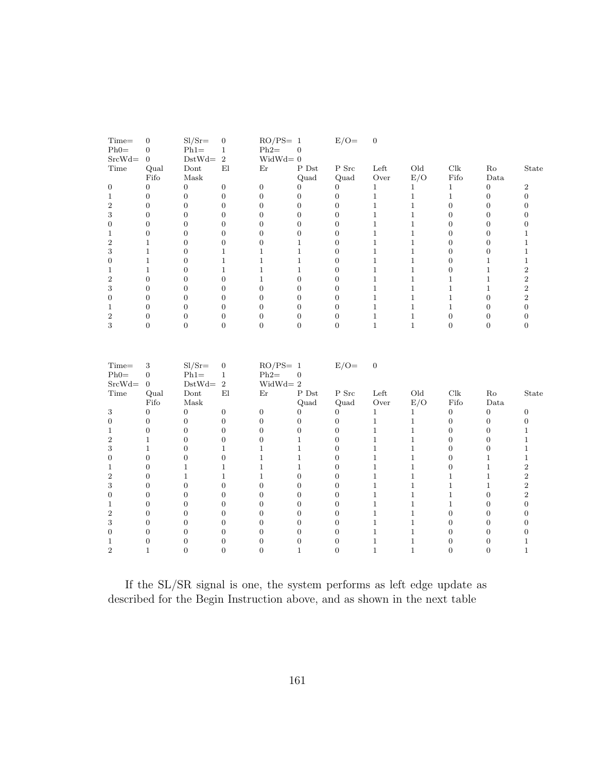| Time= | 0 | Sl/Sr= | 0 | RO/PS= | 1 | E/O= | 0 | | | | |
|---|---|---|---|---|---|---|---|---|---|---|---|
| Ph0= | 0 | Ph1= | 1 | Ph2= | 0 | | | | | | |
| SrcWd= | 0 | DstWd= | 2 | WidWd= | 0 | | | | | | |
| Time | Qual Fifo | Dont Mask | El | Er | P Dst Quad | P Src Quad | Left Over | Old E/O | Clk Fifo | Ro Data | State |
| 0 | 0 | 0 | 0 | 0 | 0 | 0 | 1 | 1 | 1 | 0 | 2 |
| 1 | 0 | 0 | 0 | 0 | 0 | 0 | 1 | 1 | 1 | 0 | 0 |
| 2 | 0 | 0 | 0 | 0 | 0 | 0 | 1 | 1 | 0 | 0 | 0 |
| 3 | 0 | 0 | 0 | 0 | 0 | 0 | 1 | 1 | 0 | 0 | 0 |
| 0 | 0 | 0 | 0 | 0 | 0 | 0 | 1 | 1 | 0 | 0 | 0 |
| 1 | 0 | 0 | 0 | 0 | 0 | 0 | 1 | 1 | 0 | 0 | 1 |
| 2 | 1 | 0 | 0 | 0 | 1 | 0 | 1 | 1 | 0 | 0 | 1 |
| 3 | 1 | 0 | 1 | 1 | 1 | 0 | 1 | 1 | 0 | 0 | 1 |
| 0 | 1 | 0 | 1 | 1 | 1 | 0 | 1 | 1 | 0 | 1 | 1 |
| 1 | 1 | 0 | 1 | 1 | 1 | 0 | 1 | 1 | 0 | 1 | 2 |
| 2 | 0 | 0 | 0 | 1 | 0 | 0 | 1 | 1 | 1 | 1 | 2 |
| 3 | 0 | 0 | 0 | 0 | 0 | 0 | 1 | 1 | 1 | 1 | 2 |
| 0 | 0 | 0 | 0 | 0 | 0 | 0 | 1 | 1 | 1 | 0 | 2 |
| 1 | 0 | 0 | 0 | 0 | 0 | 0 | 1 | 1 | 1 | 0 | 0 |
| 2 | 0 | 0 | 0 | 0 | 0 | 0 | 1 | 1 | 0 | 0 | 0 |
| 3 | 0 | 0 | 0 | 0 | 0 | 0 | 1 | 1 | 0 | 0 | 0 |

| Time= | 3 | Sl/Sr= | 0 | RO/PS= | 1 | E/O= | 0 | | | | |
|---|---|---|---|---|---|---|---|---|---|---|---|
| Ph0= | 0 | Ph1= | 1 | Ph2= | 0 | | | | | | |
| SrcWd= | 0 | DstWd= | 2 | WidWd= | 2 | | | | | | |
| Time | Qual Fifo | Dont Mask | El | Er | P Dst Quad | P Src Quad | Left Over | Old E/O | Clk Fifo | Ro Data | State |
| 3 | 0 | 0 | 0 | 0 | 0 | 0 | 1 | 1 | 0 | 0 | 0 |
| 0 | 0 | 0 | 0 | 0 | 0 | 0 | 1 | 1 | 0 | 0 | 0 |
| 1 | 0 | 0 | 0 | 0 | 0 | 0 | 1 | 1 | 0 | 0 | 1 |
| 2 | 1 | 0 | 0 | 0 | 1 | 0 | 1 | 1 | 0 | 0 | 1 |
| 3 | 1 | 0 | 1 | 1 | 1 | 0 | 1 | 1 | 0 | 0 | 1 |
| 0 | 0 | 0 | 0 | 1 | 1 | 0 | 1 | 1 | 0 | 1 | 1 |
| 1 | 0 | 1 | 1 | 1 | 1 | 0 | 1 | 1 | 0 | 1 | 2 |
| 2 | 0 | 1 | 1 | 1 | 0 | 0 | 1 | 1 | 1 | 1 | 2 |
| 3 | 0 | 0 | 0 | 0 | 0 | 0 | 1 | 1 | 1 | 1 | 2 |
| 0 | 0 | 0 | 0 | 0 | 0 | 0 | 1 | 1 | 1 | 0 | 2 |
| 1 | 0 | 0 | 0 | 0 | 0 | 0 | 1 | 1 | 1 | 0 | 0 |
| 2 | 0 | 0 | 0 | 0 | 0 | 0 | 1 | 1 | 0 | 0 | 0 |
| 3 | 0 | 0 | 0 | 0 | 0 | 0 | 1 | 1 | 0 | 0 | 0 |
| 0 | 0 | 0 | 0 | 0 | 0 | 0 | 1 | 1 | 0 | 0 | 0 |
| 1 | 0 | 0 | 0 | 0 | 0 | 0 | 1 | 1 | 0 | 0 | 1 |
| 2 | 1 | 0 | 0 | 0 | 1 | 0 | 1 | 1 | 0 | 0 | 1 |

If the SL/SR signal is one, the system performs as left edge update as described for the Begin Instruction above, and as shown in the next table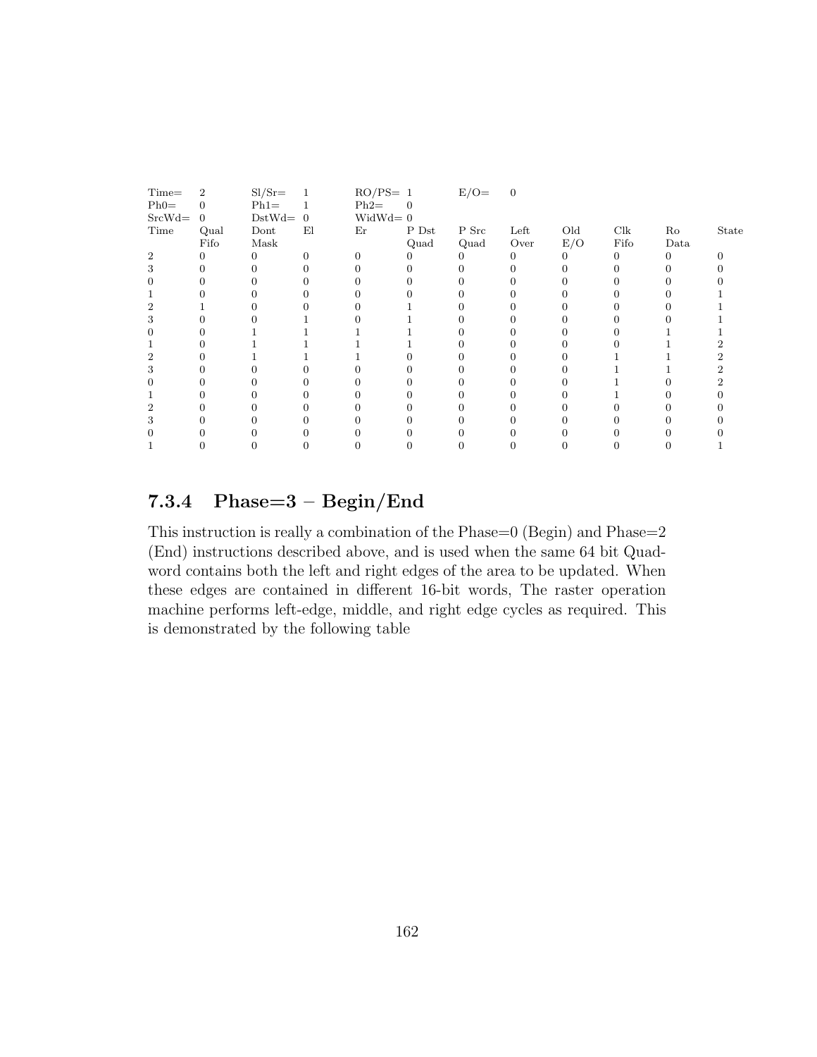| Time= | 2 | Sl/Sr= | 1 | RO/PS= | 1 | E/O= | 0 | | | | |
|---|---|---|---|---|---|---|---|---|---|---|---|
| Ph0= | 0 | Ph1= | 1 | Ph2= | 0 | | | | | | |
| SrcWd= | 0 | DstWd= | 0 | WidWd= | 0 | | | | | | |
| Time | Qual Fifo | Dont Mask | El | Er | P Dst Quad | P Src Quad | Left Over | Old E/O | Clk Fifo | Ro Data | State |
| 2 | 0 | 0 | 0 | 0 | 0 | 0 | 0 | 0 | 0 | 0 | 0 |
| 3 | 0 | 0 | 0 | 0 | 0 | 0 | 0 | 0 | 0 | 0 | 0 |
| 0 | 0 | 0 | 0 | 0 | 0 | 0 | 0 | 0 | 0 | 0 | 0 |
| 1 | 0 | 0 | 0 | 0 | 0 | 0 | 0 | 0 | 0 | 0 | 1 |
| 2 | 1 | 0 | 0 | 0 | 1 | 0 | 0 | 0 | 0 | 0 | 1 |
| 3 | 0 | 0 | 1 | 0 | 1 | 0 | 0 | 0 | 0 | 0 | 1 |
| 0 | 0 | 1 | 1 | 1 | 1 | 0 | 0 | 0 | 0 | 1 | 1 |
| 1 | 0 | 1 | 1 | 1 | 1 | 0 | 0 | 0 | 0 | 1 | 2 |
| 2 | 0 | 1 | 1 | 1 | 0 | 0 | 0 | 0 | 1 | 1 | 2 |
| 3 | 0 | 0 | 0 | 0 | 0 | 0 | 0 | 0 | 1 | 1 | 2 |
| 0 | 0 | 0 | 0 | 0 | 0 | 0 | 0 | 0 | 1 | 0 | 2 |
| 1 | 0 | 0 | 0 | 0 | 0 | 0 | 0 | 0 | 1 | 0 | 0 |
| 2 | 0 | 0 | 0 | 0 | 0 | 0 | 0 | 0 | 0 | 0 | 0 |
| 3 | 0 | 0 | 0 | 0 | 0 | 0 | 0 | 0 | 0 | 0 | 0 |
| 0 | 0 | 0 | 0 | 0 | 0 | 0 | 0 | 0 | 0 | 0 | 0 |
| 1 | 0 | 0 | 0 | 0 | 0 | 0 | 0 | 0 | 0 | 0 | 1 |

### 7.3.4 Phase=3 – Begin/End

This instruction is really a combination of the Phase=0 (Begin) and Phase=2 (End) instructions described above, and is used when the same 64 bit Quadword contains both the left and right edges of the area to be updated. When these edges are contained in different 16-bit words, The raster operation machine performs left-edge, middle, and right edge cycles as required. This is demonstrated by the following table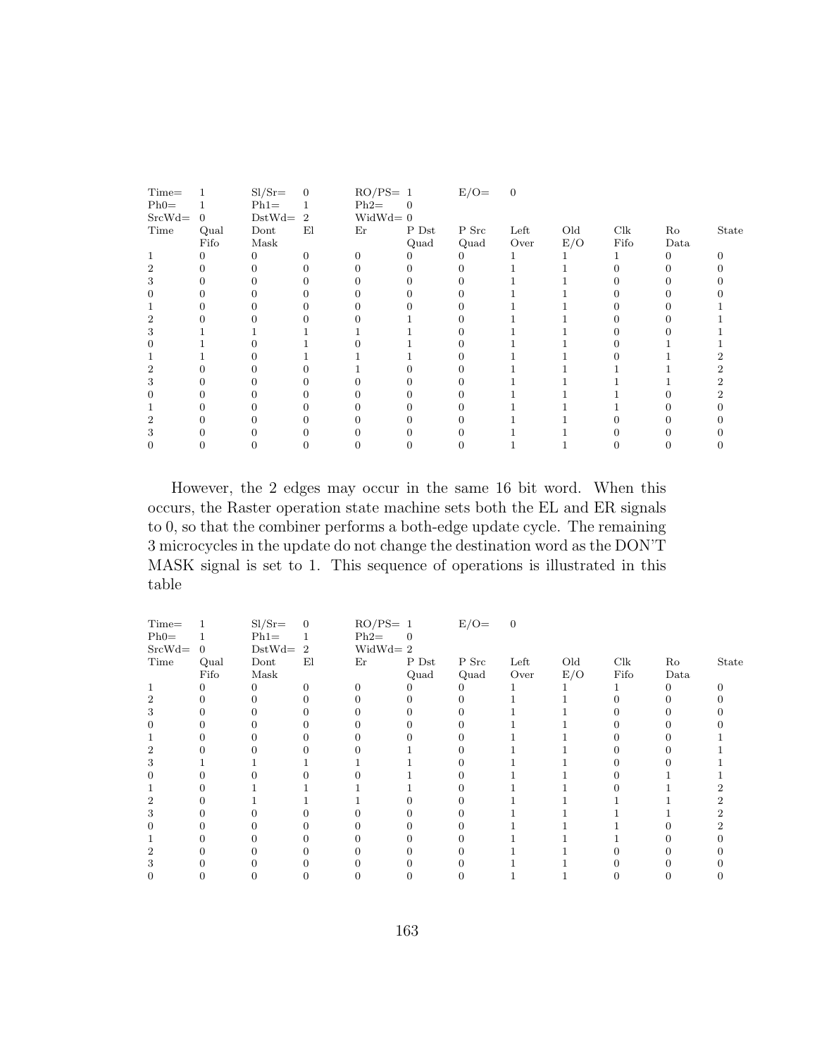| Time= | 1 | Sl/Sr= | 0 | RO/PS= | 1 | E/O= | 0 | | | |
|---|---|---|---|---|---|---|---|---|---|---|
| Ph0= | 1 | Ph1= | 1 | Ph2= | 0 | | | | | |
| SrcWd= | 0 | DstWd= | 2 | WidWd= | 0 | | | | | |

| Time | Qual Fifo | Dont Mask | El | Er | P Dst Quad | P Src Quad | Left Over | Old E/O | Clk Fifo | Ro Data | State |
|---|---|---|---|---|---|---|---|---|---|---|---|
| 1 | 0 | 0 | 0 | 0 | 0 | 0 | 1 | 1 | 1 | 0 | 0 |
| 2 | 0 | 0 | 0 | 0 | 0 | 0 | 1 | 1 | 0 | 0 | 0 |
| 3 | 0 | 0 | 0 | 0 | 0 | 0 | 1 | 1 | 0 | 0 | 0 |
| 0 | 0 | 0 | 0 | 0 | 0 | 0 | 1 | 1 | 0 | 0 | 0 |
| 1 | 0 | 0 | 0 | 0 | 0 | 0 | 1 | 1 | 0 | 0 | 1 |
| 2 | 0 | 0 | 0 | 0 | 1 | 0 | 1 | 1 | 0 | 0 | 1 |
| 3 | 1 | 1 | 1 | 1 | 1 | 0 | 1 | 1 | 0 | 0 | 1 |
| 0 | 1 | 0 | 1 | 0 | 1 | 0 | 1 | 1 | 0 | 1 | 1 |
| 1 | 1 | 0 | 1 | 1 | 1 | 0 | 1 | 1 | 0 | 1 | 2 |
| 2 | 0 | 0 | 0 | 1 | 0 | 0 | 1 | 1 | 1 | 1 | 2 |
| 3 | 0 | 0 | 0 | 0 | 0 | 0 | 1 | 1 | 1 | 1 | 2 |
| 0 | 0 | 0 | 0 | 0 | 0 | 0 | 1 | 1 | 1 | 0 | 2 |
| 1 | 0 | 0 | 0 | 0 | 0 | 0 | 1 | 1 | 1 | 0 | 0 |
| 2 | 0 | 0 | 0 | 0 | 0 | 0 | 1 | 1 | 0 | 0 | 0 |
| 3 | 0 | 0 | 0 | 0 | 0 | 0 | 1 | 1 | 0 | 0 | 0 |
| 0 | 0 | 0 | 0 | 0 | 0 | 0 | 1 | 1 | 0 | 0 | 0 |

However, the 2 edges may occur in the same 16 bit word. When this occurs, the Raster operation state machine sets both the EL and ER signals to 0, so that the combiner performs a both-edge update cycle. The remaining 3 microcycles in the update do not change the destination word as the DON'T MASK signal is set to 1. This sequence of operations is illustrated in this table

| Time= | 1 | Sl/Sr= | 0 | RO/PS= | 1 | E/O= | 0 | | | |
|---|---|---|---|---|---|---|---|---|---|---|
| Ph0= | 1 | Ph1= | 1 | Ph2= | 0 | | | | | |
| SrcWd= | 0 | DstWd= | 2 | WidWd= | 2 | | | | | |

| Time | Qual Fifo | Dont Mask | El | Er | P Dst Quad | P Src Quad | Left Over | Old E/O | Clk Fifo | Ro Data | State |
|---|---|---|---|---|---|---|---|---|---|---|---|
| 1 | 0 | 0 | 0 | 0 | 0 | 0 | 1 | 1 | 1 | 0 | 0 |
| 2 | 0 | 0 | 0 | 0 | 0 | 0 | 1 | 1 | 0 | 0 | 0 |
| 3 | 0 | 0 | 0 | 0 | 0 | 0 | 1 | 1 | 0 | 0 | 0 |
| 0 | 0 | 0 | 0 | 0 | 0 | 0 | 1 | 1 | 0 | 0 | 0 |
| 1 | 0 | 0 | 0 | 0 | 0 | 0 | 1 | 1 | 0 | 0 | 1 |
| 2 | 0 | 0 | 0 | 0 | 1 | 0 | 1 | 1 | 0 | 0 | 1 |
| 3 | 1 | 1 | 1 | 1 | 1 | 0 | 1 | 1 | 0 | 0 | 1 |
| 0 | 0 | 0 | 0 | 0 | 1 | 0 | 1 | 1 | 0 | 1 | 1 |
| 1 | 0 | 1 | 1 | 1 | 1 | 0 | 1 | 1 | 0 | 1 | 2 |
| 2 | 0 | 1 | 1 | 1 | 0 | 0 | 1 | 1 | 1 | 1 | 2 |
| 3 | 0 | 0 | 0 | 0 | 0 | 0 | 1 | 1 | 1 | 1 | 2 |
| 0 | 0 | 0 | 0 | 0 | 0 | 0 | 1 | 1 | 1 | 0 | 2 |
| 1 | 0 | 0 | 0 | 0 | 0 | 0 | 1 | 1 | 1 | 0 | 0 |
| 2 | 0 | 0 | 0 | 0 | 0 | 0 | 1 | 1 | 0 | 0 | 0 |
| 3 | 0 | 0 | 0 | 0 | 0 | 0 | 1 | 1 | 0 | 0 | 0 |
| 0 | 0 | 0 | 0 | 0 | 0 | 0 | 1 | 1 | 0 | 0 | 0 |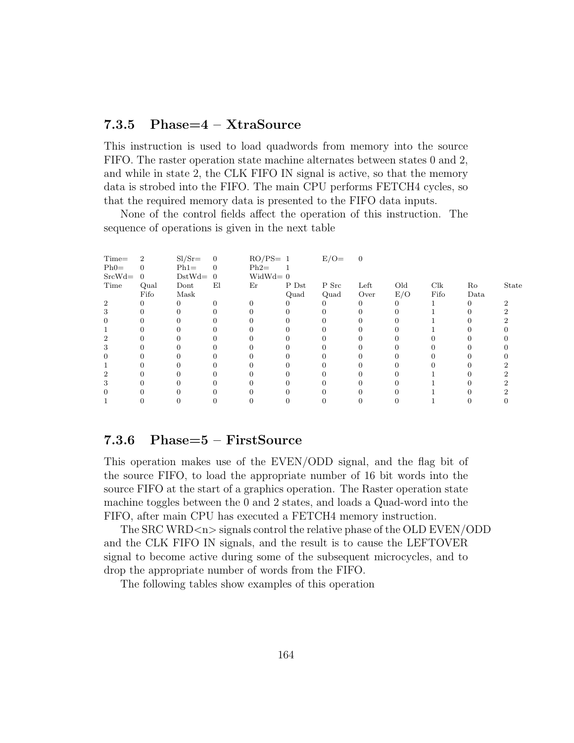### 7.3.5 Phase=4 – XtraSource

This instruction is used to load quadwords from memory into the source FIFO. The raster operation state machine alternates between states 0 and 2, and while in state 2, the CLK FIFO IN signal is active, so that the memory data is strobed into the FIFO. The main CPU performs FETCH4 cycles, so that the required memory data is presented to the FIFO data inputs.

None of the control fields affect the operation of this instruction. The sequence of operations is given in the next table

| Time= | 2 | Sl/Sr= | 0 | RO/PS= | 1 | E/O= | 0 | | | | |
|---|---|---|---|---|---|---|---|---|---|---|---|
| Ph0= | 0 | Ph1= | 0 | Ph2= | 1 | | | | | | |
| SrcWd= | 0 | DstWd= | 0 | WidWd= | 0 | | | | | | |
| Time | Qual Fifo | Dont Mask | El | Er | P Dst Quad | P Src Quad | Left Over | Old E/O | Clk Fifo | Ro Data | State |
| 2 | 0 | 0 | 0 | 0 | 0 | 0 | 0 | 0 | 1 | 0 | 2 |
| 3 | 0 | 0 | 0 | 0 | 0 | 0 | 0 | 0 | 1 | 0 | 2 |
| 0 | 0 | 0 | 0 | 0 | 0 | 0 | 0 | 0 | 1 | 0 | 2 |
| 1 | 0 | 0 | 0 | 0 | 0 | 0 | 0 | 0 | 1 | 0 | 0 |
| 2 | 0 | 0 | 0 | 0 | 0 | 0 | 0 | 0 | 0 | 0 | 0 |
| 3 | 0 | 0 | 0 | 0 | 0 | 0 | 0 | 0 | 0 | 0 | 0 |
| 0 | 0 | 0 | 0 | 0 | 0 | 0 | 0 | 0 | 0 | 0 | 0 |
| 1 | 0 | 0 | 0 | 0 | 0 | 0 | 0 | 0 | 0 | 0 | 2 |
| 2 | 0 | 0 | 0 | 0 | 0 | 0 | 0 | 0 | 1 | 0 | 2 |
| 3 | 0 | 0 | 0 | 0 | 0 | 0 | 0 | 0 | 1 | 0 | 2 |
| 0 | 0 | 0 | 0 | 0 | 0 | 0 | 0 | 0 | 1 | 0 | 2 |
| 1 | 0 | 0 | 0 | 0 | 0 | 0 | 0 | 0 | 1 | 0 | 0 |

### 7.3.6 Phase=5 – FirstSource

This operation makes use of the EVEN/ODD signal, and the flag bit of the source FIFO, to load the appropriate number of 16 bit words into the source FIFO at the start of a graphics operation. The Raster operation state machine toggles between the 0 and 2 states, and loads a Quad-word into the FIFO, after main CPU has executed a FETCH4 memory instruction.

The SRC WRD<n> signals control the relative phase of the OLD EVEN/ODD and the CLK FIFO IN signals, and the result is to cause the LEFTOVER signal to become active during some of the subsequent microcycles, and to drop the appropriate number of words from the FIFO.

The following tables show examples of this operation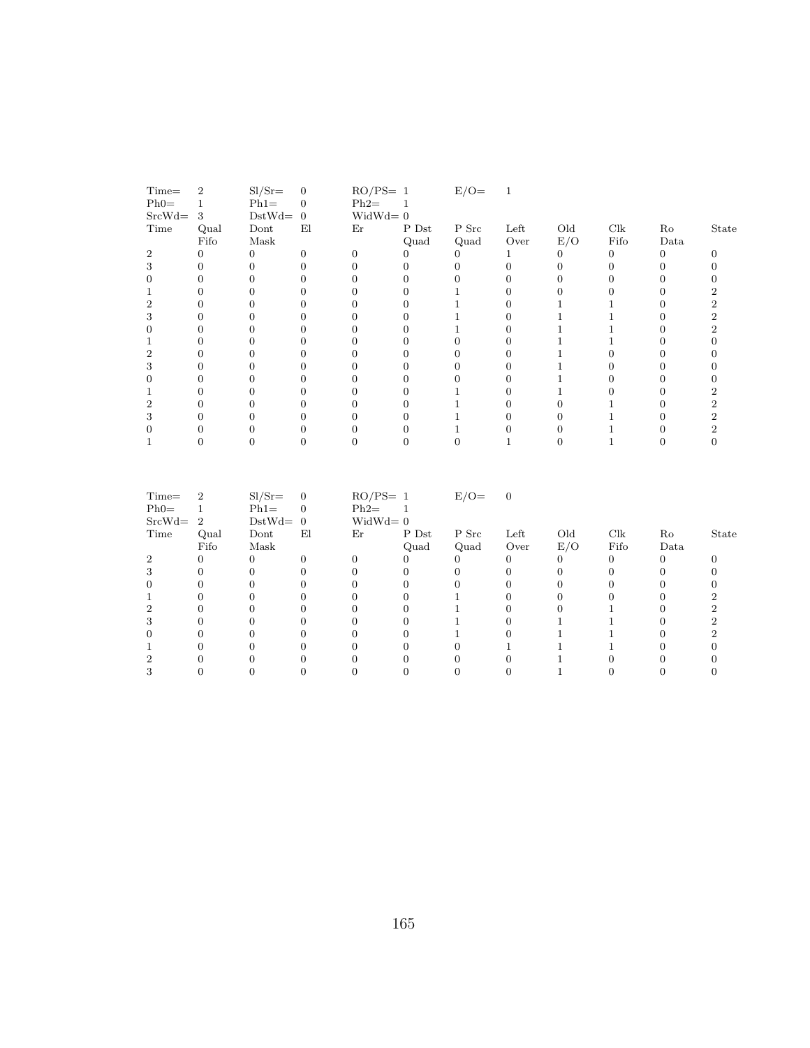| Time= | 2 | Sl/Sr= | 0 | RO/PS= | 1 | E/O= | 1 | | | |
|---|---|---|---|---|---|---|---|---|---|---|
| Ph0= | 1 | Ph1= | 0 | Ph2= | 1 | | | | | |
| SrcWd= | 3 | DstWd= | 0 | WidWd= | 0 | | | | | |

| Time | Qual Fifo | Dont Mask | El | Er | P Dst Quad | P Src Quad | Left Over | Old E/O | Clk Fifo | Ro Data | State |
|---|---|---|---|---|---|---|---|---|---|---|---|
| 2 | 0 | 0 | 0 | 0 | 0 | 0 | 1 | 0 | 0 | 0 | 0 |
| 3 | 0 | 0 | 0 | 0 | 0 | 0 | 0 | 0 | 0 | 0 | 0 |
| 0 | 0 | 0 | 0 | 0 | 0 | 0 | 0 | 0 | 0 | 0 | 0 |
| 1 | 0 | 0 | 0 | 0 | 0 | 1 | 0 | 0 | 0 | 0 | 2 |
| 2 | 0 | 0 | 0 | 0 | 0 | 1 | 0 | 1 | 1 | 0 | 2 |
| 3 | 0 | 0 | 0 | 0 | 0 | 1 | 0 | 1 | 1 | 0 | 2 |
| 0 | 0 | 0 | 0 | 0 | 0 | 1 | 0 | 1 | 1 | 0 | 2 |
| 1 | 0 | 0 | 0 | 0 | 0 | 0 | 0 | 1 | 1 | 0 | 0 |
| 2 | 0 | 0 | 0 | 0 | 0 | 0 | 0 | 1 | 0 | 0 | 0 |
| 3 | 0 | 0 | 0 | 0 | 0 | 0 | 0 | 1 | 0 | 0 | 0 |
| 0 | 0 | 0 | 0 | 0 | 0 | 0 | 0 | 1 | 0 | 0 | 0 |
| 1 | 0 | 0 | 0 | 0 | 0 | 1 | 0 | 1 | 0 | 0 | 2 |
| 2 | 0 | 0 | 0 | 0 | 0 | 1 | 0 | 0 | 1 | 0 | 2 |
| 3 | 0 | 0 | 0 | 0 | 0 | 1 | 0 | 0 | 1 | 0 | 2 |
| 0 | 0 | 0 | 0 | 0 | 0 | 1 | 0 | 0 | 1 | 0 | 2 |
| 1 | 0 | 0 | 0 | 0 | 0 | 0 | 1 | 0 | 1 | 0 | 0 |

| Time= | 2 | Sl/Sr= | 0 | RO/PS= | 1 | E/O= | 0 | | | |
|---|---|---|---|---|---|---|---|---|---|---|
| Ph0= | 1 | Ph1= | 0 | Ph2= | 1 | | | | | |
| SrcWd= | 2 | DstWd= | 0 | WidWd= | 0 | | | | | |

| Time | Qual Fifo | Dont Mask | El | Er | P Dst Quad | P Src Quad | Left Over | Old E/O | Clk Fifo | Ro Data | State |
|---|---|---|---|---|---|---|---|---|---|---|---|
| 2 | 0 | 0 | 0 | 0 | 0 | 0 | 0 | 0 | 0 | 0 | 0 |
| 3 | 0 | 0 | 0 | 0 | 0 | 0 | 0 | 0 | 0 | 0 | 0 |
| 0 | 0 | 0 | 0 | 0 | 0 | 0 | 0 | 0 | 0 | 0 | 0 |
| 1 | 0 | 0 | 0 | 0 | 0 | 1 | 0 | 0 | 0 | 0 | 2 |
| 2 | 0 | 0 | 0 | 0 | 0 | 1 | 0 | 0 | 1 | 0 | 2 |
| 3 | 0 | 0 | 0 | 0 | 0 | 1 | 0 | 1 | 1 | 0 | 2 |
| 0 | 0 | 0 | 0 | 0 | 0 | 1 | 0 | 1 | 1 | 0 | 2 |
| 1 | 0 | 0 | 0 | 0 | 0 | 0 | 1 | 1 | 1 | 0 | 0 |
| 2 | 0 | 0 | 0 | 0 | 0 | 0 | 0 | 1 | 0 | 0 | 0 |
| 3 | 0 | 0 | 0 | 0 | 0 | 0 | 0 | 1 | 0 | 0 | 0 |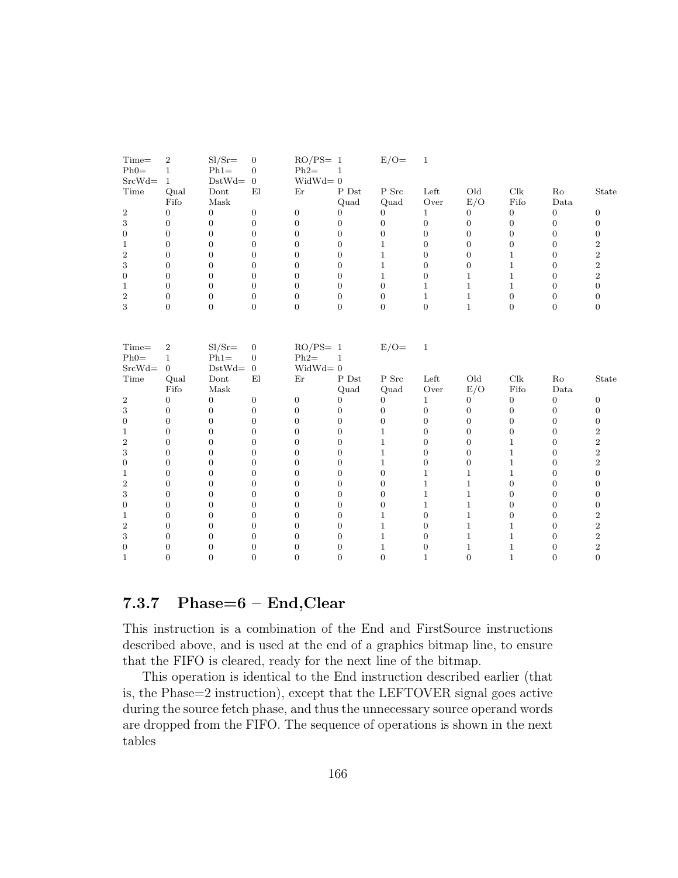| Time= | 2 | Sl/Sr= | 0 | RO/PS= | 1 | E/O= | 1 | | | | |
|---|---|---|---|---|---|---|---|---|---|---|---|
| Ph0= | 1 | Ph1= | 0 | Ph2= | 1 | | | | | | |
| SrcWd= | 1 | DstWd= | 0 | WidWd= | 0 | | | | | | |
| Time | Qual Fifo | Dont Mask | El | Er | P Dst Quad | P Src Quad | Left Over | Old E/O | Clk Fifo | Ro Data | State |
| 2 | 0 | 0 | 0 | 0 | 0 | 0 | 1 | 0 | 0 | 0 | 0 |
| 3 | 0 | 0 | 0 | 0 | 0 | 0 | 0 | 0 | 0 | 0 | 0 |
| 0 | 0 | 0 | 0 | 0 | 0 | 0 | 0 | 0 | 0 | 0 | 0 |
| 1 | 0 | 0 | 0 | 0 | 0 | 1 | 0 | 0 | 0 | 0 | 2 |
| 2 | 0 | 0 | 0 | 0 | 0 | 1 | 0 | 0 | 1 | 0 | 2 |
| 3 | 0 | 0 | 0 | 0 | 0 | 1 | 0 | 0 | 1 | 0 | 2 |
| 0 | 0 | 0 | 0 | 0 | 0 | 1 | 0 | 1 | 1 | 0 | 2 |
| 1 | 0 | 0 | 0 | 0 | 0 | 0 | 1 | 1 | 1 | 0 | 0 |
| 2 | 0 | 0 | 0 | 0 | 0 | 0 | 1 | 1 | 0 | 0 | 0 |
| 3 | 0 | 0 | 0 | 0 | 0 | 0 | 0 | 1 | 0 | 0 | 0 |

| Time= | 2 | Sl/Sr= | 0 | RO/PS= | 1 | E/O= | 1 | | | | |
|---|---|---|---|---|---|---|---|---|---|---|---|
| Ph0= | 1 | Ph1= | 0 | Ph2= | 1 | | | | | | |
| SrcWd= | 0 | DstWd= | 0 | WidWd= | 0 | | | | | | |
| Time | Qual Fifo | Dont Mask | El | Er | P Dst Quad | P Src Quad | Left Over | Old E/O | Clk Fifo | Ro Data | State |
| 2 | 0 | 0 | 0 | 0 | 0 | 0 | 1 | 0 | 0 | 0 | 0 |
| 3 | 0 | 0 | 0 | 0 | 0 | 0 | 0 | 0 | 0 | 0 | 0 |
| 0 | 0 | 0 | 0 | 0 | 0 | 0 | 0 | 0 | 0 | 0 | 0 |
| 1 | 0 | 0 | 0 | 0 | 0 | 1 | 0 | 0 | 0 | 0 | 2 |
| 2 | 0 | 0 | 0 | 0 | 0 | 1 | 0 | 0 | 1 | 0 | 2 |
| 3 | 0 | 0 | 0 | 0 | 0 | 1 | 0 | 0 | 1 | 0 | 2 |
| 0 | 0 | 0 | 0 | 0 | 0 | 1 | 0 | 0 | 1 | 0 | 2 |
| 1 | 0 | 0 | 0 | 0 | 0 | 0 | 1 | 1 | 1 | 0 | 0 |
| 2 | 0 | 0 | 0 | 0 | 0 | 0 | 1 | 1 | 0 | 0 | 0 |
| 3 | 0 | 0 | 0 | 0 | 0 | 0 | 1 | 1 | 0 | 0 | 0 |
| 0 | 0 | 0 | 0 | 0 | 0 | 0 | 1 | 1 | 0 | 0 | 0 |
| 1 | 0 | 0 | 0 | 0 | 0 | 1 | 0 | 1 | 0 | 0 | 2 |
| 2 | 0 | 0 | 0 | 0 | 0 | 1 | 0 | 1 | 1 | 0 | 2 |
| 3 | 0 | 0 | 0 | 0 | 0 | 1 | 0 | 1 | 1 | 0 | 2 |
| 0 | 0 | 0 | 0 | 0 | 0 | 1 | 0 | 1 | 1 | 0 | 2 |
| 1 | 0 | 0 | 0 | 0 | 0 | 0 | 1 | 0 | 1 | 0 | 0 |

### 7.3.7 Phase=6 – End,Clear

This instruction is a combination of the End and FirstSource instructions described above, and is used at the end of a graphics bitmap line, to ensure that the FIFO is cleared, ready for the next line of the bitmap.

This operation is identical to the End instruction described earlier (that is, the Phase=2 instruction), except that the LEFTOVER signal goes active during the source fetch phase, and thus the unnecessary source operand words are dropped from the FIFO. The sequence of operations is shown in the next tables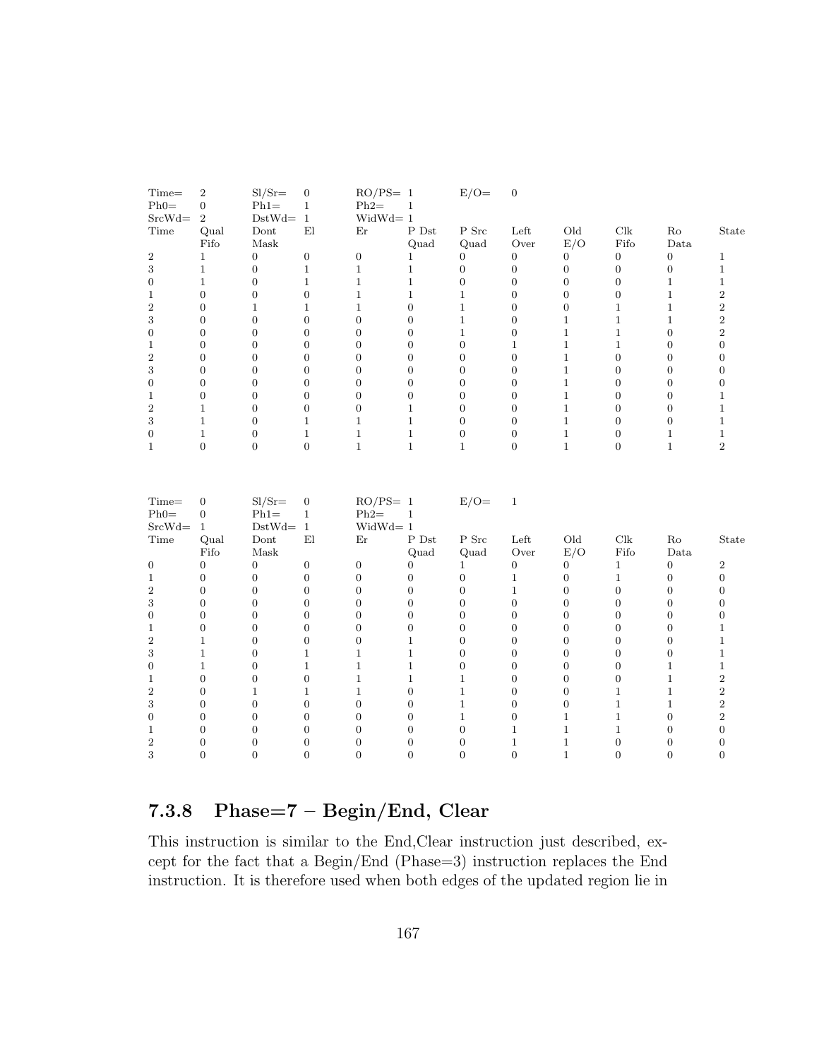| Time= | 2 | Sl/Sr= | 0 | RO/PS= | 1 | E/O= | 0 | | | | |
|---|---|---|---|---|---|---|---|---|---|---|---|
| Ph0= | 0 | Ph1= | 1 | Ph2= | 1 | | | | | | |
| SrcWd= | 2 | DstWd= | 1 | WidWd= | 1 | | | | | | |
| Time | Qual Fifo | Dont Mask | El | Er | P Dst Quad | P Src Quad | Left Over | Old E/O | Clk Fifo | Ro Data | State |
| 2 | 1 | 0 | 0 | 0 | 1 | 0 | 0 | 0 | 0 | 0 | 1 |
| 3 | 1 | 0 | 1 | 1 | 1 | 0 | 0 | 0 | 0 | 0 | 1 |
| 0 | 1 | 0 | 1 | 1 | 1 | 0 | 0 | 0 | 0 | 1 | 1 |
| 1 | 0 | 0 | 0 | 1 | 1 | 1 | 0 | 0 | 0 | 1 | 2 |
| 2 | 0 | 1 | 1 | 1 | 0 | 1 | 0 | 0 | 1 | 1 | 2 |
| 3 | 0 | 0 | 0 | 0 | 0 | 1 | 0 | 1 | 1 | 1 | 2 |
| 0 | 0 | 0 | 0 | 0 | 0 | 1 | 0 | 1 | 1 | 0 | 2 |
| 1 | 0 | 0 | 0 | 0 | 0 | 0 | 1 | 1 | 1 | 0 | 0 |
| 2 | 0 | 0 | 0 | 0 | 0 | 0 | 0 | 1 | 0 | 0 | 0 |
| 3 | 0 | 0 | 0 | 0 | 0 | 0 | 0 | 1 | 0 | 0 | 0 |
| 0 | 0 | 0 | 0 | 0 | 0 | 0 | 0 | 1 | 0 | 0 | 0 |
| 1 | 0 | 0 | 0 | 0 | 0 | 0 | 0 | 1 | 0 | 0 | 1 |
| 2 | 1 | 0 | 0 | 0 | 1 | 0 | 0 | 1 | 0 | 0 | 1 |
| 3 | 1 | 0 | 1 | 1 | 1 | 0 | 0 | 1 | 0 | 0 | 1 |
| 0 | 1 | 0 | 1 | 1 | 1 | 0 | 0 | 1 | 0 | 1 | 1 |
| 1 | 0 | 0 | 0 | 1 | 1 | 1 | 0 | 1 | 0 | 1 | 2 |

| Time= | 0 | Sl/Sr= | 0 | RO/PS= | 1 | E/O= | 1 | | | | |
|---|---|---|---|---|---|---|---|---|---|---|---|
| Ph0= | 0 | Ph1= | 1 | Ph2= | 1 | | | | | | |
| SrcWd= | 1 | DstWd= | 1 | WidWd= | 1 | | | | | | |
| Time | Qual Fifo | Dont Mask | El | Er | P Dst Quad | P Src Quad | Left Over | Old E/O | Clk Fifo | Ro Data | State |
| 0 | 0 | 0 | 0 | 0 | 0 | 1 | 0 | 0 | 1 | 0 | 2 |
| 1 | 0 | 0 | 0 | 0 | 0 | 0 | 1 | 0 | 1 | 0 | 0 |
| 2 | 0 | 0 | 0 | 0 | 0 | 0 | 1 | 0 | 0 | 0 | 0 |
| 3 | 0 | 0 | 0 | 0 | 0 | 0 | 0 | 0 | 0 | 0 | 0 |
| 0 | 0 | 0 | 0 | 0 | 0 | 0 | 0 | 0 | 0 | 0 | 0 |
| 1 | 0 | 0 | 0 | 0 | 0 | 0 | 0 | 0 | 0 | 0 | 1 |
| 2 | 1 | 0 | 0 | 0 | 1 | 0 | 0 | 0 | 0 | 0 | 1 |
| 3 | 1 | 0 | 1 | 1 | 1 | 0 | 0 | 0 | 0 | 0 | 1 |
| 0 | 1 | 0 | 1 | 1 | 1 | 0 | 0 | 0 | 0 | 1 | 1 |
| 1 | 0 | 0 | 0 | 1 | 1 | 1 | 0 | 0 | 0 | 1 | 2 |
| 2 | 0 | 1 | 1 | 1 | 0 | 1 | 0 | 0 | 1 | 1 | 2 |
| 3 | 0 | 0 | 0 | 0 | 0 | 1 | 0 | 0 | 1 | 1 | 2 |
| 0 | 0 | 0 | 0 | 0 | 0 | 1 | 0 | 1 | 1 | 0 | 2 |
| 1 | 0 | 0 | 0 | 0 | 0 | 0 | 1 | 1 | 1 | 0 | 0 |
| 2 | 0 | 0 | 0 | 0 | 0 | 0 | 1 | 1 | 0 | 0 | 0 |
| 3 | 0 | 0 | 0 | 0 | 0 | 0 | 0 | 1 | 0 | 0 | 0 |

### 7.3.8 Phase=7 – Begin/End, Clear

This instruction is similar to the End,Clear instruction just described, except for the fact that a Begin/End (Phase=3) instruction replaces the End instruction. It is therefore used when both edges of the updated region lie in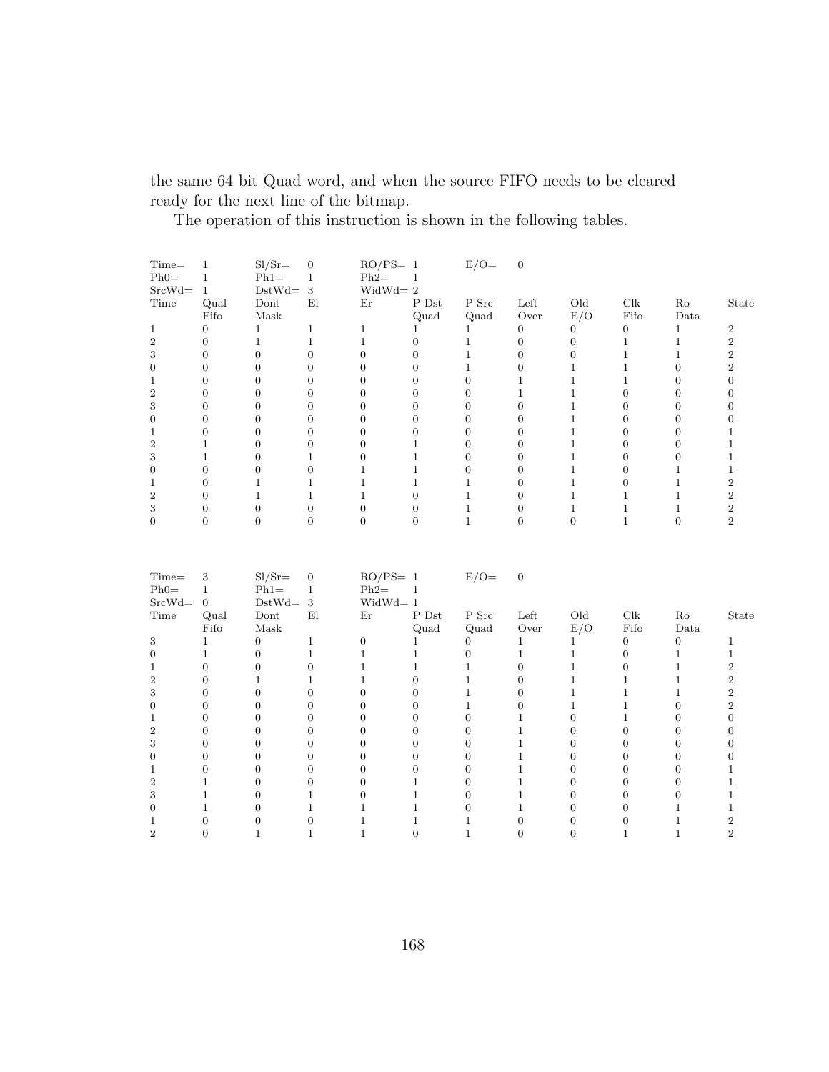the same 64 bit Quad word, and when the source FIFO needs to be cleared ready for the next line of the bitmap.

The operation of this instruction is shown in the following tables.

| | | | | | | | | | | | |
|---|---|---|---|---|---|---|---|---|---|---|---|
| Time= | 1 | Sl/Sr= | 0 | RO/PS= 1 | | E/O= | 0 | | | | |
| Ph0= | 1 | Ph1= | 1 | Ph2= | 1 | | | | | | |
| SrcWd= | 1 | DstWd= | 3 | WidWd= 2 | | | | | | | |
| Time | Qual Fifo | Dont Mask | El | Er | P Dst Quad | P Src Quad | Left Over | Old E/O | Clk Fifo | Ro Data | State |
| 1 | 0 | 1 | 1 | 1 | 1 | 1 | 0 | 0 | 0 | 1 | 2 |
| 2 | 0 | 1 | 1 | 1 | 0 | 1 | 0 | 0 | 1 | 1 | 2 |
| 3 | 0 | 0 | 0 | 0 | 0 | 1 | 0 | 0 | 1 | 1 | 2 |
| 0 | 0 | 0 | 0 | 0 | 0 | 1 | 0 | 1 | 1 | 0 | 2 |
| 1 | 0 | 0 | 0 | 0 | 0 | 0 | 1 | 1 | 1 | 0 | 0 |
| 2 | 0 | 0 | 0 | 0 | 0 | 0 | 1 | 1 | 0 | 0 | 0 |
| 3 | 0 | 0 | 0 | 0 | 0 | 0 | 0 | 1 | 0 | 0 | 0 |
| 0 | 0 | 0 | 0 | 0 | 0 | 0 | 0 | 1 | 0 | 0 | 0 |
| 1 | 0 | 0 | 0 | 0 | 0 | 0 | 0 | 1 | 0 | 0 | 1 |
| 2 | 1 | 0 | 0 | 0 | 1 | 0 | 0 | 1 | 0 | 0 | 1 |
| 3 | 1 | 0 | 1 | 0 | 1 | 0 | 0 | 1 | 0 | 0 | 1 |
| 0 | 0 | 0 | 0 | 1 | 1 | 0 | 0 | 1 | 0 | 1 | 1 |
| 1 | 0 | 1 | 1 | 1 | 1 | 1 | 0 | 1 | 0 | 1 | 2 |
| 2 | 0 | 1 | 1 | 1 | 0 | 1 | 0 | 1 | 1 | 1 | 2 |
| 3 | 0 | 0 | 0 | 0 | 0 | 1 | 0 | 1 | 1 | 1 | 2 |
| 0 | 0 | 0 | 0 | 0 | 0 | 1 | 0 | 0 | 1 | 0 | 2 |

| | | | | | | | | | | | |
|---|---|---|---|---|---|---|---|---|---|---|---|
| Time= | 3 | Sl/Sr= | 0 | RO/PS= 1 | | E/O= | 0 | | | | |
| Ph0= | 1 | Ph1= | 1 | Ph2= | 1 | | | | | | |
| SrcWd= | 0 | DstWd= | 3 | WidWd= 1 | | | | | | | |
| Time | Qual Fifo | Dont Mask | El | Er | P Dst Quad | P Src Quad | Left Over | Old E/O | Clk Fifo | Ro Data | State |
| 3 | 1 | 0 | 1 | 0 | 1 | 0 | 1 | 1 | 0 | 0 | 1 |
| 0 | 1 | 0 | 1 | 1 | 1 | 0 | 1 | 1 | 0 | 1 | 1 |
| 1 | 0 | 0 | 0 | 1 | 1 | 1 | 0 | 1 | 0 | 1 | 2 |
| 2 | 0 | 1 | 1 | 1 | 0 | 1 | 0 | 1 | 1 | 1 | 2 |
| 3 | 0 | 0 | 0 | 0 | 0 | 1 | 0 | 1 | 1 | 1 | 2 |
| 0 | 0 | 0 | 0 | 0 | 0 | 1 | 0 | 1 | 1 | 0 | 2 |
| 1 | 0 | 0 | 0 | 0 | 0 | 0 | 1 | 0 | 1 | 0 | 0 |
| 2 | 0 | 0 | 0 | 0 | 0 | 0 | 1 | 0 | 0 | 0 | 0 |
| 3 | 0 | 0 | 0 | 0 | 0 | 0 | 1 | 0 | 0 | 0 | 0 |
| 0 | 0 | 0 | 0 | 0 | 0 | 0 | 1 | 0 | 0 | 0 | 0 |
| 1 | 0 | 0 | 0 | 0 | 0 | 0 | 1 | 0 | 0 | 0 | 1 |
| 2 | 1 | 0 | 0 | 0 | 1 | 0 | 1 | 0 | 0 | 0 | 1 |
| 3 | 1 | 0 | 1 | 0 | 1 | 0 | 1 | 0 | 0 | 0 | 1 |
| 0 | 1 | 0 | 1 | 1 | 1 | 0 | 1 | 0 | 0 | 1 | 1 |
| 1 | 0 | 0 | 0 | 1 | 1 | 1 | 0 | 0 | 0 | 1 | 2 |
| 2 | 0 | 1 | 1 | 1 | 0 | 1 | 0 | 0 | 1 | 1 | 2 |